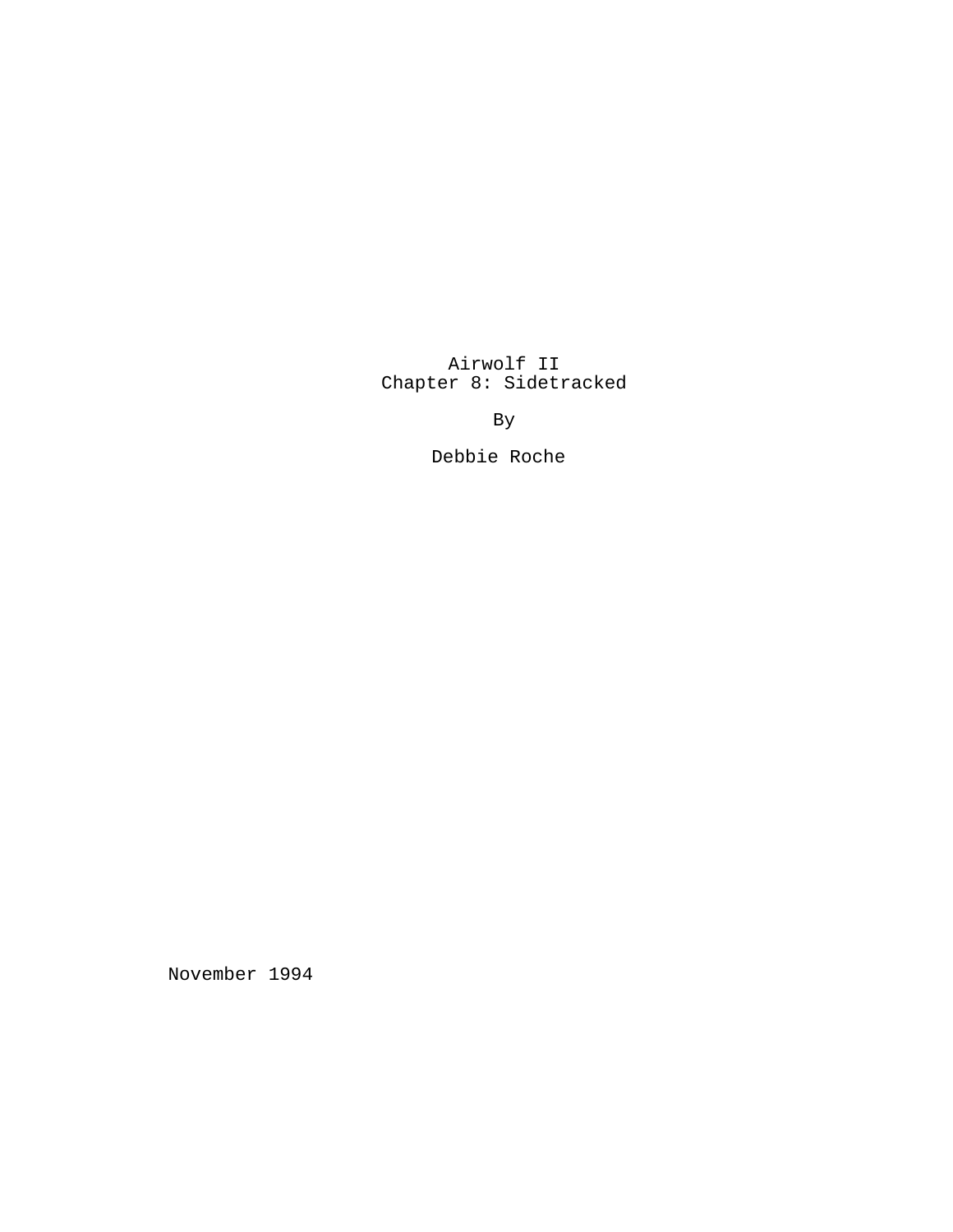# Airwolf II
## Chapter 8: Sidetracked

By

Debbie Roche

November 1994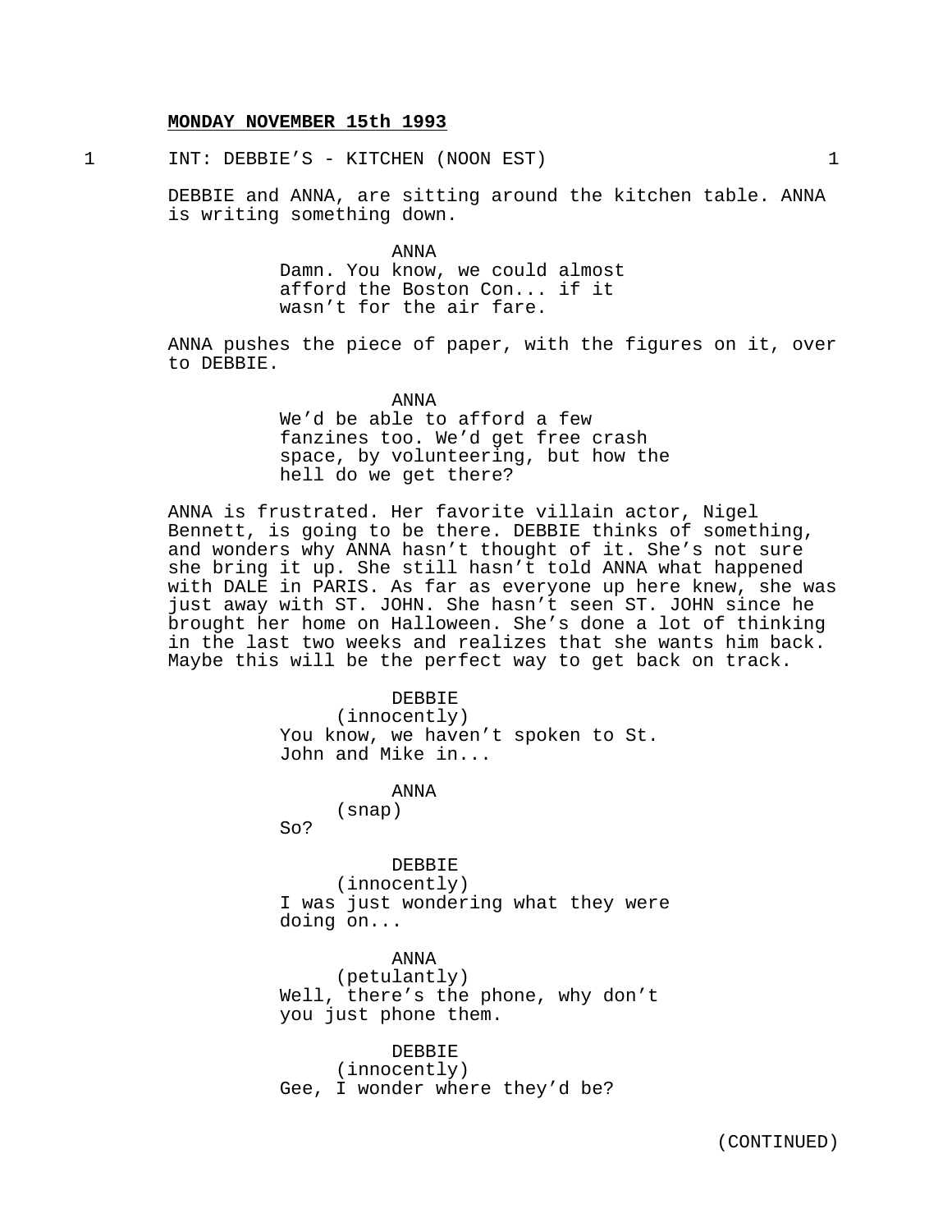**MONDAY NOVEMBER 15th 1993**

1 INT: DEBBIE'S - KITCHEN (NOON EST) 1

DEBBIE and ANNA, are sitting around the kitchen table. ANNA is writing something down.

ANNA
Damn. You know, we could almost afford the Boston Con... if it wasn't for the air fare.

ANNA pushes the piece of paper, with the figures on it, over to DEBBIE.

ANNA
We'd be able to afford a few fanzines too. We'd get free crash space, by volunteering, but how the hell do we get there?

ANNA is frustrated. Her favorite villain actor, Nigel Bennett, is going to be there. DEBBIE thinks of something, and wonders why ANNA hasn't thought of it. She's not sure she bring it up. She still hasn't told ANNA what happened with DALE in PARIS. As far as everyone up here knew, she was just away with ST. JOHN. She hasn't seen ST. JOHN since he brought her home on Halloween. She's done a lot of thinking in the last two weeks and realizes that she wants him back. Maybe this will be the perfect way to get back on track.

DEBBIE
(innocently)
You know, we haven't spoken to St. John and Mike in...

ANNA
(snap)
So?

DEBBIE
(innocently)
I was just wondering what they were doing on...

ANNA
(petulantly)
Well, there's the phone, why don't you just phone them.

DEBBIE
(innocently)
Gee, I wonder where they'd be?

(CONTINUED)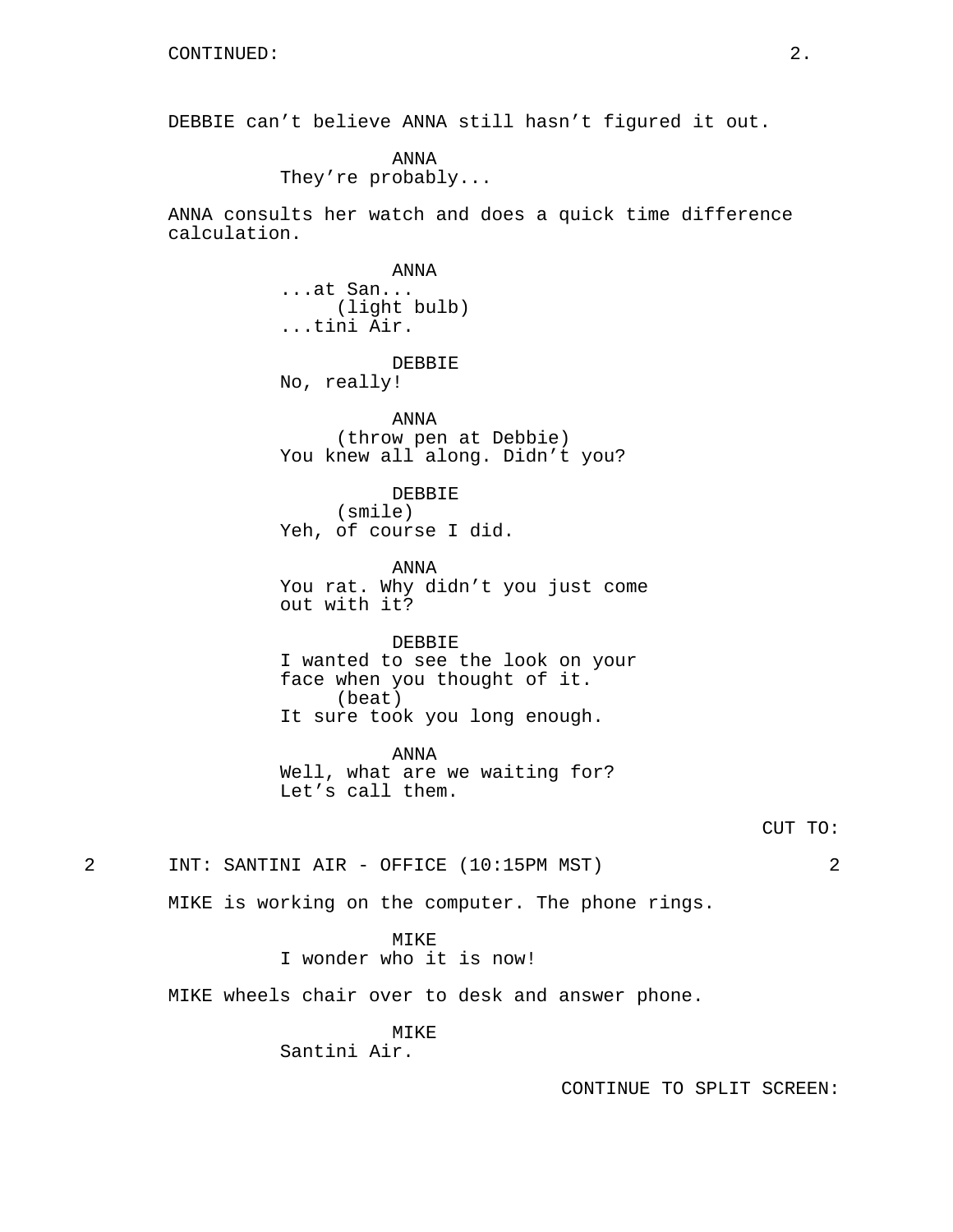CONTINUED:

DEBBIE can't believe ANNA still hasn't figured it out.

ANNA
They're probably...

ANNA consults her watch and does a quick time difference calculation.

ANNA
...at San...
(light bulb)
...tini Air.

DEBBIE
No, really!

ANNA
(throw pen at Debbie)
You knew all along. Didn't you?

DEBBIE
(smile)
Yeh, of course I did.

ANNA
You rat. Why didn't you just come out with it?

DEBBIE
I wanted to see the look on your face when you thought of it.
(beat)
It sure took you long enough.

ANNA
Well, what are we waiting for? Let's call them.

CUT TO:

2 INT: SANTINI AIR - OFFICE (10:15PM MST) 2

MIKE is working on the computer. The phone rings.

MIKE
I wonder who it is now!

MIKE wheels chair over to desk and answer phone.

MIKE
Santini Air.

CONTINUE TO SPLIT SCREEN: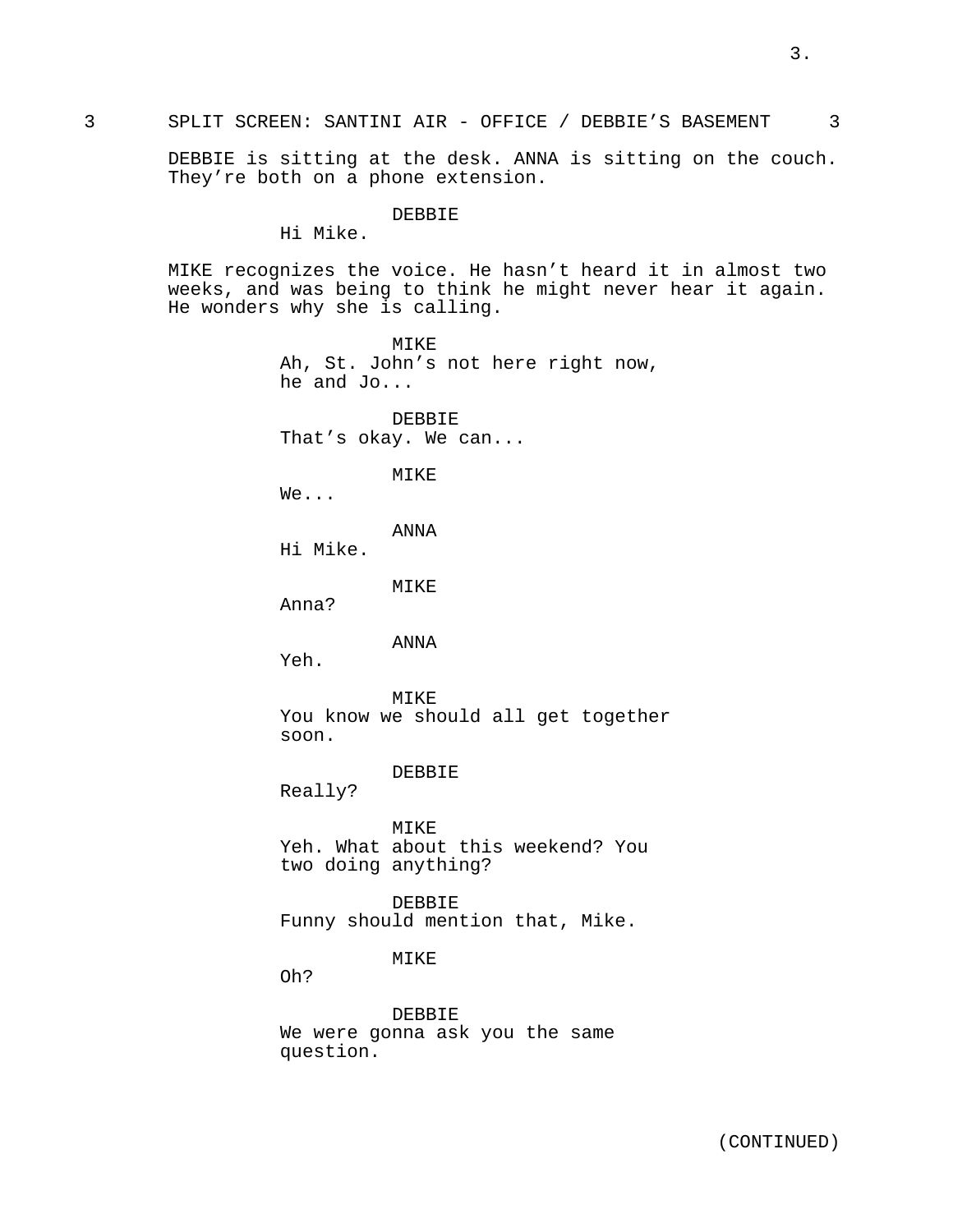3 SPLIT SCREEN: SANTINI AIR - OFFICE / DEBBIE'S BASEMENT 3

DEBBIE is sitting at the desk. ANNA is sitting on the couch. They're both on a phone extension.

DEBBIE
Hi Mike.

MIKE recognizes the voice. He hasn't heard it in almost two weeks, and was being to think he might never hear it again. He wonders why she is calling.

MIKE
Ah, St. John's not here right now, he and Jo...

DEBBIE
That's okay. We can...

MIKE
We...

ANNA
Hi Mike.

MIKE
Anna?

ANNA
Yeh.

MIKE
You know we should all get together soon.

DEBBIE
Really?

MIKE
Yeh. What about this weekend? You two doing anything?

DEBBIE
Funny should mention that, Mike.

MIKE
Oh?

DEBBIE
We were gonna ask you the same question.

(CONTINUED)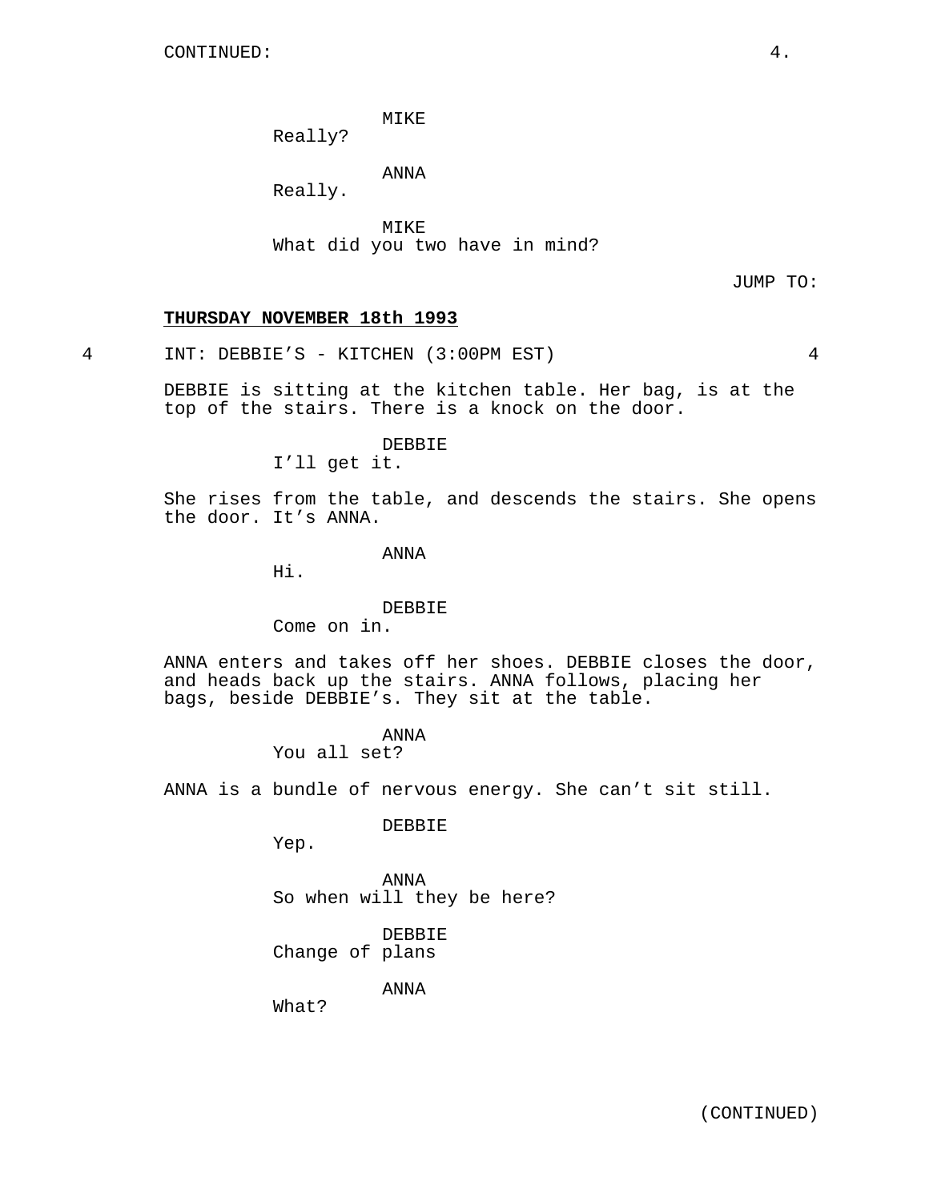MIKE
Really?

ANNA
Really.

MIKE
What did you two have in mind?

JUMP TO:

**THURSDAY NOVEMBER 18th 1993**

4 INT: DEBBIE’S - KITCHEN (3:00PM EST) 4

DEBBIE is sitting at the kitchen table. Her bag, is at the top of the stairs. There is a knock on the door.

DEBBIE
I’ll get it.

She rises from the table, and descends the stairs. She opens the door. It’s ANNA.

ANNA
Hi.

DEBBIE
Come on in.

ANNA enters and takes off her shoes. DEBBIE closes the door, and heads back up the stairs. ANNA follows, placing her bags, beside DEBBIE’s. They sit at the table.

ANNA
You all set?

ANNA is a bundle of nervous energy. She can’t sit still.

DEBBIE
Yep.

ANNA
So when will they be here?

DEBBIE
Change of plans

ANNA
What?

(CONTINUED)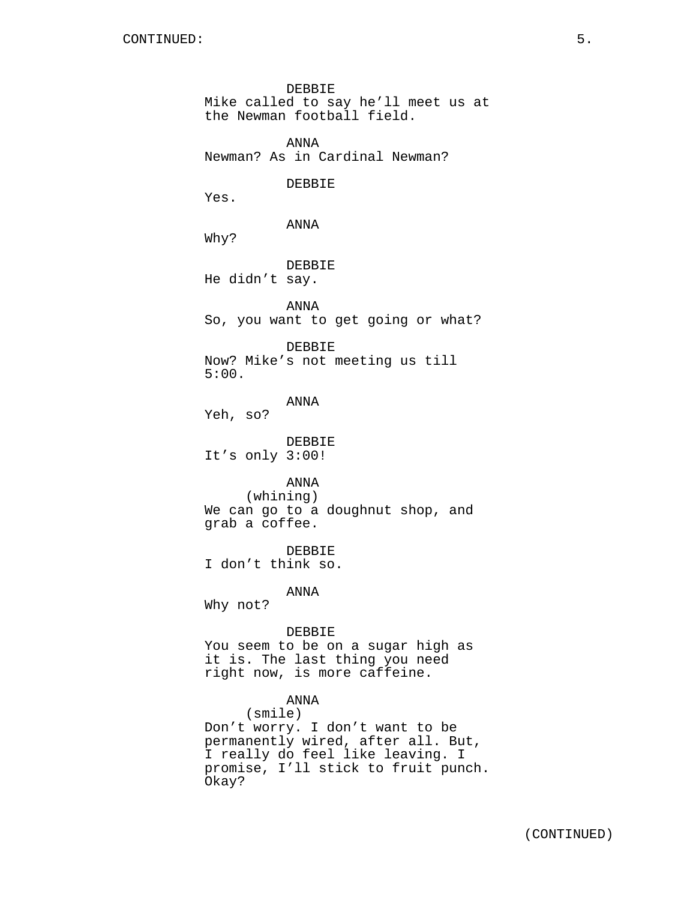DEBBIE
Mike called to say he'll meet us at the Newman football field.

ANNA
Newman? As in Cardinal Newman?

DEBBIE
Yes.

ANNA
Why?

DEBBIE
He didn't say.

ANNA
So, you want to get going or what?

DEBBIE
Now? Mike's not meeting us till 5:00.

ANNA
Yeh, so?

DEBBIE
It's only 3:00!

ANNA
(whining)
We can go to a doughnut shop, and grab a coffee.

DEBBIE
I don't think so.

ANNA
Why not?

DEBBIE
You seem to be on a sugar high as it is. The last thing you need right now, is more caffeine.

ANNA
(smile)
Don't worry. I don't want to be permanently wired, after all. But, I really do feel like leaving. I promise, I'll stick to fruit punch. Okay?

(CONTINUED)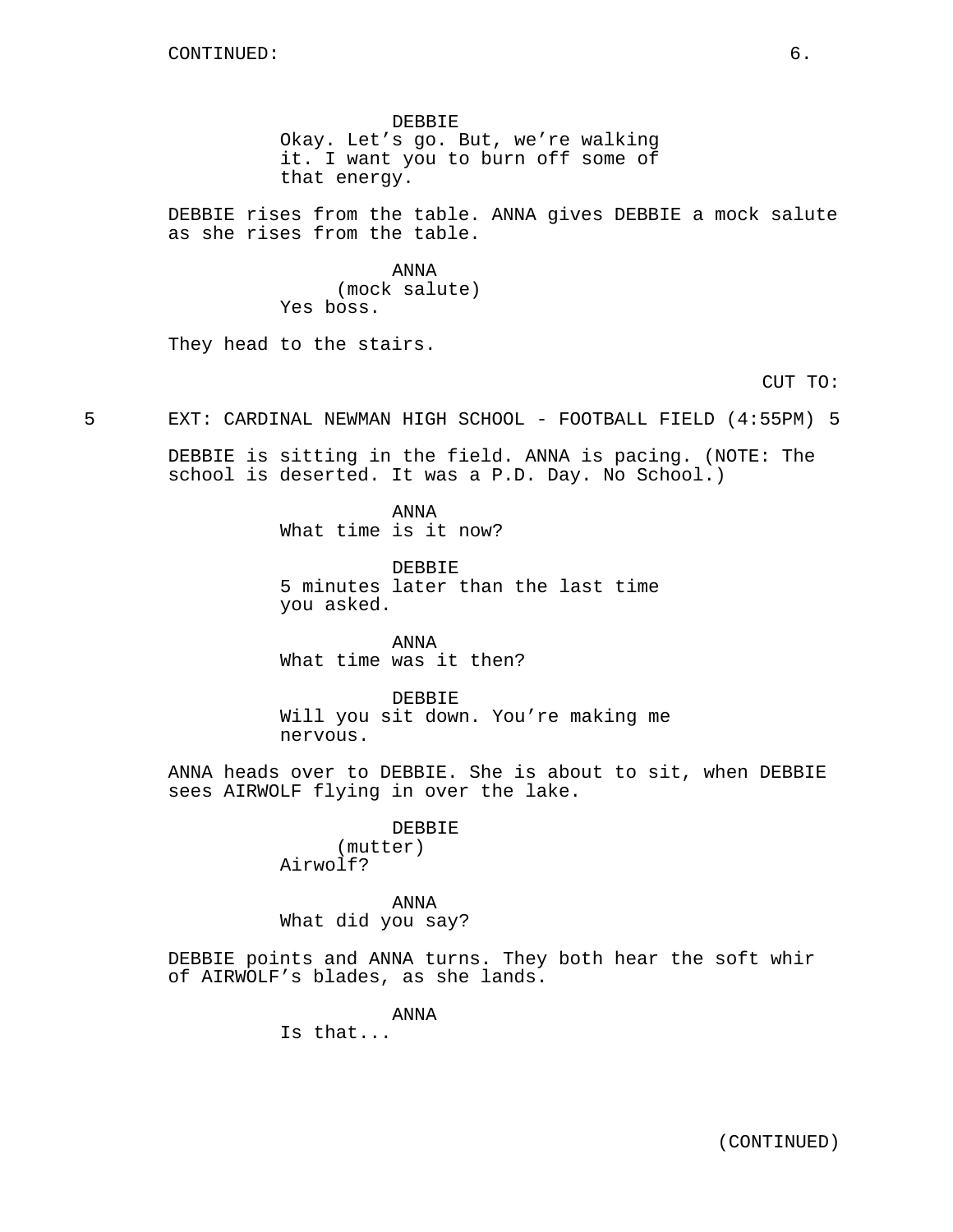CONTINUED:

DEBBIE
Okay. Let's go. But, we're walking it. I want you to burn off some of that energy.

DEBBIE rises from the table. ANNA gives DEBBIE a mock salute as she rises from the table.

ANNA
(mock salute)
Yes boss.

They head to the stairs.

CUT TO:

5 EXT: CARDINAL NEWMAN HIGH SCHOOL - FOOTBALL FIELD (4:55PM) 5

DEBBIE is sitting in the field. ANNA is pacing. (NOTE: The school is deserted. It was a P.D. Day. No School.)

ANNA
What time is it now?

DEBBIE
5 minutes later than the last time you asked.

ANNA
What time was it then?

DEBBIE
Will you sit down. You're making me nervous.

ANNA heads over to DEBBIE. She is about to sit, when DEBBIE sees AIRWOLF flying in over the lake.

DEBBIE
(mutter)
Airwolf?

ANNA
What did you say?

DEBBIE points and ANNA turns. They both hear the soft whir of AIRWOLF's blades, as she lands.

ANNA
Is that...

(CONTINUED)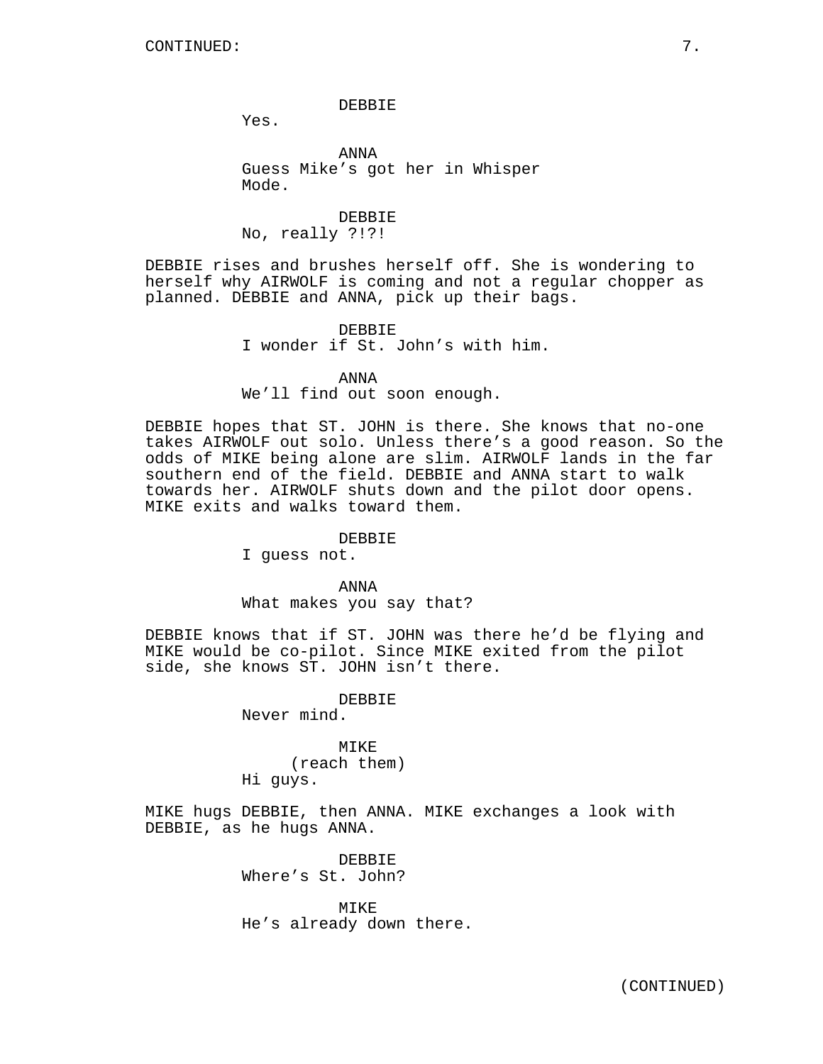CONTINUED:

DEBBIE
Yes.

ANNA
Guess Mike's got her in Whisper Mode.

DEBBIE
No, really ?!?!

DEBBIE rises and brushes herself off. She is wondering to herself why AIRWOLF is coming and not a regular chopper as planned. DEBBIE and ANNA, pick up their bags.

DEBBIE
I wonder if St. John's with him.

ANNA
We'll find out soon enough.

DEBBIE hopes that ST. JOHN is there. She knows that no-one takes AIRWOLF out solo. Unless there's a good reason. So the odds of MIKE being alone are slim. AIRWOLF lands in the far southern end of the field. DEBBIE and ANNA start to walk towards her. AIRWOLF shuts down and the pilot door opens. MIKE exits and walks toward them.

DEBBIE
I guess not.

ANNA
What makes you say that?

DEBBIE knows that if ST. JOHN was there he'd be flying and MIKE would be co-pilot. Since MIKE exited from the pilot side, she knows ST. JOHN isn't there.

DEBBIE
Never mind.

MIKE
(reach them)
Hi guys.

MIKE hugs DEBBIE, then ANNA. MIKE exchanges a look with DEBBIE, as he hugs ANNA.

DEBBIE
Where's St. John?

MIKE
He's already down there.

(CONTINUED)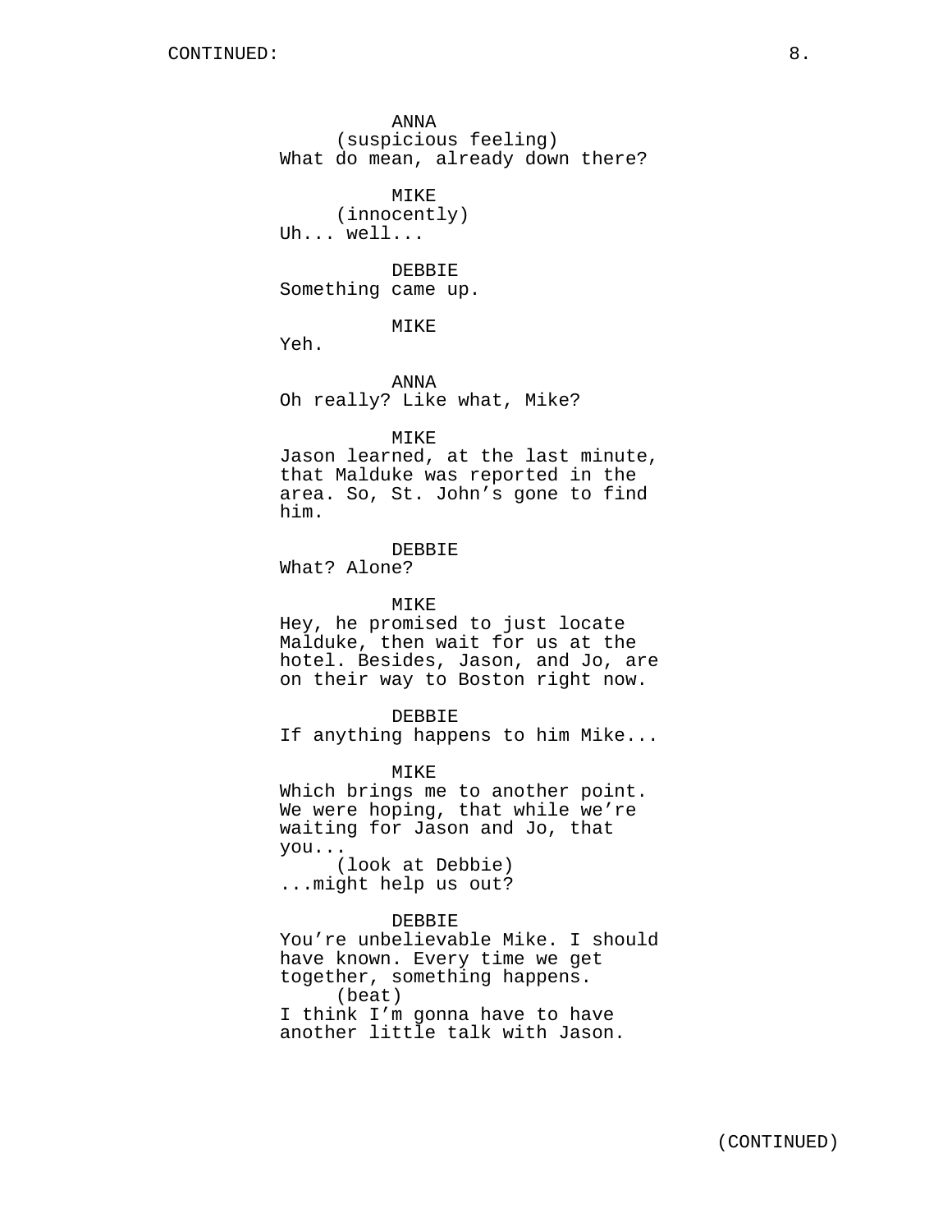CONTINUED:

ANNA
(suspicious feeling)
What do mean, already down there?

MIKE
(innocently)
Uh... well...

DEBBIE
Something came up.

MIKE
Yeh.

ANNA
Oh really? Like what, Mike?

MIKE
Jason learned, at the last minute, that Malduke was reported in the area. So, St. John's gone to find him.

DEBBIE
What? Alone?

MIKE
Hey, he promised to just locate Malduke, then wait for us at the hotel. Besides, Jason, and Jo, are on their way to Boston right now.

DEBBIE
If anything happens to him Mike...

MIKE
Which brings me to another point. We were hoping, that while we're waiting for Jason and Jo, that you...
(look at Debbie)
...might help us out?

DEBBIE
You're unbelievable Mike. I should have known. Every time we get together, something happens.
(beat)
I think I'm gonna have to have another little talk with Jason.

(CONTINUED)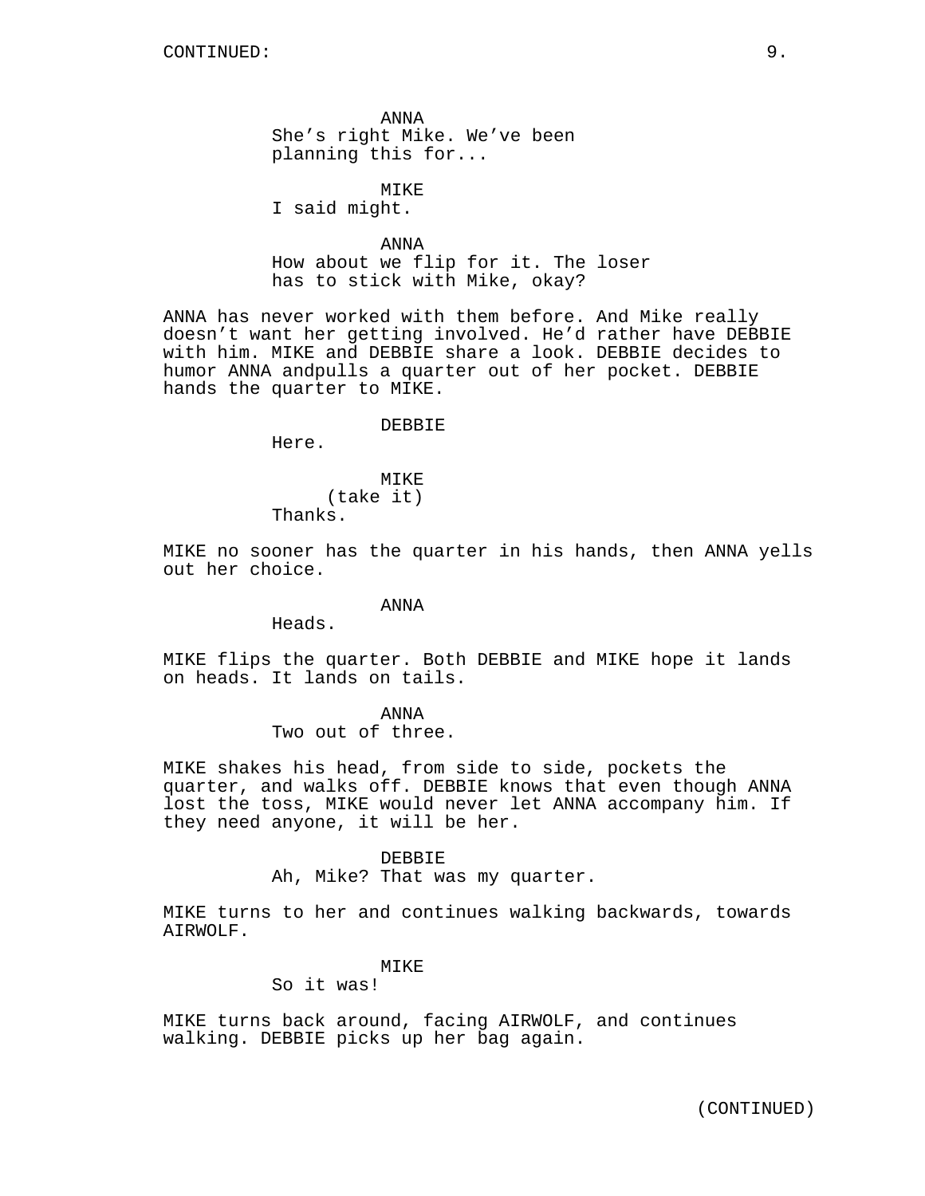CONTINUED:

ANNA
She's right Mike. We've been planning this for...

MIKE
I said might.

ANNA
How about we flip for it. The loser has to stick with Mike, okay?

ANNA has never worked with them before. And Mike really doesn't want her getting involved. He'd rather have DEBBIE with him. MIKE and DEBBIE share a look. DEBBIE decides to humor ANNA andpulls a quarter out of her pocket. DEBBIE hands the quarter to MIKE.

DEBBIE
Here.

MIKE
(take it)
Thanks.

MIKE no sooner has the quarter in his hands, then ANNA yells out her choice.

ANNA
Heads.

MIKE flips the quarter. Both DEBBIE and MIKE hope it lands on heads. It lands on tails.

ANNA
Two out of three.

MIKE shakes his head, from side to side, pockets the quarter, and walks off. DEBBIE knows that even though ANNA lost the toss, MIKE would never let ANNA accompany him. If they need anyone, it will be her.

DEBBIE
Ah, Mike? That was my quarter.

MIKE turns to her and continues walking backwards, towards AIRWOLF.

MIKE
So it was!

MIKE turns back around, facing AIRWOLF, and continues walking. DEBBIE picks up her bag again.

(CONTINUED)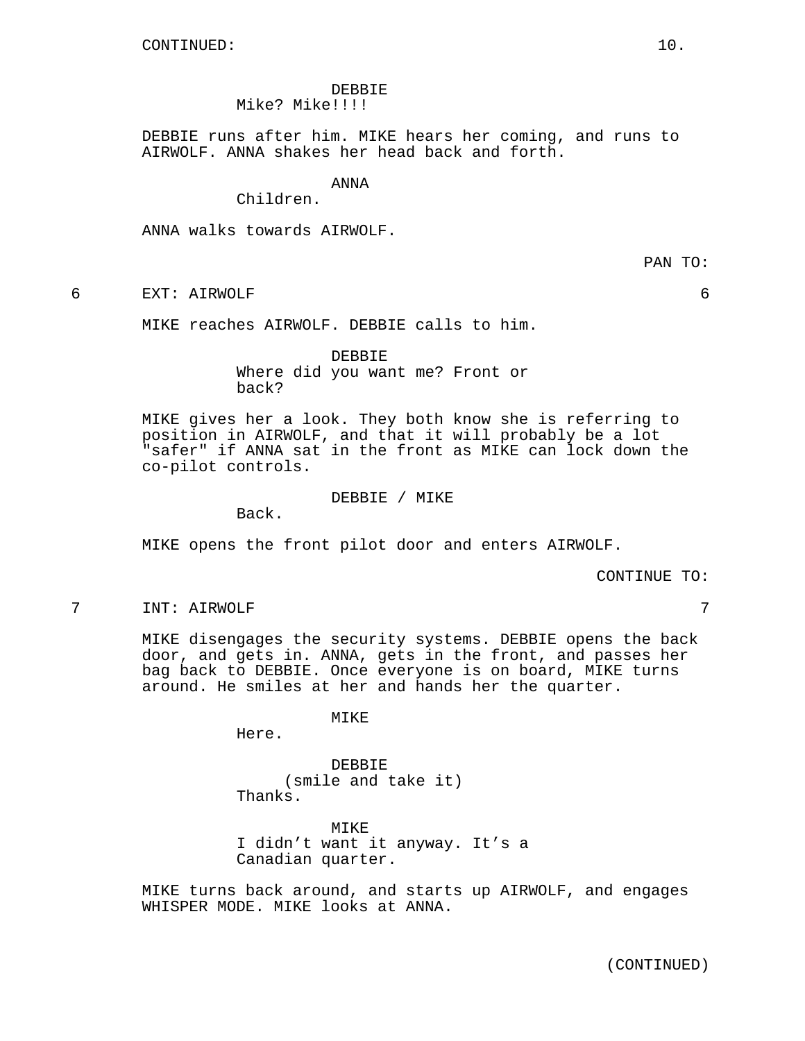CONTINUED:

DEBBIE
Mike? Mike!!!!

DEBBIE runs after him. MIKE hears her coming, and runs to AIRWOLF. ANNA shakes her head back and forth.

ANNA
Children.

ANNA walks towards AIRWOLF.

PAN TO:

6 EXT: AIRWOLF 6

MIKE reaches AIRWOLF. DEBBIE calls to him.

DEBBIE
Where did you want me? Front or back?

MIKE gives her a look. They both know she is referring to position in AIRWOLF, and that it will probably be a lot "safer" if ANNA sat in the front as MIKE can lock down the co-pilot controls.

DEBBIE / MIKE
Back.

MIKE opens the front pilot door and enters AIRWOLF.

CONTINUE TO:

7 INT: AIRWOLF 7

MIKE disengages the security systems. DEBBIE opens the back door, and gets in. ANNA, gets in the front, and passes her bag back to DEBBIE. Once everyone is on board, MIKE turns around. He smiles at her and hands her the quarter.

MIKE
Here.

DEBBIE
(smile and take it)
Thanks.

MIKE
I didn't want it anyway. It's a Canadian quarter.

MIKE turns back around, and starts up AIRWOLF, and engages WHISPER MODE. MIKE looks at ANNA.

(CONTINUED)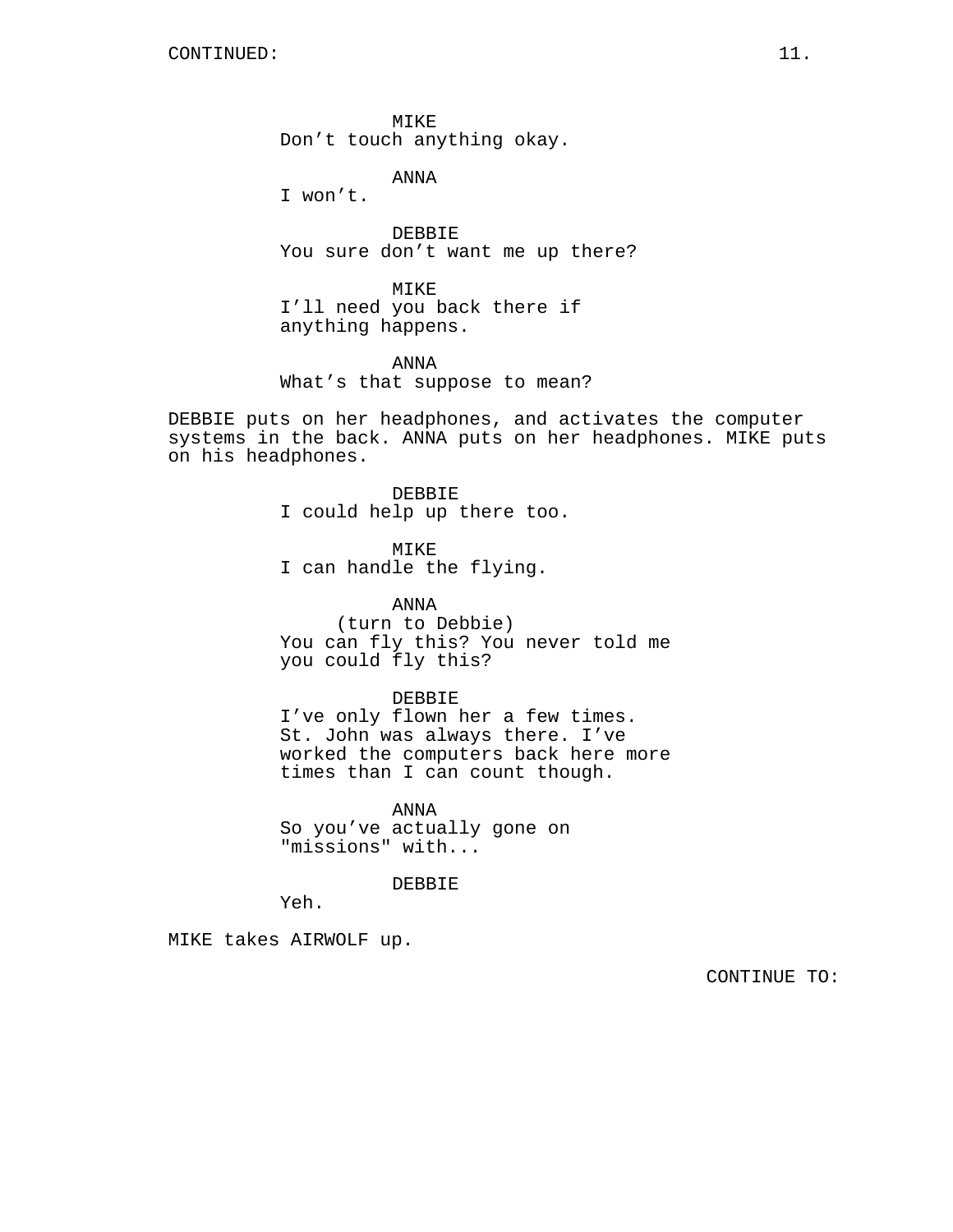CONTINUED:

MIKE
Don't touch anything okay.

ANNA
I won't.

DEBBIE
You sure don't want me up there?

MIKE
I'll need you back there if anything happens.

ANNA
What's that suppose to mean?

DEBBIE puts on her headphones, and activates the computer systems in the back. ANNA puts on her headphones. MIKE puts on his headphones.

DEBBIE
I could help up there too.

MIKE
I can handle the flying.

ANNA
(turn to Debbie)
You can fly this? You never told me you could fly this?

DEBBIE
I've only flown her a few times. St. John was always there. I've worked the computers back here more times than I can count though.

ANNA
So you've actually gone on "missions" with...

DEBBIE
Yeh.

MIKE takes AIRWOLF up.

CONTINUE TO: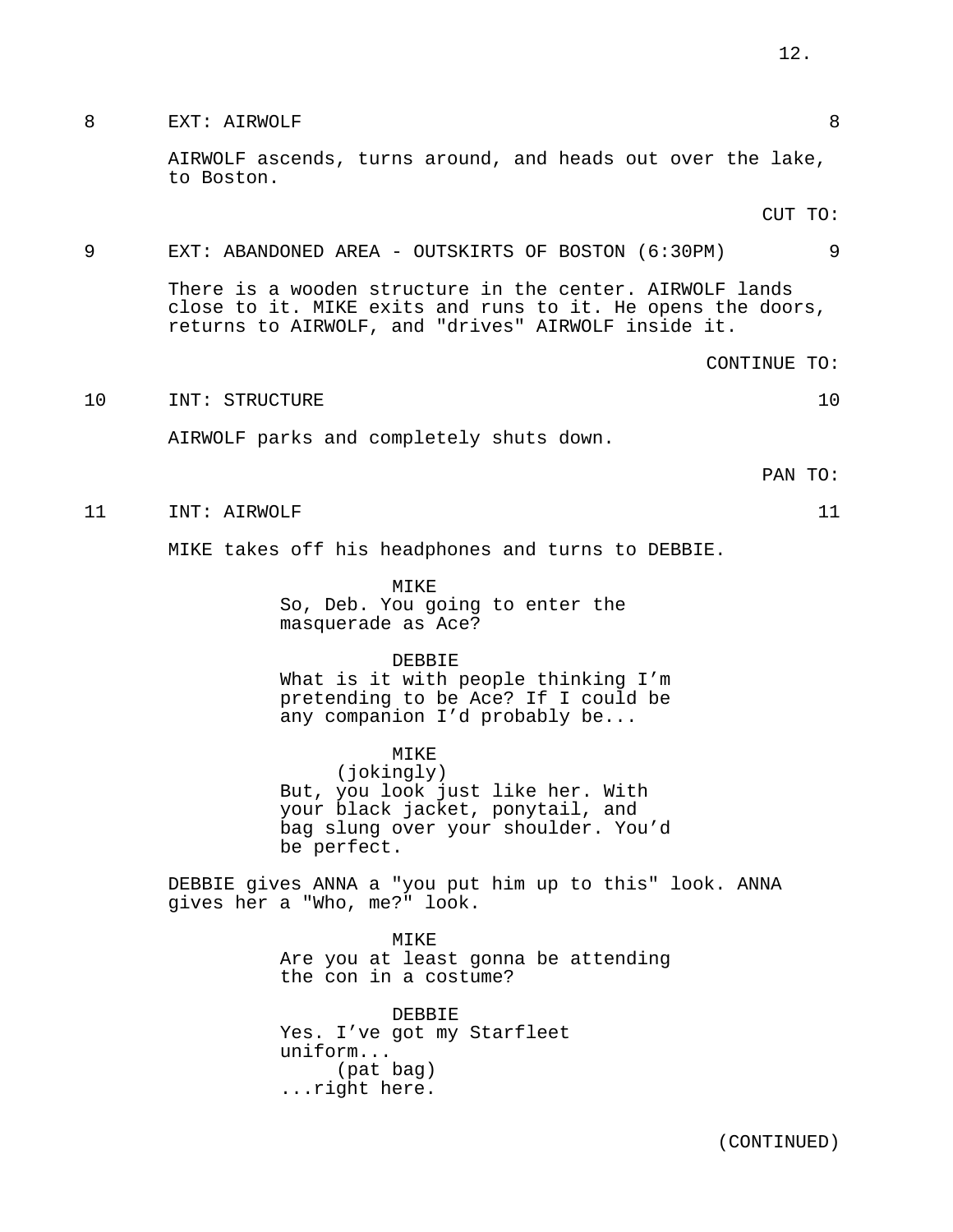8 EXT: AIRWOLF 8

AIRWOLF ascends, turns around, and heads out over the lake, to Boston.

CUT TO:

9 EXT: ABANDONED AREA - OUTSKIRTS OF BOSTON (6:30PM) 9

There is a wooden structure in the center. AIRWOLF lands close to it. MIKE exits and runs to it. He opens the doors, returns to AIRWOLF, and "drives" AIRWOLF inside it.

CONTINUE TO:

10 INT: STRUCTURE 10

AIRWOLF parks and completely shuts down.

PAN TO:

11 INT: AIRWOLF 11

MIKE takes off his headphones and turns to DEBBIE.

MIKE
So, Deb. You going to enter the masquerade as Ace?

DEBBIE
What is it with people thinking I'm pretending to be Ace? If I could be any companion I'd probably be...

MIKE
(jokingly)
But, you look just like her. With your black jacket, ponytail, and bag slung over your shoulder. You'd be perfect.

DEBBIE gives ANNA a "you put him up to this" look. ANNA gives her a "Who, me?" look.

MIKE
Are you at least gonna be attending the con in a costume?

DEBBIE
Yes. I've got my Starfleet uniform...
(pat bag)
...right here.

(CONTINUED)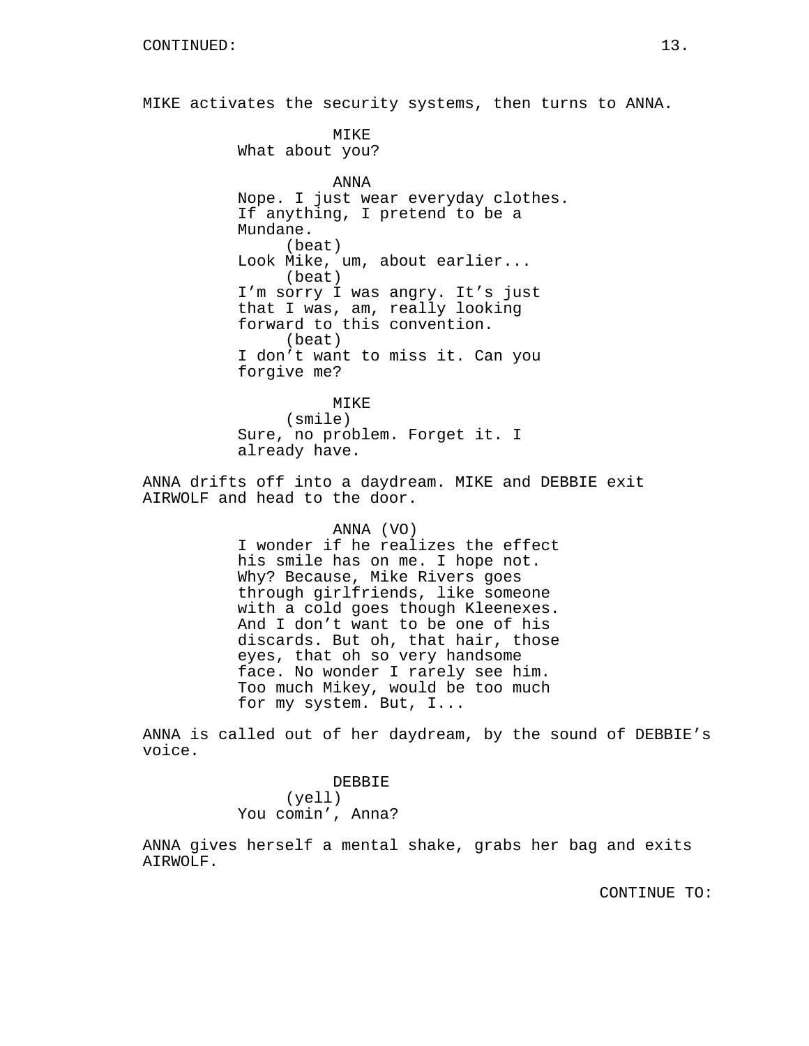CONTINUED:

MIKE activates the security systems, then turns to ANNA.

MIKE
What about you?

ANNA
Nope. I just wear everyday clothes. If anything, I pretend to be a Mundane.
(beat)
Look Mike, um, about earlier...
(beat)
I'm sorry I was angry. It's just that I was, am, really looking forward to this convention.
(beat)
I don't want to miss it. Can you forgive me?

MIKE
(smile)
Sure, no problem. Forget it. I already have.

ANNA drifts off into a daydream. MIKE and DEBBIE exit AIRWOLF and head to the door.

ANNA (VO)
I wonder if he realizes the effect his smile has on me. I hope not. Why? Because, Mike Rivers goes through girlfriends, like someone with a cold goes though Kleenexes. And I don't want to be one of his discards. But oh, that hair, those eyes, that oh so very handsome face. No wonder I rarely see him. Too much Mikey, would be too much for my system. But, I...

ANNA is called out of her daydream, by the sound of DEBBIE's voice.

DEBBIE
(yell)
You comin', Anna?

ANNA gives herself a mental shake, grabs her bag and exits AIRWOLF.

CONTINUE TO: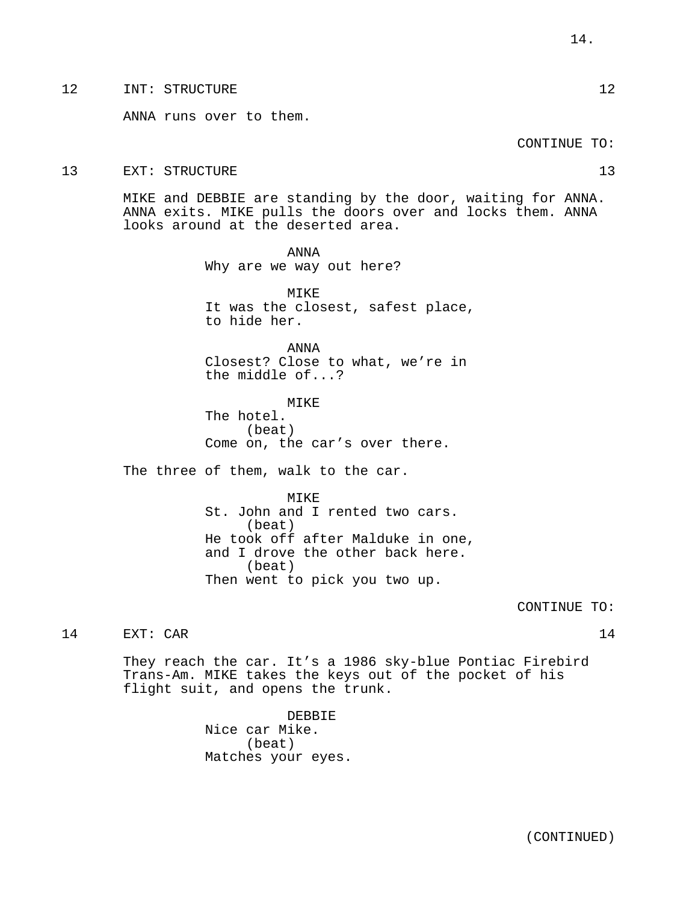12 INT: STRUCTURE 12

ANNA runs over to them.

CONTINUE TO:

13 EXT: STRUCTURE 13

MIKE and DEBBIE are standing by the door, waiting for ANNA. ANNA exits. MIKE pulls the doors over and locks them. ANNA looks around at the deserted area.

ANNA
Why are we way out here?

MIKE
It was the closest, safest place, to hide her.

ANNA
Closest? Close to what, we're in the middle of...?

MIKE
The hotel.
(beat)
Come on, the car's over there.

The three of them, walk to the car.

MIKE
St. John and I rented two cars.
(beat)
He took off after Malduke in one, and I drove the other back here.
(beat)
Then went to pick you two up.

CONTINUE TO:

14 EXT: CAR 14

They reach the car. It's a 1986 sky-blue Pontiac Firebird Trans-Am. MIKE takes the keys out of the pocket of his flight suit, and opens the trunk.

DEBBIE
Nice car Mike.
(beat)
Matches your eyes.

(CONTINUED)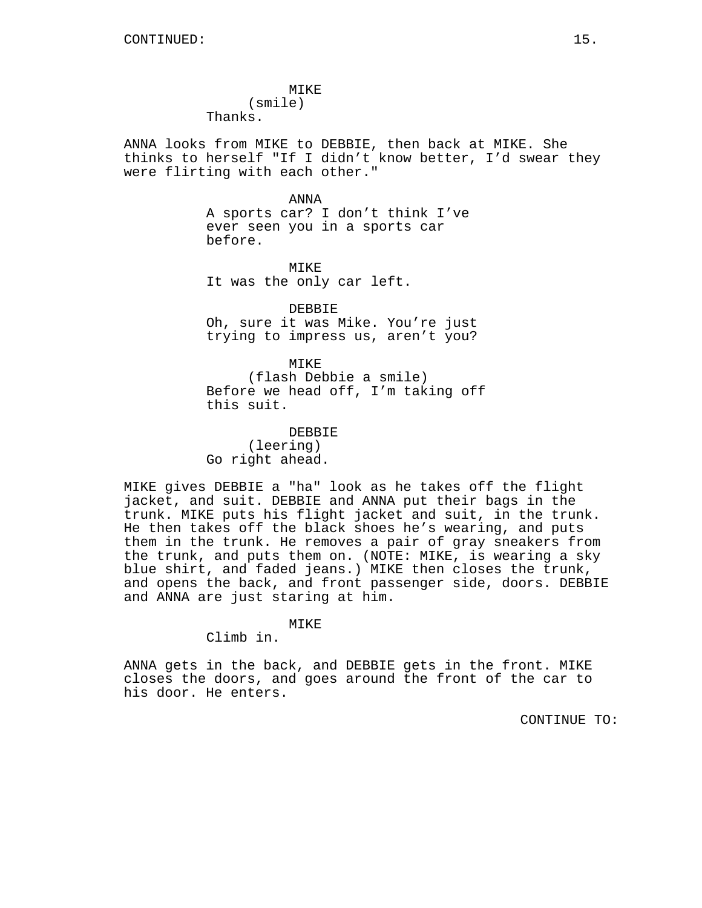CONTINUED:

MIKE
(smile)
Thanks.

ANNA looks from MIKE to DEBBIE, then back at MIKE. She thinks to herself "If I didn't know better, I'd swear they were flirting with each other."

ANNA
A sports car? I don't think I've ever seen you in a sports car before.

MIKE
It was the only car left.

DEBBIE
Oh, sure it was Mike. You're just trying to impress us, aren't you?

MIKE
(flash Debbie a smile)
Before we head off, I'm taking off this suit.

DEBBIE
(leering)
Go right ahead.

MIKE gives DEBBIE a "ha" look as he takes off the flight jacket, and suit. DEBBIE and ANNA put their bags in the trunk. MIKE puts his flight jacket and suit, in the trunk. He then takes off the black shoes he's wearing, and puts them in the trunk. He removes a pair of gray sneakers from the trunk, and puts them on. (NOTE: MIKE, is wearing a sky blue shirt, and faded jeans.) MIKE then closes the trunk, and opens the back, and front passenger side, doors. DEBBIE and ANNA are just staring at him.

MIKE
Climb in.

ANNA gets in the back, and DEBBIE gets in the front. MIKE closes the doors, and goes around the front of the car to his door. He enters.

CONTINUE TO: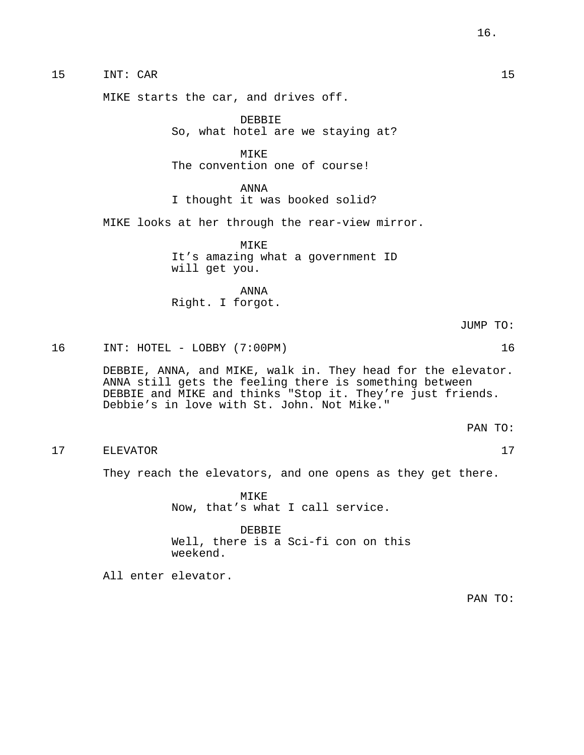15 INT: CAR 15

MIKE starts the car, and drives off.

DEBBIE
So, what hotel are we staying at?

MIKE
The convention one of course!

ANNA
I thought it was booked solid?

MIKE looks at her through the rear-view mirror.

MIKE
It's amazing what a government ID will get you.

ANNA
Right. I forgot.

JUMP TO:

16 INT: HOTEL - LOBBY (7:00PM) 16

DEBBIE, ANNA, and MIKE, walk in. They head for the elevator. ANNA still gets the feeling there is something between DEBBIE and MIKE and thinks "Stop it. They're just friends. Debbie's in love with St. John. Not Mike."

PAN TO:

17 ELEVATOR 17

They reach the elevators, and one opens as they get there.

MIKE
Now, that's what I call service.

DEBBIE
Well, there is a Sci-fi con on this weekend.

All enter elevator.

PAN TO: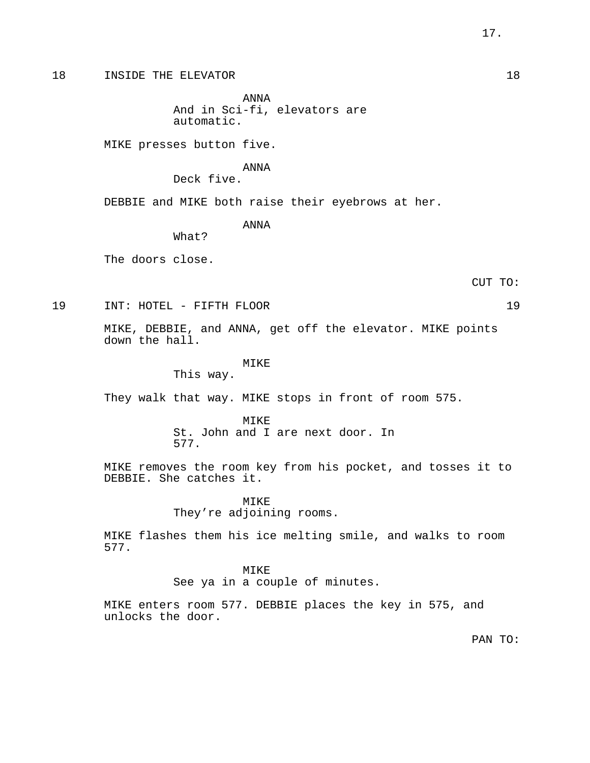18 INSIDE THE ELEVATOR 18

ANNA
And in Sci-fi, elevators are automatic.

MIKE presses button five.

ANNA
Deck five.

DEBBIE and MIKE both raise their eyebrows at her.

ANNA
What?

The doors close.

CUT TO:

19 INT: HOTEL - FIFTH FLOOR 19

MIKE, DEBBIE, and ANNA, get off the elevator. MIKE points down the hall.

MIKE
This way.

They walk that way. MIKE stops in front of room 575.

MIKE
St. John and I are next door. In 577.

MIKE removes the room key from his pocket, and tosses it to DEBBIE. She catches it.

MIKE
They're adjoining rooms.

MIKE flashes them his ice melting smile, and walks to room 577.

MIKE
See ya in a couple of minutes.

MIKE enters room 577. DEBBIE places the key in 575, and unlocks the door.

PAN TO: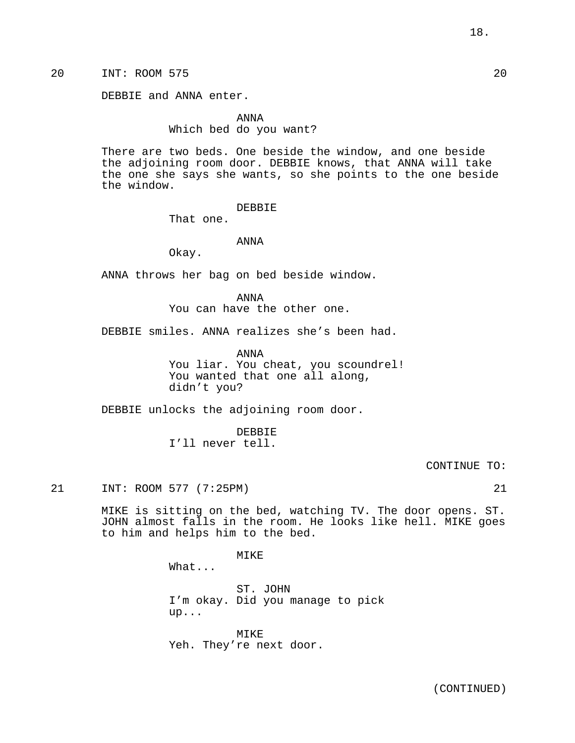20 INT: ROOM 575 20

DEBBIE and ANNA enter.

ANNA
Which bed do you want?

There are two beds. One beside the window, and one beside the adjoining room door. DEBBIE knows, that ANNA will take the one she says she wants, so she points to the one beside the window.

DEBBIE
That one.

ANNA
Okay.

ANNA throws her bag on bed beside window.

ANNA
You can have the other one.

DEBBIE smiles. ANNA realizes she's been had.

ANNA
You liar. You cheat, you scoundrel! You wanted that one all along, didn't you?

DEBBIE unlocks the adjoining room door.

DEBBIE
I'll never tell.

CONTINUE TO:

21 INT: ROOM 577 (7:25PM) 21

MIKE is sitting on the bed, watching TV. The door opens. ST. JOHN almost falls in the room. He looks like hell. MIKE goes to him and helps him to the bed.

MIKE
What...

ST. JOHN
I'm okay. Did you manage to pick up...

MIKE
Yeh. They're next door.

(CONTINUED)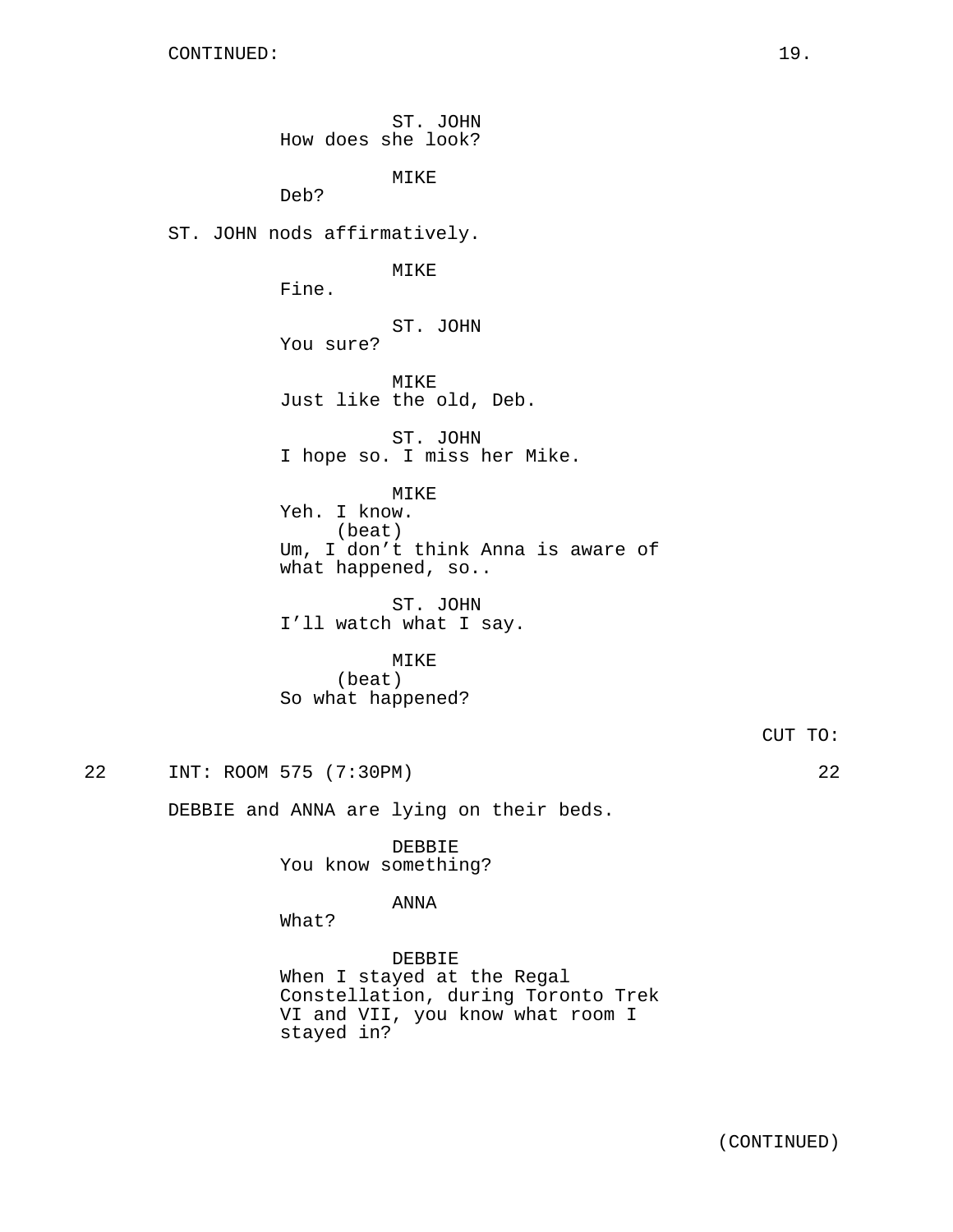CONTINUED:

ST. JOHN
How does she look?

MIKE
Deb?

ST. JOHN nods affirmatively.

MIKE
Fine.

ST. JOHN
You sure?

MIKE
Just like the old, Deb.

ST. JOHN
I hope so. I miss her Mike.

MIKE
Yeh. I know.
(beat)
Um, I don't think Anna is aware of what happened, so..

ST. JOHN
I'll watch what I say.

MIKE
(beat)
So what happened?

CUT TO:

22 INT: ROOM 575 (7:30PM) 22

DEBBIE and ANNA are lying on their beds.

DEBBIE
You know something?

ANNA
What?

DEBBIE
When I stayed at the Regal Constellation, during Toronto Trek VI and VII, you know what room I stayed in?

(CONTINUED)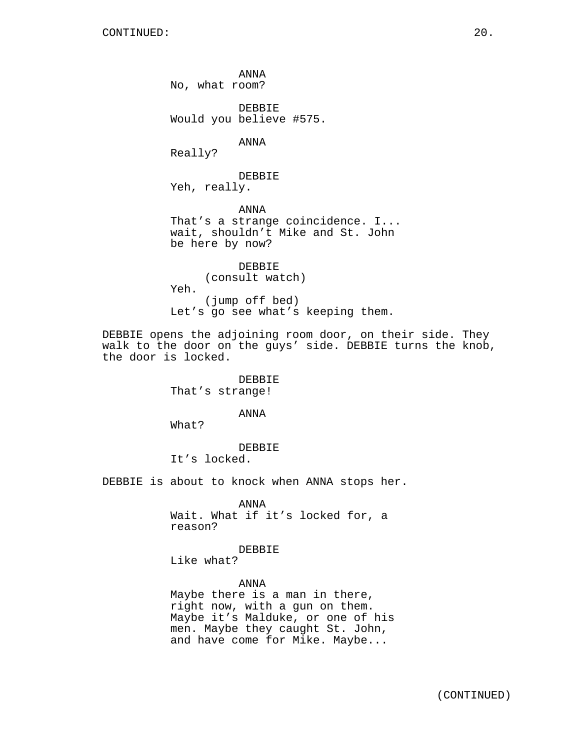CONTINUED:

ANNA
No, what room?

DEBBIE
Would you believe #575.

ANNA
Really?

DEBBIE
Yeh, really.

ANNA
That's a strange coincidence. I... wait, shouldn't Mike and St. John be here by now?

DEBBIE
(consult watch)
Yeh.
(jump off bed)
Let's go see what's keeping them.

DEBBIE opens the adjoining room door, on their side. They walk to the door on the guys' side. DEBBIE turns the knob, the door is locked.

DEBBIE
That's strange!

ANNA
What?

DEBBIE
It's locked.

DEBBIE is about to knock when ANNA stops her.

ANNA
Wait. What if it's locked for, a reason?

DEBBIE
Like what?

ANNA
Maybe there is a man in there, right now, with a gun on them. Maybe it's Malduke, or one of his men. Maybe they caught St. John, and have come for Mike. Maybe...

(CONTINUED)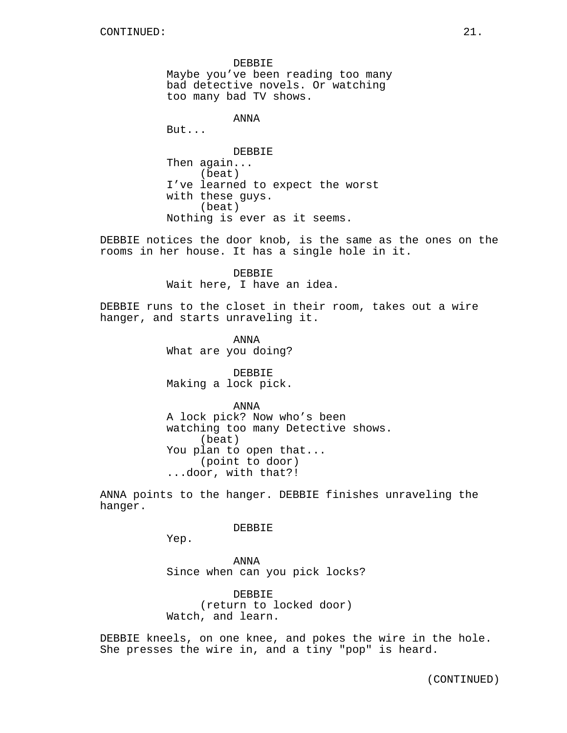CONTINUED:

DEBBIE
Maybe you've been reading too many bad detective novels. Or watching too many bad TV shows.

ANNA
But...

DEBBIE
Then again...
(beat)
I've learned to expect the worst with these guys.
(beat)
Nothing is ever as it seems.

DEBBIE notices the door knob, is the same as the ones on the rooms in her house. It has a single hole in it.

DEBBIE
Wait here, I have an idea.

DEBBIE runs to the closet in their room, takes out a wire hanger, and starts unraveling it.

ANNA
What are you doing?

DEBBIE
Making a lock pick.

ANNA
A lock pick? Now who's been watching too many Detective shows.
(beat)
You plan to open that...
(point to door)
...door, with that?!

ANNA points to the hanger. DEBBIE finishes unraveling the hanger.

DEBBIE
Yep.

ANNA
Since when can you pick locks?

DEBBIE
(return to locked door)
Watch, and learn.

DEBBIE kneels, on one knee, and pokes the wire in the hole. She presses the wire in, and a tiny "pop" is heard.

(CONTINUED)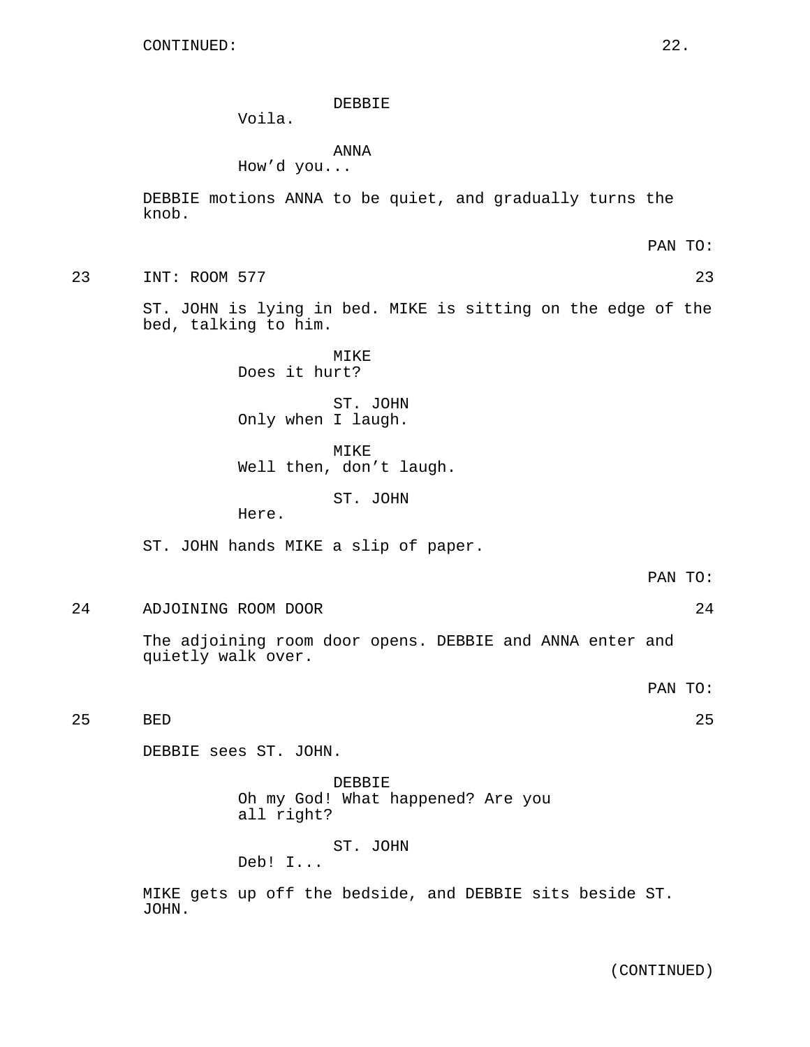DEBBIE
Voila.

ANNA
How'd you...

DEBBIE motions ANNA to be quiet, and gradually turns the knob.

PAN TO:

23 INT: ROOM 577 23

ST. JOHN is lying in bed. MIKE is sitting on the edge of the bed, talking to him.

MIKE
Does it hurt?

ST. JOHN
Only when I laugh.

MIKE
Well then, don't laugh.

ST. JOHN
Here.

ST. JOHN hands MIKE a slip of paper.

PAN TO:

24 ADJOINING ROOM DOOR 24

The adjoining room door opens. DEBBIE and ANNA enter and quietly walk over.

PAN TO:

25 BED 25

DEBBIE sees ST. JOHN.

DEBBIE
Oh my God! What happened? Are you all right?

ST. JOHN
Deb! I...

MIKE gets up off the bedside, and DEBBIE sits beside ST. JOHN.

(CONTINUED)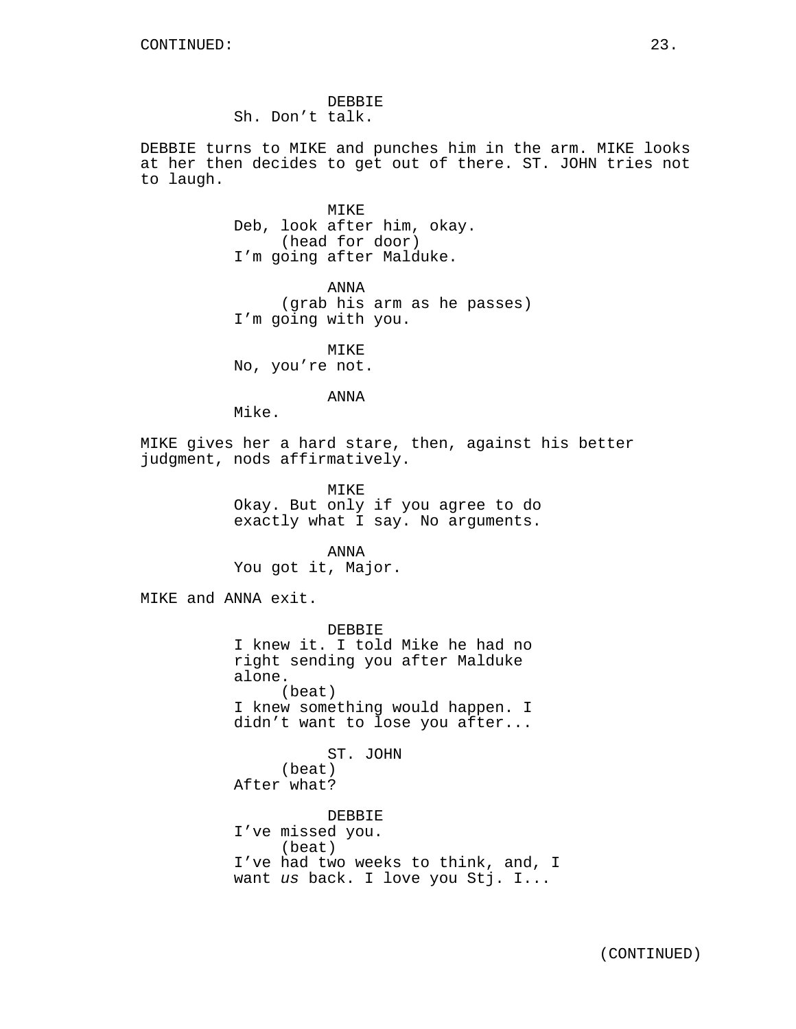DEBBIE
Sh. Don't talk.

DEBBIE turns to MIKE and punches him in the arm. MIKE looks at her then decides to get out of there. ST. JOHN tries not to laugh.

MIKE
Deb, look after him, okay.
(head for door)
I'm going after Malduke.

ANNA
(grab his arm as he passes)
I'm going with you.

MIKE
No, you're not.

ANNA
Mike.

MIKE gives her a hard stare, then, against his better judgment, nods affirmatively.

MIKE
Okay. But only if you agree to do exactly what I say. No arguments.

ANNA
You got it, Major.

MIKE and ANNA exit.

DEBBIE
I knew it. I told Mike he had no right sending you after Malduke alone.
(beat)
I knew something would happen. I didn't want to lose you after...

ST. JOHN
(beat)
After what?

DEBBIE
I've missed you.
(beat)
I've had two weeks to think, and, I want *us* back. I love you Stj. I...

(CONTINUED)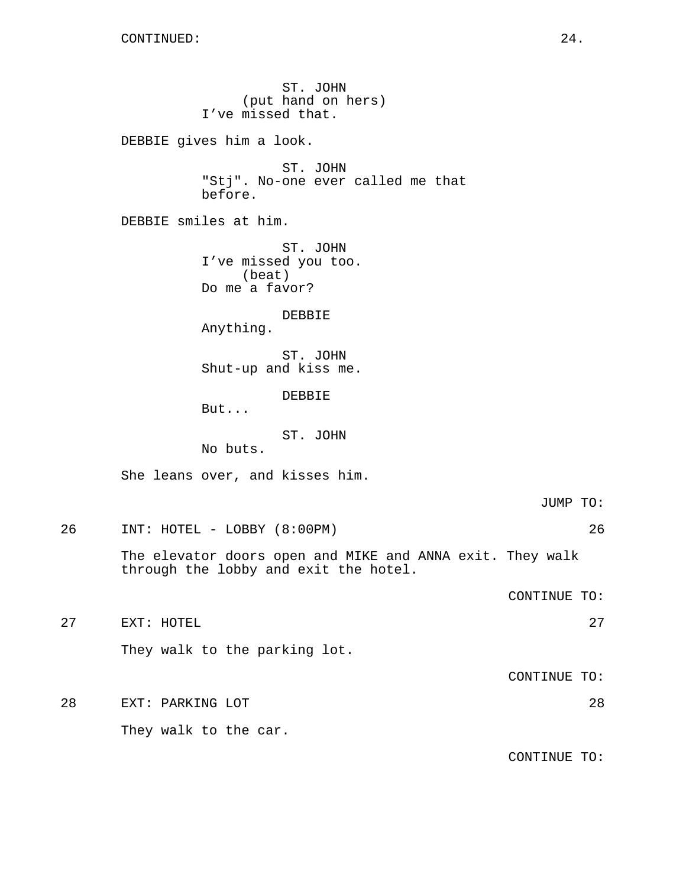CONTINUED:

ST. JOHN
(put hand on hers)
I've missed that.

DEBBIE gives him a look.

ST. JOHN
"Stj". No-one ever called me that before.

DEBBIE smiles at him.

ST. JOHN
I've missed you too.
(beat)
Do me a favor?

DEBBIE
Anything.

ST. JOHN
Shut-up and kiss me.

DEBBIE
But...

ST. JOHN
No buts.

She leans over, and kisses him.

JUMP TO:

26 INT: HOTEL - LOBBY (8:00PM) 26

The elevator doors open and MIKE and ANNA exit. They walk through the lobby and exit the hotel.

CONTINUE TO:

27 EXT: HOTEL 27

They walk to the parking lot.

CONTINUE TO:

28 EXT: PARKING LOT 28

They walk to the car.

CONTINUE TO: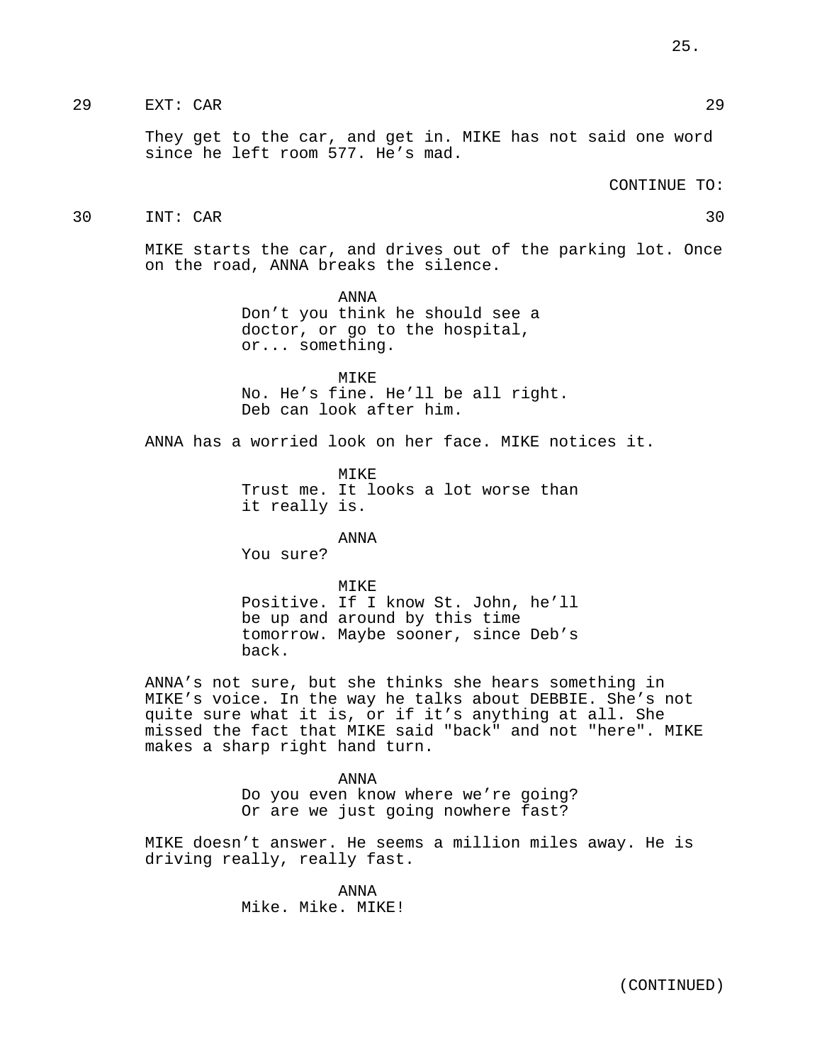29 EXT: CAR 29

They get to the car, and get in. MIKE has not said one word since he left room 577. He's mad.

CONTINUE TO:

30 INT: CAR 30

MIKE starts the car, and drives out of the parking lot. Once on the road, ANNA breaks the silence.

ANNA
Don't you think he should see a doctor, or go to the hospital, or... something.

MIKE
No. He's fine. He'll be all right. Deb can look after him.

ANNA has a worried look on her face. MIKE notices it.

MIKE
Trust me. It looks a lot worse than it really is.

ANNA
You sure?

MIKE
Positive. If I know St. John, he'll be up and around by this time tomorrow. Maybe sooner, since Deb's back.

ANNA's not sure, but she thinks she hears something in MIKE's voice. In the way he talks about DEBBIE. She's not quite sure what it is, or if it's anything at all. She missed the fact that MIKE said "back" and not "here". MIKE makes a sharp right hand turn.

ANNA
Do you even know where we're going? Or are we just going nowhere fast?

MIKE doesn't answer. He seems a million miles away. He is driving really, really fast.

ANNA
Mike. Mike. MIKE!

(CONTINUED)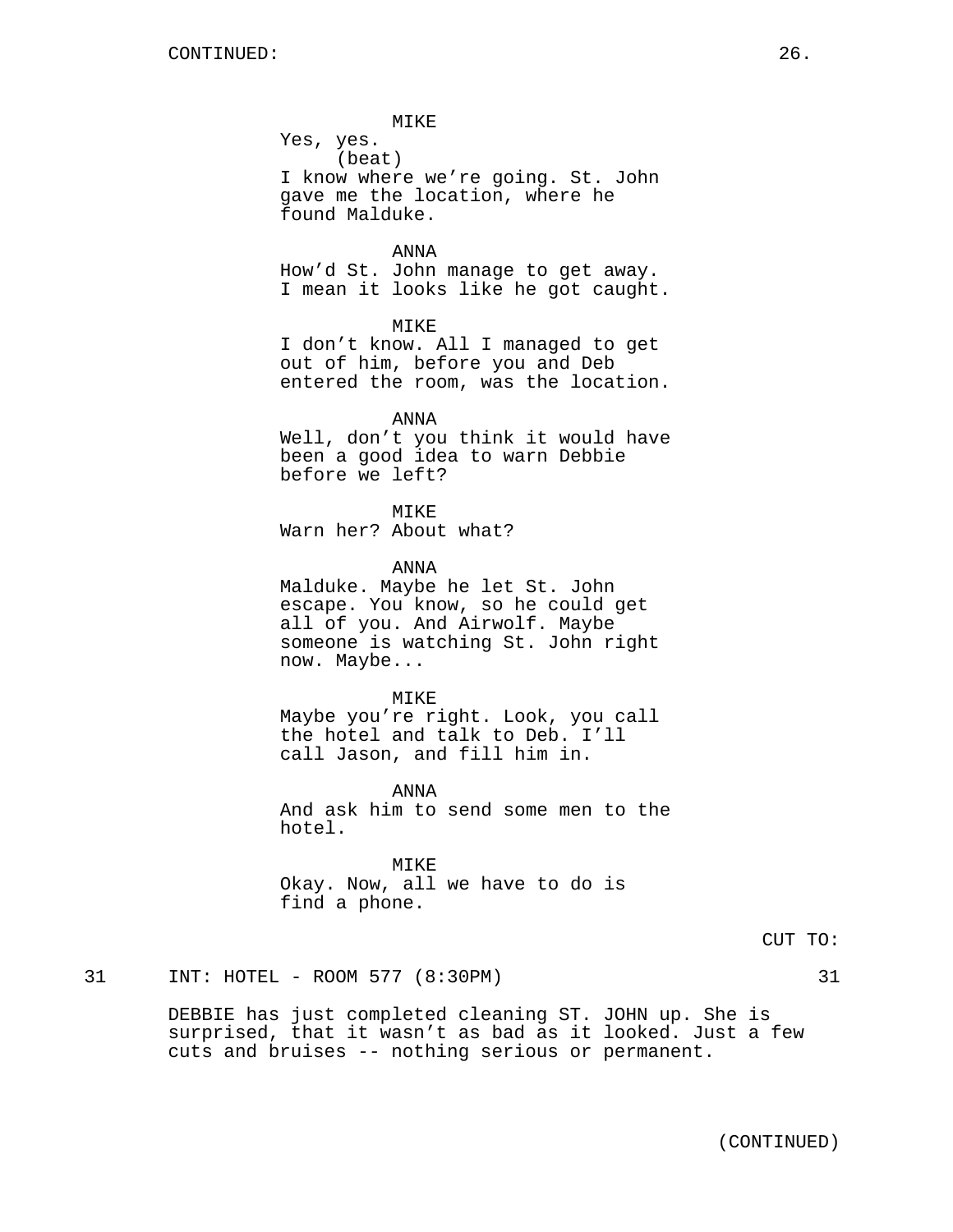CONTINUED:

MIKE
Yes, yes.
(beat)
I know where we're going. St. John gave me the location, where he found Malduke.

ANNA
How'd St. John manage to get away. I mean it looks like he got caught.

MIKE
I don't know. All I managed to get out of him, before you and Deb entered the room, was the location.

ANNA
Well, don't you think it would have been a good idea to warn Debbie before we left?

MIKE
Warn her? About what?

ANNA
Malduke. Maybe he let St. John escape. You know, so he could get all of you. And Airwolf. Maybe someone is watching St. John right now. Maybe...

MIKE
Maybe you're right. Look, you call the hotel and talk to Deb. I'll call Jason, and fill him in.

ANNA
And ask him to send some men to the hotel.

MIKE
Okay. Now, all we have to do is find a phone.

CUT TO:

31 INT: HOTEL - ROOM 577 (8:30PM) 31

DEBBIE has just completed cleaning ST. JOHN up. She is surprised, that it wasn't as bad as it looked. Just a few cuts and bruises -- nothing serious or permanent.

(CONTINUED)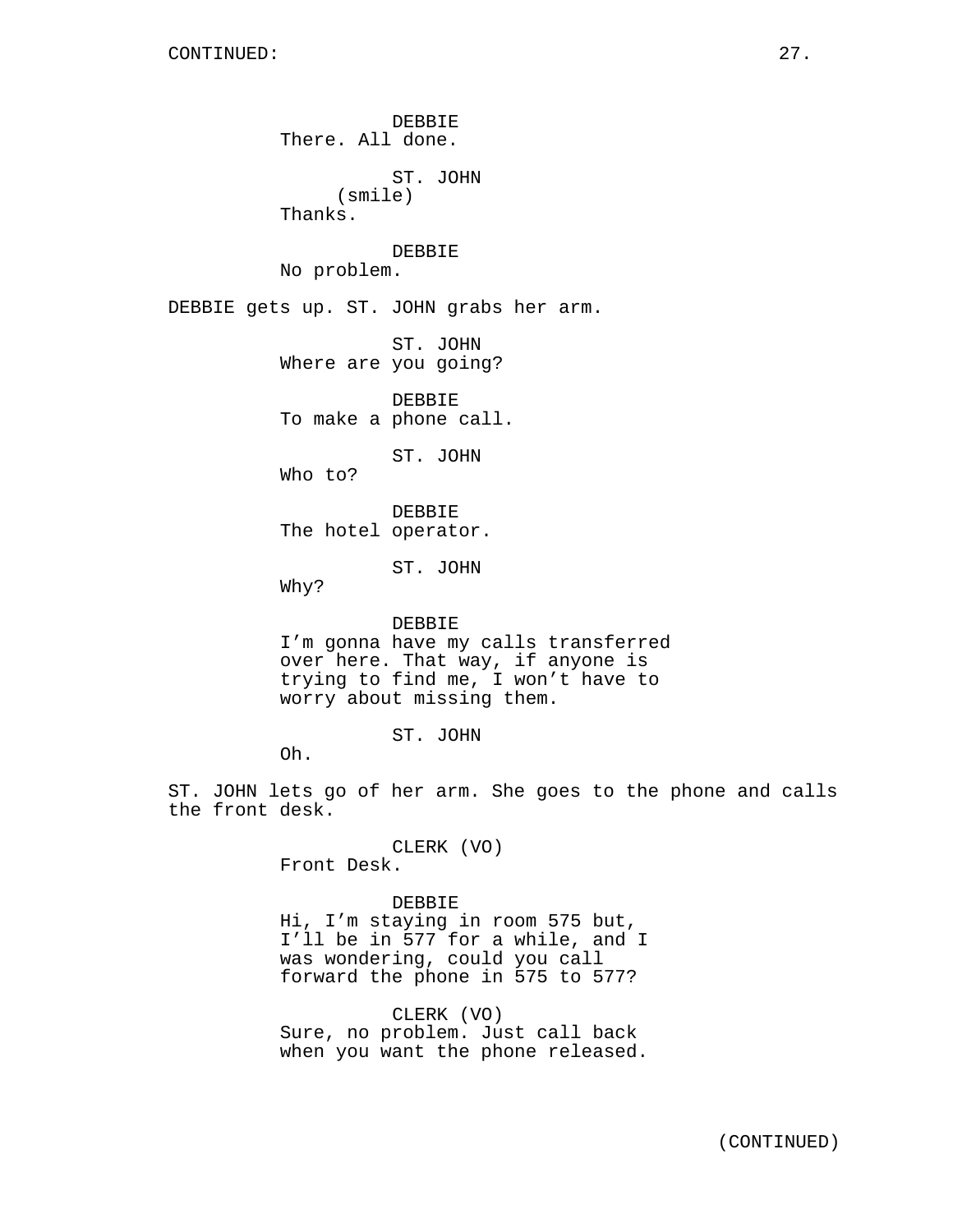CONTINUED:

DEBBIE
There. All done.

ST. JOHN
(smile)
Thanks.

DEBBIE
No problem.

DEBBIE gets up. ST. JOHN grabs her arm.

ST. JOHN
Where are you going?

DEBBIE
To make a phone call.

ST. JOHN
Who to?

DEBBIE
The hotel operator.

ST. JOHN
Why?

DEBBIE
I'm gonna have my calls transferred over here. That way, if anyone is trying to find me, I won't have to worry about missing them.

ST. JOHN
Oh.

ST. JOHN lets go of her arm. She goes to the phone and calls the front desk.

CLERK (VO)
Front Desk.

DEBBIE
Hi, I'm staying in room 575 but, I'll be in 577 for a while, and I was wondering, could you call forward the phone in 575 to 577?

CLERK (VO)
Sure, no problem. Just call back when you want the phone released.

(CONTINUED)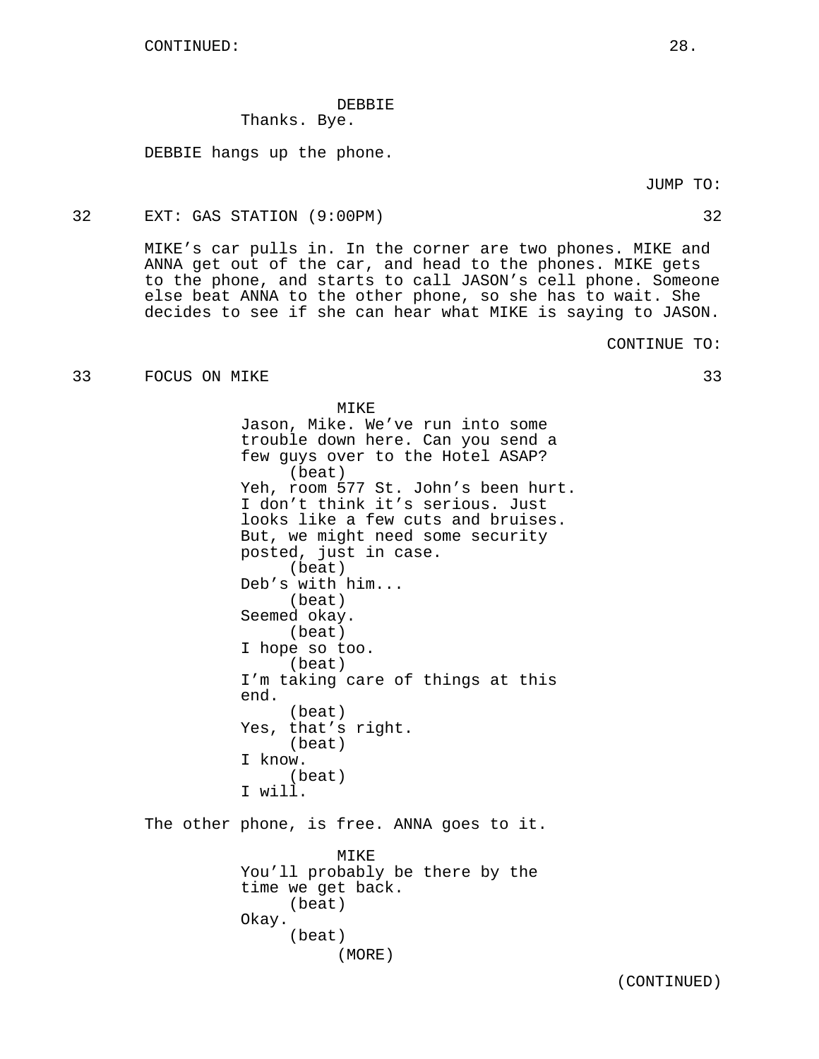CONTINUED:

DEBBIE
Thanks. Bye.

DEBBIE hangs up the phone.

JUMP TO:

32 EXT: GAS STATION (9:00PM) 32

MIKE's car pulls in. In the corner are two phones. MIKE and ANNA get out of the car, and head to the phones. MIKE gets to the phone, and starts to call JASON's cell phone. Someone else beat ANNA to the other phone, so she has to wait. She decides to see if she can hear what MIKE is saying to JASON.

CONTINUE TO:

33 FOCUS ON MIKE 33

MIKE
Jason, Mike. We've run into some trouble down here. Can you send a few guys over to the Hotel ASAP?
(beat)
Yeh, room 577 St. John's been hurt. I don't think it's serious. Just looks like a few cuts and bruises. But, we might need some security posted, just in case.
(beat)
Deb's with him...
(beat)
Seemed okay.
(beat)
I hope so too.
(beat)
I'm taking care of things at this end.
(beat)
Yes, that's right.
(beat)
I know.
(beat)
I will.

The other phone, is free. ANNA goes to it.

MIKE
You'll probably be there by the time we get back.
(beat)
Okay.
(beat)
(MORE)

(CONTINUED)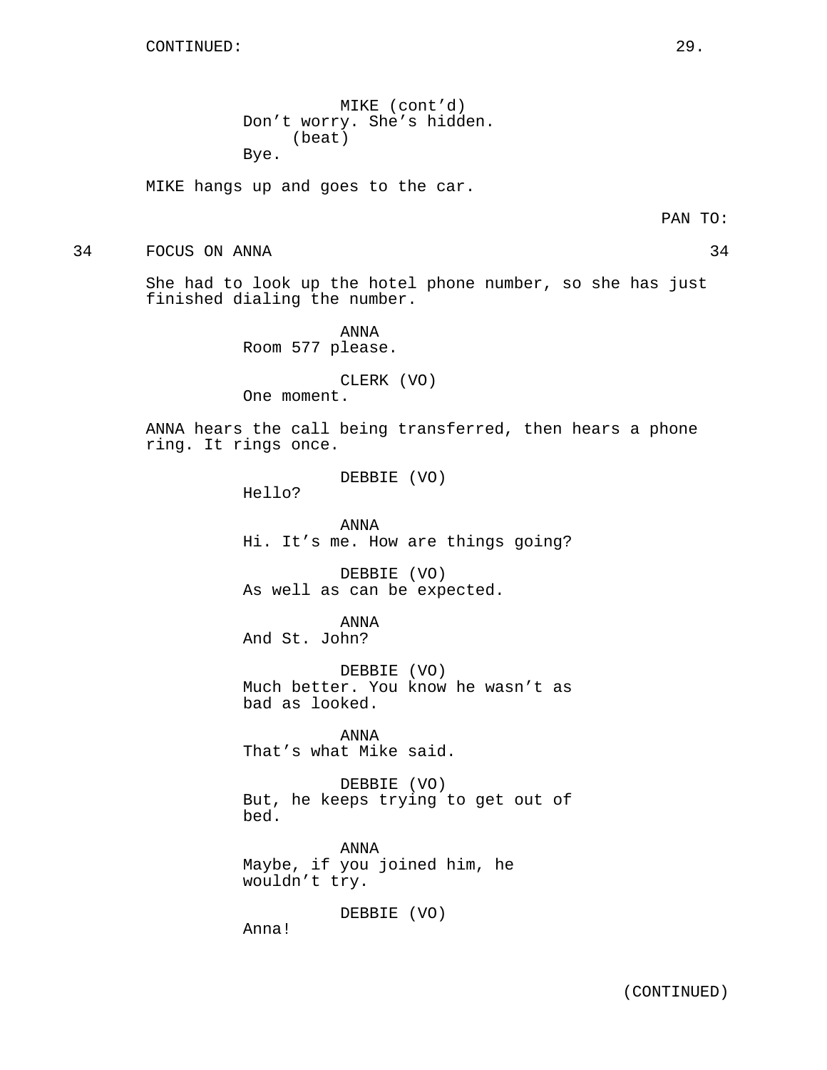MIKE (cont'd)
Don't worry. She's hidden.
(beat)
Bye.

MIKE hangs up and goes to the car.

PAN TO:

34 FOCUS ON ANNA 34

She had to look up the hotel phone number, so she has just finished dialing the number.

ANNA
Room 577 please.

CLERK (VO)
One moment.

ANNA hears the call being transferred, then hears a phone ring. It rings once.

DEBBIE (VO)
Hello?

ANNA
Hi. It's me. How are things going?

DEBBIE (VO)
As well as can be expected.

ANNA
And St. John?

DEBBIE (VO)
Much better. You know he wasn't as bad as looked.

ANNA
That's what Mike said.

DEBBIE (VO)
But, he keeps trying to get out of bed.

ANNA
Maybe, if you joined him, he wouldn't try.

DEBBIE (VO)
Anna!

(CONTINUED)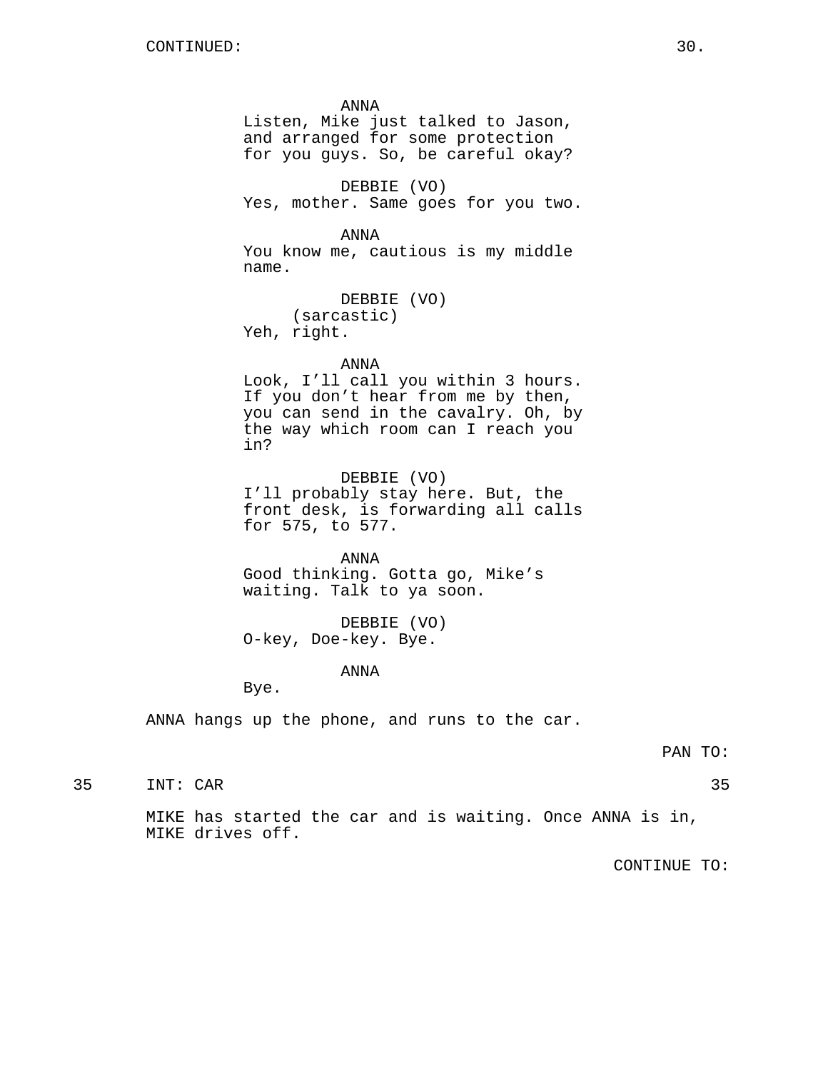CONTINUED:

ANNA
Listen, Mike just talked to Jason, and arranged for some protection for you guys. So, be careful okay?

DEBBIE (VO)
Yes, mother. Same goes for you two.

ANNA
You know me, cautious is my middle name.

DEBBIE (VO)
(sarcastic)
Yeh, right.

ANNA
Look, I'll call you within 3 hours. If you don't hear from me by then, you can send in the cavalry. Oh, by the way which room can I reach you in?

DEBBIE (VO)
I'll probably stay here. But, the front desk, is forwarding all calls for 575, to 577.

ANNA
Good thinking. Gotta go, Mike's waiting. Talk to ya soon.

DEBBIE (VO)
O-key, Doe-key. Bye.

ANNA
Bye.

ANNA hangs up the phone, and runs to the car.

PAN TO:

35 INT: CAR 35

MIKE has started the car and is waiting. Once ANNA is in, MIKE drives off.

CONTINUE TO: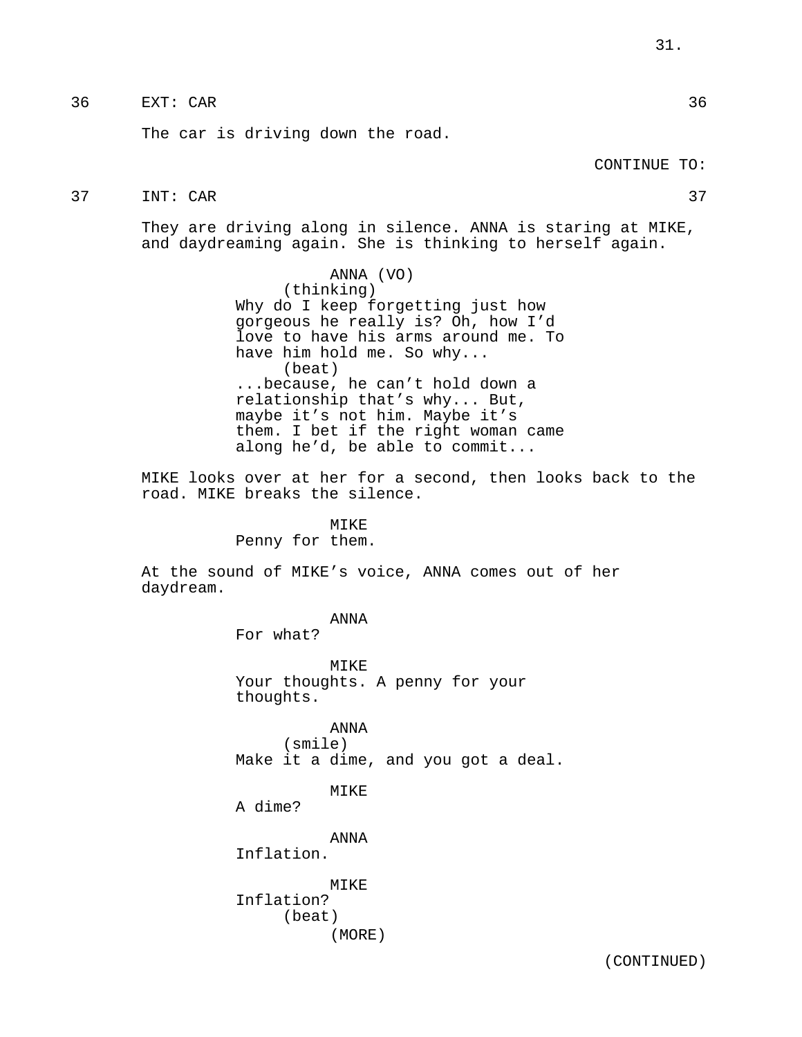36 EXT: CAR 36

The car is driving down the road.

CONTINUE TO:

37 INT: CAR 37

They are driving along in silence. ANNA is staring at MIKE, and daydreaming again. She is thinking to herself again.

ANNA (VO)
(thinking)
Why do I keep forgetting just how gorgeous he really is? Oh, how I'd love to have his arms around me. To have him hold me. So why...
(beat)
...because, he can't hold down a relationship that's why... But, maybe it's not him. Maybe it's them. I bet if the right woman came along he'd, be able to commit...

MIKE looks over at her for a second, then looks back to the road. MIKE breaks the silence.

MIKE
Penny for them.

At the sound of MIKE's voice, ANNA comes out of her daydream.

ANNA
For what?

MIKE
Your thoughts. A penny for your thoughts.

ANNA
(smile)
Make it a dime, and you got a deal.

MIKE
A dime?

ANNA
Inflation.

MIKE
Inflation?
(beat)
(MORE)

(CONTINUED)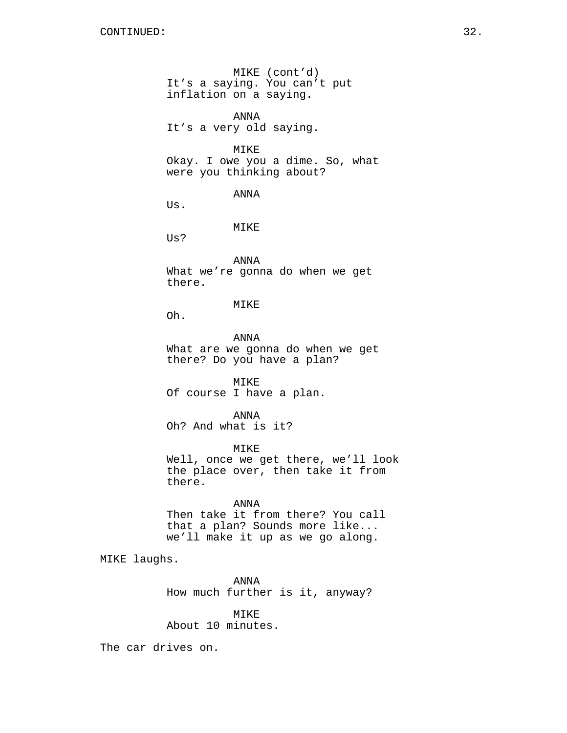MIKE (cont'd)
It's a saying. You can't put inflation on a saying.

ANNA
It's a very old saying.

MIKE
Okay. I owe you a dime. So, what were you thinking about?

ANNA
Us.

MIKE
Us?

ANNA
What we're gonna do when we get there.

MIKE
Oh.

ANNA
What are we gonna do when we get there? Do you have a plan?

MIKE
Of course I have a plan.

ANNA
Oh? And what is it?

MIKE
Well, once we get there, we'll look the place over, then take it from there.

ANNA
Then take it from there? You call that a plan? Sounds more like... we'll make it up as we go along.

MIKE laughs.

ANNA
How much further is it, anyway?

MIKE
About 10 minutes.

The car drives on.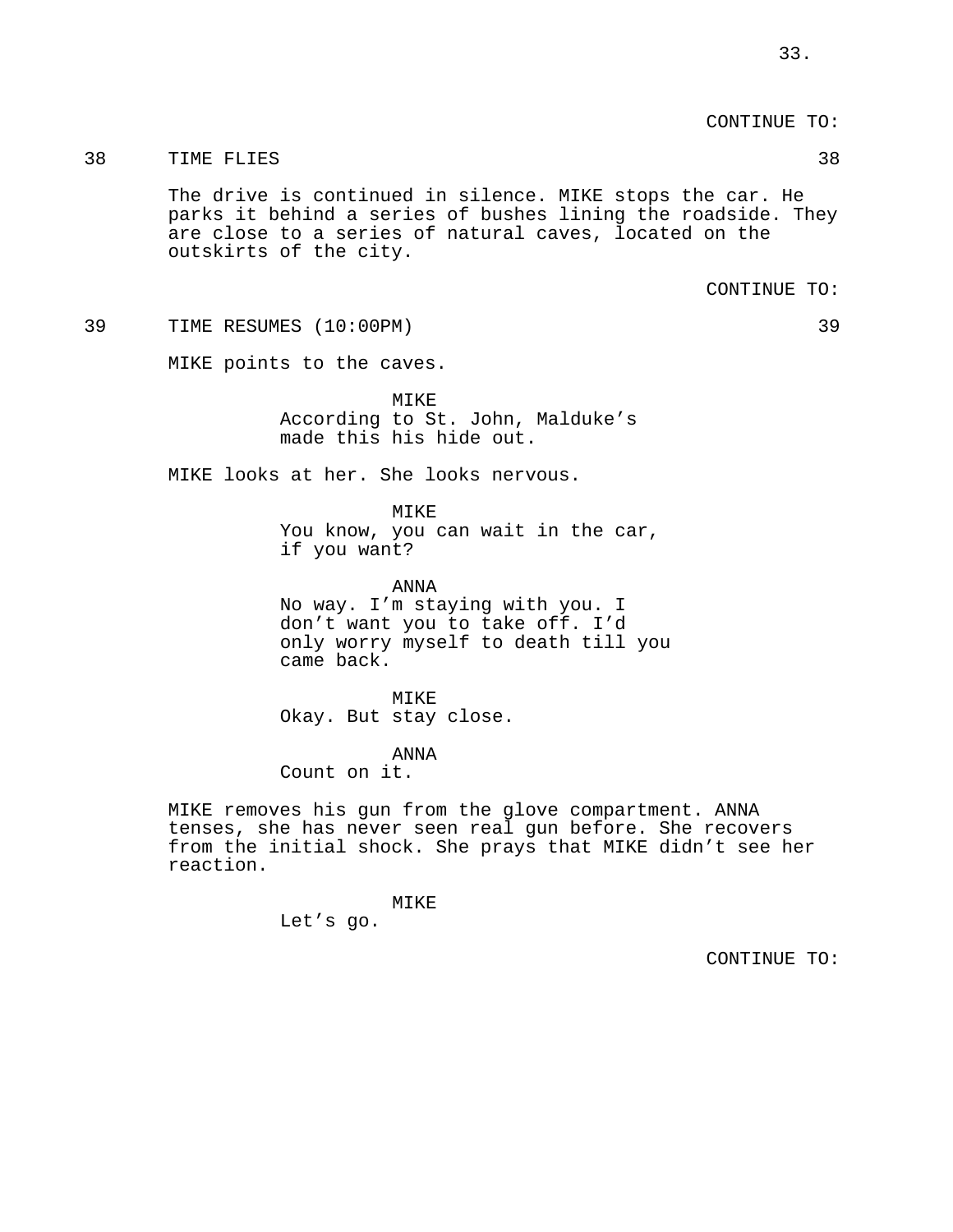CONTINUE TO:

38 TIME FLIES 38

The drive is continued in silence. MIKE stops the car. He parks it behind a series of bushes lining the roadside. They are close to a series of natural caves, located on the outskirts of the city.

CONTINUE TO:

39 TIME RESUMES (10:00PM) 39

MIKE points to the caves.

MIKE
According to St. John, Malduke's made this his hide out.

MIKE looks at her. She looks nervous.

MIKE
You know, you can wait in the car, if you want?

ANNA
No way. I'm staying with you. I don't want you to take off. I'd only worry myself to death till you came back.

MIKE
Okay. But stay close.

ANNA
Count on it.

MIKE removes his gun from the glove compartment. ANNA tenses, she has never seen real gun before. She recovers from the initial shock. She prays that MIKE didn't see her reaction.

MIKE
Let's go.

CONTINUE TO: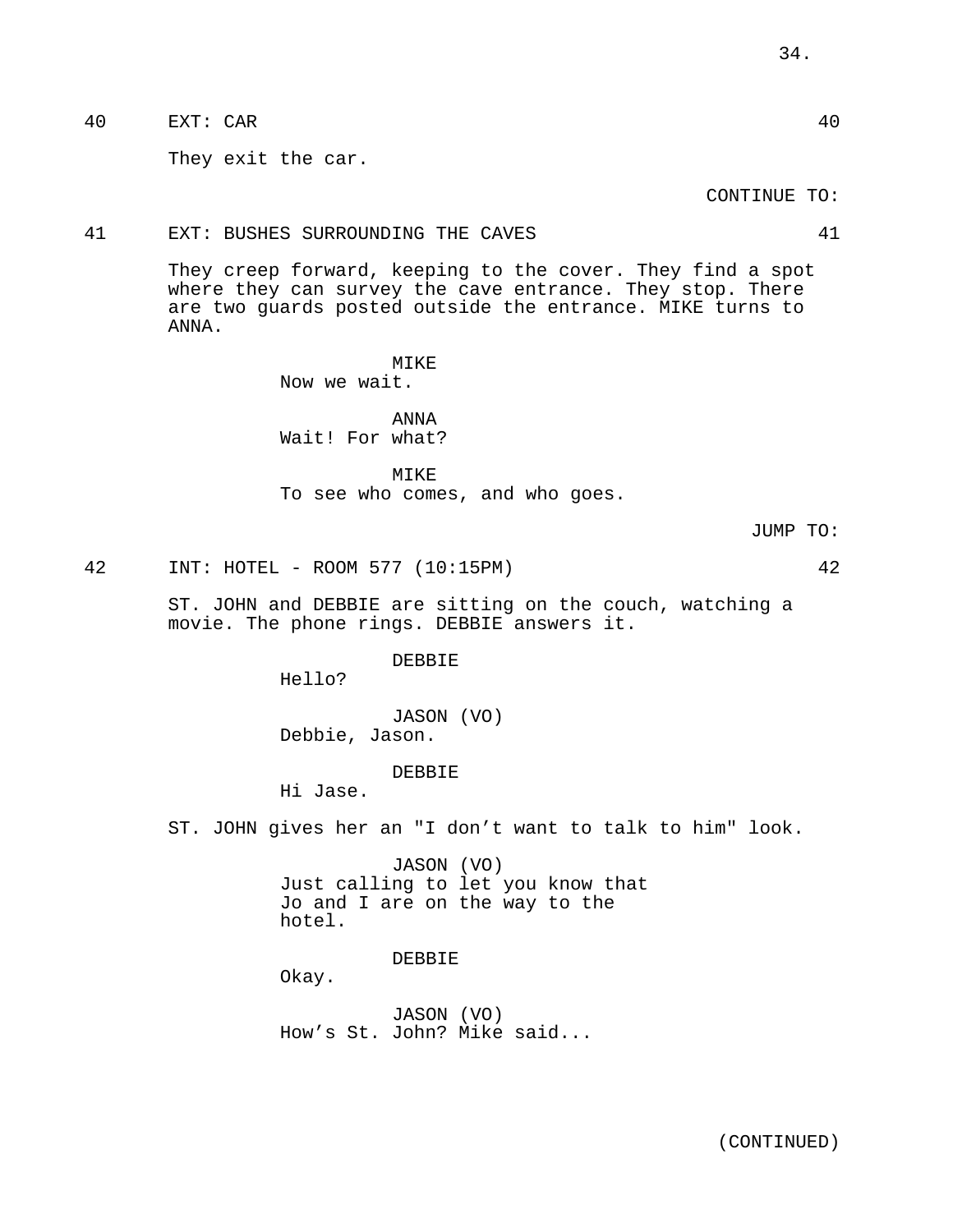40 EXT: CAR 40

They exit the car.

CONTINUE TO:

41 EXT: BUSHES SURROUNDING THE CAVES 41

They creep forward, keeping to the cover. They find a spot where they can survey the cave entrance. They stop. There are two guards posted outside the entrance. MIKE turns to ANNA.

MIKE
Now we wait.

ANNA
Wait! For what?

MIKE
To see who comes, and who goes.

JUMP TO:

42 INT: HOTEL - ROOM 577 (10:15PM) 42

ST. JOHN and DEBBIE are sitting on the couch, watching a movie. The phone rings. DEBBIE answers it.

DEBBIE
Hello?

JASON (VO)
Debbie, Jason.

DEBBIE
Hi Jase.

ST. JOHN gives her an "I don’t want to talk to him" look.

JASON (VO)
Just calling to let you know that Jo and I are on the way to the hotel.

DEBBIE
Okay.

JASON (VO)
How’s St. John? Mike said...

(CONTINUED)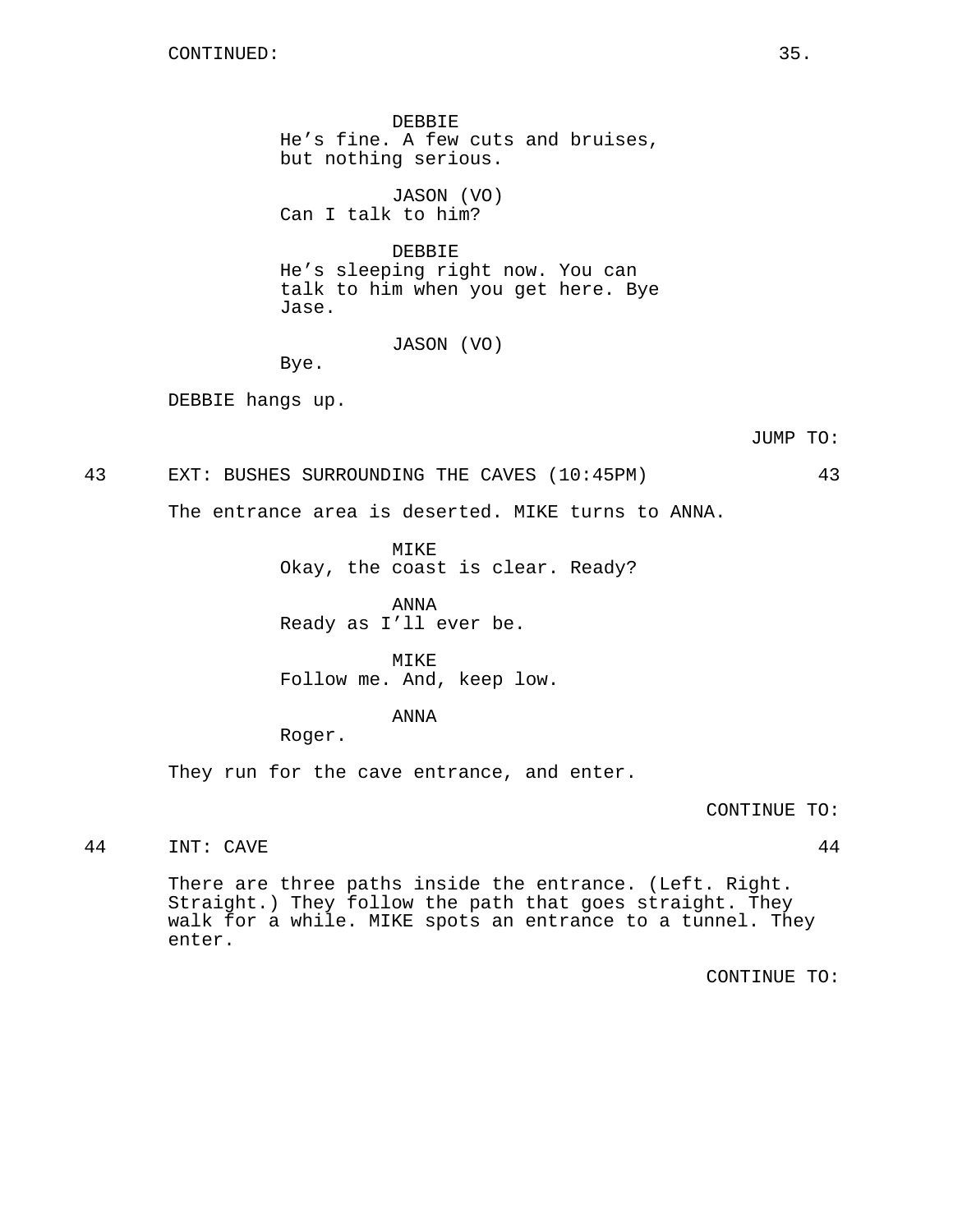CONTINUED:

DEBBIE
He’s fine. A few cuts and bruises, but nothing serious.

JASON (VO)
Can I talk to him?

DEBBIE
He’s sleeping right now. You can talk to him when you get here. Bye Jase.

JASON (VO)
Bye.

DEBBIE hangs up.

JUMP TO:

43 EXT: BUSHES SURROUNDING THE CAVES (10:45PM) 43

The entrance area is deserted. MIKE turns to ANNA.

MIKE
Okay, the coast is clear. Ready?

ANNA
Ready as I’ll ever be.

MIKE
Follow me. And, keep low.

ANNA
Roger.

They run for the cave entrance, and enter.

CONTINUE TO:

44 INT: CAVE 44

There are three paths inside the entrance. (Left. Right. Straight.) They follow the path that goes straight. They walk for a while. MIKE spots an entrance to a tunnel. They enter.

CONTINUE TO: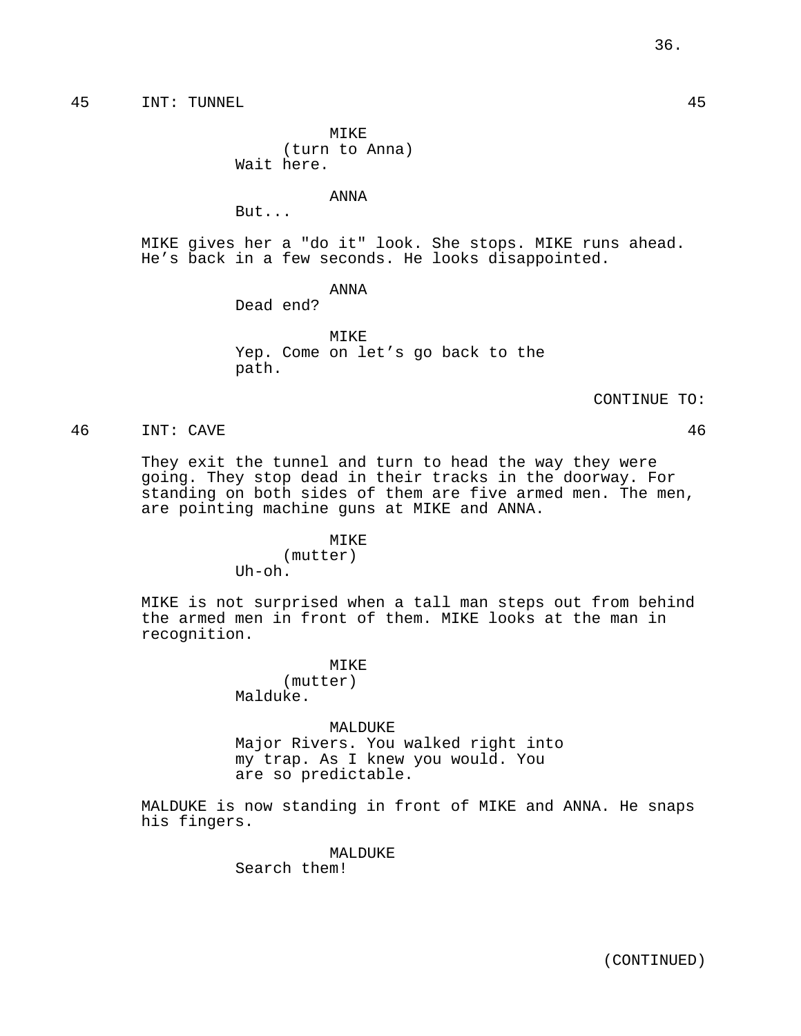45 INT: TUNNEL 45

MIKE
(turn to Anna)
Wait here.

ANNA
But...

MIKE gives her a "do it" look. She stops. MIKE runs ahead. He's back in a few seconds. He looks disappointed.

ANNA
Dead end?

MIKE
Yep. Come on let's go back to the path.

CONTINUE TO:

46 INT: CAVE 46

They exit the tunnel and turn to head the way they were going. They stop dead in their tracks in the doorway. For standing on both sides of them are five armed men. The men, are pointing machine guns at MIKE and ANNA.

MIKE
(mutter)
Uh-oh.

MIKE is not surprised when a tall man steps out from behind the armed men in front of them. MIKE looks at the man in recognition.

MIKE
(mutter)
Malduke.

MALDUKE
Major Rivers. You walked right into my trap. As I knew you would. You are so predictable.

MALDUKE is now standing in front of MIKE and ANNA. He snaps his fingers.

MALDUKE
Search them!

(CONTINUED)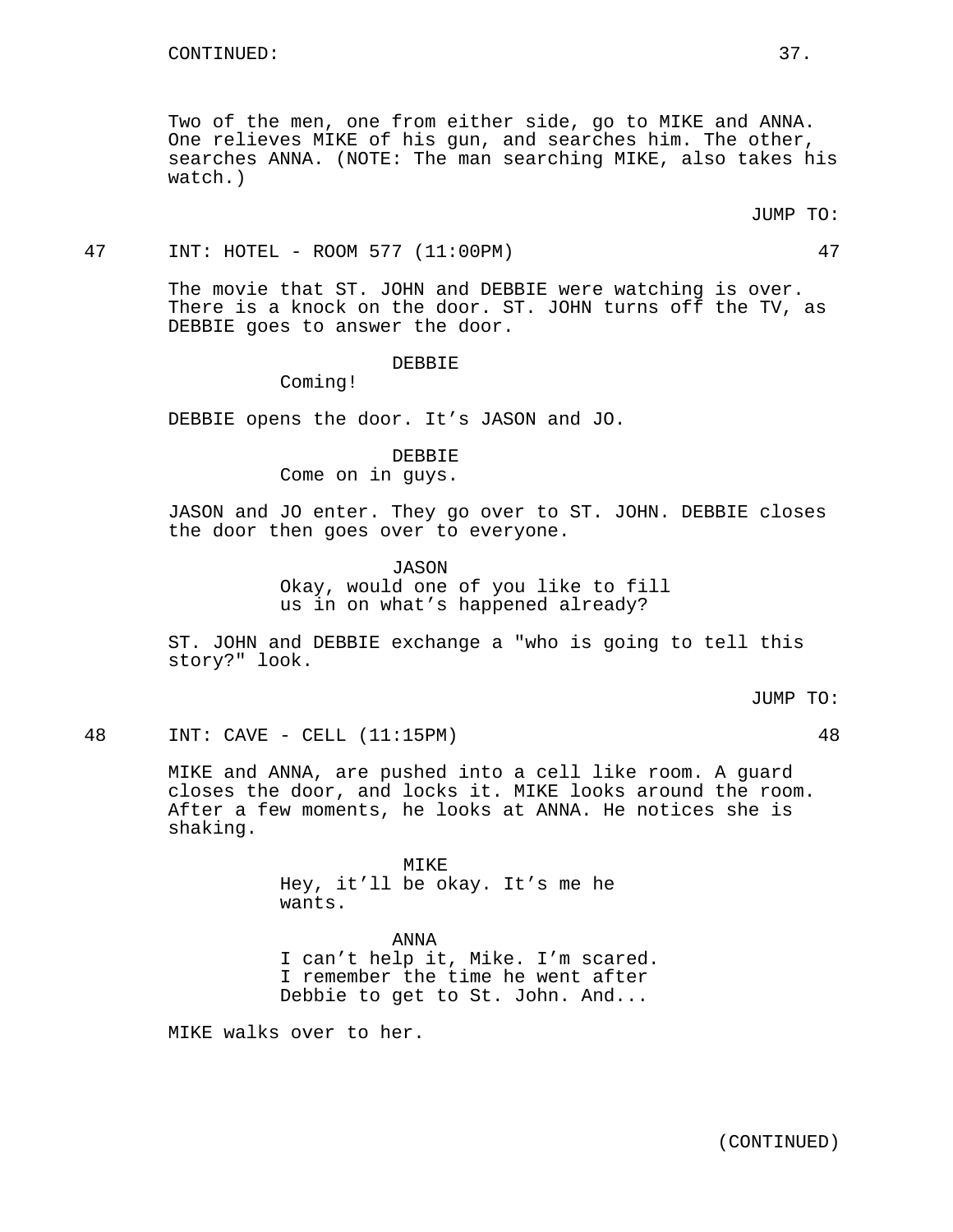CONTINUED:

Two of the men, one from either side, go to MIKE and ANNA. One relieves MIKE of his gun, and searches him. The other, searches ANNA. (NOTE: The man searching MIKE, also takes his watch.)

JUMP TO:

47 INT: HOTEL - ROOM 577 (11:00PM) 47

The movie that ST. JOHN and DEBBIE were watching is over. There is a knock on the door. ST. JOHN turns off the TV, as DEBBIE goes to answer the door.

DEBBIE
Coming!

DEBBIE opens the door. It's JASON and JO.

DEBBIE
Come on in guys.

JASON and JO enter. They go over to ST. JOHN. DEBBIE closes the door then goes over to everyone.

JASON
Okay, would one of you like to fill us in on what's happened already?

ST. JOHN and DEBBIE exchange a "who is going to tell this story?" look.

JUMP TO:

48 INT: CAVE - CELL (11:15PM) 48

MIKE and ANNA, are pushed into a cell like room. A guard closes the door, and locks it. MIKE looks around the room. After a few moments, he looks at ANNA. He notices she is shaking.

MIKE
Hey, it'll be okay. It's me he wants.

ANNA
I can't help it, Mike. I'm scared. I remember the time he went after Debbie to get to St. John. And...

MIKE walks over to her.

(CONTINUED)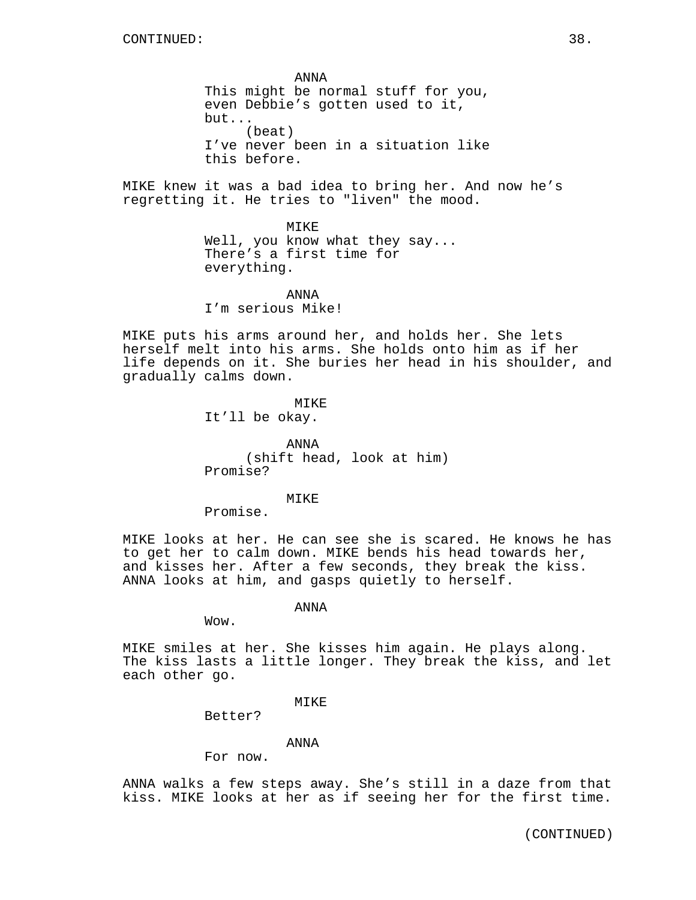ANNA
This might be normal stuff for you, even Debbie's gotten used to it, but...
(beat)
I've never been in a situation like this before.

MIKE knew it was a bad idea to bring her. And now he's regretting it. He tries to "liven" the mood.

MIKE
Well, you know what they say... There's a first time for everything.

ANNA
I'm serious Mike!

MIKE puts his arms around her, and holds her. She lets herself melt into his arms. She holds onto him as if her life depends on it. She buries her head in his shoulder, and gradually calms down.

MIKE
It'll be okay.

ANNA
(shift head, look at him)
Promise?

MIKE
Promise.

MIKE looks at her. He can see she is scared. He knows he has to get her to calm down. MIKE bends his head towards her, and kisses her. After a few seconds, they break the kiss. ANNA looks at him, and gasps quietly to herself.

ANNA
Wow.

MIKE smiles at her. She kisses him again. He plays along. The kiss lasts a little longer. They break the kiss, and let each other go.

MIKE
Better?

ANNA
For now.

ANNA walks a few steps away. She's still in a daze from that kiss. MIKE looks at her as if seeing her for the first time.

(CONTINUED)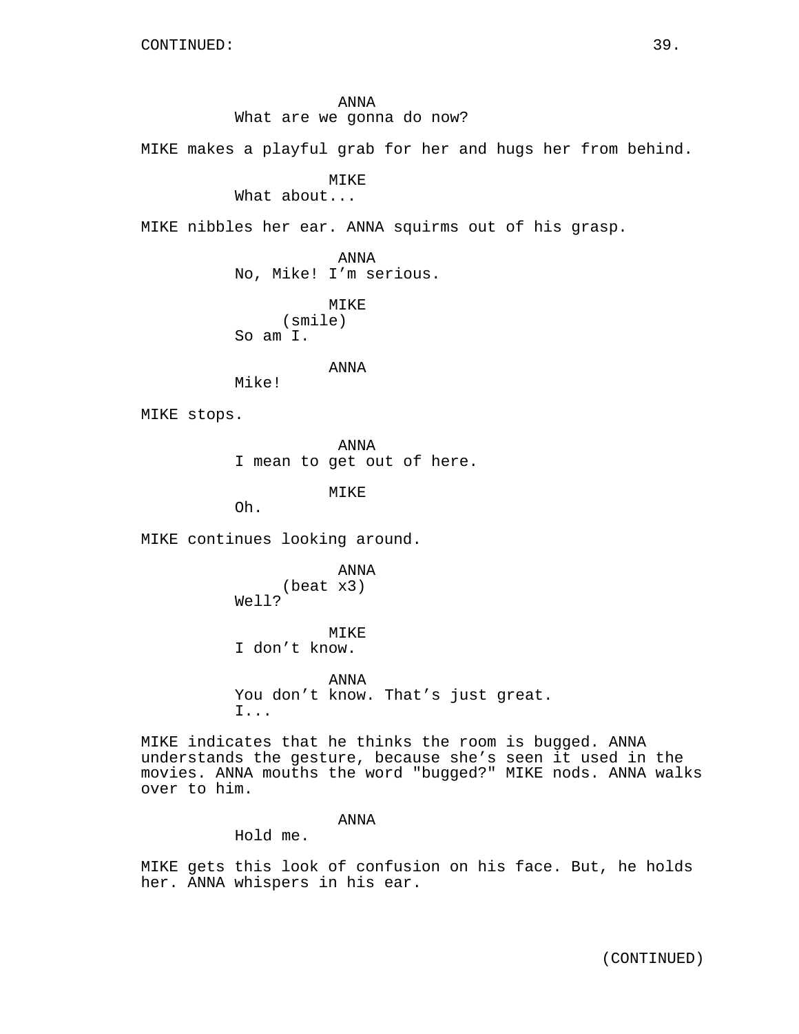CONTINUED:

ANNA
What are we gonna do now?

MIKE makes a playful grab for her and hugs her from behind.

MIKE
What about...

MIKE nibbles her ear. ANNA squirms out of his grasp.

ANNA
No, Mike! I'm serious.

MIKE
(smile)
So am I.

ANNA
Mike!

MIKE stops.

ANNA
I mean to get out of here.

MIKE
Oh.

MIKE continues looking around.

ANNA
(beat x3)
Well?

MIKE
I don't know.

ANNA
You don't know. That's just great.
I...

MIKE indicates that he thinks the room is bugged. ANNA understands the gesture, because she's seen it used in the movies. ANNA mouths the word "bugged?" MIKE nods. ANNA walks over to him.

ANNA
Hold me.

MIKE gets this look of confusion on his face. But, he holds her. ANNA whispers in his ear.

(CONTINUED)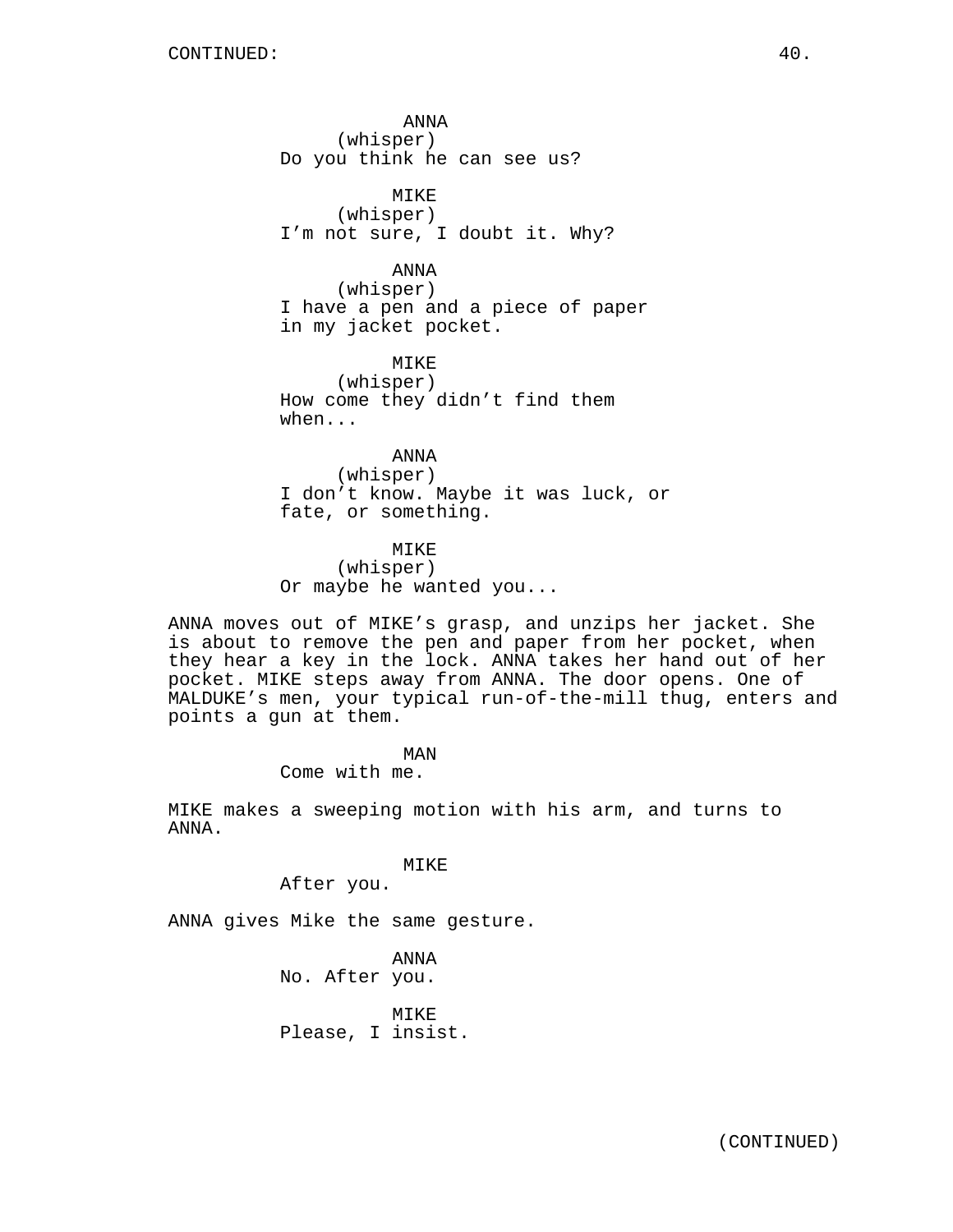CONTINUED:

ANNA
(whisper)
Do you think he can see us?

MIKE
(whisper)
I'm not sure, I doubt it. Why?

ANNA
(whisper)
I have a pen and a piece of paper in my jacket pocket.

MIKE
(whisper)
How come they didn't find them when...

ANNA
(whisper)
I don't know. Maybe it was luck, or fate, or something.

MIKE
(whisper)
Or maybe he wanted you...

ANNA moves out of MIKE's grasp, and unzips her jacket. She is about to remove the pen and paper from her pocket, when they hear a key in the lock. ANNA takes her hand out of her pocket. MIKE steps away from ANNA. The door opens. One of MALDUKE's men, your typical run-of-the-mill thug, enters and points a gun at them.

MAN
Come with me.

MIKE makes a sweeping motion with his arm, and turns to ANNA.

MIKE
After you.

ANNA gives Mike the same gesture.

ANNA
No. After you.

MIKE
Please, I insist.

(CONTINUED)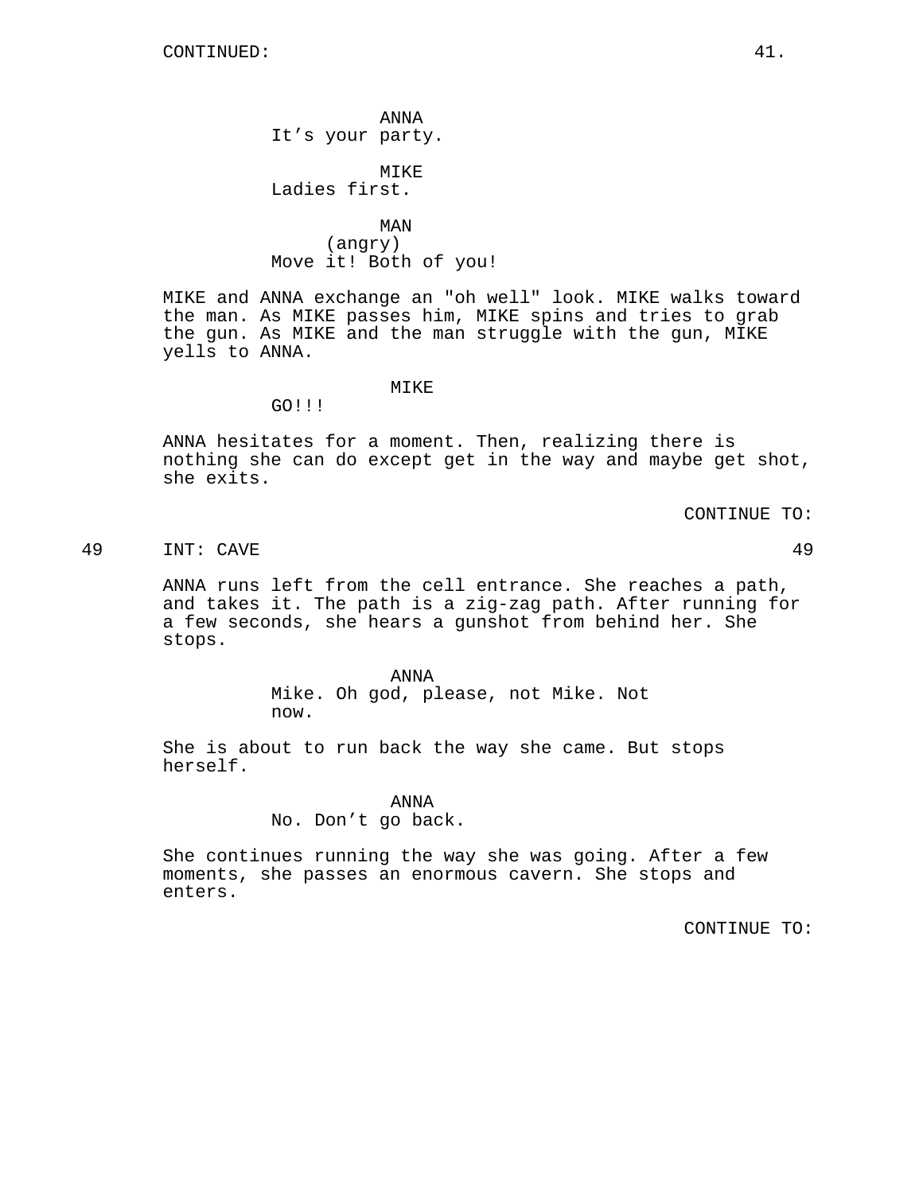CONTINUED:

ANNA
It’s your party.

MIKE
Ladies first.

MAN
(angry)
Move it! Both of you!

MIKE and ANNA exchange an "oh well" look. MIKE walks toward the man. As MIKE passes him, MIKE spins and tries to grab the gun. As MIKE and the man struggle with the gun, MIKE yells to ANNA.

MIKE
GO!!!

ANNA hesitates for a moment. Then, realizing there is nothing she can do except get in the way and maybe get shot, she exits.

CONTINUE TO:

49 INT: CAVE 49

ANNA runs left from the cell entrance. She reaches a path, and takes it. The path is a zig-zag path. After running for a few seconds, she hears a gunshot from behind her. She stops.

ANNA
Mike. Oh god, please, not Mike. Not now.

She is about to run back the way she came. But stops herself.

ANNA
No. Don’t go back.

She continues running the way she was going. After a few moments, she passes an enormous cavern. She stops and enters.

CONTINUE TO: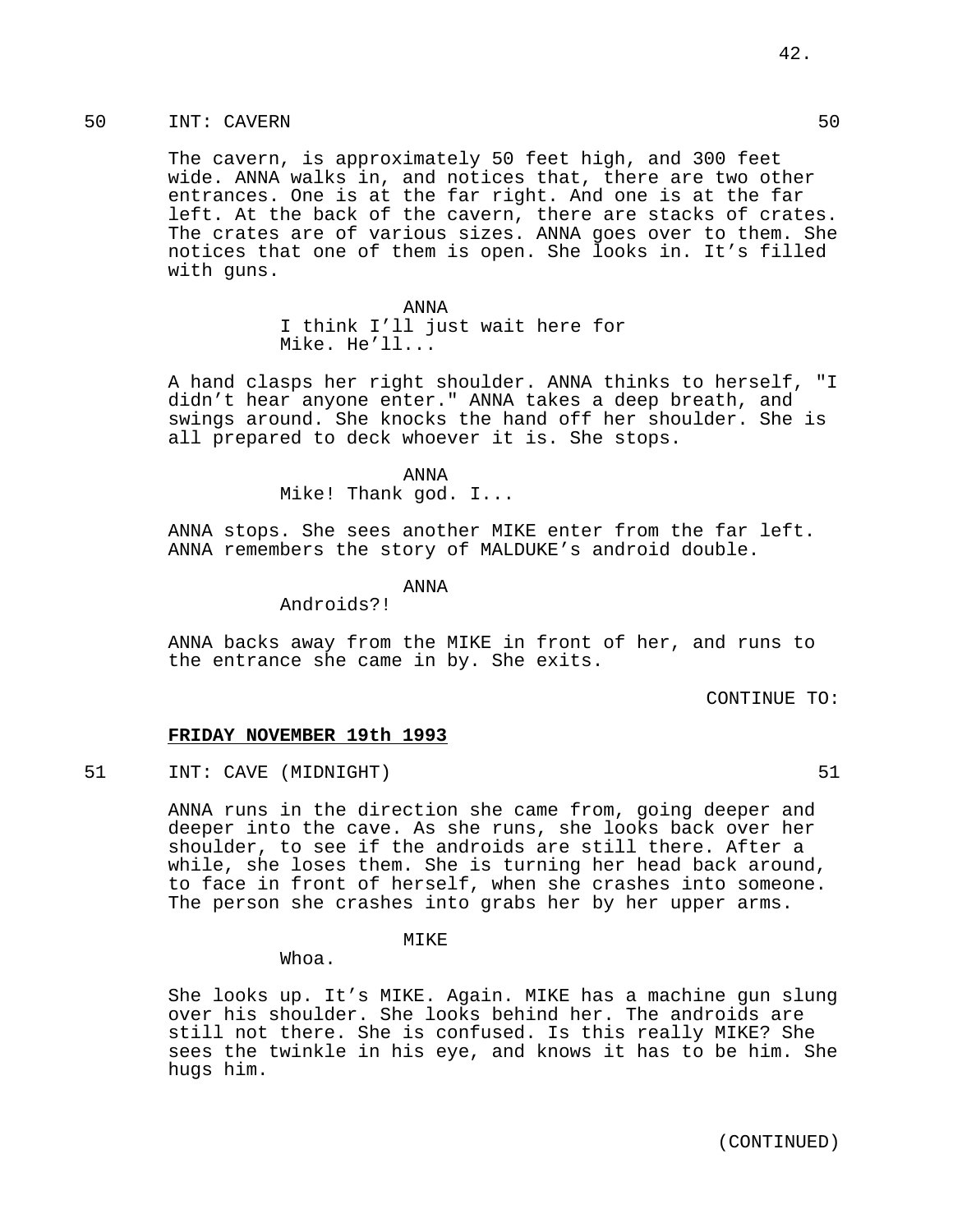50 INT: CAVERN 50

The cavern, is approximately 50 feet high, and 300 feet wide. ANNA walks in, and notices that, there are two other entrances. One is at the far right. And one is at the far left. At the back of the cavern, there are stacks of crates. The crates are of various sizes. ANNA goes over to them. She notices that one of them is open. She looks in. It's filled with guns.

ANNA
I think I'll just wait here for Mike. He'll...

A hand clasps her right shoulder. ANNA thinks to herself, "I didn't hear anyone enter." ANNA takes a deep breath, and swings around. She knocks the hand off her shoulder. She is all prepared to deck whoever it is. She stops.

ANNA
Mike! Thank god. I...

ANNA stops. She sees another MIKE enter from the far left. ANNA remembers the story of MALDUKE's android double.

ANNA
Androids?!

ANNA backs away from the MIKE in front of her, and runs to the entrance she came in by. She exits.

CONTINUE TO:

**FRIDAY NOVEMBER 19th 1993**

51 INT: CAVE (MIDNIGHT) 51

ANNA runs in the direction she came from, going deeper and deeper into the cave. As she runs, she looks back over her shoulder, to see if the androids are still there. After a while, she loses them. She is turning her head back around, to face in front of herself, when she crashes into someone. The person she crashes into grabs her by her upper arms.

MIKE
Whoa.

She looks up. It's MIKE. Again. MIKE has a machine gun slung over his shoulder. She looks behind her. The androids are still not there. She is confused. Is this really MIKE? She sees the twinkle in his eye, and knows it has to be him. She hugs him.

(CONTINUED)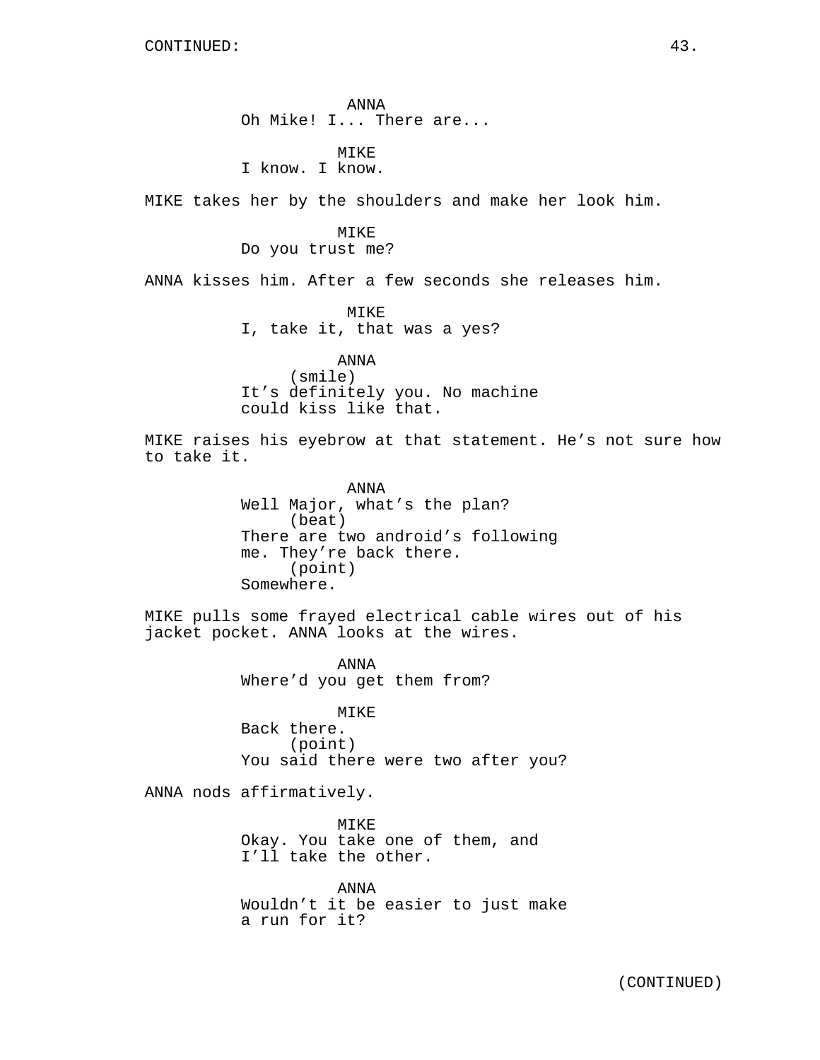CONTINUED:

ANNA
Oh Mike! I... There are...

MIKE
I know. I know.

MIKE takes her by the shoulders and make her look him.

MIKE
Do you trust me?

ANNA kisses him. After a few seconds she releases him.

MIKE
I, take it, that was a yes?

ANNA
(smile)
It's definitely you. No machine could kiss like that.

MIKE raises his eyebrow at that statement. He's not sure how to take it.

ANNA
Well Major, what's the plan?
(beat)
There are two android's following me. They're back there.
(point)
Somewhere.

MIKE pulls some frayed electrical cable wires out of his jacket pocket. ANNA looks at the wires.

ANNA
Where'd you get them from?

MIKE
Back there.
(point)
You said there were two after you?

ANNA nods affirmatively.

MIKE
Okay. You take one of them, and I'll take the other.

ANNA
Wouldn't it be easier to just make a run for it?

(CONTINUED)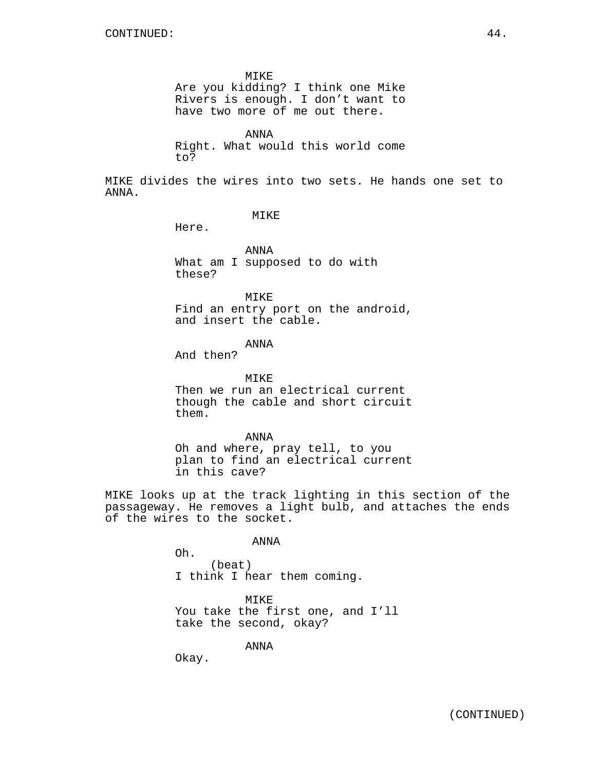CONTINUED:

MIKE
Are you kidding? I think one Mike Rivers is enough. I don't want to have two more of me out there.

ANNA
Right. What would this world come to?

MIKE divides the wires into two sets. He hands one set to ANNA.

MIKE
Here.

ANNA
What am I supposed to do with these?

MIKE
Find an entry port on the android, and insert the cable.

ANNA
And then?

MIKE
Then we run an electrical current though the cable and short circuit them.

ANNA
Oh and where, pray tell, to you plan to find an electrical current in this cave?

MIKE looks up at the track lighting in this section of the passageway. He removes a light bulb, and attaches the ends of the wires to the socket.

ANNA
Oh.
(beat)
I think I hear them coming.

MIKE
You take the first one, and I'll take the second, okay?

ANNA
Okay.

(CONTINUED)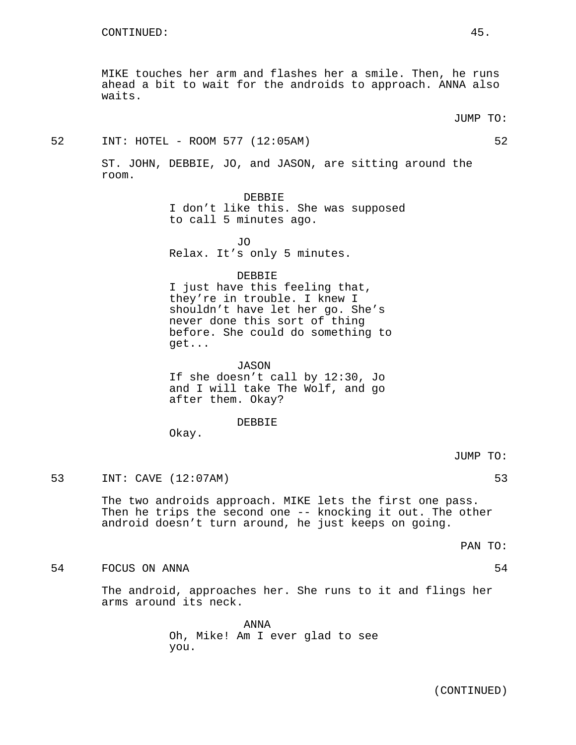CONTINUED:

MIKE touches her arm and flashes her a smile. Then, he runs ahead a bit to wait for the androids to approach. ANNA also waits.

JUMP TO:

52 INT: HOTEL - ROOM 577 (12:05AM) 52

ST. JOHN, DEBBIE, JO, and JASON, are sitting around the room.

DEBBIE
I don't like this. She was supposed to call 5 minutes ago.

JO
Relax. It's only 5 minutes.

DEBBIE
I just have this feeling that, they're in trouble. I knew I shouldn't have let her go. She's never done this sort of thing before. She could do something to get...

JASON
If she doesn't call by 12:30, Jo and I will take The Wolf, and go after them. Okay?

DEBBIE
Okay.

JUMP TO:

53 INT: CAVE (12:07AM) 53

The two androids approach. MIKE lets the first one pass. Then he trips the second one -- knocking it out. The other android doesn't turn around, he just keeps on going.

PAN TO:

54 FOCUS ON ANNA 54

The android, approaches her. She runs to it and flings her arms around its neck.

ANNA
Oh, Mike! Am I ever glad to see you.

(CONTINUED)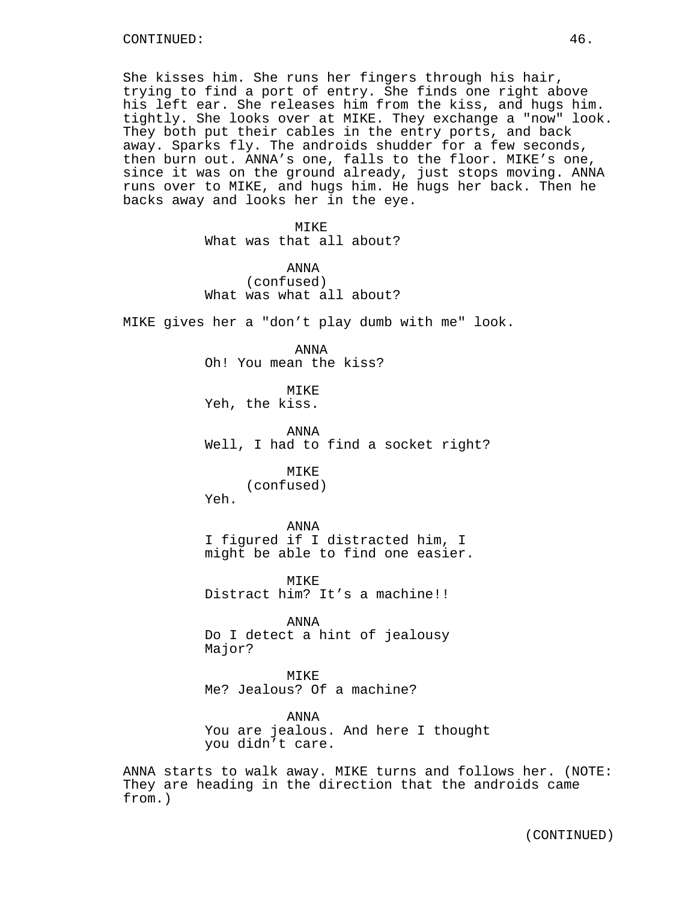She kisses him. She runs her fingers through his hair, trying to find a port of entry. She finds one right above his left ear. She releases him from the kiss, and hugs him. tightly. She looks over at MIKE. They exchange a "now" look. They both put their cables in the entry ports, and back away. Sparks fly. The androids shudder for a few seconds, then burn out. ANNA's one, falls to the floor. MIKE's one, since it was on the ground already, just stops moving. ANNA runs over to MIKE, and hugs him. He hugs her back. Then he backs away and looks her in the eye.

MIKE
What was that all about?

ANNA
(confused)
What was what all about?

MIKE gives her a "don't play dumb with me" look.

ANNA
Oh! You mean the kiss?

MIKE
Yeh, the kiss.

ANNA
Well, I had to find a socket right?

MIKE
(confused)
Yeh.

ANNA
I figured if I distracted him, I might be able to find one easier.

MIKE
Distract him? It's a machine!!

ANNA
Do I detect a hint of jealousy Major?

MIKE
Me? Jealous? Of a machine?

ANNA
You are jealous. And here I thought you didn't care.

ANNA starts to walk away. MIKE turns and follows her. (NOTE: They are heading in the direction that the androids came from.)

(CONTINUED)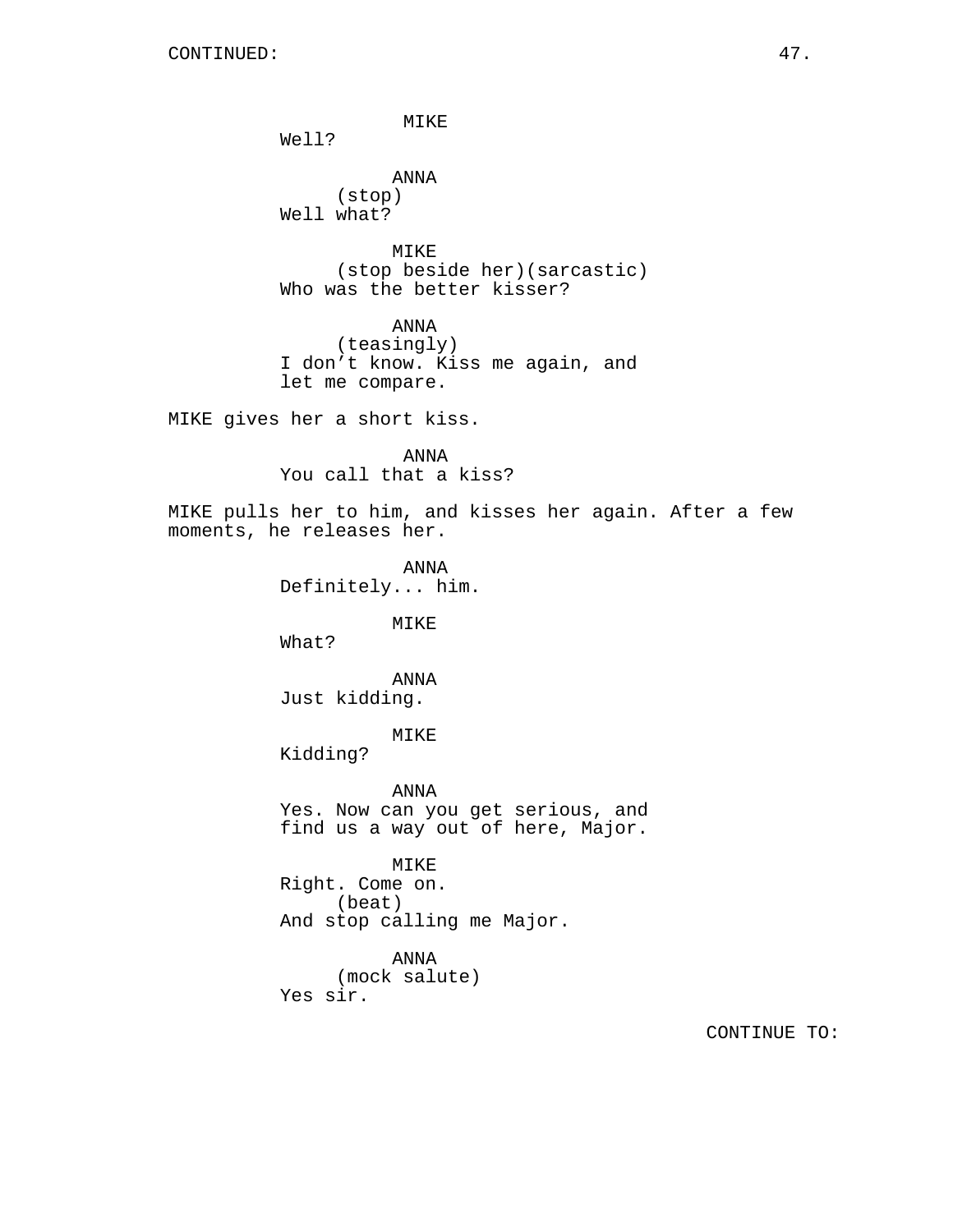CONTINUED:

MIKE
Well?

ANNA
(stop)
Well what?

MIKE
(stop beside her)(sarcastic)
Who was the better kisser?

ANNA
(teasingly)
I don't know. Kiss me again, and let me compare.

MIKE gives her a short kiss.

ANNA
You call that a kiss?

MIKE pulls her to him, and kisses her again. After a few moments, he releases her.

ANNA
Definitely... him.

MIKE
What?

ANNA
Just kidding.

MIKE
Kidding?

ANNA
Yes. Now can you get serious, and find us a way out of here, Major.

MIKE
Right. Come on.
(beat)
And stop calling me Major.

ANNA
(mock salute)
Yes sir.

CONTINUE TO: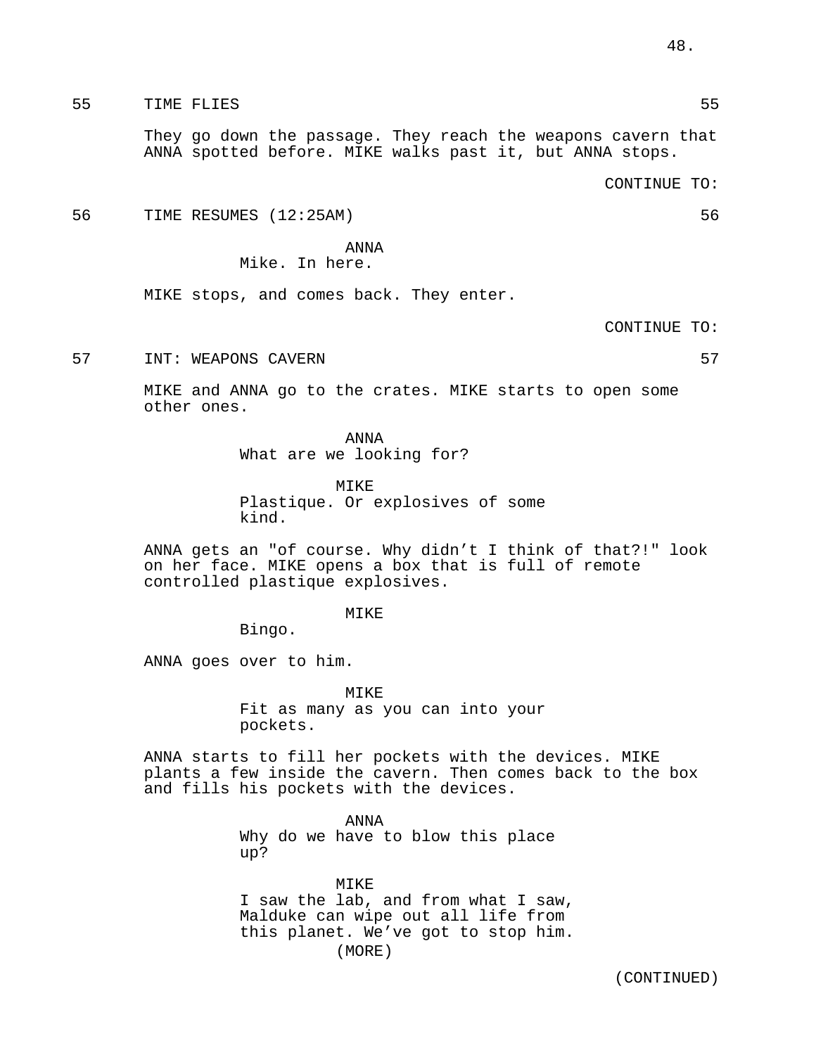55 TIME FLIES 55

They go down the passage. They reach the weapons cavern that ANNA spotted before. MIKE walks past it, but ANNA stops.

CONTINUE TO:

56 TIME RESUMES (12:25AM) 56

ANNA
Mike. In here.

MIKE stops, and comes back. They enter.

CONTINUE TO:

57 INT: WEAPONS CAVERN 57

MIKE and ANNA go to the crates. MIKE starts to open some other ones.

ANNA
What are we looking for?

MIKE
Plastique. Or explosives of some kind.

ANNA gets an "of course. Why didn't I think of that?!" look on her face. MIKE opens a box that is full of remote controlled plastique explosives.

MIKE
Bingo.

ANNA goes over to him.

MIKE
Fit as many as you can into your pockets.

ANNA starts to fill her pockets with the devices. MIKE plants a few inside the cavern. Then comes back to the box and fills his pockets with the devices.

ANNA
Why do we have to blow this place up?

MIKE
I saw the lab, and from what I saw, Malduke can wipe out all life from this planet. We've got to stop him.
(MORE)

(CONTINUED)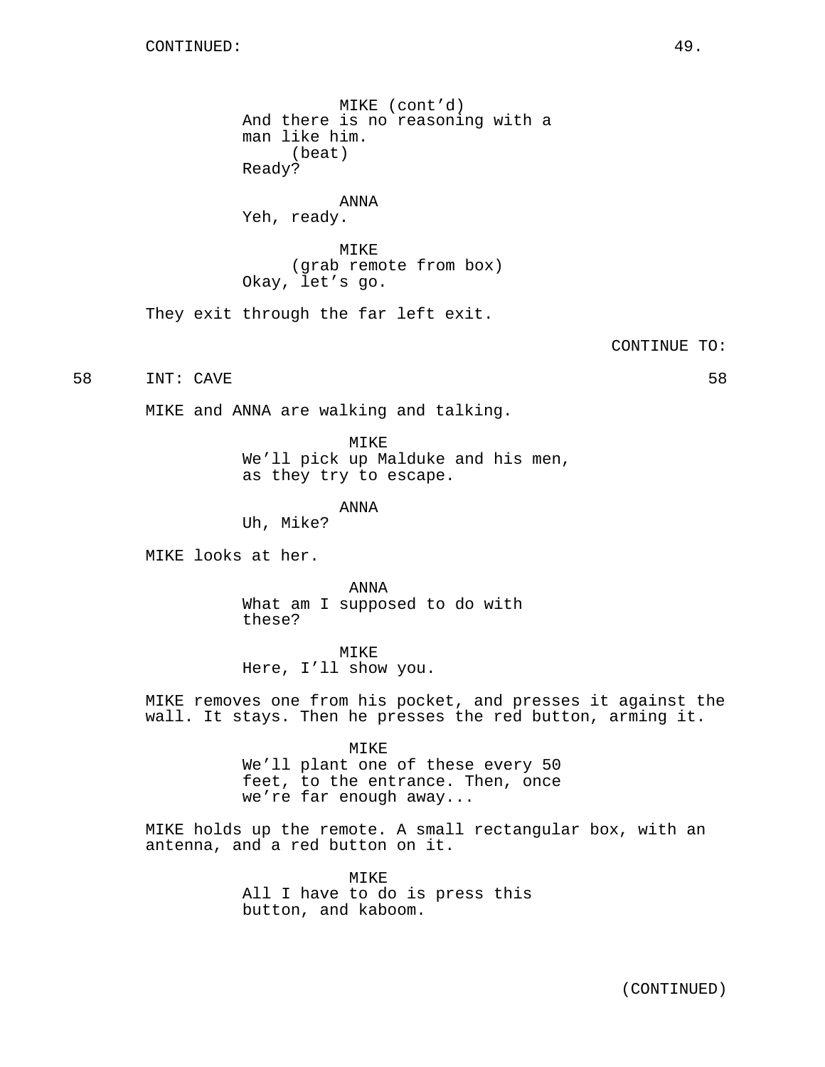CONTINUED:

MIKE (cont'd)
And there is no reasoning with a man like him.
(beat)
Ready?

ANNA
Yeh, ready.

MIKE
(grab remote from box)
Okay, let's go.

They exit through the far left exit.

CONTINUE TO:

58 INT: CAVE 58

MIKE and ANNA are walking and talking.

MIKE
We'll pick up Malduke and his men, as they try to escape.

ANNA
Uh, Mike?

MIKE looks at her.

ANNA
What am I supposed to do with these?

MIKE
Here, I'll show you.

MIKE removes one from his pocket, and presses it against the wall. It stays. Then he presses the red button, arming it.

MIKE
We'll plant one of these every 50 feet, to the entrance. Then, once we're far enough away...

MIKE holds up the remote. A small rectangular box, with an antenna, and a red button on it.

MIKE
All I have to do is press this button, and kaboom.

(CONTINUED)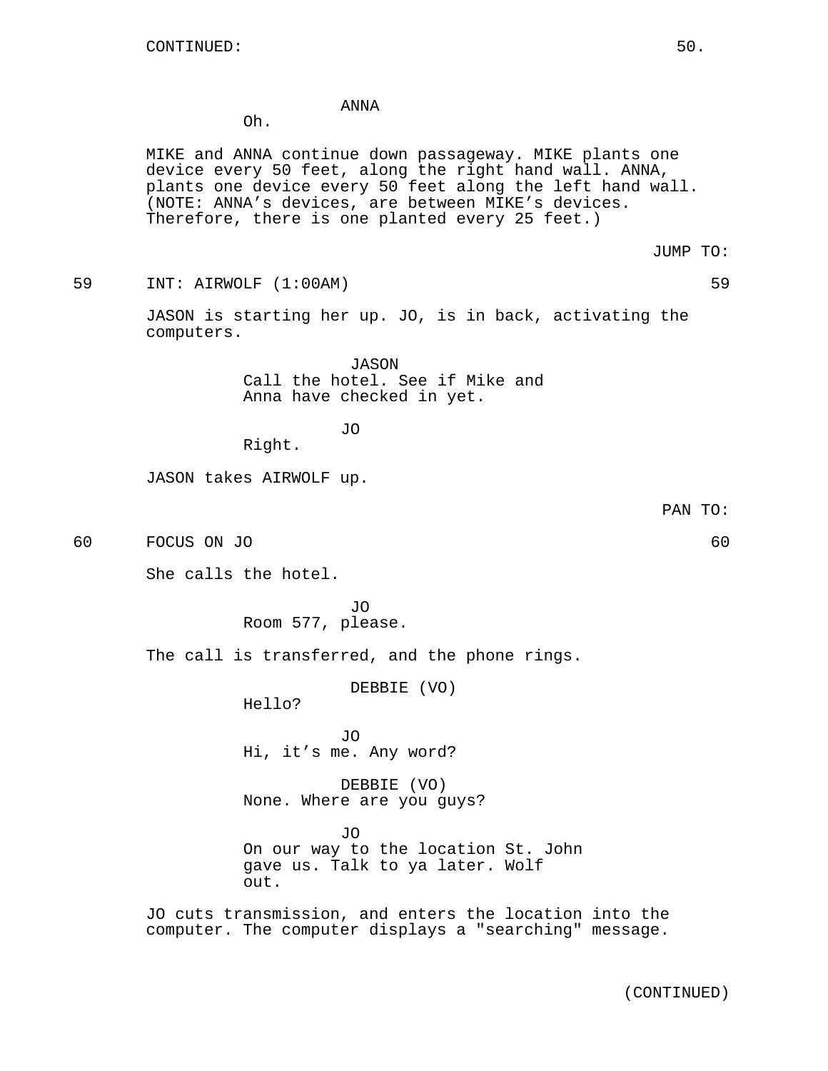ANNA
Oh.

MIKE and ANNA continue down passageway. MIKE plants one device every 50 feet, along the right hand wall. ANNA, plants one device every 50 feet along the left hand wall. (NOTE: ANNA's devices, are between MIKE's devices. Therefore, there is one planted every 25 feet.)

JUMP TO:

59 INT: AIRWOLF (1:00AM) 59

JASON is starting her up. JO, is in back, activating the computers.

JASON
Call the hotel. See if Mike and Anna have checked in yet.

JO
Right.

JASON takes AIRWOLF up.

PAN TO:

60 FOCUS ON JO 60

She calls the hotel.

JO
Room 577, please.

The call is transferred, and the phone rings.

DEBBIE (VO)
Hello?

JO
Hi, it's me. Any word?

DEBBIE (VO)
None. Where are you guys?

JO
On our way to the location St. John gave us. Talk to ya later. Wolf out.

JO cuts transmission, and enters the location into the computer. The computer displays a "searching" message.

(CONTINUED)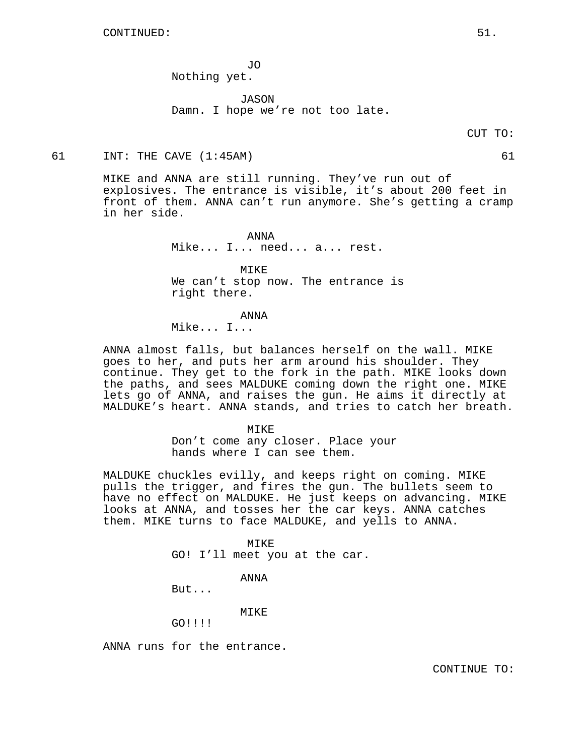CONTINUED:

JO
Nothing yet.

JASON
Damn. I hope we're not too late.

CUT TO:

61 INT: THE CAVE (1:45AM) 61

MIKE and ANNA are still running. They've run out of explosives. The entrance is visible, it's about 200 feet in front of them. ANNA can't run anymore. She's getting a cramp in her side.

ANNA
Mike... I... need... a... rest.

MIKE
We can't stop now. The entrance is right there.

ANNA
Mike... I...

ANNA almost falls, but balances herself on the wall. MIKE goes to her, and puts her arm around his shoulder. They continue. They get to the fork in the path. MIKE looks down the paths, and sees MALDUKE coming down the right one. MIKE lets go of ANNA, and raises the gun. He aims it directly at MALDUKE's heart. ANNA stands, and tries to catch her breath.

MIKE
Don't come any closer. Place your hands where I can see them.

MALDUKE chuckles evilly, and keeps right on coming. MIKE pulls the trigger, and fires the gun. The bullets seem to have no effect on MALDUKE. He just keeps on advancing. MIKE looks at ANNA, and tosses her the car keys. ANNA catches them. MIKE turns to face MALDUKE, and yells to ANNA.

MIKE
GO! I'll meet you at the car.

ANNA
But...

MIKE
GO!!!!

ANNA runs for the entrance.

CONTINUE TO: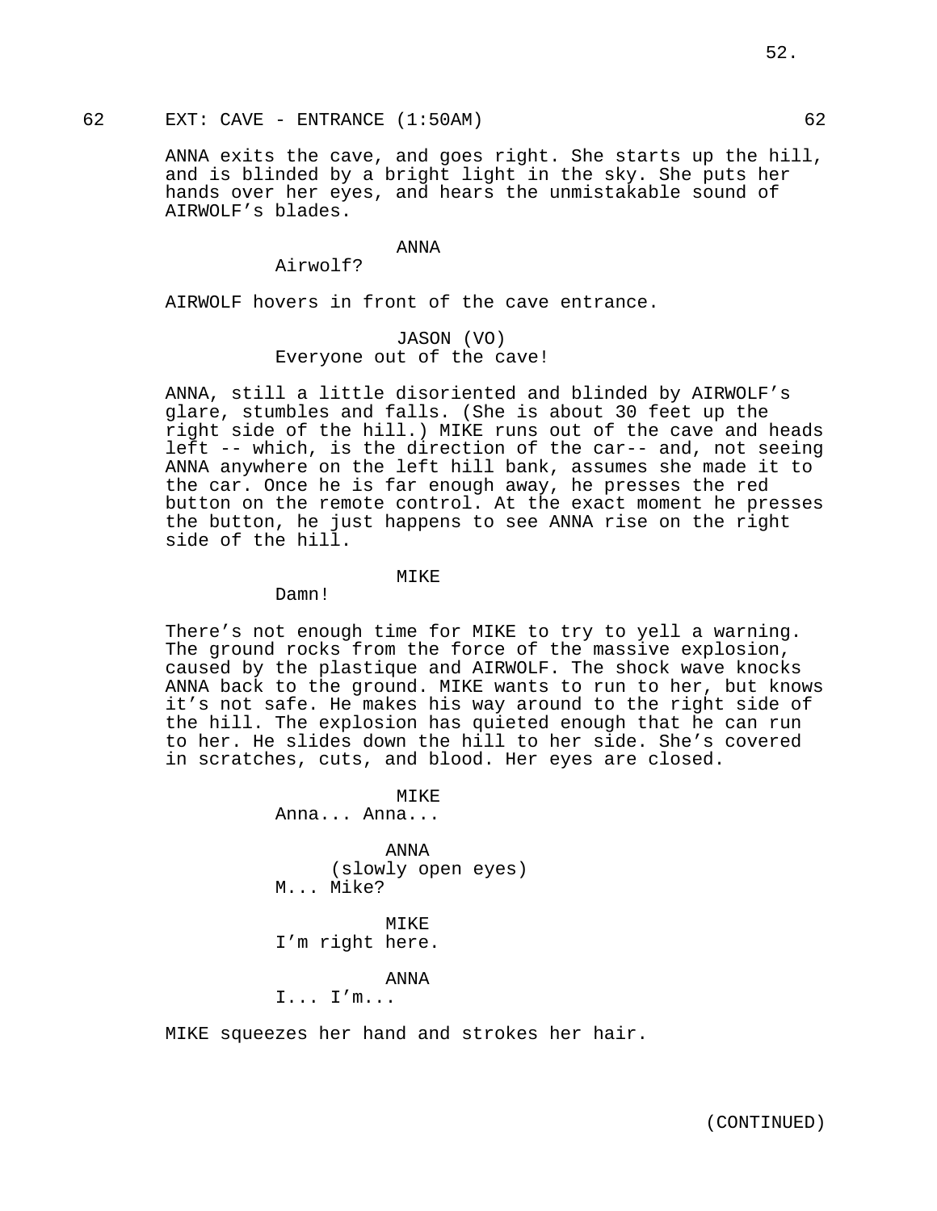62 EXT: CAVE - ENTRANCE (1:50AM) 62

ANNA exits the cave, and goes right. She starts up the hill, and is blinded by a bright light in the sky. She puts her hands over her eyes, and hears the unmistakable sound of AIRWOLF's blades.

ANNA
Airwolf?

AIRWOLF hovers in front of the cave entrance.

JASON (VO)
Everyone out of the cave!

ANNA, still a little disoriented and blinded by AIRWOLF's glare, stumbles and falls. (She is about 30 feet up the right side of the hill.) MIKE runs out of the cave and heads left -- which, is the direction of the car-- and, not seeing ANNA anywhere on the left hill bank, assumes she made it to the car. Once he is far enough away, he presses the red button on the remote control. At the exact moment he presses the button, he just happens to see ANNA rise on the right side of the hill.

MIKE
Damn!

There's not enough time for MIKE to try to yell a warning. The ground rocks from the force of the massive explosion, caused by the plastique and AIRWOLF. The shock wave knocks ANNA back to the ground. MIKE wants to run to her, but knows it's not safe. He makes his way around to the right side of the hill. The explosion has quieted enough that he can run to her. He slides down the hill to her side. She's covered in scratches, cuts, and blood. Her eyes are closed.

MIKE
Anna... Anna...

ANNA
(slowly open eyes)
M... Mike?

MIKE
I'm right here.

ANNA
I... I'm...

MIKE squeezes her hand and strokes her hair.

(CONTINUED)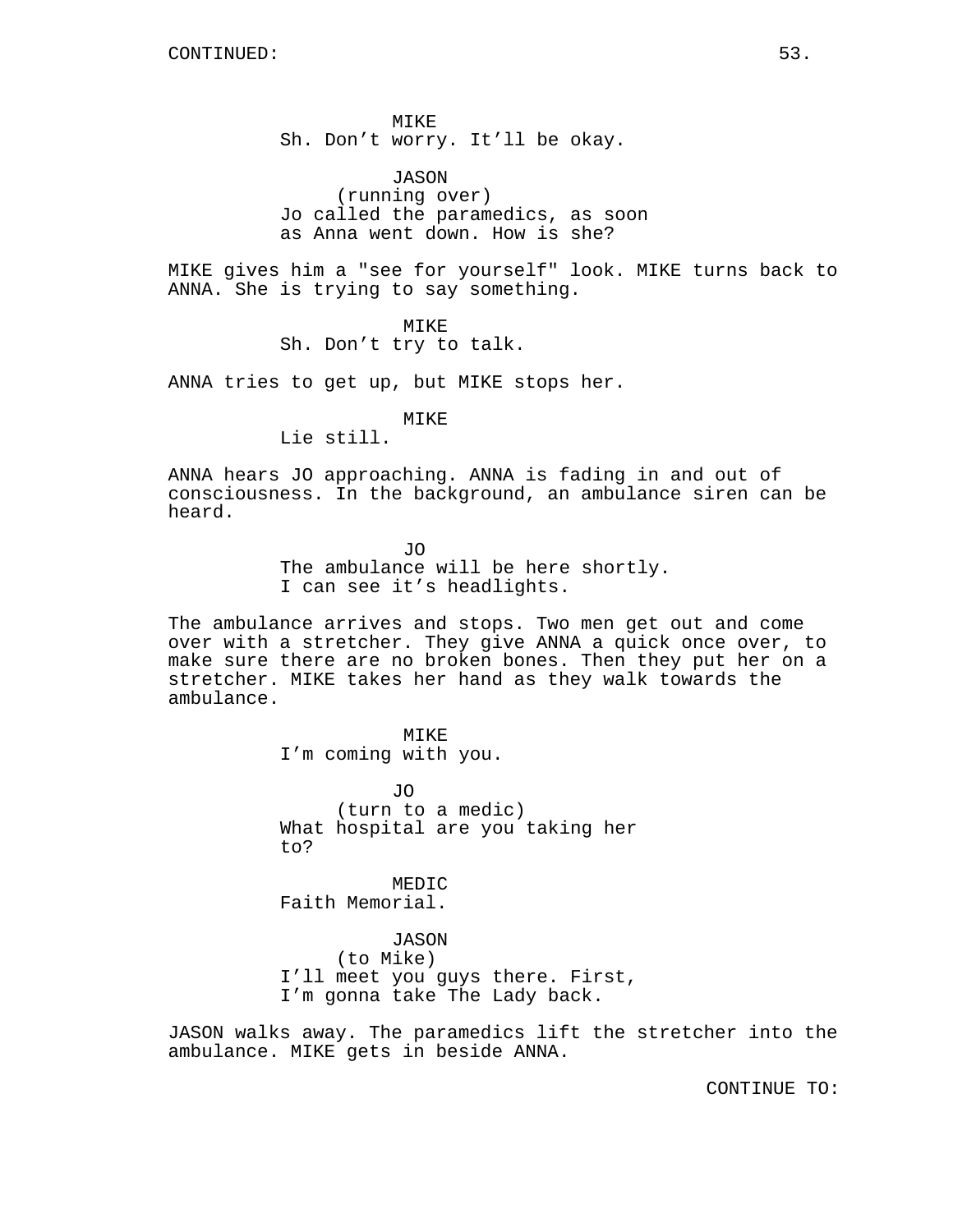CONTINUED:

MIKE
Sh. Don’t worry. It’ll be okay.

JASON
(running over)
Jo called the paramedics, as soon as Anna went down. How is she?

MIKE gives him a "see for yourself" look. MIKE turns back to ANNA. She is trying to say something.

MIKE
Sh. Don’t try to talk.

ANNA tries to get up, but MIKE stops her.

MIKE
Lie still.

ANNA hears JO approaching. ANNA is fading in and out of consciousness. In the background, an ambulance siren can be heard.

JO
The ambulance will be here shortly. I can see it’s headlights.

The ambulance arrives and stops. Two men get out and come over with a stretcher. They give ANNA a quick once over, to make sure there are no broken bones. Then they put her on a stretcher. MIKE takes her hand as they walk towards the ambulance.

MIKE
I’m coming with you.

JO
(turn to a medic)
What hospital are you taking her to?

MEDIC
Faith Memorial.

JASON
(to Mike)
I’ll meet you guys there. First, I’m gonna take The Lady back.

JASON walks away. The paramedics lift the stretcher into the ambulance. MIKE gets in beside ANNA.

CONTINUE TO: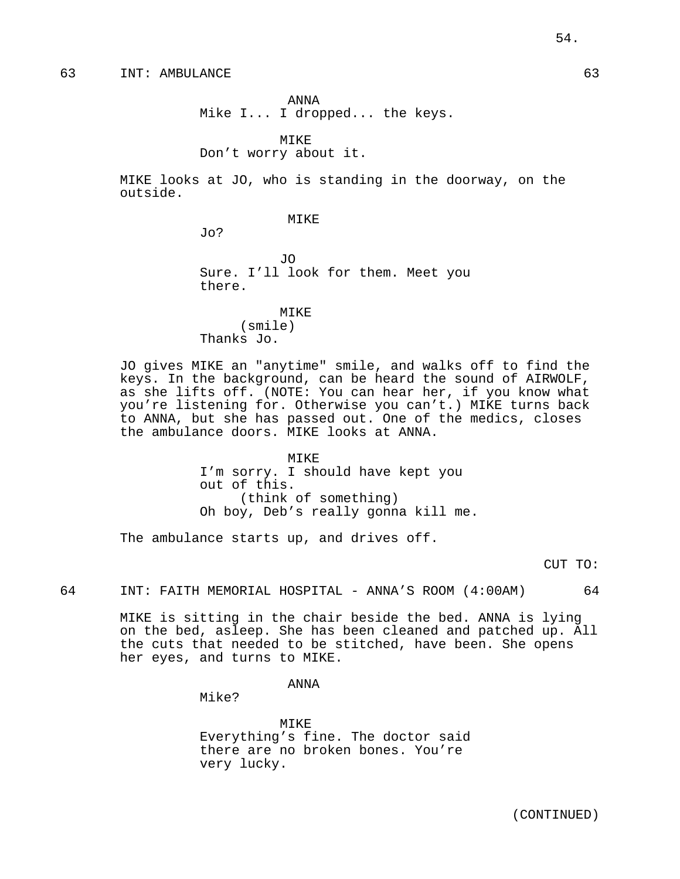63 INT: AMBULANCE 63

ANNA
Mike I... I dropped... the keys.

MIKE
Don't worry about it.

MIKE looks at JO, who is standing in the doorway, on the outside.

MIKE
Jo?

JO
Sure. I'll look for them. Meet you there.

MIKE
(smile)
Thanks Jo.

JO gives MIKE an "anytime" smile, and walks off to find the keys. In the background, can be heard the sound of AIRWOLF, as she lifts off. (NOTE: You can hear her, if you know what you're listening for. Otherwise you can't.) MIKE turns back to ANNA, but she has passed out. One of the medics, closes the ambulance doors. MIKE looks at ANNA.

MIKE
I'm sorry. I should have kept you out of this.
(think of something)
Oh boy, Deb's really gonna kill me.

The ambulance starts up, and drives off.

CUT TO:

64 INT: FAITH MEMORIAL HOSPITAL - ANNA'S ROOM (4:00AM) 64

MIKE is sitting in the chair beside the bed. ANNA is lying on the bed, asleep. She has been cleaned and patched up. All the cuts that needed to be stitched, have been. She opens her eyes, and turns to MIKE.

ANNA
Mike?

MIKE
Everything's fine. The doctor said there are no broken bones. You're very lucky.

(CONTINUED)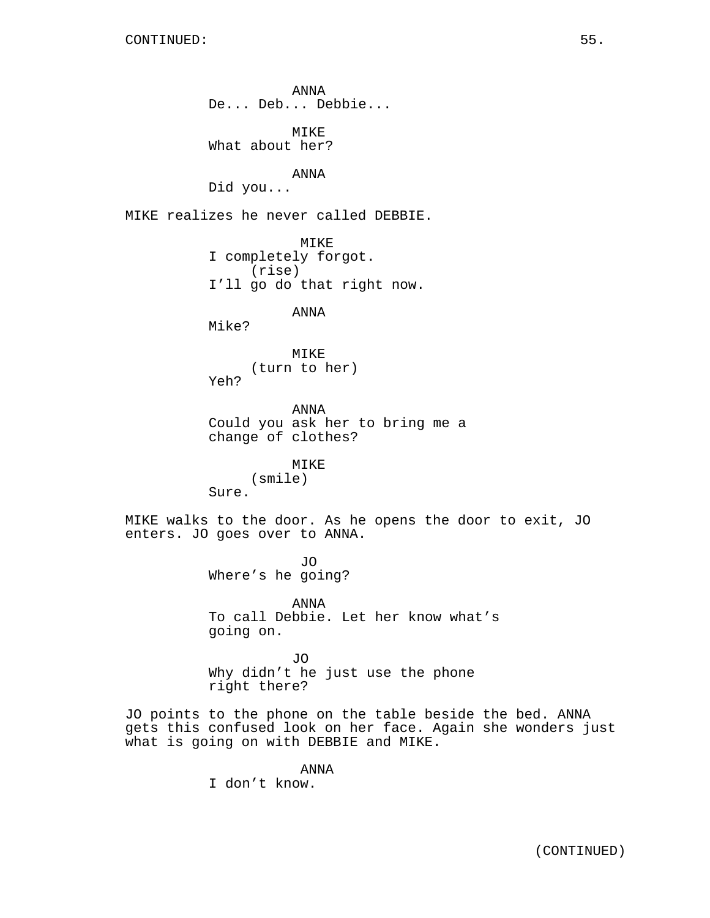ANNA
De... Deb... Debbie...

MIKE
What about her?

ANNA
Did you...

MIKE realizes he never called DEBBIE.

MIKE
I completely forgot.
(rise)
I'll go do that right now.

ANNA
Mike?

MIKE
(turn to her)
Yeh?

ANNA
Could you ask her to bring me a
change of clothes?

MIKE
(smile)
Sure.

MIKE walks to the door. As he opens the door to exit, JO enters. JO goes over to ANNA.

JO
Where's he going?

ANNA
To call Debbie. Let her know what's
going on.

JO
Why didn't he just use the phone
right there?

JO points to the phone on the table beside the bed. ANNA gets this confused look on her face. Again she wonders just what is going on with DEBBIE and MIKE.

ANNA
I don't know.

(CONTINUED)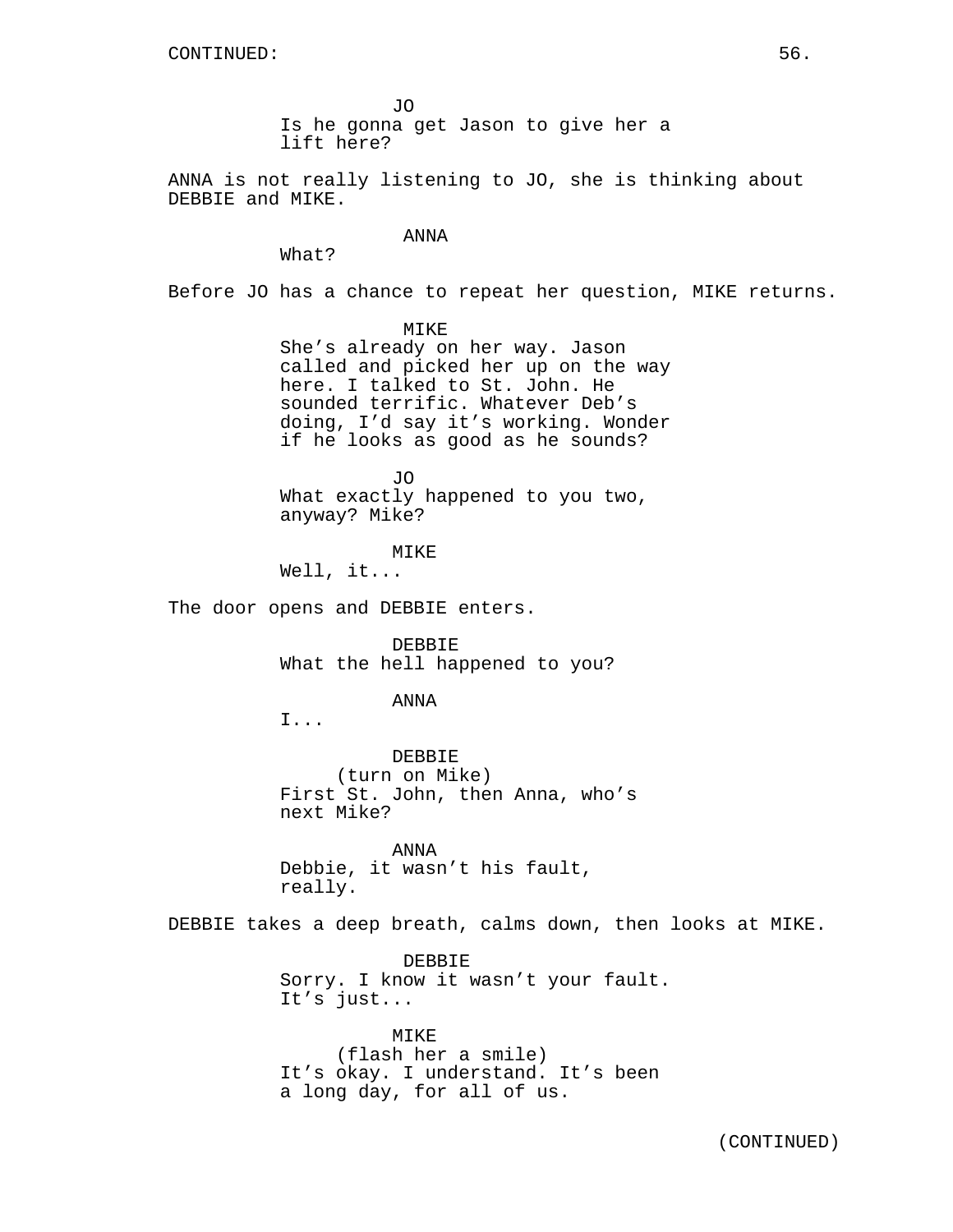CONTINUED:

JO
Is he gonna get Jason to give her a lift here?

ANNA is not really listening to JO, she is thinking about DEBBIE and MIKE.

ANNA
What?

Before JO has a chance to repeat her question, MIKE returns.

MIKE
She's already on her way. Jason called and picked her up on the way here. I talked to St. John. He sounded terrific. Whatever Deb's doing, I'd say it's working. Wonder if he looks as good as he sounds?

JO
What exactly happened to you two, anyway? Mike?

MIKE
Well, it...

The door opens and DEBBIE enters.

DEBBIE
What the hell happened to you?

ANNA
I...

DEBBIE
(turn on Mike)
First St. John, then Anna, who's next Mike?

ANNA
Debbie, it wasn't his fault, really.

DEBBIE takes a deep breath, calms down, then looks at MIKE.

DEBBIE
Sorry. I know it wasn't your fault. It's just...

MIKE
(flash her a smile)
It's okay. I understand. It's been a long day, for all of us.

(CONTINUED)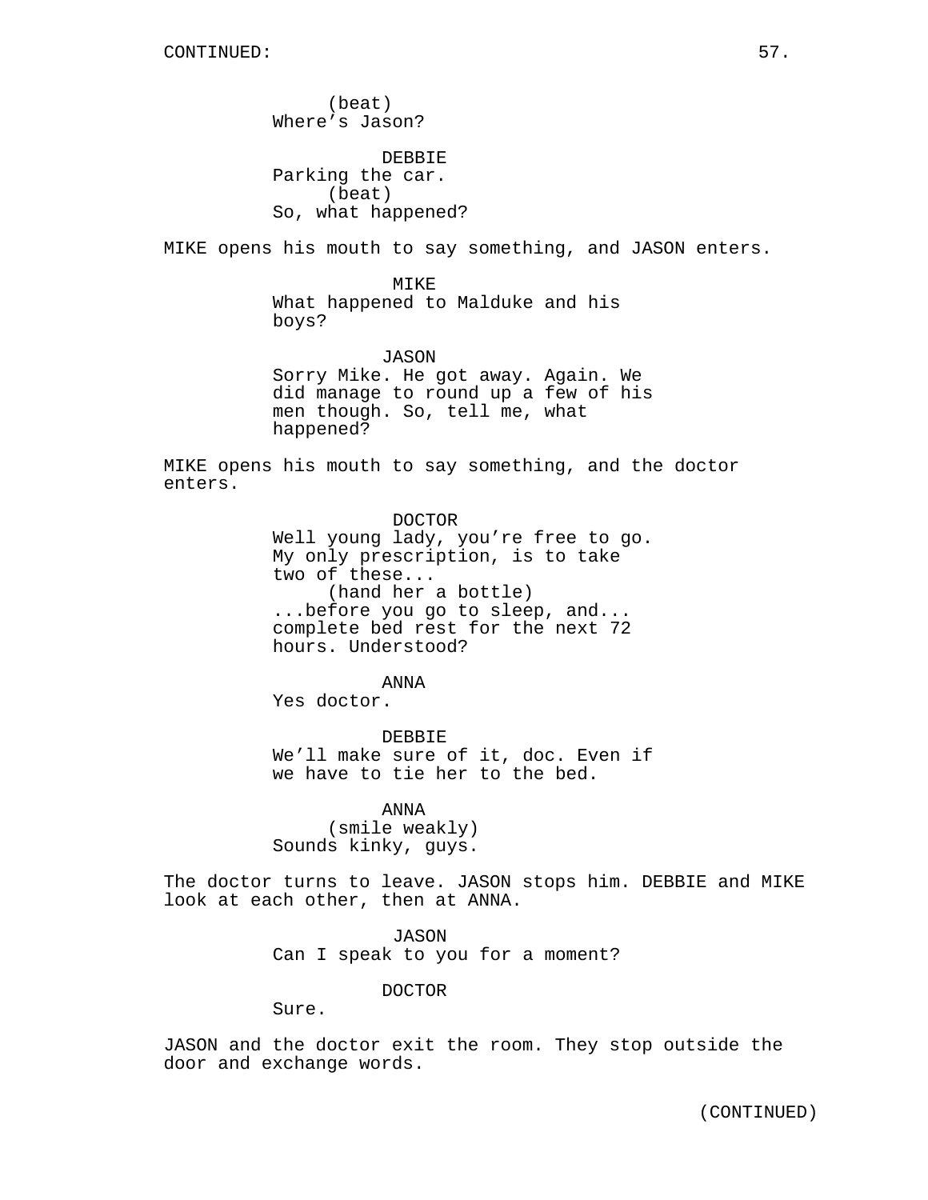CONTINUED:

(beat)
Where's Jason?

DEBBIE
Parking the car.
(beat)
So, what happened?

MIKE opens his mouth to say something, and JASON enters.

MIKE
What happened to Malduke and his boys?

JASON
Sorry Mike. He got away. Again. We did manage to round up a few of his men though. So, tell me, what happened?

MIKE opens his mouth to say something, and the doctor enters.

DOCTOR
Well young lady, you're free to go. My only prescription, is to take two of these...
(hand her a bottle)
...before you go to sleep, and... complete bed rest for the next 72 hours. Understood?

ANNA
Yes doctor.

DEBBIE
We'll make sure of it, doc. Even if we have to tie her to the bed.

ANNA
(smile weakly)
Sounds kinky, guys.

The doctor turns to leave. JASON stops him. DEBBIE and MIKE look at each other, then at ANNA.

JASON
Can I speak to you for a moment?

DOCTOR
Sure.

JASON and the doctor exit the room. They stop outside the door and exchange words.

(CONTINUED)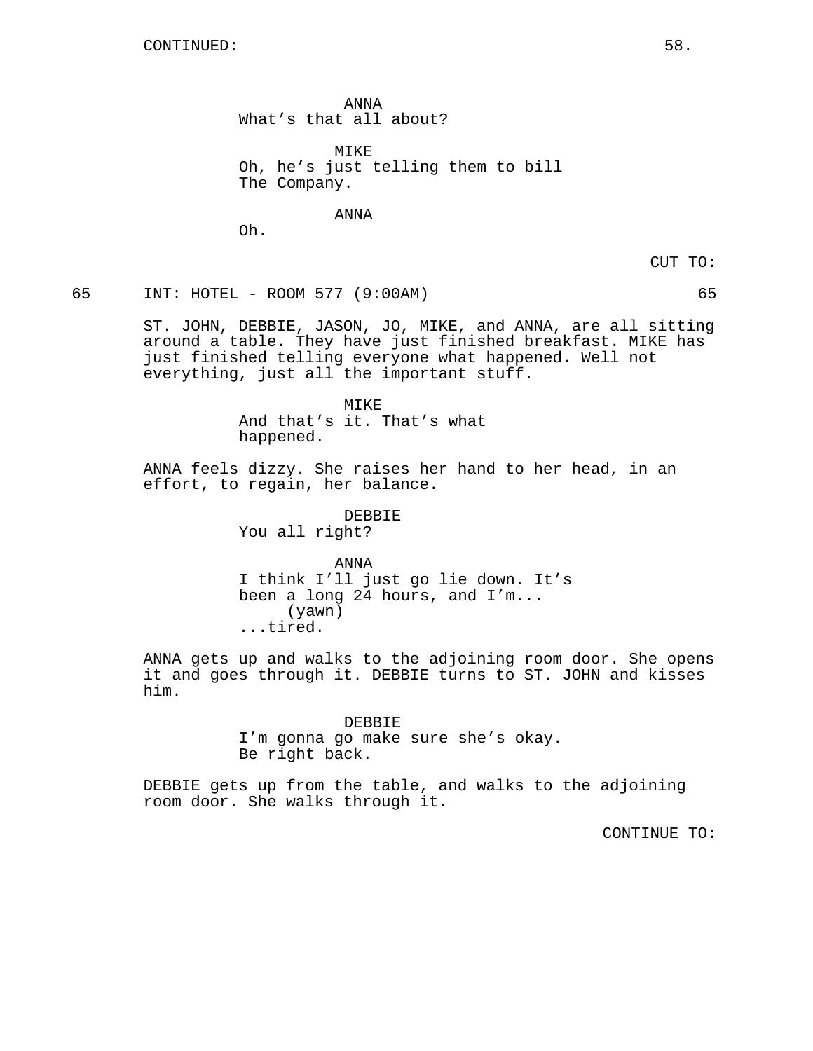CONTINUED:

ANNA
What's that all about?

MIKE
Oh, he's just telling them to bill The Company.

ANNA
Oh.

CUT TO:

65 INT: HOTEL - ROOM 577 (9:00AM) 65

ST. JOHN, DEBBIE, JASON, JO, MIKE, and ANNA, are all sitting around a table. They have just finished breakfast. MIKE has just finished telling everyone what happened. Well not everything, just all the important stuff.

MIKE
And that's it. That's what happened.

ANNA feels dizzy. She raises her hand to her head, in an effort, to regain, her balance.

DEBBIE
You all right?

ANNA
I think I'll just go lie down. It's been a long 24 hours, and I'm...
(yawn)
...tired.

ANNA gets up and walks to the adjoining room door. She opens it and goes through it. DEBBIE turns to ST. JOHN and kisses him.

DEBBIE
I'm gonna go make sure she's okay. Be right back.

DEBBIE gets up from the table, and walks to the adjoining room door. She walks through it.

CONTINUE TO: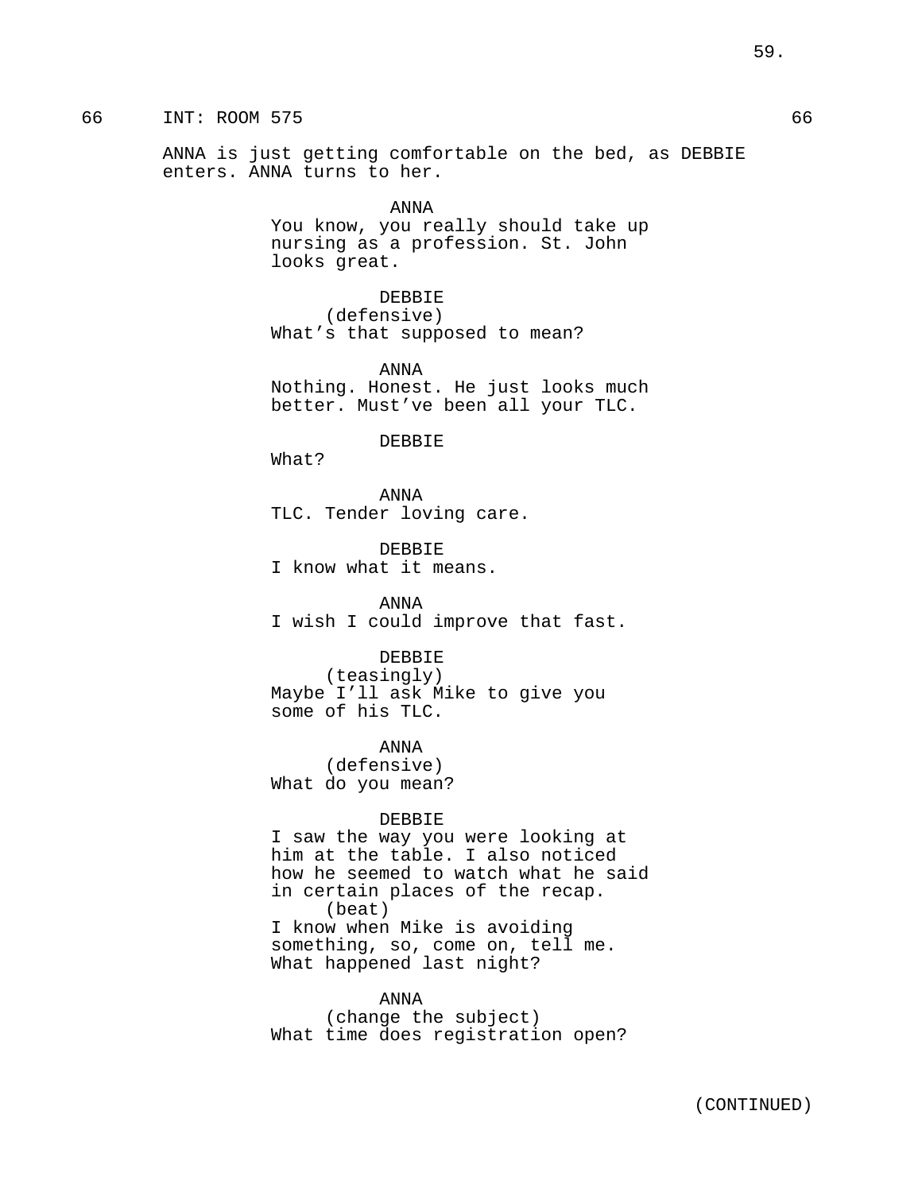66 INT: ROOM 575 66

ANNA is just getting comfortable on the bed, as DEBBIE enters. ANNA turns to her.

ANNA
You know, you really should take up nursing as a profession. St. John looks great.

DEBBIE
(defensive)
What's that supposed to mean?

ANNA
Nothing. Honest. He just looks much better. Must've been all your TLC.

DEBBIE
What?

ANNA
TLC. Tender loving care.

DEBBIE
I know what it means.

ANNA
I wish I could improve that fast.

DEBBIE
(teasingly)
Maybe I'll ask Mike to give you some of his TLC.

ANNA
(defensive)
What do you mean?

DEBBIE
I saw the way you were looking at him at the table. I also noticed how he seemed to watch what he said in certain places of the recap.
(beat)
I know when Mike is avoiding something, so, come on, tell me. What happened last night?

ANNA
(change the subject)
What time does registration open?

(CONTINUED)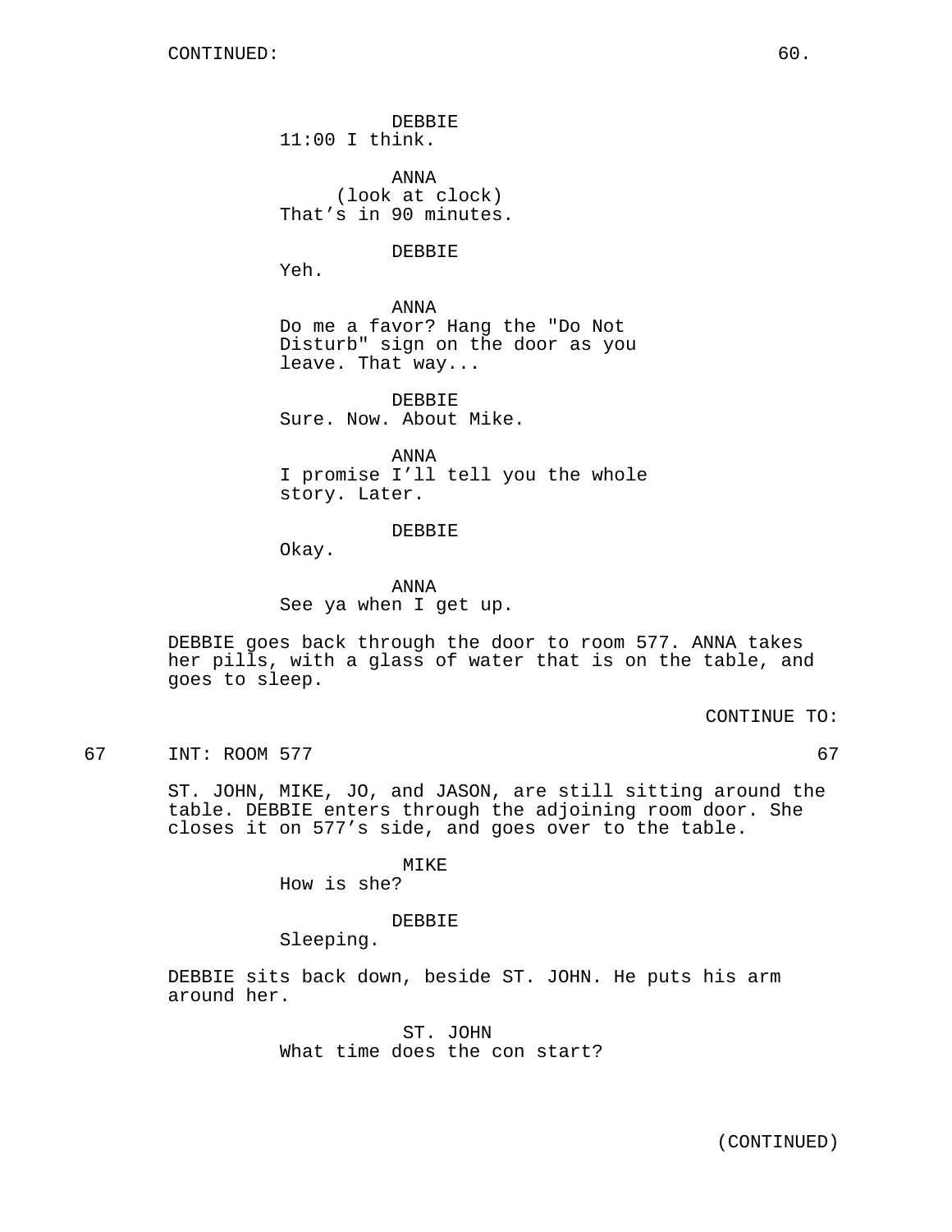DEBBIE
11:00 I think.

ANNA
(look at clock)
That's in 90 minutes.

DEBBIE
Yeh.

ANNA
Do me a favor? Hang the "Do Not Disturb" sign on the door as you leave. That way...

DEBBIE
Sure. Now. About Mike.

ANNA
I promise I'll tell you the whole story. Later.

DEBBIE
Okay.

ANNA
See ya when I get up.

DEBBIE goes back through the door to room 577. ANNA takes her pills, with a glass of water that is on the table, and goes to sleep.

CONTINUE TO:

67 INT: ROOM 577 67

ST. JOHN, MIKE, JO, and JASON, are still sitting around the table. DEBBIE enters through the adjoining room door. She closes it on 577's side, and goes over to the table.

MIKE
How is she?

DEBBIE
Sleeping.

DEBBIE sits back down, beside ST. JOHN. He puts his arm around her.

ST. JOHN
What time does the con start?

(CONTINUED)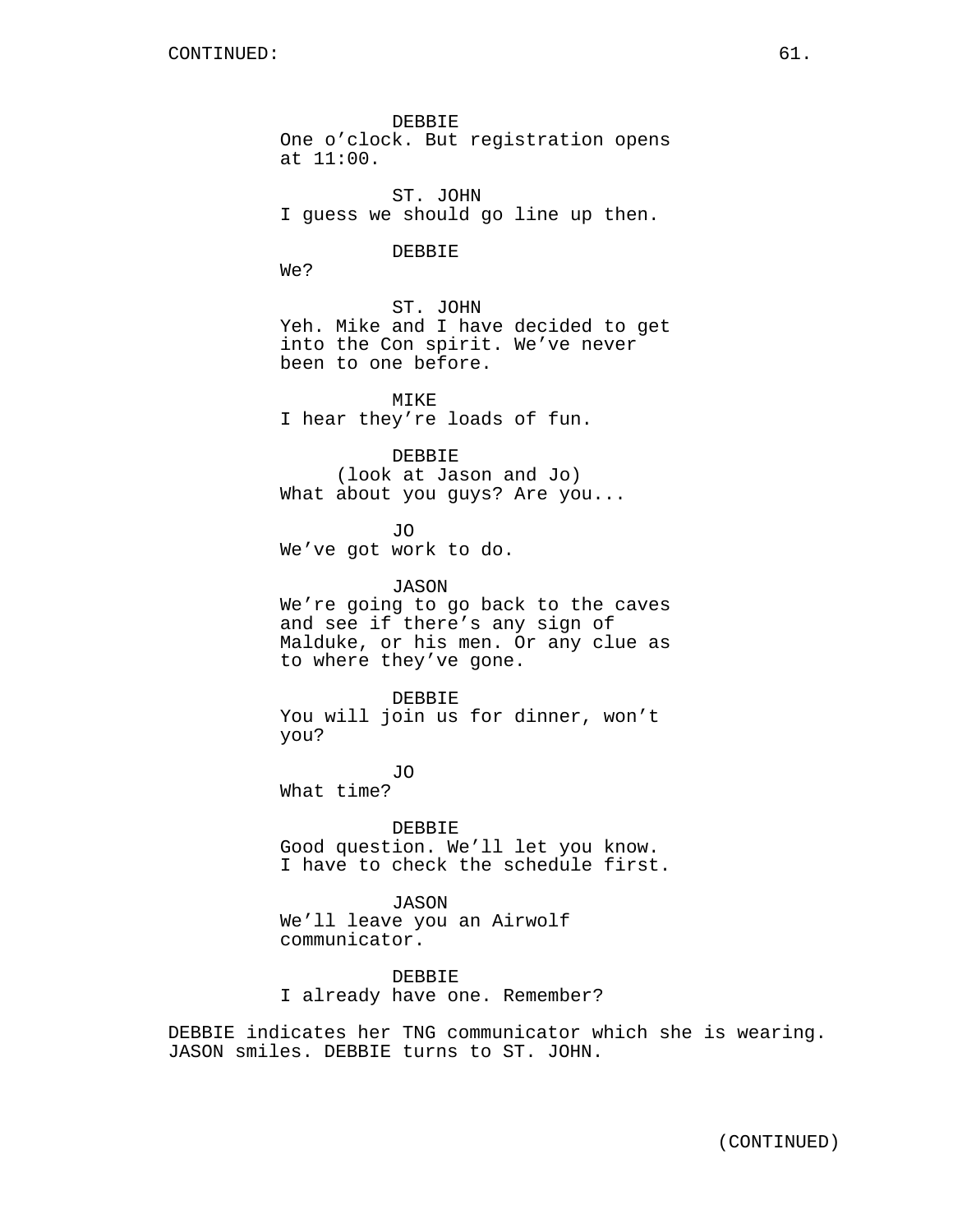DEBBIE
One o'clock. But registration opens at 11:00.

ST. JOHN
I guess we should go line up then.

DEBBIE
We?

ST. JOHN
Yeh. Mike and I have decided to get into the Con spirit. We've never been to one before.

MIKE
I hear they're loads of fun.

DEBBIE
(look at Jason and Jo)
What about you guys? Are you...

JO
We've got work to do.

JASON
We're going to go back to the caves and see if there's any sign of Malduke, or his men. Or any clue as to where they've gone.

DEBBIE
You will join us for dinner, won't you?

JO
What time?

DEBBIE
Good question. We'll let you know. I have to check the schedule first.

JASON
We'll leave you an Airwolf communicator.

DEBBIE
I already have one. Remember?

DEBBIE indicates her TNG communicator which she is wearing. JASON smiles. DEBBIE turns to ST. JOHN.

(CONTINUED)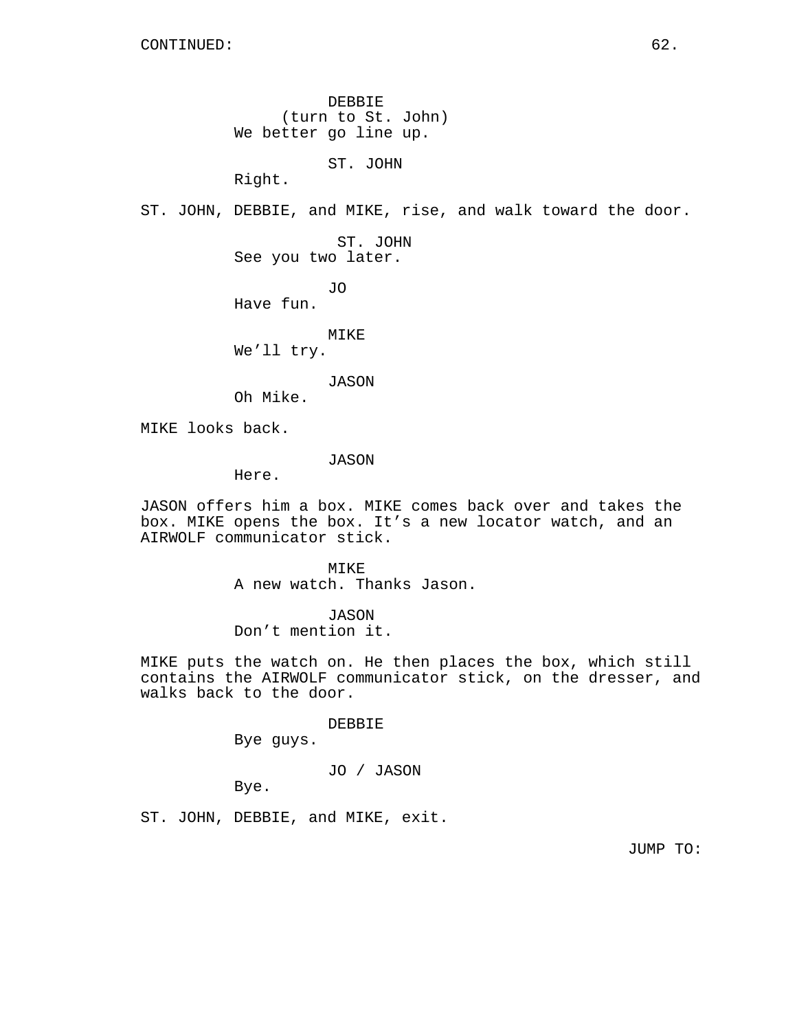CONTINUED:

DEBBIE
(turn to St. John)
We better go line up.

ST. JOHN
Right.

ST. JOHN, DEBBIE, and MIKE, rise, and walk toward the door.

ST. JOHN
See you two later.

JO
Have fun.

MIKE
We'll try.

JASON
Oh Mike.

MIKE looks back.

JASON
Here.

JASON offers him a box. MIKE comes back over and takes the box. MIKE opens the box. It's a new locator watch, and an AIRWOLF communicator stick.

MIKE
A new watch. Thanks Jason.

JASON
Don't mention it.

MIKE puts the watch on. He then places the box, which still contains the AIRWOLF communicator stick, on the dresser, and walks back to the door.

DEBBIE
Bye guys.

JO / JASON
Bye.

ST. JOHN, DEBBIE, and MIKE, exit.

JUMP TO: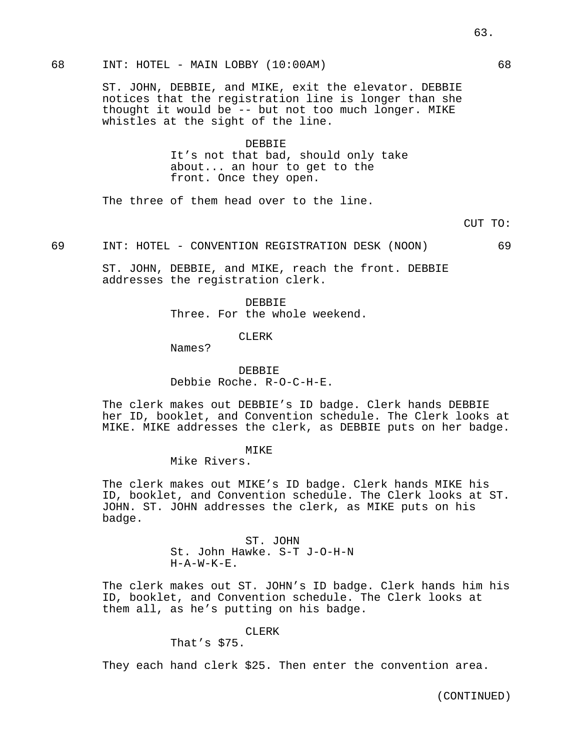68 INT: HOTEL - MAIN LOBBY (10:00AM) 68

ST. JOHN, DEBBIE, and MIKE, exit the elevator. DEBBIE notices that the registration line is longer than she thought it would be -- but not too much longer. MIKE whistles at the sight of the line.

DEBBIE
It's not that bad, should only take about... an hour to get to the front. Once they open.

The three of them head over to the line.

CUT TO:

69 INT: HOTEL - CONVENTION REGISTRATION DESK (NOON) 69

ST. JOHN, DEBBIE, and MIKE, reach the front. DEBBIE addresses the registration clerk.

DEBBIE
Three. For the whole weekend.

CLERK
Names?

DEBBIE
Debbie Roche. R-O-C-H-E.

The clerk makes out DEBBIE's ID badge. Clerk hands DEBBIE her ID, booklet, and Convention schedule. The Clerk looks at MIKE. MIKE addresses the clerk, as DEBBIE puts on her badge.

MIKE
Mike Rivers.

The clerk makes out MIKE's ID badge. Clerk hands MIKE his ID, booklet, and Convention schedule. The Clerk looks at ST. JOHN. ST. JOHN addresses the clerk, as MIKE puts on his badge.

ST. JOHN
St. John Hawke. S-T J-O-H-N H-A-W-K-E.

The clerk makes out ST. JOHN's ID badge. Clerk hands him his ID, booklet, and Convention schedule. The Clerk looks at them all, as he's putting on his badge.

CLERK
That's $75.

They each hand clerk $25. Then enter the convention area.

(CONTINUED)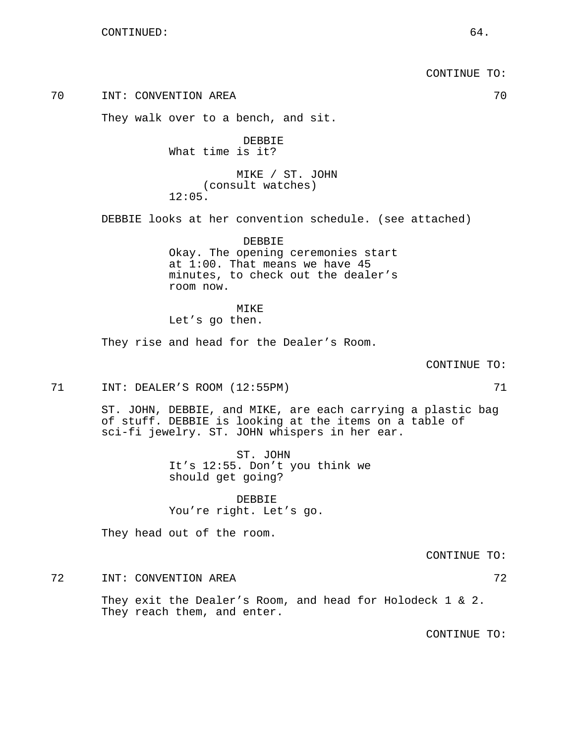CONTINUED:

CONTINUE TO:

70 INT: CONVENTION AREA 70

They walk over to a bench, and sit.

DEBBIE
What time is it?

MIKE / ST. JOHN
(consult watches)
12:05.

DEBBIE looks at her convention schedule. (see attached)

DEBBIE
Okay. The opening ceremonies start at 1:00. That means we have 45 minutes, to check out the dealer's room now.

MIKE
Let's go then.

They rise and head for the Dealer's Room.

CONTINUE TO:

71 INT: DEALER'S ROOM (12:55PM) 71

ST. JOHN, DEBBIE, and MIKE, are each carrying a plastic bag of stuff. DEBBIE is looking at the items on a table of sci-fi jewelry. ST. JOHN whispers in her ear.

ST. JOHN
It's 12:55. Don't you think we should get going?

DEBBIE
You're right. Let's go.

They head out of the room.

CONTINUE TO:

72 INT: CONVENTION AREA 72

They exit the Dealer's Room, and head for Holodeck 1 & 2. They reach them, and enter.

CONTINUE TO: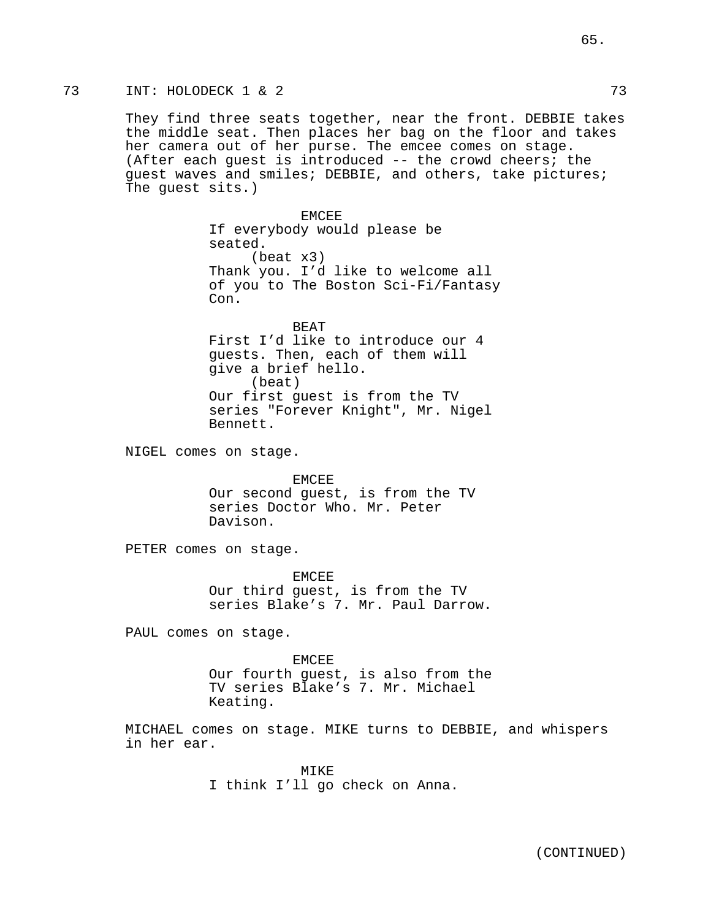73 INT: HOLODECK 1 & 2 73

They find three seats together, near the front. DEBBIE takes the middle seat. Then places her bag on the floor and takes her camera out of her purse. The emcee comes on stage. (After each guest is introduced -- the crowd cheers; the guest waves and smiles; DEBBIE, and others, take pictures; The guest sits.)

EMCEE
If everybody would please be seated.
(beat x3)
Thank you. I'd like to welcome all of you to The Boston Sci-Fi/Fantasy Con.

BEAT
First I'd like to introduce our 4 guests. Then, each of them will give a brief hello.
(beat)
Our first guest is from the TV series "Forever Knight", Mr. Nigel Bennett.

NIGEL comes on stage.

EMCEE
Our second guest, is from the TV series Doctor Who. Mr. Peter Davison.

PETER comes on stage.

EMCEE
Our third guest, is from the TV series Blake's 7. Mr. Paul Darrow.

PAUL comes on stage.

EMCEE
Our fourth guest, is also from the TV series Blake's 7. Mr. Michael Keating.

MICHAEL comes on stage. MIKE turns to DEBBIE, and whispers in her ear.

MIKE
I think I'll go check on Anna.

(CONTINUED)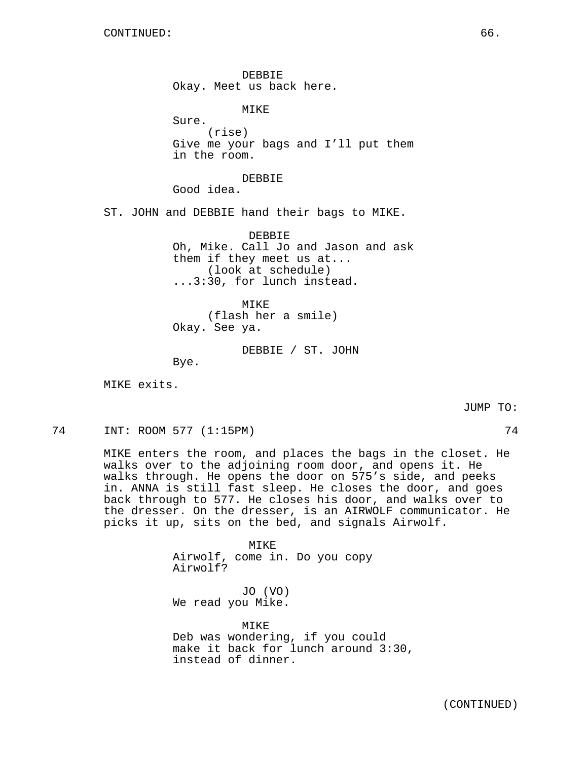CONTINUED:

DEBBIE
Okay. Meet us back here.

MIKE
Sure.
(rise)
Give me your bags and I'll put them in the room.

DEBBIE
Good idea.

ST. JOHN and DEBBIE hand their bags to MIKE.

DEBBIE
Oh, Mike. Call Jo and Jason and ask them if they meet us at...
(look at schedule)
...3:30, for lunch instead.

MIKE
(flash her a smile)
Okay. See ya.

DEBBIE / ST. JOHN
Bye.

MIKE exits.

JUMP TO:

74 INT: ROOM 577 (1:15PM) 74

MIKE enters the room, and places the bags in the closet. He walks over to the adjoining room door, and opens it. He walks through. He opens the door on 575's side, and peeks in. ANNA is still fast sleep. He closes the door, and goes back through to 577. He closes his door, and walks over to the dresser. On the dresser, is an AIRWOLF communicator. He picks it up, sits on the bed, and signals Airwolf.

MIKE
Airwolf, come in. Do you copy Airwolf?

JO (VO)
We read you Mike.

MIKE
Deb was wondering, if you could make it back for lunch around 3:30, instead of dinner.

(CONTINUED)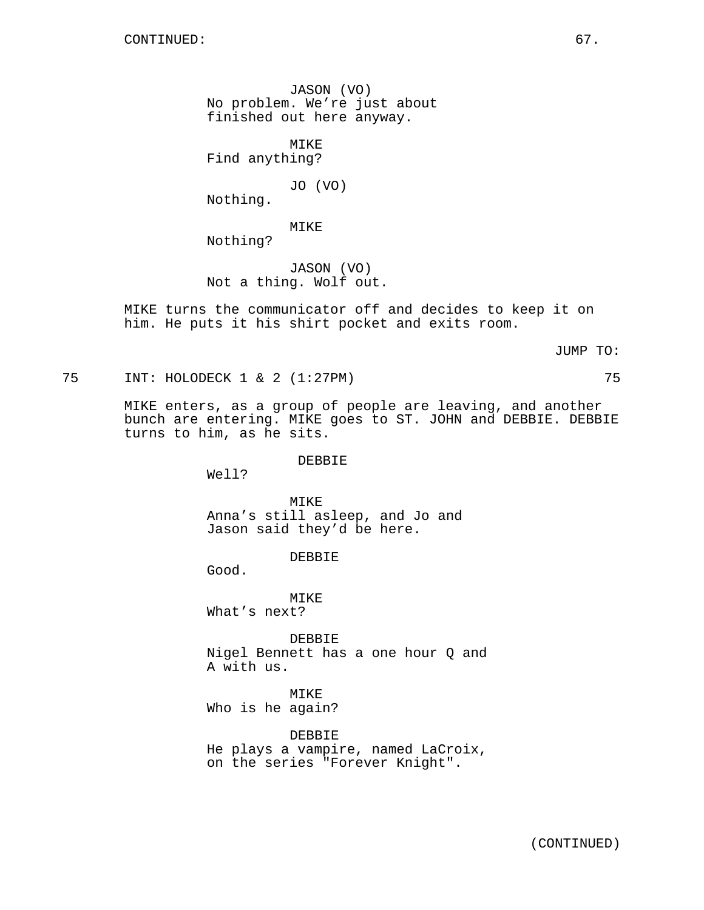CONTINUED:

JASON (VO)
No problem. We're just about finished out here anyway.

MIKE
Find anything?

JO (VO)
Nothing.

MIKE
Nothing?

JASON (VO)
Not a thing. Wolf out.

MIKE turns the communicator off and decides to keep it on him. He puts it his shirt pocket and exits room.

JUMP TO:

75 INT: HOLODECK 1 & 2 (1:27PM) 75

MIKE enters, as a group of people are leaving, and another bunch are entering. MIKE goes to ST. JOHN and DEBBIE. DEBBIE turns to him, as he sits.

DEBBIE
Well?

MIKE
Anna's still asleep, and Jo and Jason said they'd be here.

DEBBIE
Good.

MIKE
What's next?

DEBBIE
Nigel Bennett has a one hour Q and A with us.

MIKE
Who is he again?

DEBBIE
He plays a vampire, named LaCroix, on the series "Forever Knight".

(CONTINUED)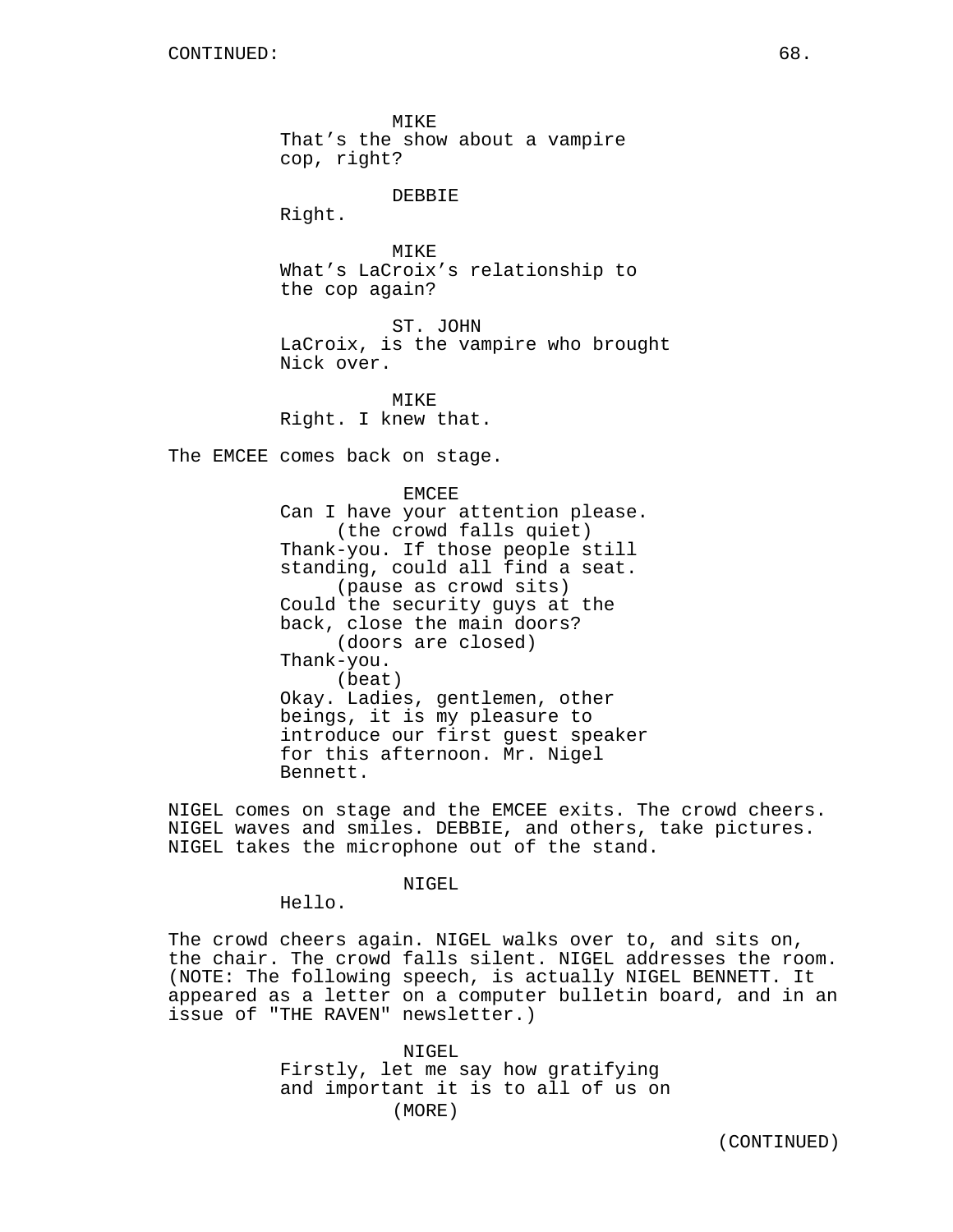MIKE
That's the show about a vampire cop, right?

DEBBIE
Right.

MIKE
What's LaCroix's relationship to the cop again?

ST. JOHN
LaCroix, is the vampire who brought Nick over.

MIKE
Right. I knew that.

The EMCEE comes back on stage.

EMCEE
Can I have your attention please.
(the crowd falls quiet)
Thank-you. If those people still standing, could all find a seat.
(pause as crowd sits)
Could the security guys at the back, close the main doors?
(doors are closed)
Thank-you.
(beat)
Okay. Ladies, gentlemen, other beings, it is my pleasure to introduce our first guest speaker for this afternoon. Mr. Nigel Bennett.

NIGEL comes on stage and the EMCEE exits. The crowd cheers. NIGEL waves and smiles. DEBBIE, and others, take pictures. NIGEL takes the microphone out of the stand.

NIGEL
Hello.

The crowd cheers again. NIGEL walks over to, and sits on, the chair. The crowd falls silent. NIGEL addresses the room. (NOTE: The following speech, is actually NIGEL BENNETT. It appeared as a letter on a computer bulletin board, and in an issue of "THE RAVEN" newsletter.)

NIGEL
Firstly, let me say how gratifying and important it is to all of us on
(MORE)

(CONTINUED)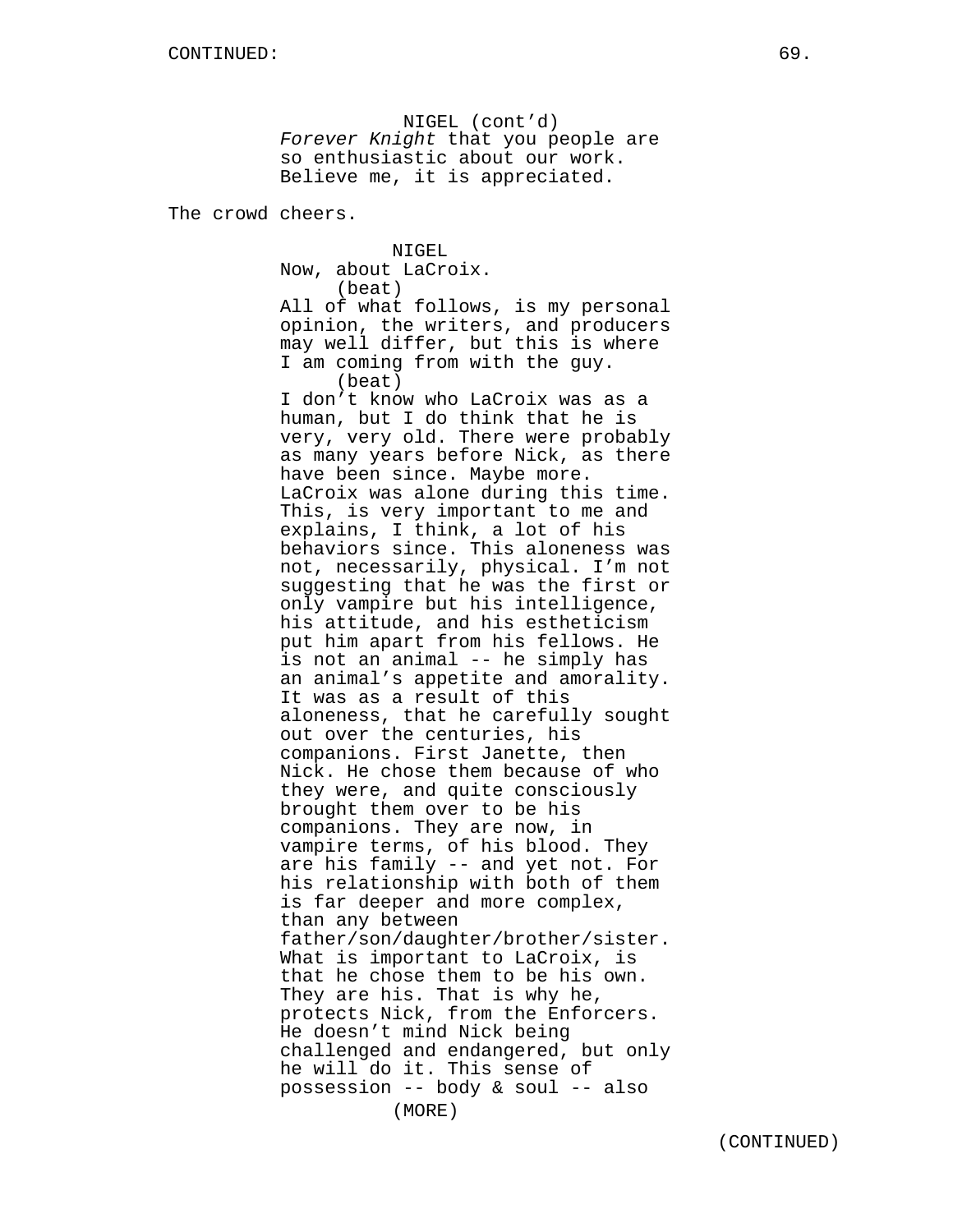NIGEL (cont'd)
*Forever Knight* that you people are so enthusiastic about our work. Believe me, it is appreciated.

The crowd cheers.

NIGEL
Now, about LaCroix.
(beat)
All of what follows, is my personal opinion, the writers, and producers may well differ, but this is where I am coming from with the guy.
(beat)
I don't know who LaCroix was as a human, but I do think that he is very, very old. There were probably as many years before Nick, as there have been since. Maybe more. LaCroix was alone during this time. This, is very important to me and explains, I think, a lot of his behaviors since. This aloneness was not, necessarily, physical. I'm not suggesting that he was the first or only vampire but his intelligence, his attitude, and his estheticism put him apart from his fellows. He is not an animal -- he simply has an animal's appetite and amorality. It was as a result of this aloneness, that he carefully sought out over the centuries, his companions. First Janette, then Nick. He chose them because of who they were, and quite consciously brought them over to be his companions. They are now, in vampire terms, of his blood. They are his family -- and yet not. For his relationship with both of them is far deeper and more complex, than any between father/son/daughter/brother/sister. What is important to LaCroix, is that he chose them to be his own. They are his. That is why he, protects Nick, from the Enforcers. He doesn't mind Nick being challenged and endangered, but only he will do it. This sense of possession -- body & soul -- also

(MORE)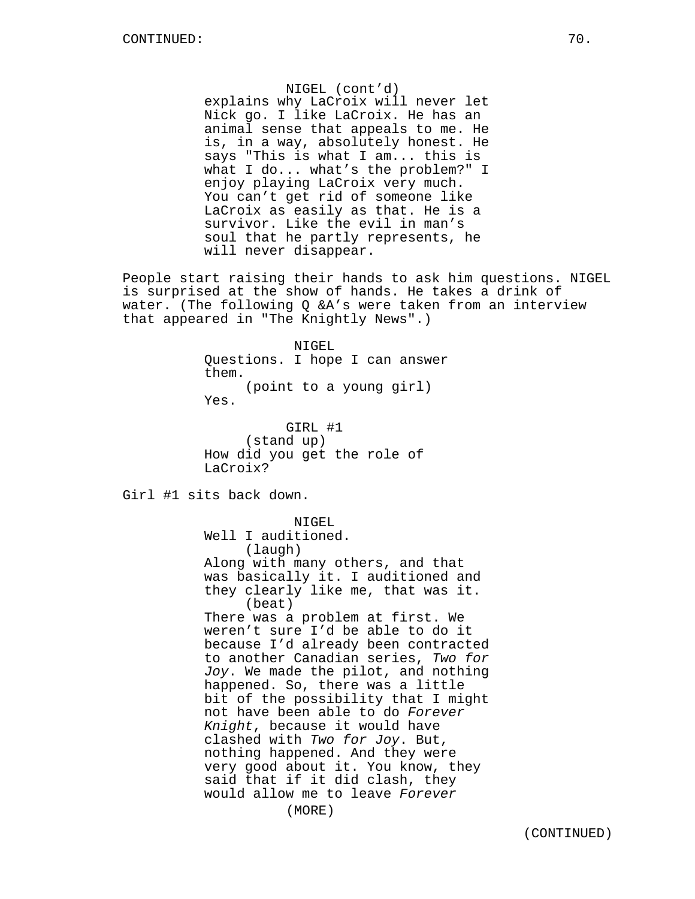CONTINUED:

NIGEL (cont'd)
explains why LaCroix will never let Nick go. I like LaCroix. He has an animal sense that appeals to me. He is, in a way, absolutely honest. He says "This is what I am... this is what I do... what's the problem?" I enjoy playing LaCroix very much. You can't get rid of someone like LaCroix as easily as that. He is a survivor. Like the evil in man's soul that he partly represents, he will never disappear.

People start raising their hands to ask him questions. NIGEL is surprised at the show of hands. He takes a drink of water. (The following Q &A's were taken from an interview that appeared in "The Knightly News".)

NIGEL
Questions. I hope I can answer them.
(point to a young girl)
Yes.

GIRL #1
(stand up)
How did you get the role of LaCroix?

Girl #1 sits back down.

NIGEL
Well I auditioned.
(laugh)
Along with many others, and that was basically it. I auditioned and they clearly like me, that was it.
(beat)
There was a problem at first. We weren't sure I'd be able to do it because I'd already been contracted to another Canadian series, *Two for Joy*. We made the pilot, and nothing happened. So, there was a little bit of the possibility that I might not have been able to do *Forever Knight*, because it would have clashed with *Two for Joy*. But, nothing happened. And they were very good about it. You know, they said that if it did clash, they would allow me to leave *Forever*
(MORE)

(CONTINUED)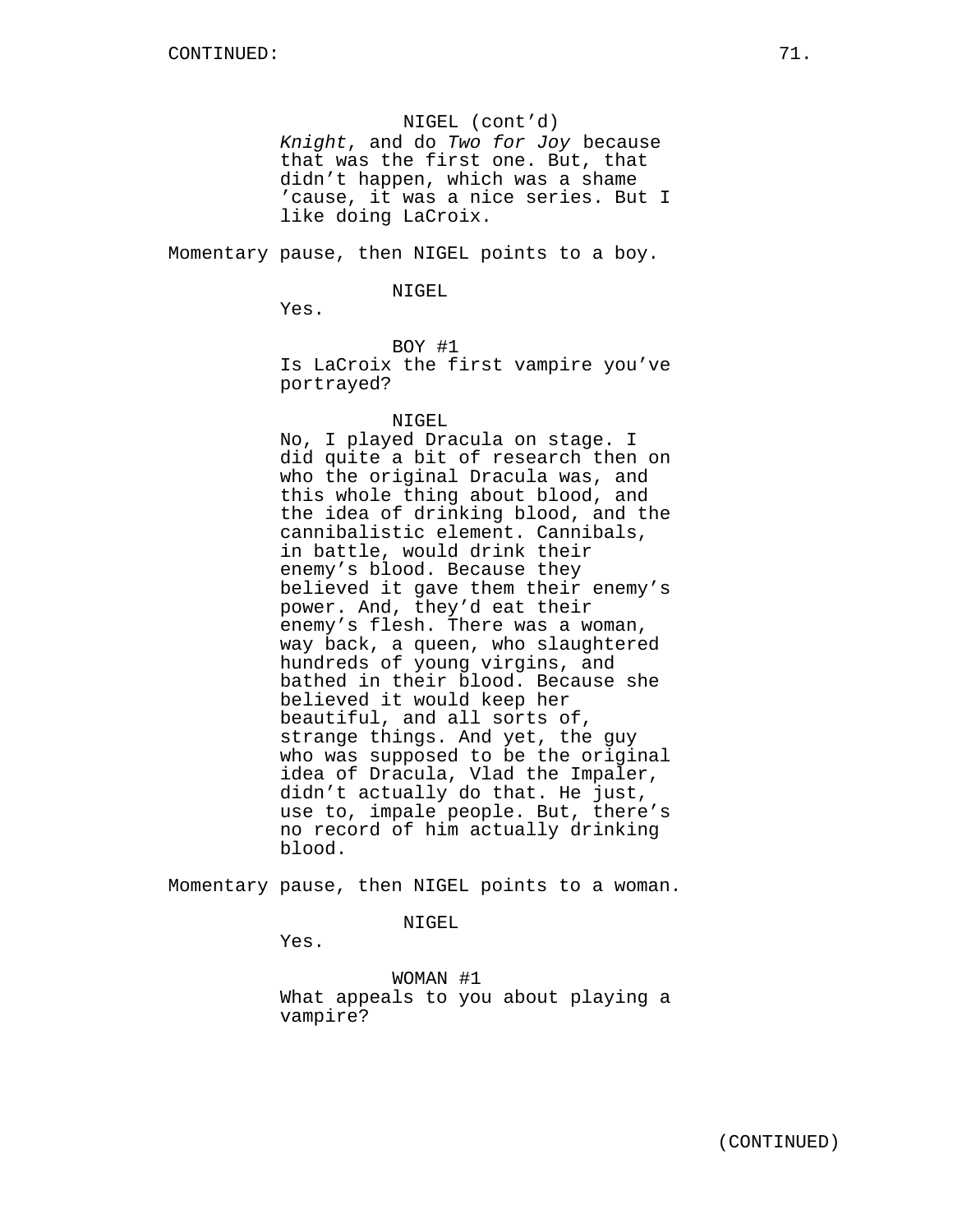NIGEL (cont'd)
*Knight*, and do *Two for Joy* because that was the first one. But, that didn't happen, which was a shame 'cause, it was a nice series. But I like doing LaCroix.

Momentary pause, then NIGEL points to a boy.

NIGEL
Yes.

BOY #1
Is LaCroix the first vampire you've portrayed?

NIGEL
No, I played Dracula on stage. I did quite a bit of research then on who the original Dracula was, and this whole thing about blood, and the idea of drinking blood, and the cannibalistic element. Cannibals, in battle, would drink their enemy's blood. Because they believed it gave them their enemy's power. And, they'd eat their enemy's flesh. There was a woman, way back, a queen, who slaughtered hundreds of young virgins, and bathed in their blood. Because she believed it would keep her beautiful, and all sorts of, strange things. And yet, the guy who was supposed to be the original idea of Dracula, Vlad the Impaler, didn't actually do that. He just, use to, impale people. But, there's no record of him actually drinking blood.

Momentary pause, then NIGEL points to a woman.

NIGEL
Yes.

WOMAN #1
What appeals to you about playing a vampire?

(CONTINUED)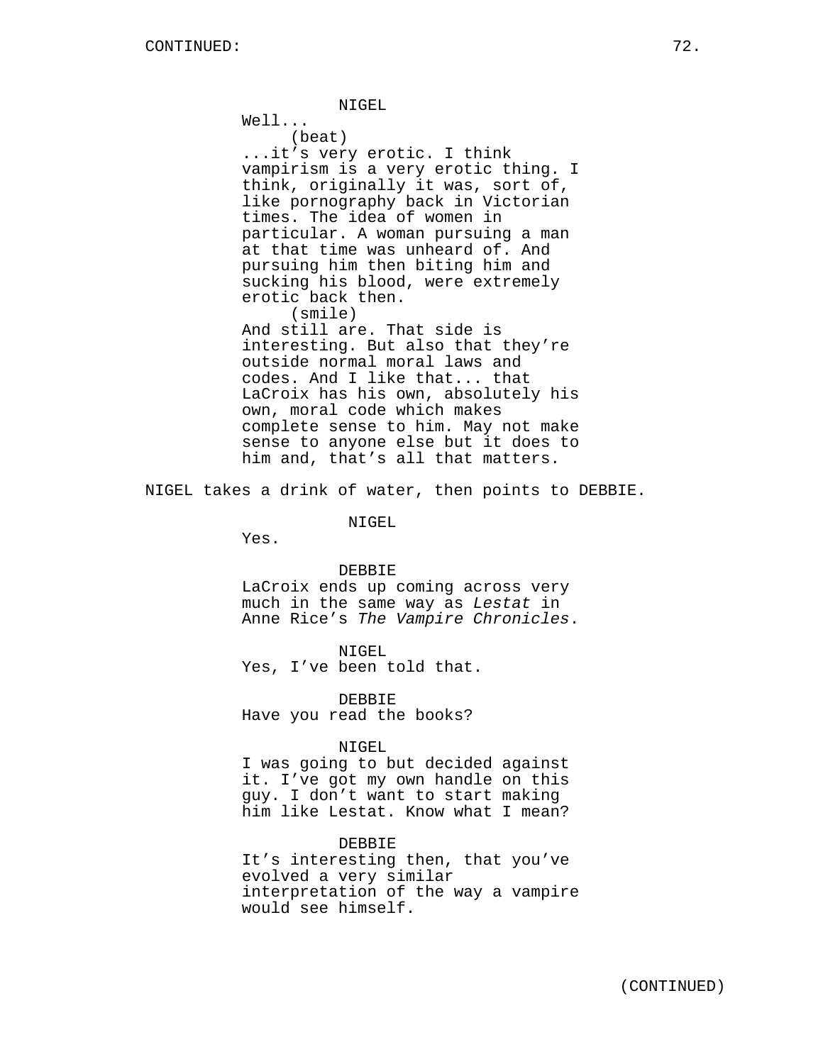NIGEL
Well...
(beat)
...it’s very erotic. I think vampirism is a very erotic thing. I think, originally it was, sort of, like pornography back in Victorian times. The idea of women in particular. A woman pursuing a man at that time was unheard of. And pursuing him then biting him and sucking his blood, were extremely erotic back then.
(smile)
And still are. That side is interesting. But also that they’re outside normal moral laws and codes. And I like that... that LaCroix has his own, absolutely his own, moral code which makes complete sense to him. May not make sense to anyone else but it does to him and, that’s all that matters.

NIGEL takes a drink of water, then points to DEBBIE.

NIGEL
Yes.

DEBBIE
LaCroix ends up coming across very much in the same way as *Lestat* in Anne Rice’s *The Vampire Chronicles*.

NIGEL
Yes, I’ve been told that.

DEBBIE
Have you read the books?

NIGEL
I was going to but decided against it. I’ve got my own handle on this guy. I don’t want to start making him like Lestat. Know what I mean?

DEBBIE
It’s interesting then, that you’ve evolved a very similar interpretation of the way a vampire would see himself.

(CONTINUED)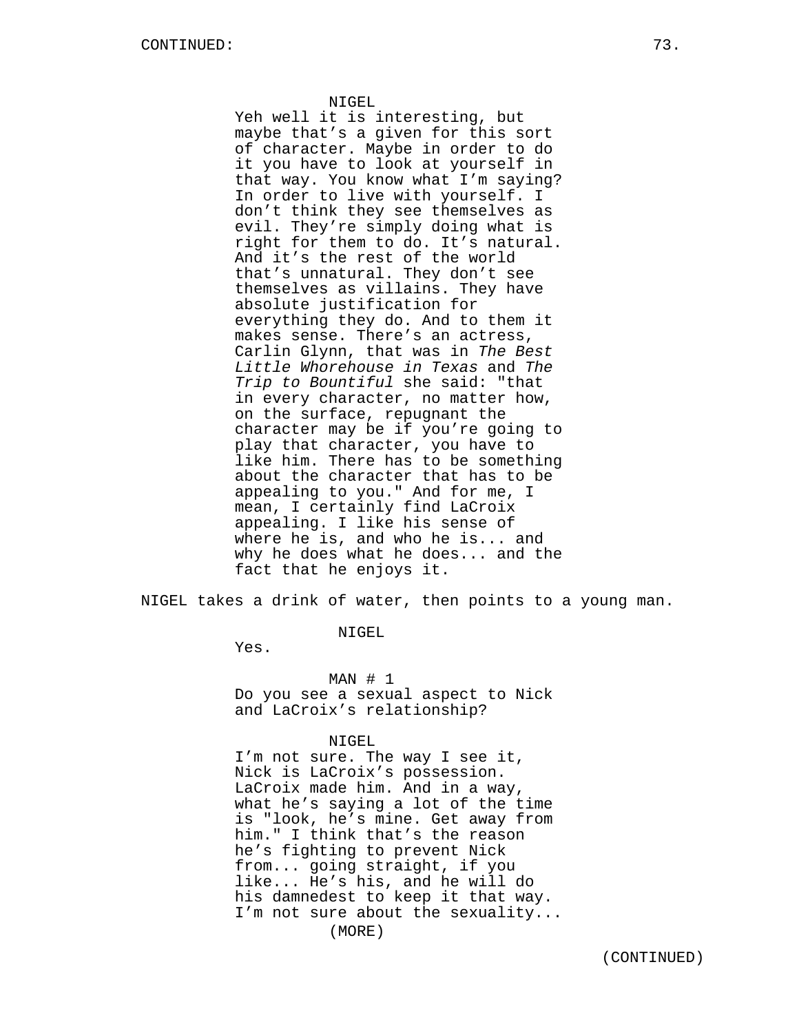NIGEL

Yeh well it is interesting, but maybe that's a given for this sort of character. Maybe in order to do it you have to look at yourself in that way. You know what I'm saying? In order to live with yourself. I don't think they see themselves as evil. They're simply doing what is right for them to do. It's natural. And it's the rest of the world that's unnatural. They don't see themselves as villains. They have absolute justification for everything they do. And to them it makes sense. There's an actress, Carlin Glynn, that was in *The Best Little Whorehouse in Texas* and *The Trip to Bountiful* she said: "that in every character, no matter how, on the surface, repugnant the character may be if you're going to play that character, you have to like him. There has to be something about the character that has to be appealing to you." And for me, I mean, I certainly find LaCroix appealing. I like his sense of where he is, and who he is... and why he does what he does... and the fact that he enjoys it.

NIGEL takes a drink of water, then points to a young man.

NIGEL

Yes.

MAN # 1

Do you see a sexual aspect to Nick and LaCroix's relationship?

NIGEL

I'm not sure. The way I see it, Nick is LaCroix's possession. LaCroix made him. And in a way, what he's saying a lot of the time is "look, he's mine. Get away from him." I think that's the reason he's fighting to prevent Nick from... going straight, if you like... He's his, and he will do his damnedest to keep it that way. I'm not sure about the sexuality...

(MORE)

(CONTINUED)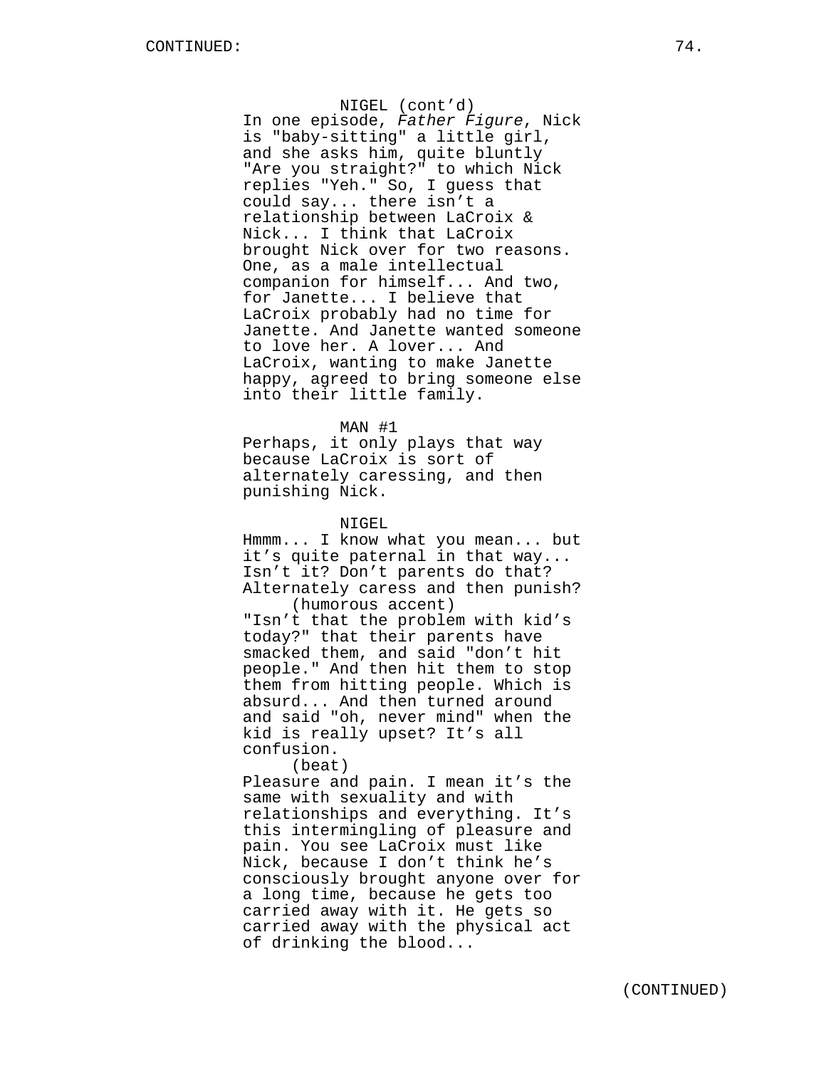NIGEL (cont'd)
In one episode, *Father Figure*, Nick is "baby-sitting" a little girl, and she asks him, quite bluntly "Are you straight?" to which Nick replies "Yeh." So, I guess that could say... there isn't a relationship between LaCroix & Nick... I think that LaCroix brought Nick over for two reasons. One, as a male intellectual companion for himself... And two, for Janette... I believe that LaCroix probably had no time for Janette. And Janette wanted someone to love her. A lover... And LaCroix, wanting to make Janette happy, agreed to bring someone else into their little family.

MAN #1
Perhaps, it only plays that way because LaCroix is sort of alternately caressing, and then punishing Nick.

NIGEL
Hmmm... I know what you mean... but it's quite paternal in that way... Isn't it? Don't parents do that? Alternately caress and then punish?
(humorous accent)
"Isn't that the problem with kid's today?" that their parents have smacked them, and said "don't hit people." And then hit them to stop them from hitting people. Which is absurd... And then turned around and said "oh, never mind" when the kid is really upset? It's all confusion.
(beat)
Pleasure and pain. I mean it's the same with sexuality and with relationships and everything. It's this intermingling of pleasure and pain. You see LaCroix must like Nick, because I don't think he's consciously brought anyone over for a long time, because he gets too carried away with it. He gets so carried away with the physical act of drinking the blood...

(CONTINUED)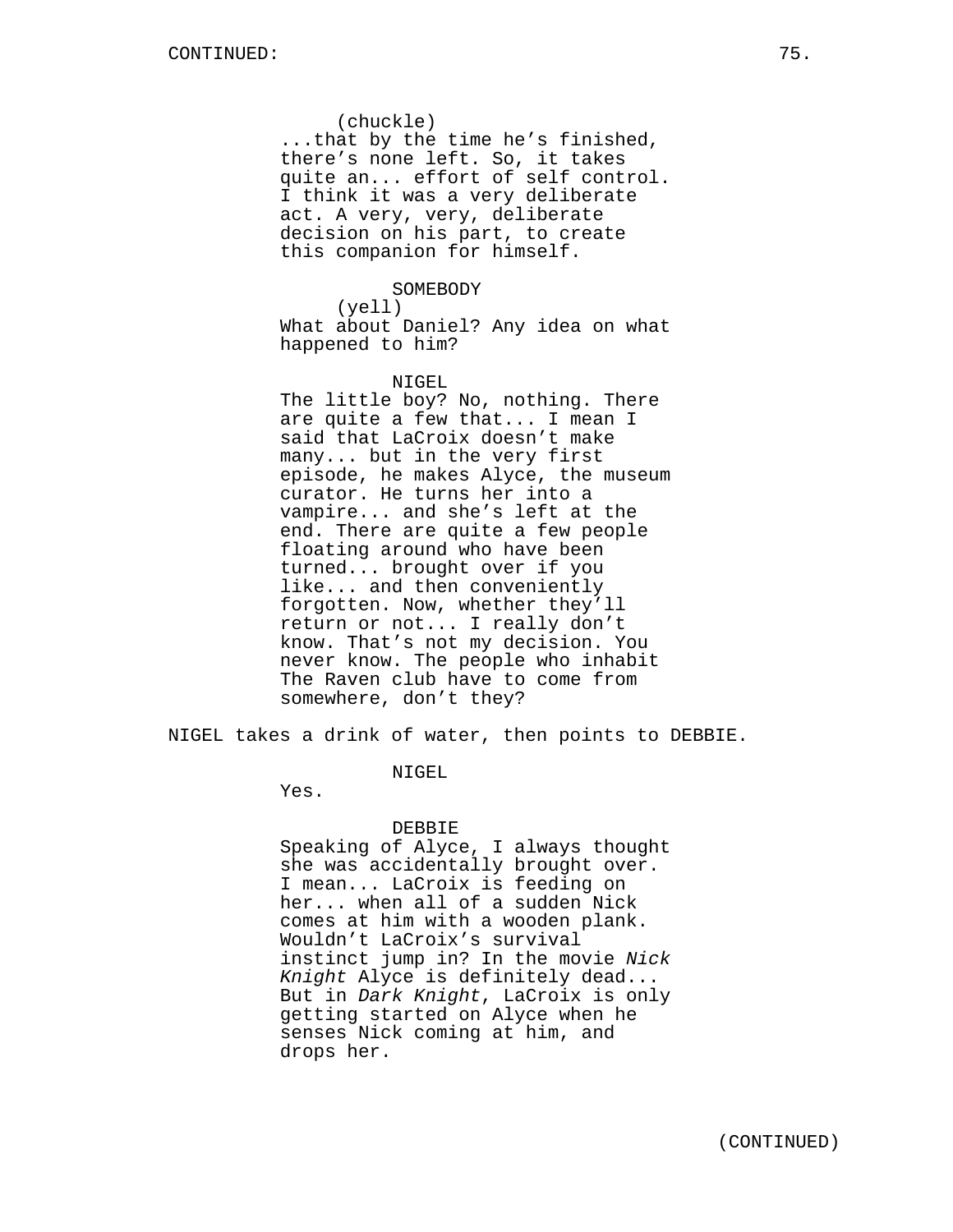(chuckle)
...that by the time he's finished, there's none left. So, it takes quite an... effort of self control. I think it was a very deliberate act. A very, very, deliberate decision on his part, to create this companion for himself.

SOMEBODY
(yell)
What about Daniel? Any idea on what happened to him?

NIGEL
The little boy? No, nothing. There are quite a few that... I mean I said that LaCroix doesn't make many... but in the very first episode, he makes Alyce, the museum curator. He turns her into a vampire... and she's left at the end. There are quite a few people floating around who have been turned... brought over if you like... and then conveniently forgotten. Now, whether they'll return or not... I really don't know. That's not my decision. You never know. The people who inhabit The Raven club have to come from somewhere, don't they?

NIGEL takes a drink of water, then points to DEBBIE.

NIGEL
Yes.

DEBBIE
Speaking of Alyce, I always thought she was accidentally brought over. I mean... LaCroix is feeding on her... when all of a sudden Nick comes at him with a wooden plank. Wouldn't LaCroix's survival instinct jump in? In the movie *Nick Knight* Alyce is definitely dead... But in *Dark Knight*, LaCroix is only getting started on Alyce when he senses Nick coming at him, and drops her.

(CONTINUED)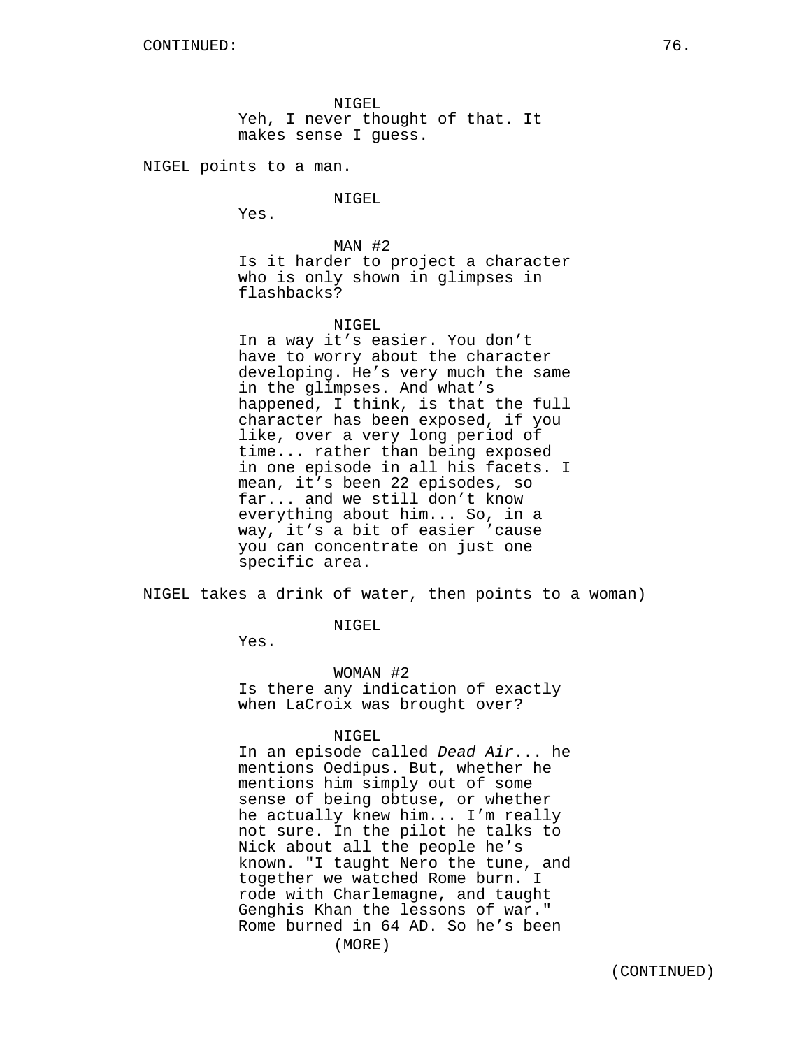NIGEL
Yeh, I never thought of that. It makes sense I guess.

NIGEL points to a man.

NIGEL
Yes.

MAN #2
Is it harder to project a character who is only shown in glimpses in flashbacks?

NIGEL
In a way it's easier. You don't have to worry about the character developing. He's very much the same in the glimpses. And what's happened, I think, is that the full character has been exposed, if you like, over a very long period of time... rather than being exposed in one episode in all his facets. I mean, it's been 22 episodes, so far... and we still don't know everything about him... So, in a way, it's a bit of easier 'cause you can concentrate on just one specific area.

NIGEL takes a drink of water, then points to a woman)

NIGEL
Yes.

WOMAN #2
Is there any indication of exactly when LaCroix was brought over?

NIGEL
In an episode called *Dead Air*... he mentions Oedipus. But, whether he mentions him simply out of some sense of being obtuse, or whether he actually knew him... I'm really not sure. In the pilot he talks to Nick about all the people he's known. "I taught Nero the tune, and together we watched Rome burn. I rode with Charlemagne, and taught Genghis Khan the lessons of war." Rome burned in 64 AD. So he's been
(MORE)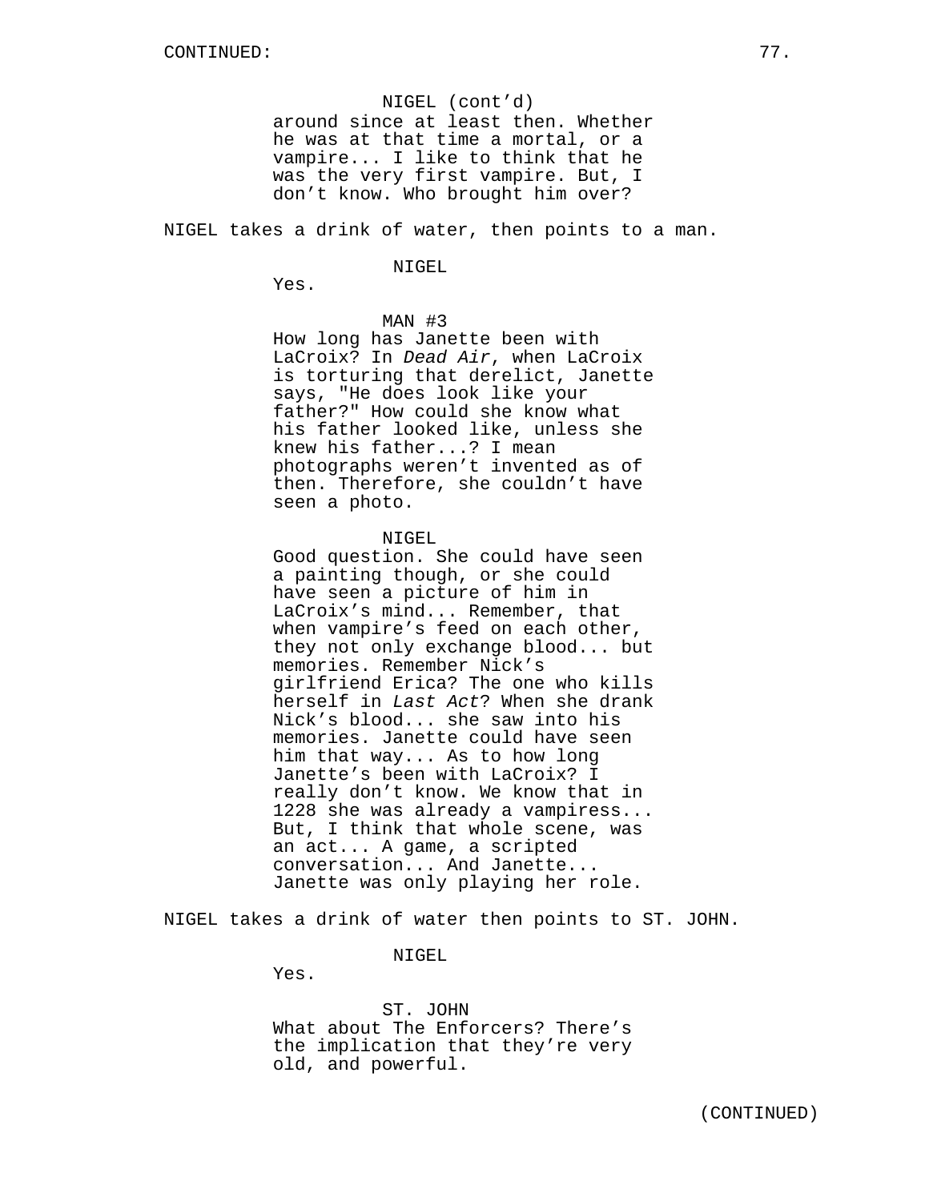CONTINUED:

NIGEL (cont'd)
around since at least then. Whether he was at that time a mortal, or a vampire... I like to think that he was the very first vampire. But, I don't know. Who brought him over?

NIGEL takes a drink of water, then points to a man.

NIGEL
Yes.

MAN #3
How long has Janette been with LaCroix? In *Dead Air*, when LaCroix is torturing that derelict, Janette says, "He does look like your father?" How could she know what his father looked like, unless she knew his father...? I mean photographs weren't invented as of then. Therefore, she couldn't have seen a photo.

NIGEL
Good question. She could have seen a painting though, or she could have seen a picture of him in LaCroix's mind... Remember, that when vampire's feed on each other, they not only exchange blood... but memories. Remember Nick's girlfriend Erica? The one who kills herself in *Last Act*? When she drank Nick's blood... she saw into his memories. Janette could have seen him that way... As to how long Janette's been with LaCroix? I really don't know. We know that in 1228 she was already a vampiress... But, I think that whole scene, was an act... A game, a scripted conversation... And Janette... Janette was only playing her role.

NIGEL takes a drink of water then points to ST. JOHN.

NIGEL
Yes.

ST. JOHN
What about The Enforcers? There's the implication that they're very old, and powerful.

(CONTINUED)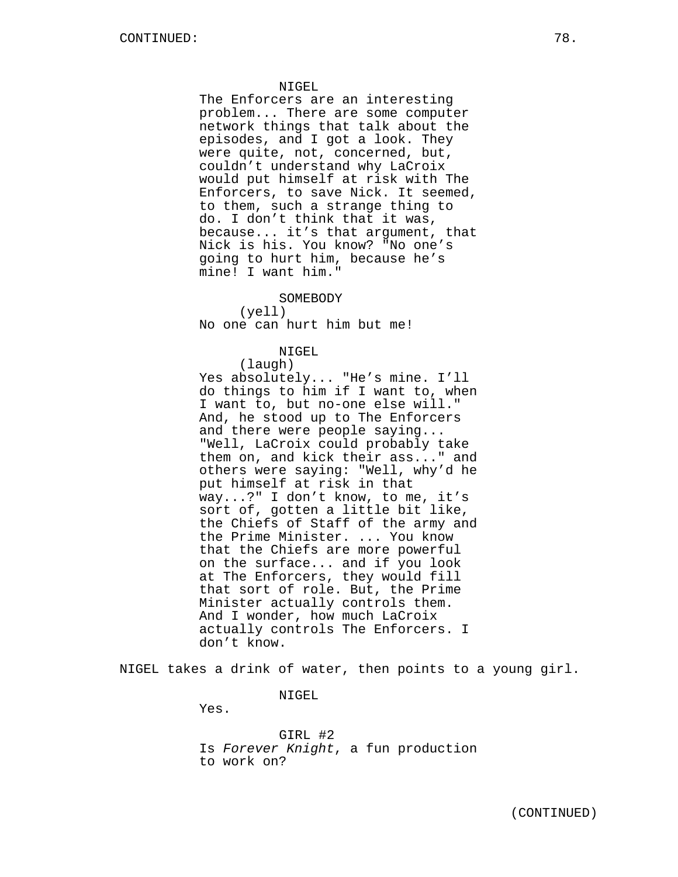NIGEL
The Enforcers are an interesting problem... There are some computer network things that talk about the episodes, and I got a look. They were quite, not, concerned, but, couldn't understand why LaCroix would put himself at risk with The Enforcers, to save Nick. It seemed, to them, such a strange thing to do. I don't think that it was, because... it's that argument, that Nick is his. You know? "No one's going to hurt him, because he's mine! I want him."

SOMEBODY
(yell)
No one can hurt him but me!

NIGEL
(laugh)
Yes absolutely... "He's mine. I'll do things to him if I want to, when I want to, but no-one else will." And, he stood up to The Enforcers and there were people saying... "Well, LaCroix could probably take them on, and kick their ass..." and others were saying: "Well, why'd he put himself at risk in that way...?" I don't know, to me, it's sort of, gotten a little bit like, the Chiefs of Staff of the army and the Prime Minister. ... You know that the Chiefs are more powerful on the surface... and if you look at The Enforcers, they would fill that sort of role. But, the Prime Minister actually controls them. And I wonder, how much LaCroix actually controls The Enforcers. I don't know.

NIGEL takes a drink of water, then points to a young girl.

NIGEL
Yes.

GIRL #2
Is *Forever Knight*, a fun production to work on?

(CONTINUED)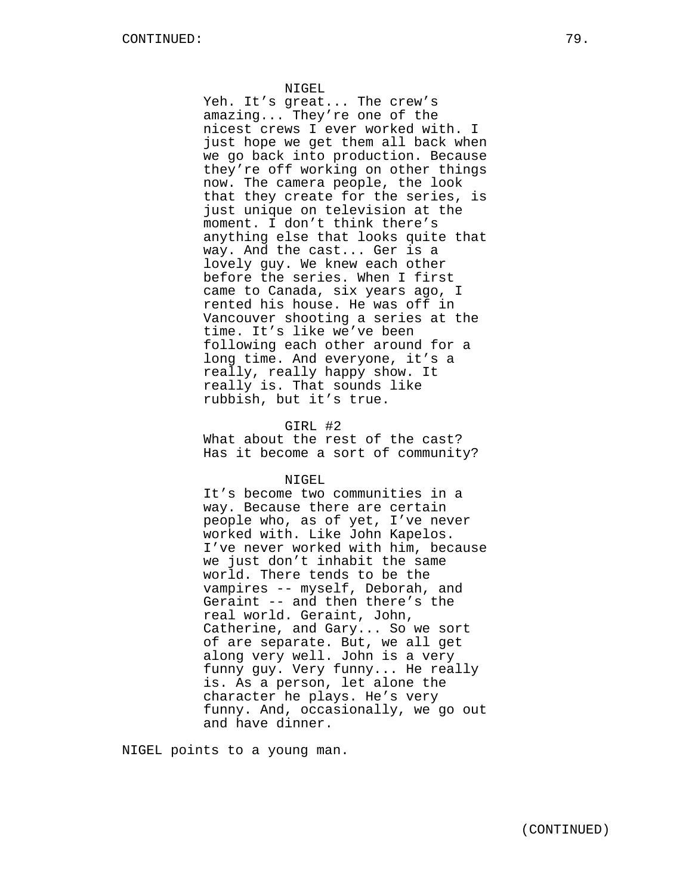NIGEL

Yeh. It’s great... The crew’s amazing... They’re one of the nicest crews I ever worked with. I just hope we get them all back when we go back into production. Because they’re off working on other things now. The camera people, the look that they create for the series, is just unique on television at the moment. I don’t think there’s anything else that looks quite that way. And the cast... Ger is a lovely guy. We knew each other before the series. When I first came to Canada, six years ago, I rented his house. He was off in Vancouver shooting a series at the time. It’s like we’ve been following each other around for a long time. And everyone, it’s a really, really happy show. It really is. That sounds like rubbish, but it’s true.

GIRL #2

What about the rest of the cast? Has it become a sort of community?

NIGEL

It’s become two communities in a way. Because there are certain people who, as of yet, I’ve never worked with. Like John Kapelos. I’ve never worked with him, because we just don’t inhabit the same world. There tends to be the vampires -- myself, Deborah, and Geraint -- and then there’s the real world. Geraint, John, Catherine, and Gary... So we sort of are separate. But, we all get along very well. John is a very funny guy. Very funny... He really is. As a person, let alone the character he plays. He’s very funny. And, occasionally, we go out and have dinner.

NIGEL points to a young man.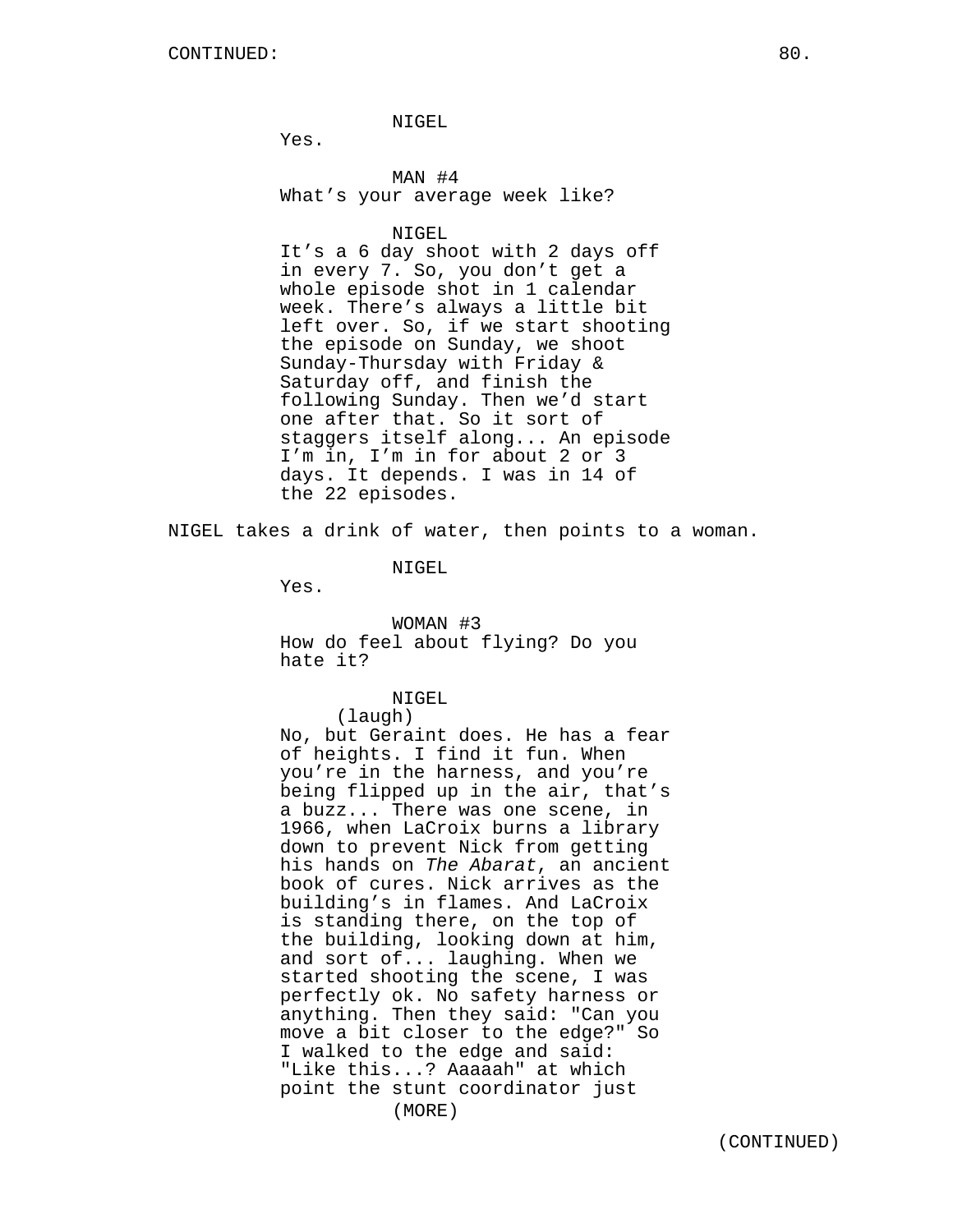CONTINUED:

NIGEL

Yes.

MAN #4

What's your average week like?

NIGEL

It's a 6 day shoot with 2 days off in every 7. So, you don't get a whole episode shot in 1 calendar week. There's always a little bit left over. So, if we start shooting the episode on Sunday, we shoot Sunday-Thursday with Friday & Saturday off, and finish the following Sunday. Then we'd start one after that. So it sort of staggers itself along... An episode I'm in, I'm in for about 2 or 3 days. It depends. I was in 14 of the 22 episodes.

NIGEL takes a drink of water, then points to a woman.

NIGEL

Yes.

WOMAN #3

How do feel about flying? Do you hate it?

NIGEL

(laugh)

No, but Geraint does. He has a fear of heights. I find it fun. When you're in the harness, and you're being flipped up in the air, that's a buzz... There was one scene, in 1966, when LaCroix burns a library down to prevent Nick from getting his hands on *The Abarat*, an ancient book of cures. Nick arrives as the building's in flames. And LaCroix is standing there, on the top of the building, looking down at him, and sort of... laughing. When we started shooting the scene, I was perfectly ok. No safety harness or anything. Then they said: "Can you move a bit closer to the edge?" So I walked to the edge and said: "Like this...? Aaaaah" at which point the stunt coordinator just

(MORE)

(CONTINUED)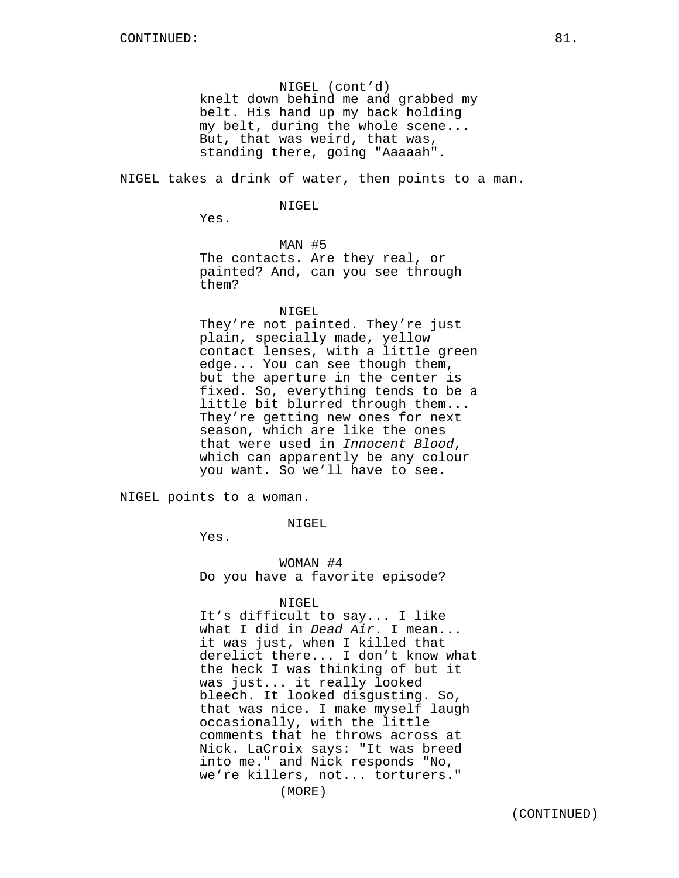NIGEL (cont'd)
knelt down behind me and grabbed my belt. His hand up my back holding my belt, during the whole scene... But, that was weird, that was, standing there, going "Aaaaah".

NIGEL takes a drink of water, then points to a man.

NIGEL
Yes.

MAN #5
The contacts. Are they real, or painted? And, can you see through them?

NIGEL
They're not painted. They're just plain, specially made, yellow contact lenses, with a little green edge... You can see though them, but the aperture in the center is fixed. So, everything tends to be a little bit blurred through them... They're getting new ones for next season, which are like the ones that were used in *Innocent Blood*, which can apparently be any colour you want. So we'll have to see.

NIGEL points to a woman.

NIGEL
Yes.

WOMAN #4
Do you have a favorite episode?

NIGEL
It's difficult to say... I like what I did in *Dead Air*. I mean... it was just, when I killed that derelict there... I don't know what the heck I was thinking of but it was just... it really looked bleech. It looked disgusting. So, that was nice. I make myself laugh occasionally, with the little comments that he throws across at Nick. LaCroix says: "It was breed into me." and Nick responds "No, we're killers, not... torturers."
(MORE)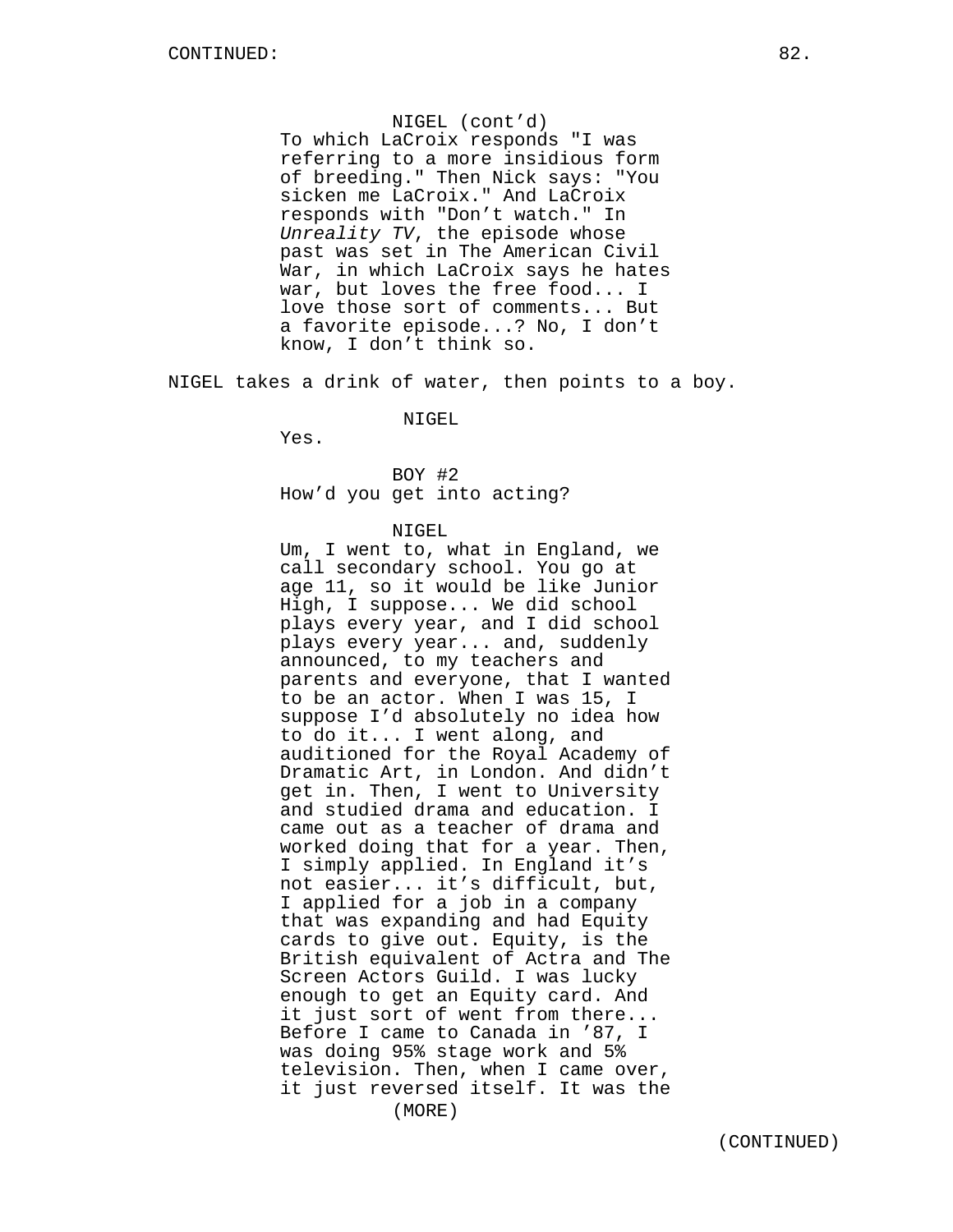NIGEL (cont'd)
To which LaCroix responds "I was referring to a more insidious form of breeding." Then Nick says: "You sicken me LaCroix." And LaCroix responds with "Don't watch." In *Unreality TV*, the episode whose past was set in The American Civil War, in which LaCroix says he hates war, but loves the free food... I love those sort of comments... But a favorite episode...? No, I don't know, I don't think so.

NIGEL takes a drink of water, then points to a boy.

NIGEL
Yes.

BOY #2
How'd you get into acting?

NIGEL
Um, I went to, what in England, we call secondary school. You go at age 11, so it would be like Junior High, I suppose... We did school plays every year, and I did school plays every year... and, suddenly announced, to my teachers and parents and everyone, that I wanted to be an actor. When I was 15, I suppose I'd absolutely no idea how to do it... I went along, and auditioned for the Royal Academy of Dramatic Art, in London. And didn't get in. Then, I went to University and studied drama and education. I came out as a teacher of drama and worked doing that for a year. Then, I simply applied. In England it's not easier... it's difficult, but, I applied for a job in a company that was expanding and had Equity cards to give out. Equity, is the British equivalent of Actra and The Screen Actors Guild. I was lucky enough to get an Equity card. And it just sort of went from there... Before I came to Canada in '87, I was doing 95% stage work and 5% television. Then, when I came over, it just reversed itself. It was the
(MORE)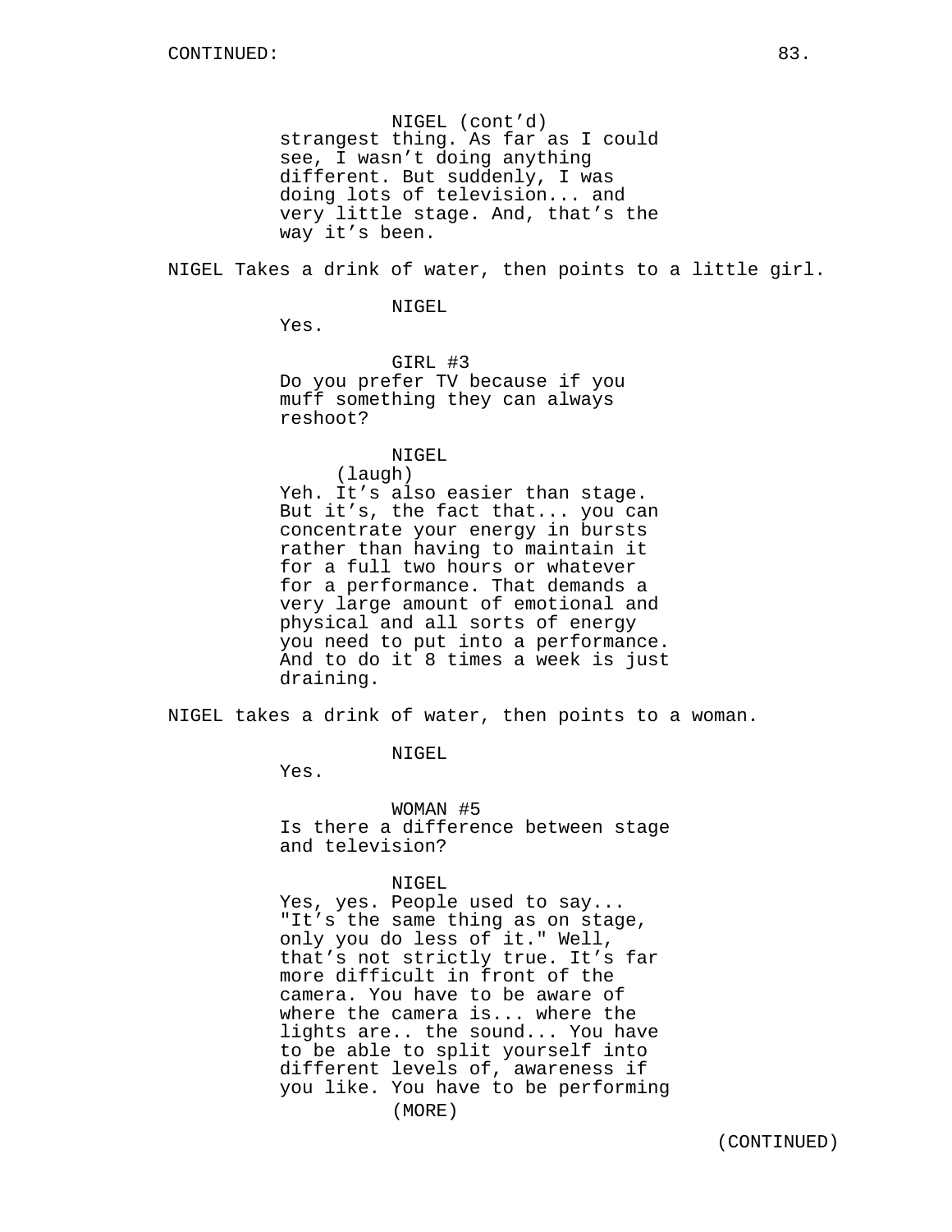NIGEL (cont'd)
strangest thing. As far as I could see, I wasn't doing anything different. But suddenly, I was doing lots of television... and very little stage. And, that's the way it's been.

NIGEL Takes a drink of water, then points to a little girl.

NIGEL
Yes.

GIRL #3
Do you prefer TV because if you muff something they can always reshoot?

NIGEL
(laugh)
Yeh. It's also easier than stage. But it's, the fact that... you can concentrate your energy in bursts rather than having to maintain it for a full two hours or whatever for a performance. That demands a very large amount of emotional and physical and all sorts of energy you need to put into a performance. And to do it 8 times a week is just draining.

NIGEL takes a drink of water, then points to a woman.

NIGEL
Yes.

WOMAN #5
Is there a difference between stage and television?

NIGEL
Yes, yes. People used to say... "It's the same thing as on stage, only you do less of it." Well, that's not strictly true. It's far more difficult in front of the camera. You have to be aware of where the camera is... where the lights are.. the sound... You have to be able to split yourself into different levels of, awareness if you like. You have to be performing
(MORE)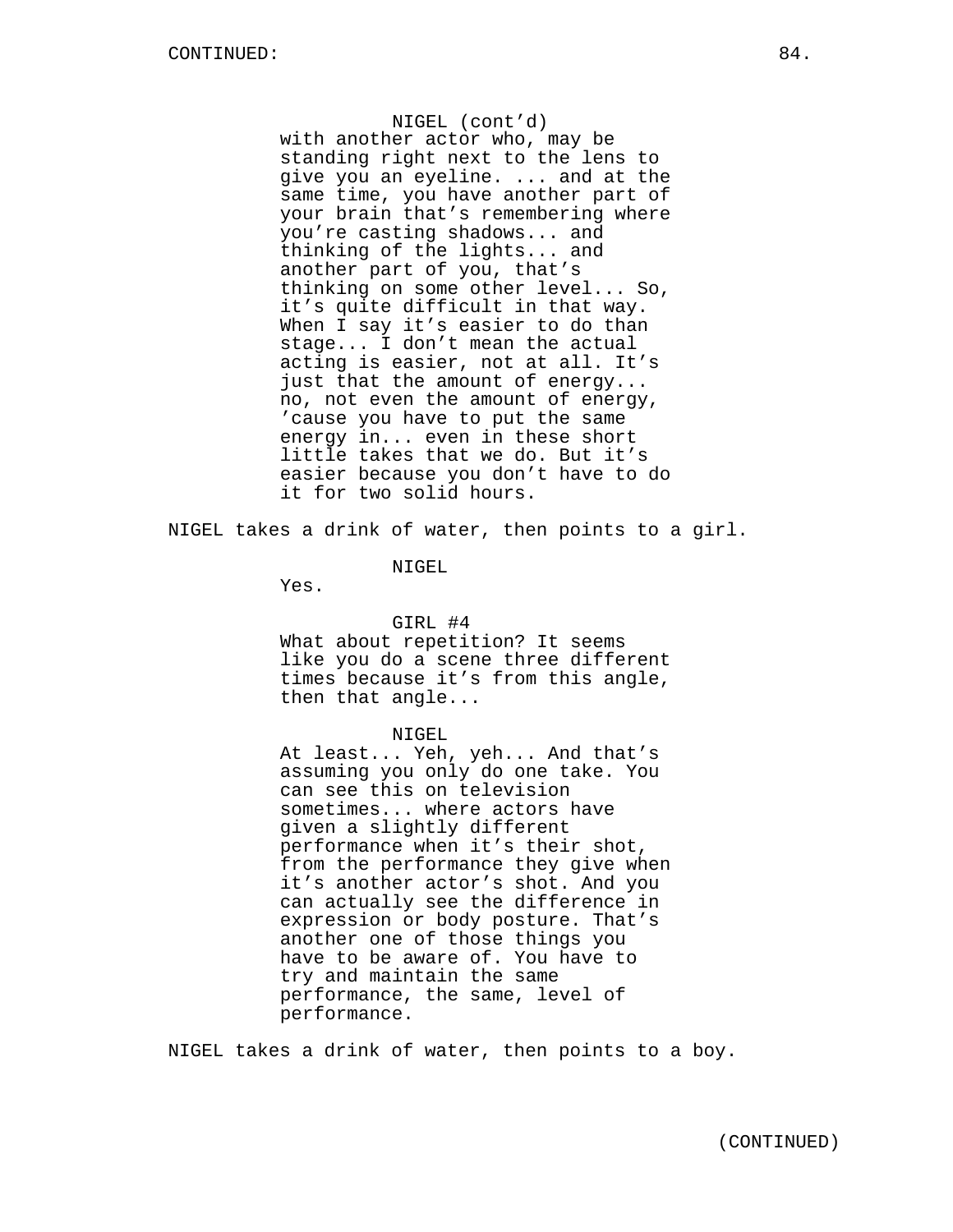NIGEL (cont'd)
with another actor who, may be standing right next to the lens to give you an eyeline. ... and at the same time, you have another part of your brain that's remembering where you're casting shadows... and thinking of the lights... and another part of you, that's thinking on some other level... So, it's quite difficult in that way. When I say it's easier to do than stage... I don't mean the actual acting is easier, not at all. It's just that the amount of energy... no, not even the amount of energy, 'cause you have to put the same energy in... even in these short little takes that we do. But it's easier because you don't have to do it for two solid hours.

NIGEL takes a drink of water, then points to a girl.

NIGEL
Yes.

GIRL #4
What about repetition? It seems like you do a scene three different times because it's from this angle, then that angle...

NIGEL
At least... Yeh, yeh... And that's assuming you only do one take. You can see this on television sometimes... where actors have given a slightly different performance when it's their shot, from the performance they give when it's another actor's shot. And you can actually see the difference in expression or body posture. That's another one of those things you have to be aware of. You have to try and maintain the same performance, the same, level of performance.

NIGEL takes a drink of water, then points to a boy.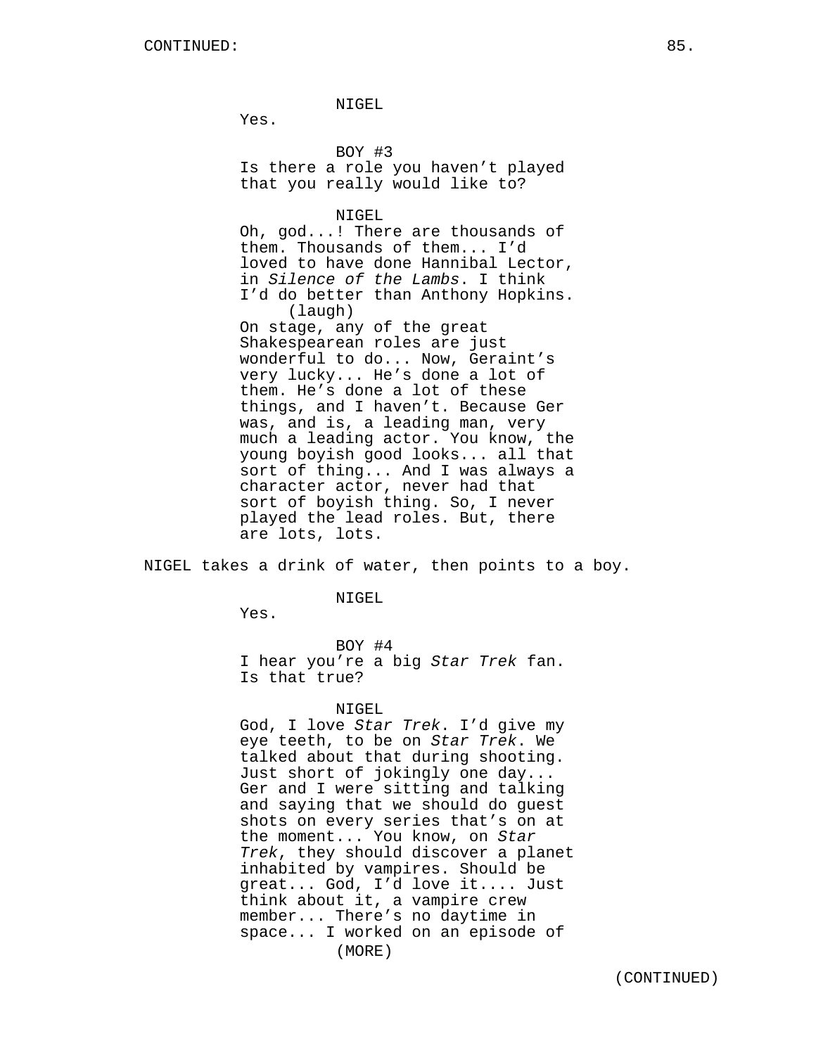NIGEL
Yes.

BOY #3
Is there a role you haven't played that you really would like to?

NIGEL
Oh, god...! There are thousands of them. Thousands of them... I'd loved to have done Hannibal Lector, in *Silence of the Lambs*. I think I'd do better than Anthony Hopkins.
(laugh)
On stage, any of the great Shakespearean roles are just wonderful to do... Now, Geraint's very lucky... He's done a lot of them. He's done a lot of these things, and I haven't. Because Ger was, and is, a leading man, very much a leading actor. You know, the young boyish good looks... all that sort of thing... And I was always a character actor, never had that sort of boyish thing. So, I never played the lead roles. But, there are lots, lots.

NIGEL takes a drink of water, then points to a boy.

NIGEL
Yes.

BOY #4
I hear you're a big *Star Trek* fan. Is that true?

NIGEL
God, I love *Star Trek*. I'd give my eye teeth, to be on *Star Trek*. We talked about that during shooting. Just short of jokingly one day... Ger and I were sitting and talking and saying that we should do guest shots on every series that's on at the moment... You know, on *Star Trek*, they should discover a planet inhabited by vampires. Should be great... God, I'd love it.... Just think about it, a vampire crew member... There's no daytime in space... I worked on an episode of
(MORE)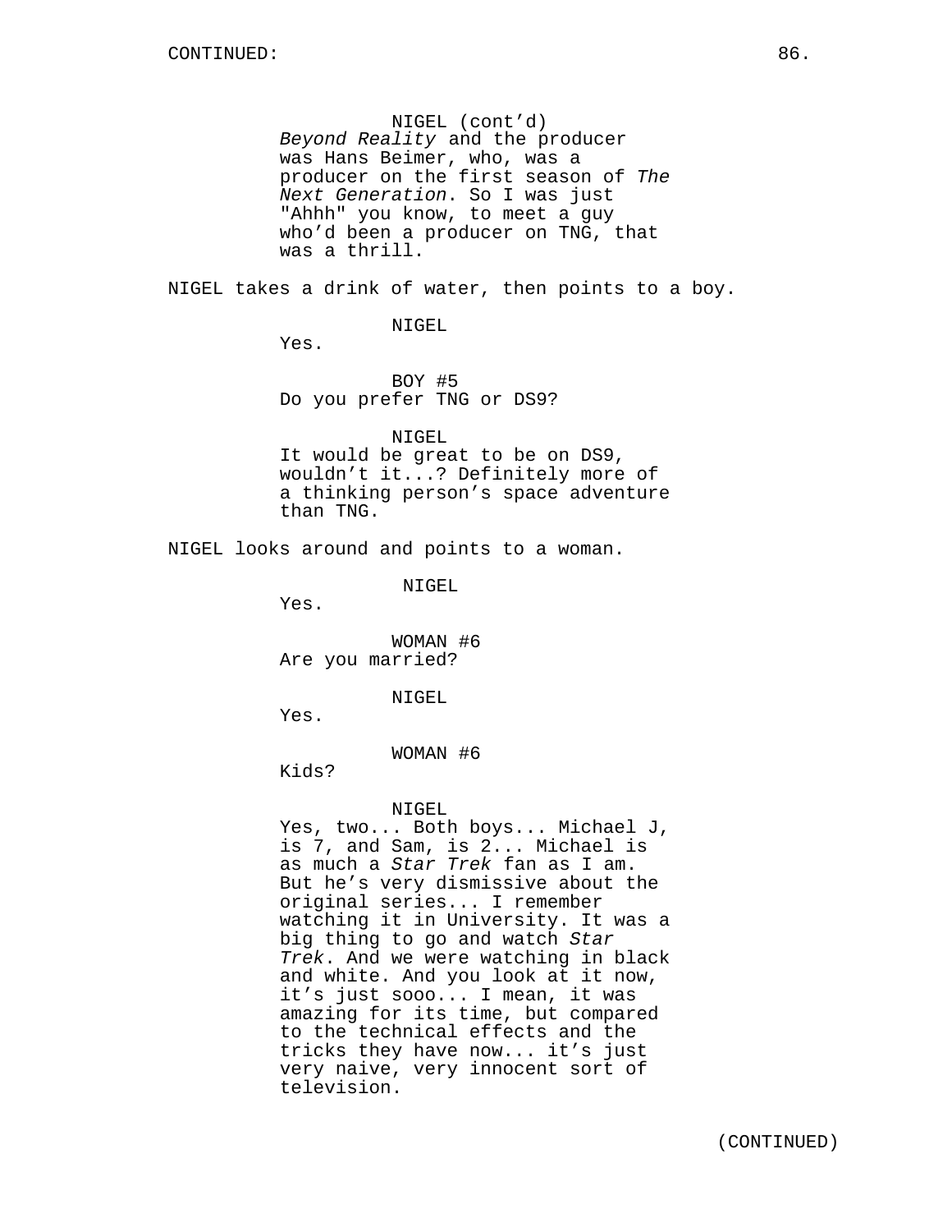NIGEL (cont'd)
*Beyond Reality* and the producer was Hans Beimer, who, was a producer on the first season of *The Next Generation*. So I was just "Ahhh" you know, to meet a guy who'd been a producer on TNG, that was a thrill.

NIGEL takes a drink of water, then points to a boy.

NIGEL
Yes.

BOY #5
Do you prefer TNG or DS9?

NIGEL
It would be great to be on DS9, wouldn't it...? Definitely more of a thinking person's space adventure than TNG.

NIGEL looks around and points to a woman.

NIGEL
Yes.

WOMAN #6
Are you married?

NIGEL
Yes.

WOMAN #6
Kids?

NIGEL
Yes, two... Both boys... Michael J, is 7, and Sam, is 2... Michael is as much a *Star Trek* fan as I am. But he's very dismissive about the original series... I remember watching it in University. It was a big thing to go and watch *Star Trek*. And we were watching in black and white. And you look at it now, it's just sooo... I mean, it was amazing for its time, but compared to the technical effects and the tricks they have now... it's just very naive, very innocent sort of television.

(CONTINUED)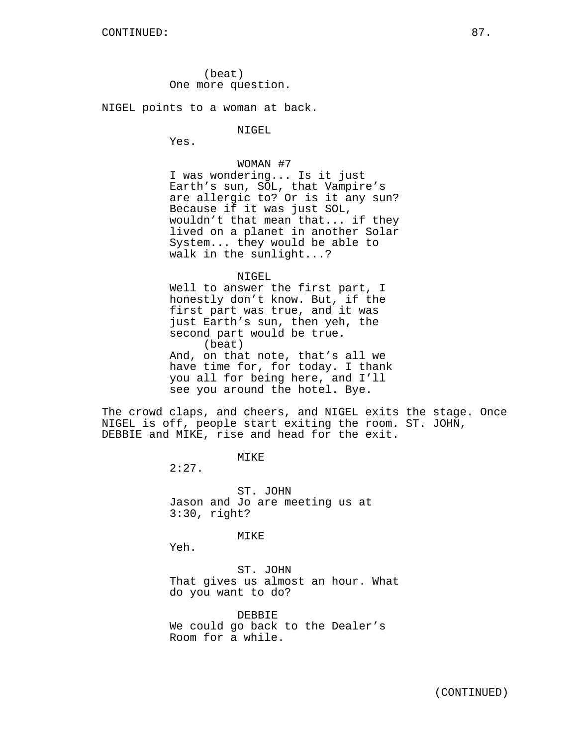(beat)
One more question.

NIGEL points to a woman at back.

NIGEL
Yes.

WOMAN #7
I was wondering... Is it just Earth's sun, SOL, that Vampire's are allergic to? Or is it any sun? Because if it was just SOL, wouldn't that mean that... if they lived on a planet in another Solar System... they would be able to walk in the sunlight...?

NIGEL
Well to answer the first part, I honestly don't know. But, if the first part was true, and it was just Earth's sun, then yeh, the second part would be true.
(beat)
And, on that note, that's all we have time for, for today. I thank you all for being here, and I'll see you around the hotel. Bye.

The crowd claps, and cheers, and NIGEL exits the stage. Once NIGEL is off, people start exiting the room. ST. JOHN, DEBBIE and MIKE, rise and head for the exit.

MIKE
2:27.

ST. JOHN
Jason and Jo are meeting us at 3:30, right?

MIKE
Yeh.

ST. JOHN
That gives us almost an hour. What do you want to do?

DEBBIE
We could go back to the Dealer's Room for a while.

(CONTINUED)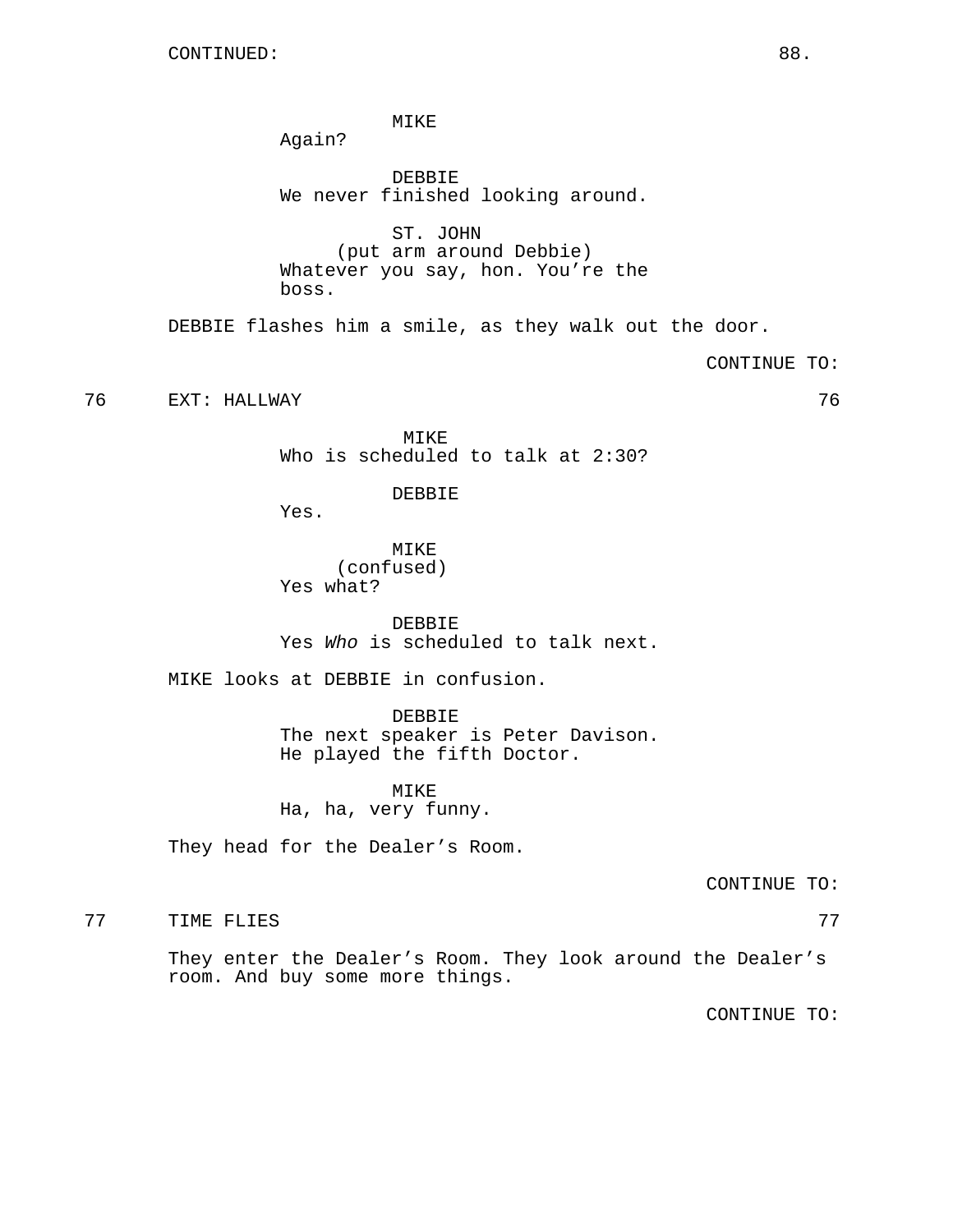CONTINUED:

MIKE
Again?

DEBBIE
We never finished looking around.

ST. JOHN
(put arm around Debbie)
Whatever you say, hon. You're the boss.

DEBBIE flashes him a smile, as they walk out the door.

CONTINUE TO:

76 EXT: HALLWAY 76

MIKE
Who is scheduled to talk at 2:30?

DEBBIE
Yes.

MIKE
(confused)
Yes what?

DEBBIE
Yes *Who* is scheduled to talk next.

MIKE looks at DEBBIE in confusion.

DEBBIE
The next speaker is Peter Davison. He played the fifth Doctor.

MIKE
Ha, ha, very funny.

They head for the Dealer's Room.

CONTINUE TO:

77 TIME FLIES 77

They enter the Dealer's Room. They look around the Dealer's room. And buy some more things.

CONTINUE TO: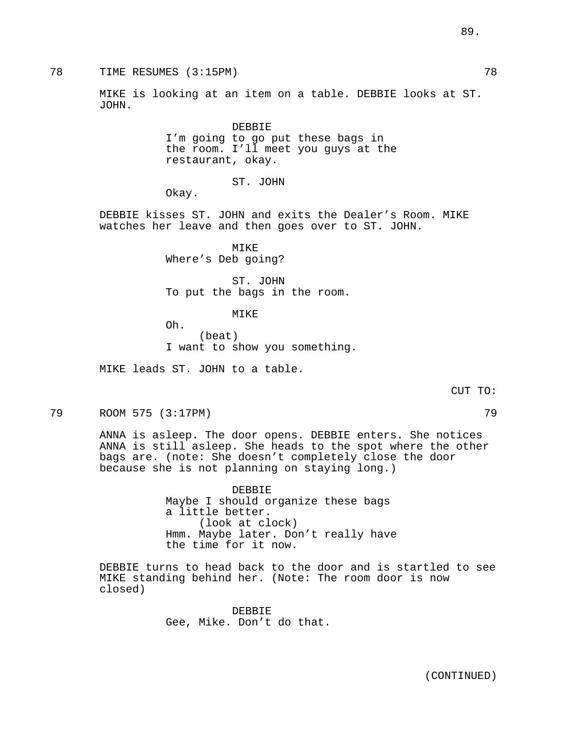78 TIME RESUMES (3:15PM) 78

MIKE is looking at an item on a table. DEBBIE looks at ST. JOHN.

DEBBIE
I'm going to go put these bags in the room. I'll meet you guys at the restaurant, okay.

ST. JOHN
Okay.

DEBBIE kisses ST. JOHN and exits the Dealer's Room. MIKE watches her leave and then goes over to ST. JOHN.

MIKE
Where's Deb going?

ST. JOHN
To put the bags in the room.

MIKE
Oh.
(beat)
I want to show you something.

MIKE leads ST. JOHN to a table.

CUT TO:

79 ROOM 575 (3:17PM) 79

ANNA is asleep. The door opens. DEBBIE enters. She notices ANNA is still asleep. She heads to the spot where the other bags are. (note: She doesn't completely close the door because she is not planning on staying long.)

DEBBIE
Maybe I should organize these bags a little better.
(look at clock)
Hmm. Maybe later. Don't really have the time for it now.

DEBBIE turns to head back to the door and is startled to see MIKE standing behind her. (Note: The room door is now closed)

DEBBIE
Gee, Mike. Don't do that.

(CONTINUED)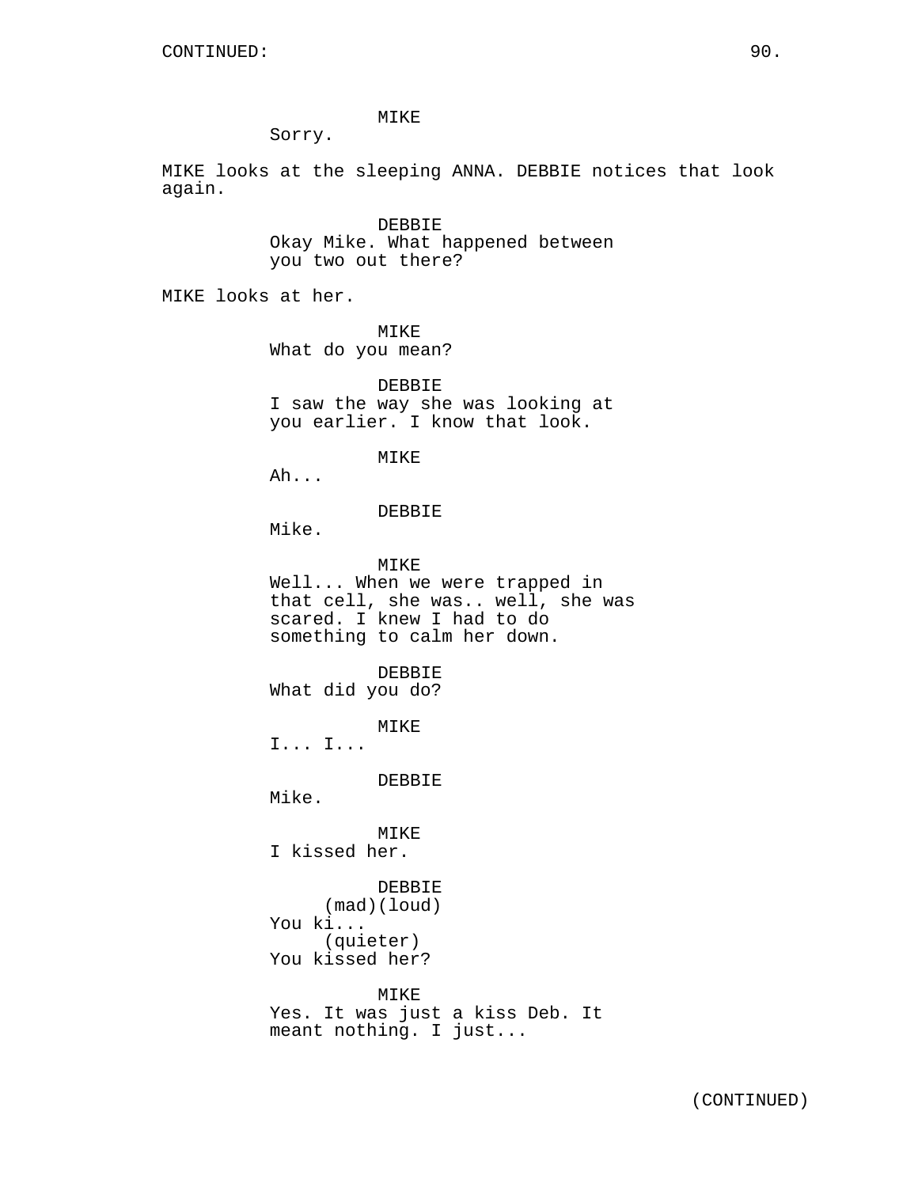MIKE
Sorry.

MIKE looks at the sleeping ANNA. DEBBIE notices that look again.

DEBBIE
Okay Mike. What happened between you two out there?

MIKE looks at her.

MIKE
What do you mean?

DEBBIE
I saw the way she was looking at you earlier. I know that look.

MIKE
Ah...

DEBBIE
Mike.

MIKE
Well... When we were trapped in that cell, she was.. well, she was scared. I knew I had to do something to calm her down.

DEBBIE
What did you do?

MIKE
I... I...

DEBBIE
Mike.

MIKE
I kissed her.

DEBBIE
(mad)(loud)
You ki...
(quieter)
You kissed her?

MIKE
Yes. It was just a kiss Deb. It meant nothing. I just...

(CONTINUED)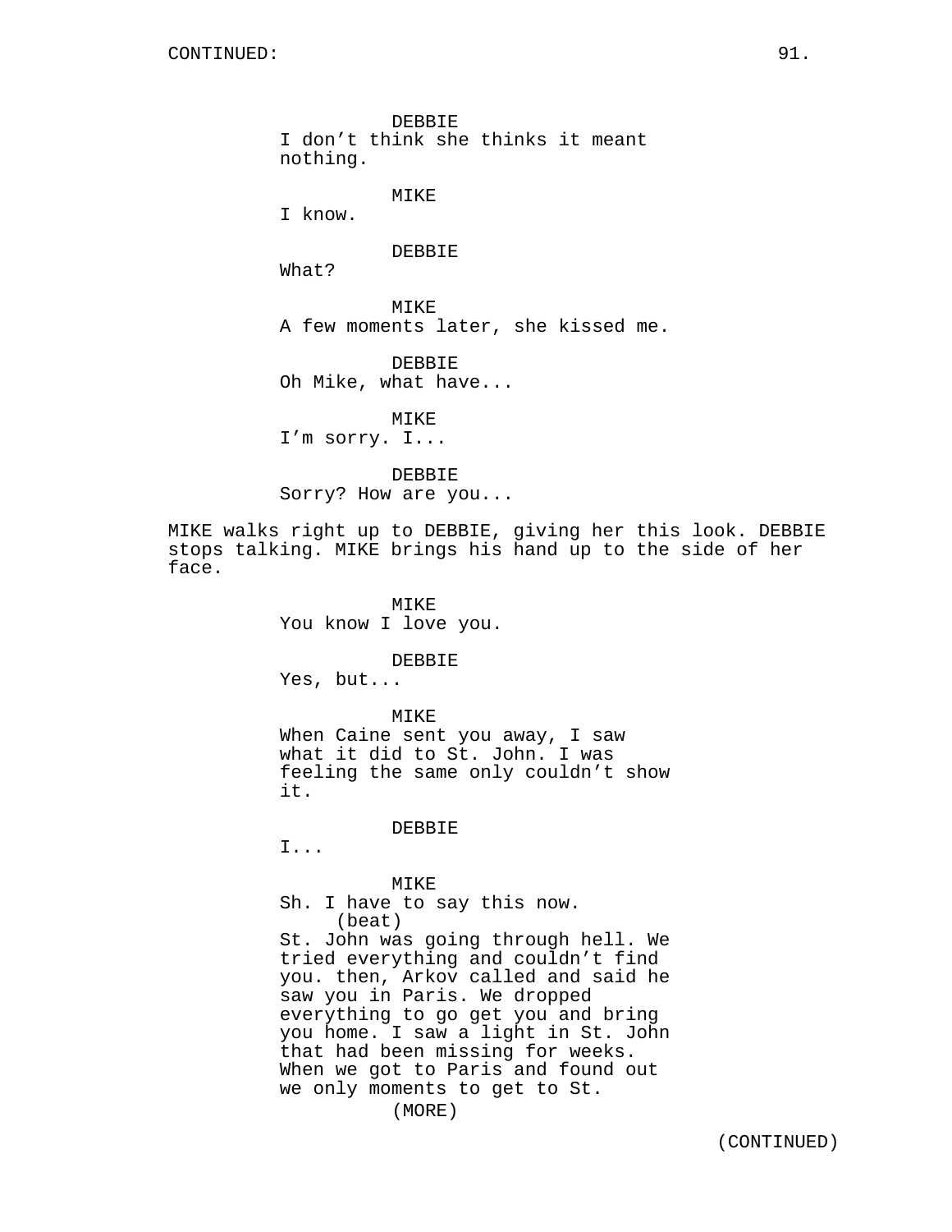DEBBIE
I don't think she thinks it meant nothing.

MIKE
I know.

DEBBIE
What?

MIKE
A few moments later, she kissed me.

DEBBIE
Oh Mike, what have...

MIKE
I'm sorry. I...

DEBBIE
Sorry? How are you...

MIKE walks right up to DEBBIE, giving her this look. DEBBIE stops talking. MIKE brings his hand up to the side of her face.

MIKE
You know I love you.

DEBBIE
Yes, but...

MIKE
When Caine sent you away, I saw what it did to St. John. I was feeling the same only couldn't show it.

DEBBIE
I...

MIKE
Sh. I have to say this now.
(beat)
St. John was going through hell. We tried everything and couldn't find you. then, Arkov called and said he saw you in Paris. We dropped everything to go get you and bring you home. I saw a light in St. John that had been missing for weeks. When we got to Paris and found out we only moments to get to St.
(MORE)

(CONTINUED)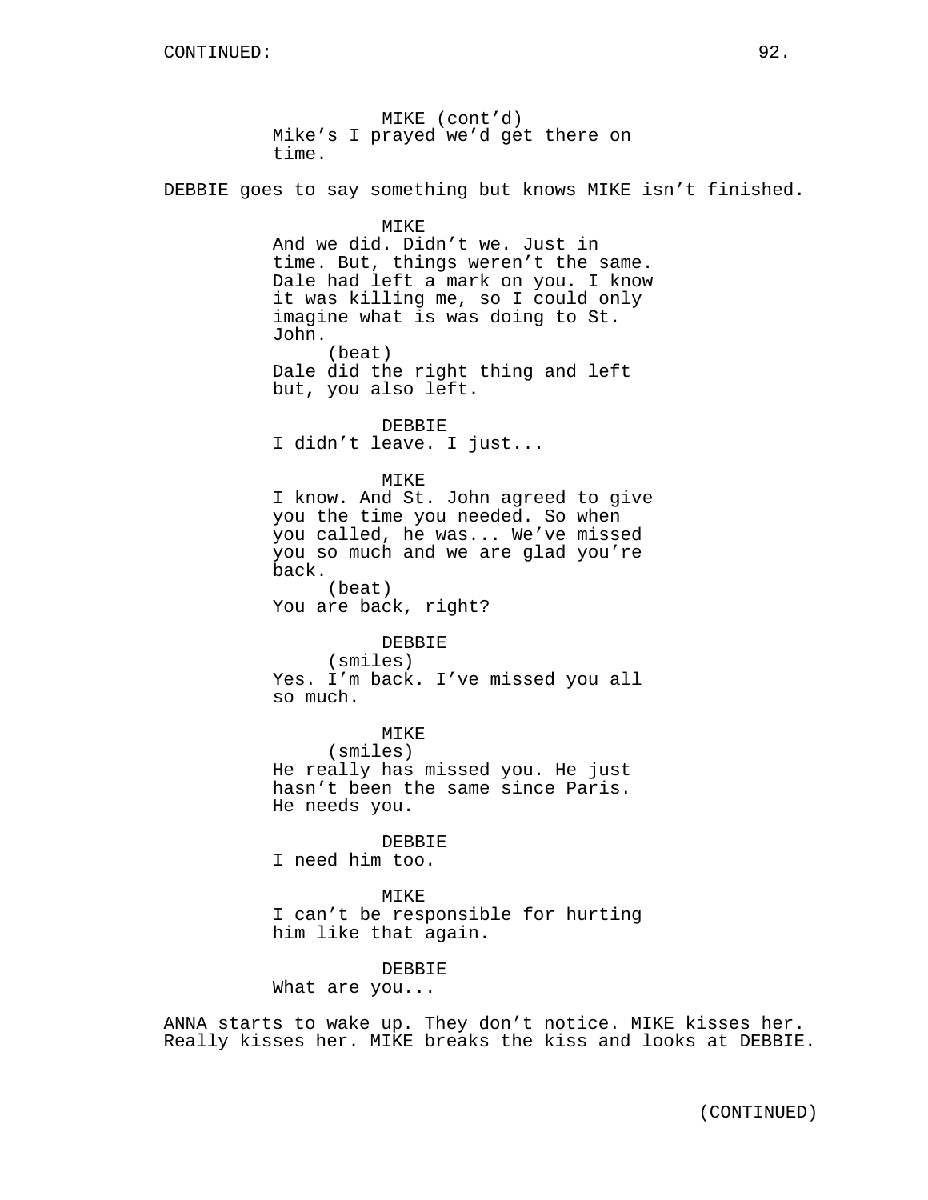MIKE (cont'd)
Mike's I prayed we'd get there on time.

DEBBIE goes to say something but knows MIKE isn't finished.

MIKE
And we did. Didn't we. Just in time. But, things weren't the same. Dale had left a mark on you. I know it was killing me, so I could only imagine what is was doing to St. John.
(beat)
Dale did the right thing and left but, you also left.

DEBBIE
I didn't leave. I just...

MIKE
I know. And St. John agreed to give you the time you needed. So when you called, he was... We've missed you so much and we are glad you're back.
(beat)
You are back, right?

DEBBIE
(smiles)
Yes. I'm back. I've missed you all so much.

MIKE
(smiles)
He really has missed you. He just hasn't been the same since Paris. He needs you.

DEBBIE
I need him too.

MIKE
I can't be responsible for hurting him like that again.

DEBBIE
What are you...

ANNA starts to wake up. They don't notice. MIKE kisses her. Really kisses her. MIKE breaks the kiss and looks at DEBBIE.

(CONTINUED)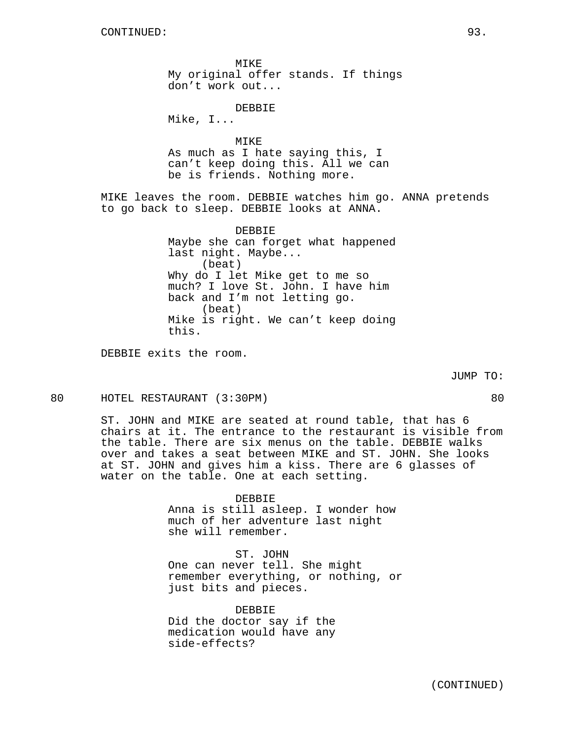MIKE
My original offer stands. If things don't work out...

DEBBIE
Mike, I...

MIKE
As much as I hate saying this, I can't keep doing this. All we can be is friends. Nothing more.

MIKE leaves the room. DEBBIE watches him go. ANNA pretends to go back to sleep. DEBBIE looks at ANNA.

DEBBIE
Maybe she can forget what happened last night. Maybe...
(beat)
Why do I let Mike get to me so much? I love St. John. I have him back and I'm not letting go.
(beat)
Mike is right. We can't keep doing this.

DEBBIE exits the room.

JUMP TO:

80 HOTEL RESTAURANT (3:30PM) 80

ST. JOHN and MIKE are seated at round table, that has 6 chairs at it. The entrance to the restaurant is visible from the table. There are six menus on the table. DEBBIE walks over and takes a seat between MIKE and ST. JOHN. She looks at ST. JOHN and gives him a kiss. There are 6 glasses of water on the table. One at each setting.

DEBBIE
Anna is still asleep. I wonder how much of her adventure last night she will remember.

ST. JOHN
One can never tell. She might remember everything, or nothing, or just bits and pieces.

DEBBIE
Did the doctor say if the medication would have any side-effects?

(CONTINUED)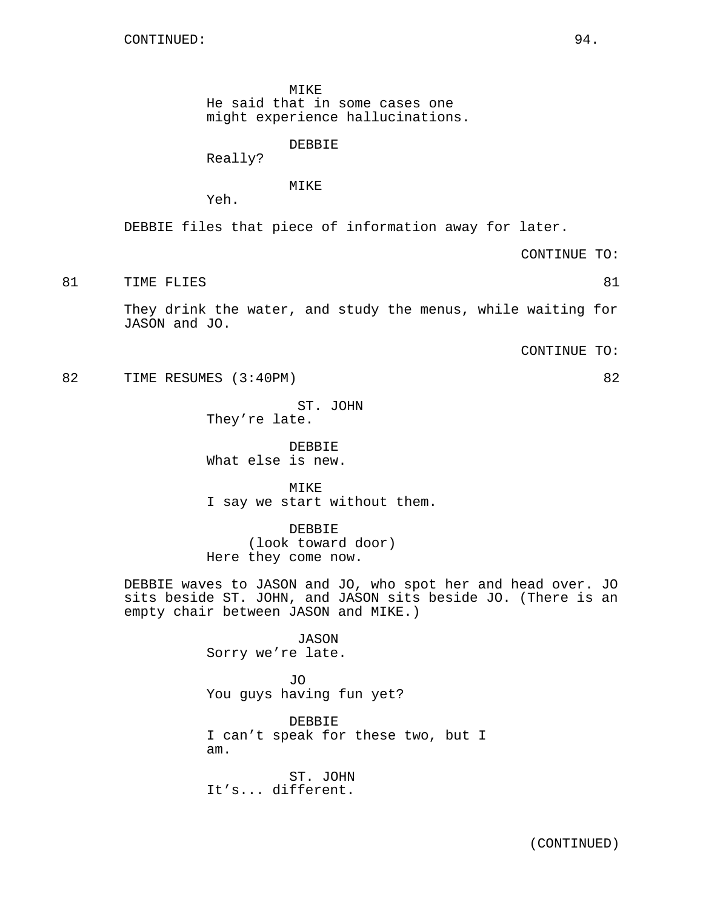CONTINUED:

MIKE
He said that in some cases one might experience hallucinations.

DEBBIE
Really?

MIKE
Yeh.

DEBBIE files that piece of information away for later.

CONTINUE TO:

81 TIME FLIES 81

They drink the water, and study the menus, while waiting for JASON and JO.

CONTINUE TO:

82 TIME RESUMES (3:40PM) 82

ST. JOHN
They're late.

DEBBIE
What else is new.

MIKE
I say we start without them.

DEBBIE
(look toward door)
Here they come now.

DEBBIE waves to JASON and JO, who spot her and head over. JO sits beside ST. JOHN, and JASON sits beside JO. (There is an empty chair between JASON and MIKE.)

JASON
Sorry we're late.

JO
You guys having fun yet?

DEBBIE
I can't speak for these two, but I am.

ST. JOHN
It's... different.

(CONTINUED)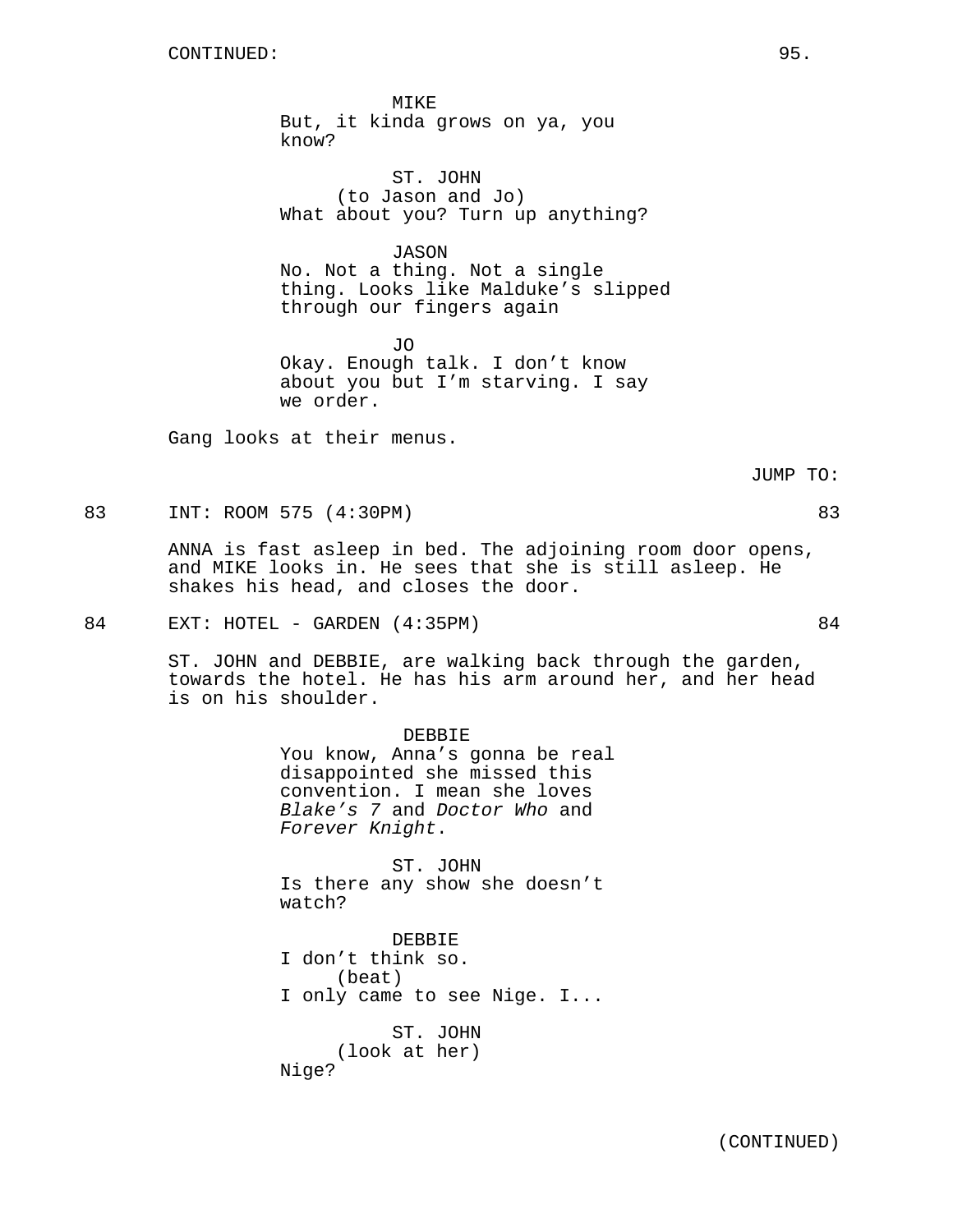CONTINUED:

MIKE
But, it kinda grows on ya, you know?

ST. JOHN
(to Jason and Jo)
What about you? Turn up anything?

JASON
No. Not a thing. Not a single thing. Looks like Malduke's slipped through our fingers again

JO
Okay. Enough talk. I don't know about you but I'm starving. I say we order.

Gang looks at their menus.

JUMP TO:

83 INT: ROOM 575 (4:30PM) 83

ANNA is fast asleep in bed. The adjoining room door opens, and MIKE looks in. He sees that she is still asleep. He shakes his head, and closes the door.

84 EXT: HOTEL - GARDEN (4:35PM) 84

ST. JOHN and DEBBIE, are walking back through the garden, towards the hotel. He has his arm around her, and her head is on his shoulder.

DEBBIE
You know, Anna's gonna be real disappointed she missed this convention. I mean she loves *Blake's 7* and *Doctor Who* and *Forever Knight*.

ST. JOHN
Is there any show she doesn't watch?

DEBBIE
I don't think so.
(beat)
I only came to see Nige. I...

ST. JOHN
(look at her)
Nige?

(CONTINUED)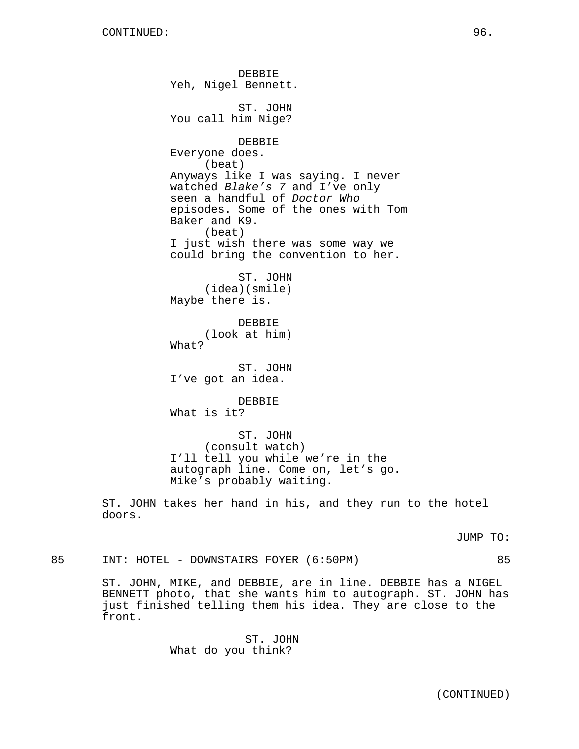DEBBIE
Yeh, Nigel Bennett.

ST. JOHN
You call him Nige?

DEBBIE
Everyone does.
(beat)
Anyways like I was saying. I never watched *Blake's 7* and I've only seen a handful of *Doctor Who* episodes. Some of the ones with Tom Baker and K9.
(beat)
I just wish there was some way we could bring the convention to her.

ST. JOHN
(idea)(smile)
Maybe there is.

DEBBIE
(look at him)
What?

ST. JOHN
I've got an idea.

DEBBIE
What is it?

ST. JOHN
(consult watch)
I'll tell you while we're in the autograph line. Come on, let's go. Mike's probably waiting.

ST. JOHN takes her hand in his, and they run to the hotel doors.

JUMP TO:

85 INT: HOTEL - DOWNSTAIRS FOYER (6:50PM) 85

ST. JOHN, MIKE, and DEBBIE, are in line. DEBBIE has a NIGEL BENNETT photo, that she wants him to autograph. ST. JOHN has just finished telling them his idea. They are close to the front.

ST. JOHN
What do you think?

(CONTINUED)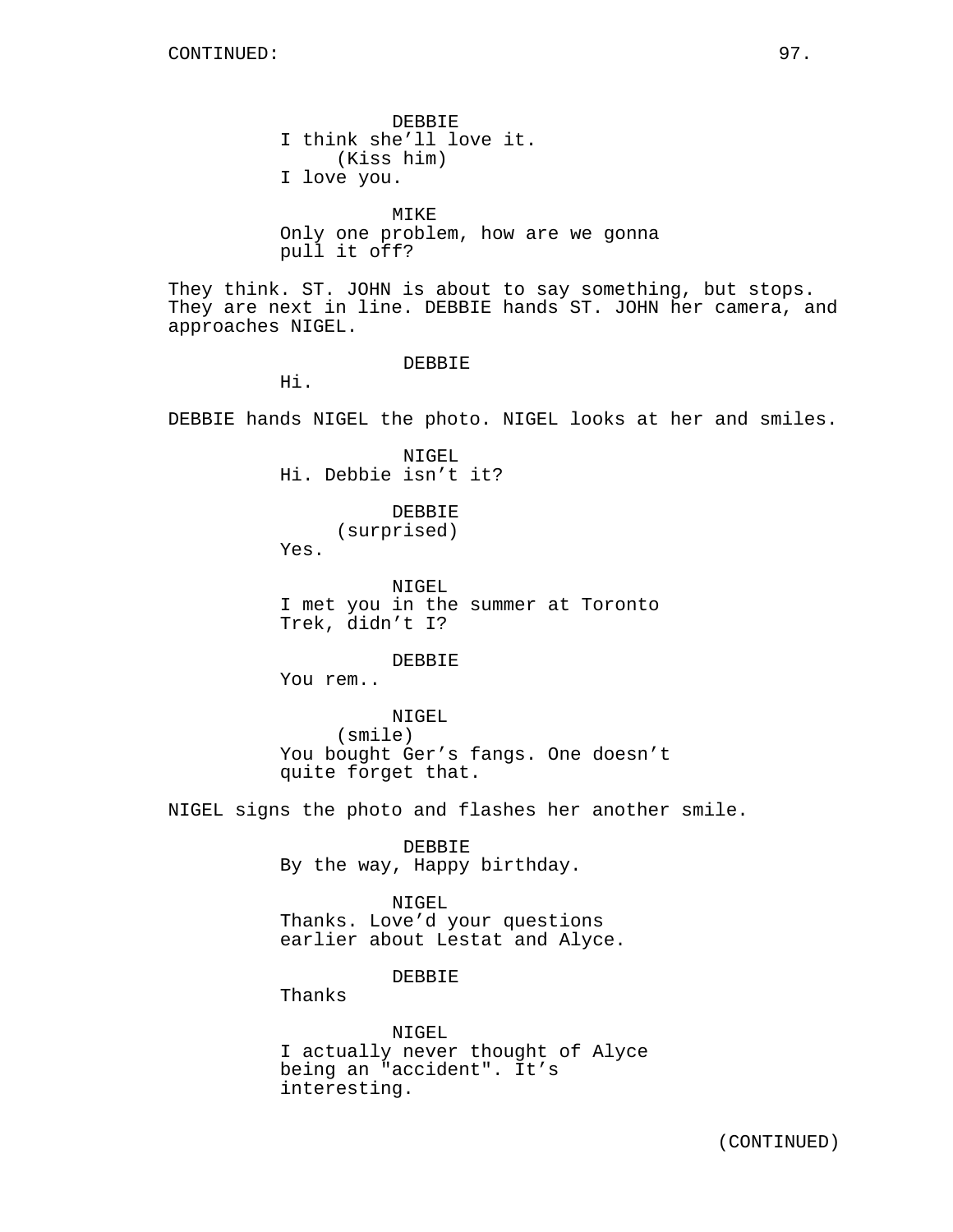CONTINUED:

DEBBIE
I think she'll love it.
(Kiss him)
I love you.

MIKE
Only one problem, how are we gonna pull it off?

They think. ST. JOHN is about to say something, but stops. They are next in line. DEBBIE hands ST. JOHN her camera, and approaches NIGEL.

DEBBIE
Hi.

DEBBIE hands NIGEL the photo. NIGEL looks at her and smiles.

NIGEL
Hi. Debbie isn't it?

DEBBIE
(surprised)
Yes.

NIGEL
I met you in the summer at Toronto Trek, didn't I?

DEBBIE
You rem..

NIGEL
(smile)
You bought Ger's fangs. One doesn't quite forget that.

NIGEL signs the photo and flashes her another smile.

DEBBIE
By the way, Happy birthday.

NIGEL
Thanks. Love'd your questions earlier about Lestat and Alyce.

DEBBIE
Thanks

NIGEL
I actually never thought of Alyce being an "accident". It's interesting.

(CONTINUED)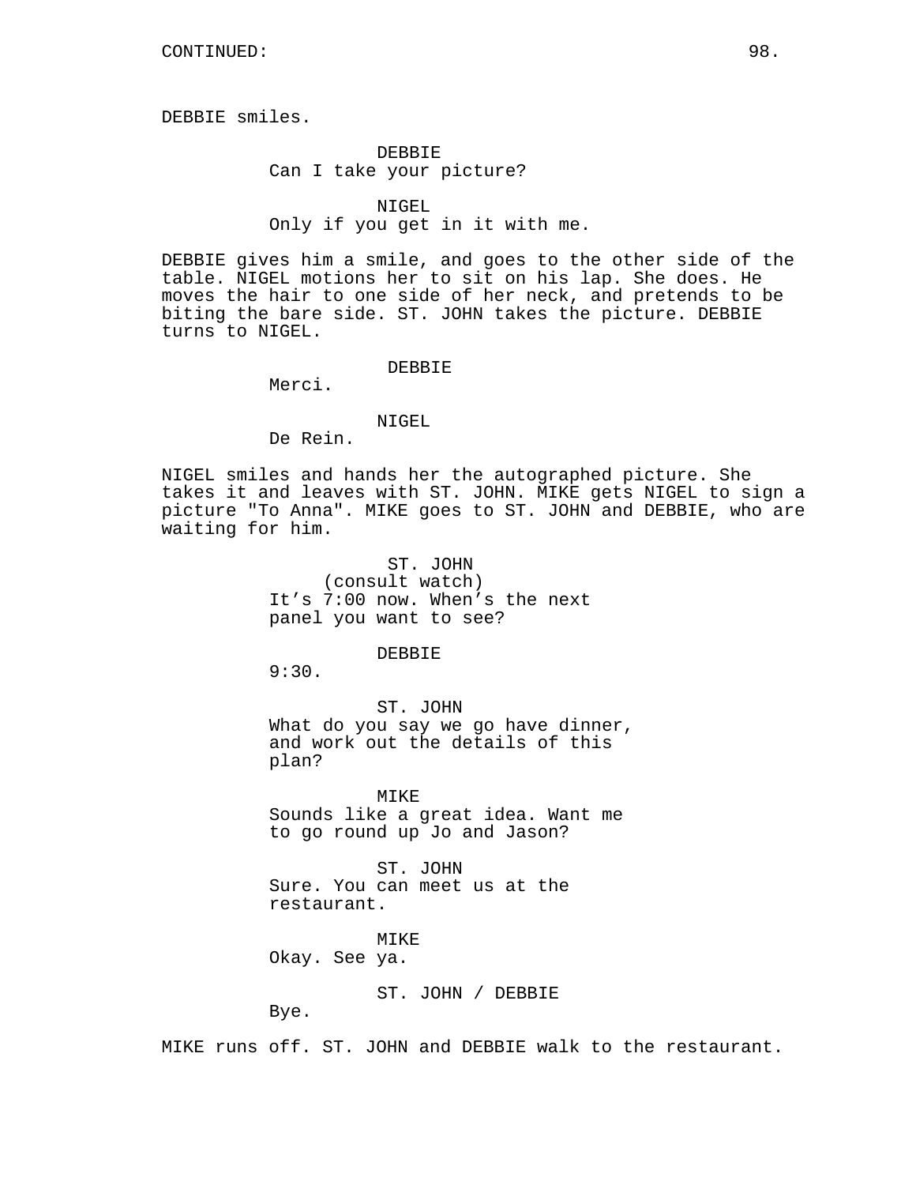CONTINUED:

DEBBIE smiles.

DEBBIE
Can I take your picture?

NIGEL
Only if you get in it with me.

DEBBIE gives him a smile, and goes to the other side of the table. NIGEL motions her to sit on his lap. She does. He moves the hair to one side of her neck, and pretends to be biting the bare side. ST. JOHN takes the picture. DEBBIE turns to NIGEL.

DEBBIE
Merci.

NIGEL
De Rein.

NIGEL smiles and hands her the autographed picture. She takes it and leaves with ST. JOHN. MIKE gets NIGEL to sign a picture "To Anna". MIKE goes to ST. JOHN and DEBBIE, who are waiting for him.

ST. JOHN
(consult watch)
It's 7:00 now. When's the next panel you want to see?

DEBBIE
9:30.

ST. JOHN
What do you say we go have dinner, and work out the details of this plan?

MIKE
Sounds like a great idea. Want me to go round up Jo and Jason?

ST. JOHN
Sure. You can meet us at the restaurant.

MIKE
Okay. See ya.

ST. JOHN / DEBBIE
Bye.

MIKE runs off. ST. JOHN and DEBBIE walk to the restaurant.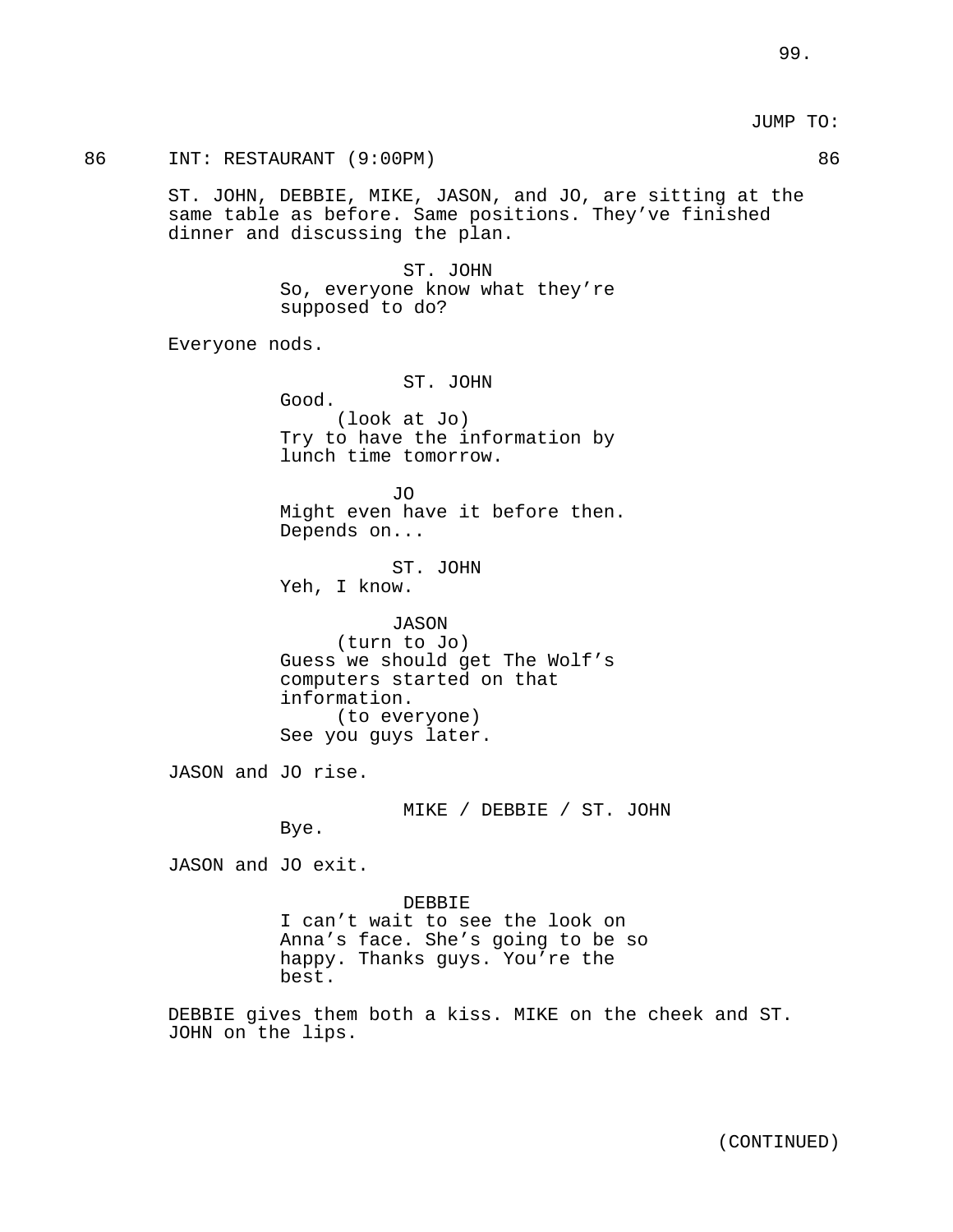JUMP TO:

86 INT: RESTAURANT (9:00PM) 86

ST. JOHN, DEBBIE, MIKE, JASON, and JO, are sitting at the same table as before. Same positions. They've finished dinner and discussing the plan.

ST. JOHN
So, everyone know what they're supposed to do?

Everyone nods.

ST. JOHN
Good.
(look at Jo)
Try to have the information by lunch time tomorrow.

JO
Might even have it before then. Depends on...

ST. JOHN
Yeh, I know.

JASON
(turn to Jo)
Guess we should get The Wolf's computers started on that information.
(to everyone)
See you guys later.

JASON and JO rise.

MIKE / DEBBIE / ST. JOHN
Bye.

JASON and JO exit.

DEBBIE
I can't wait to see the look on Anna's face. She's going to be so happy. Thanks guys. You're the best.

DEBBIE gives them both a kiss. MIKE on the cheek and ST. JOHN on the lips.

(CONTINUED)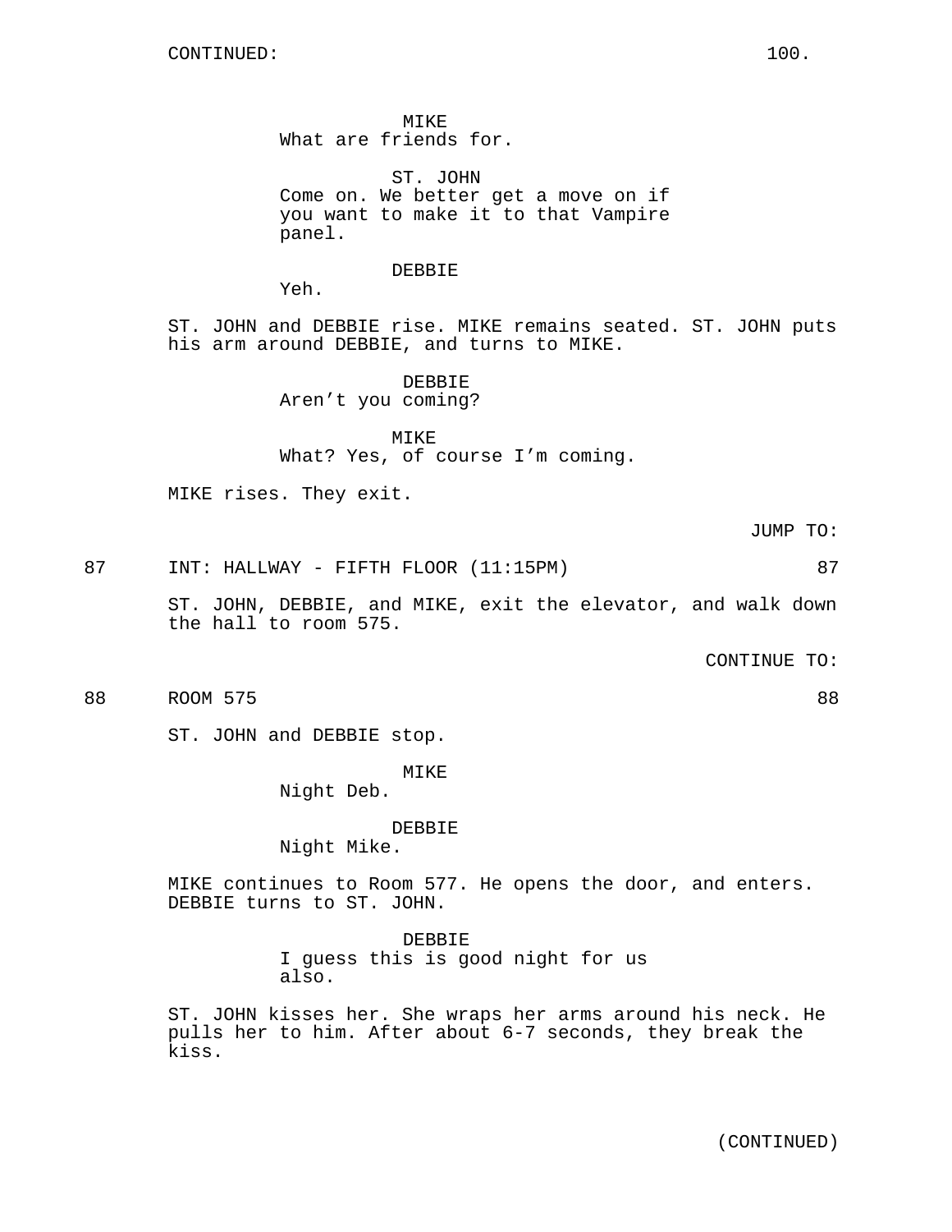MIKE
What are friends for.

ST. JOHN
Come on. We better get a move on if you want to make it to that Vampire panel.

DEBBIE
Yeh.

ST. JOHN and DEBBIE rise. MIKE remains seated. ST. JOHN puts his arm around DEBBIE, and turns to MIKE.

DEBBIE
Aren't you coming?

MIKE
What? Yes, of course I'm coming.

MIKE rises. They exit.

JUMP TO:

87 INT: HALLWAY - FIFTH FLOOR (11:15PM) 87

ST. JOHN, DEBBIE, and MIKE, exit the elevator, and walk down the hall to room 575.

CONTINUE TO:

88 ROOM 575 88

ST. JOHN and DEBBIE stop.

MIKE
Night Deb.

DEBBIE
Night Mike.

MIKE continues to Room 577. He opens the door, and enters. DEBBIE turns to ST. JOHN.

DEBBIE
I guess this is good night for us also.

ST. JOHN kisses her. She wraps her arms around his neck. He pulls her to him. After about 6-7 seconds, they break the kiss.

(CONTINUED)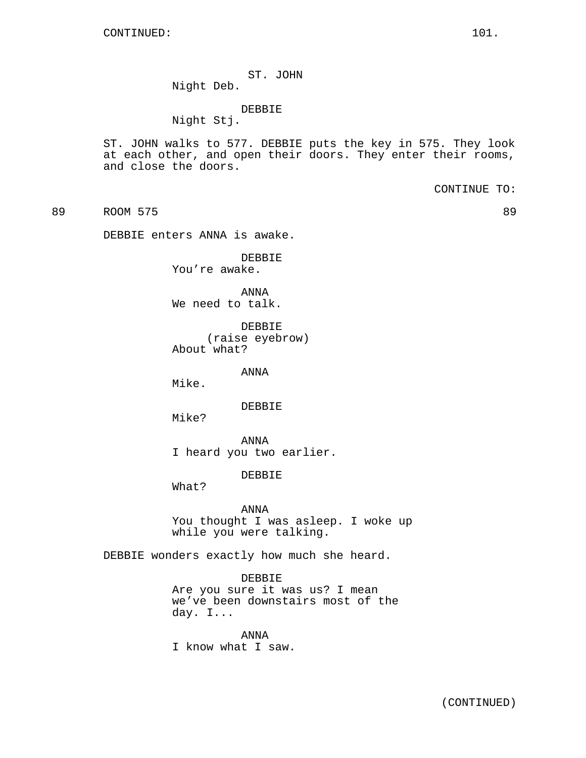ST. JOHN
Night Deb.

DEBBIE
Night Stj.

ST. JOHN walks to 577. DEBBIE puts the key in 575. They look at each other, and open their doors. They enter their rooms, and close the doors.

CONTINUE TO:

89 ROOM 575 89

DEBBIE enters ANNA is awake.

DEBBIE
You're awake.

ANNA
We need to talk.

DEBBIE
(raise eyebrow)
About what?

ANNA
Mike.

DEBBIE
Mike?

ANNA
I heard you two earlier.

DEBBIE
What?

ANNA
You thought I was asleep. I woke up while you were talking.

DEBBIE wonders exactly how much she heard.

DEBBIE
Are you sure it was us? I mean we've been downstairs most of the day. I...

ANNA
I know what I saw.

(CONTINUED)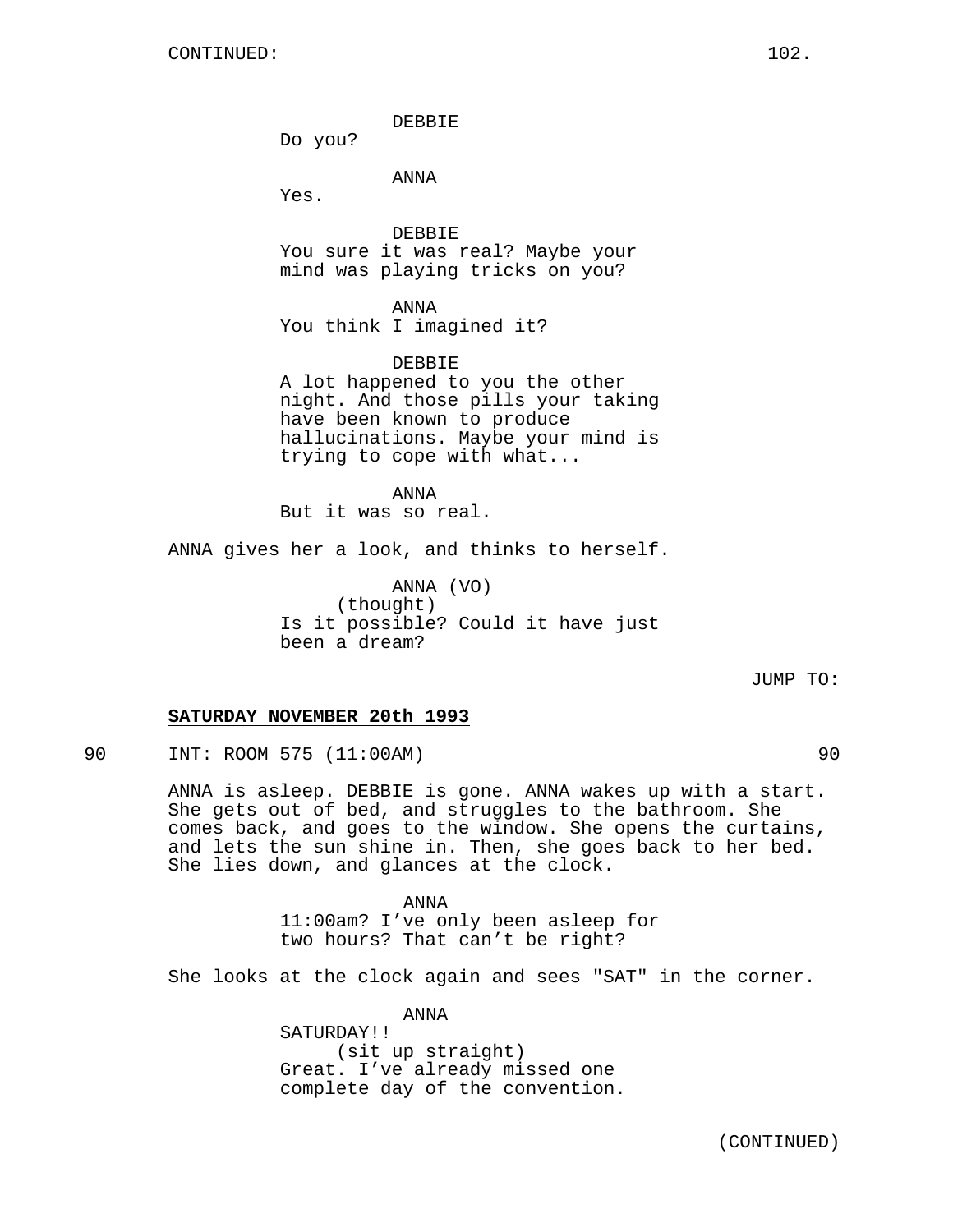CONTINUED:

DEBBIE
Do you?

ANNA
Yes.

DEBBIE
You sure it was real? Maybe your mind was playing tricks on you?

ANNA
You think I imagined it?

DEBBIE
A lot happened to you the other night. And those pills your taking have been known to produce hallucinations. Maybe your mind is trying to cope with what...

ANNA
But it was so real.

ANNA gives her a look, and thinks to herself.

ANNA (VO)
(thought)
Is it possible? Could it have just been a dream?

JUMP TO:

**SATURDAY NOVEMBER 20th 1993**

90 INT: ROOM 575 (11:00AM) 90

ANNA is asleep. DEBBIE is gone. ANNA wakes up with a start. She gets out of bed, and struggles to the bathroom. She comes back, and goes to the window. She opens the curtains, and lets the sun shine in. Then, she goes back to her bed. She lies down, and glances at the clock.

ANNA
11:00am? I've only been asleep for two hours? That can't be right?

She looks at the clock again and sees "SAT" in the corner.

ANNA
SATURDAY!!
(sit up straight)
Great. I've already missed one complete day of the convention.

(CONTINUED)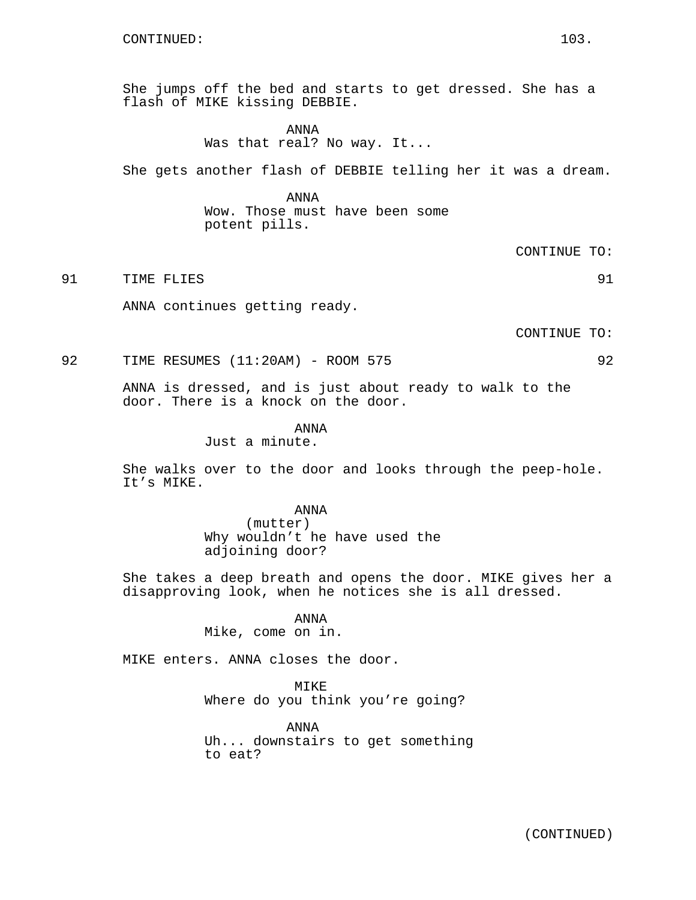CONTINUED:

She jumps off the bed and starts to get dressed. She has a flash of MIKE kissing DEBBIE.

ANNA
Was that real? No way. It...

She gets another flash of DEBBIE telling her it was a dream.

ANNA
Wow. Those must have been some potent pills.

CONTINUE TO:

91 TIME FLIES 91

ANNA continues getting ready.

CONTINUE TO:

92 TIME RESUMES (11:20AM) - ROOM 575 92

ANNA is dressed, and is just about ready to walk to the door. There is a knock on the door.

ANNA
Just a minute.

She walks over to the door and looks through the peep-hole. It's MIKE.

ANNA
(mutter)
Why wouldn't he have used the adjoining door?

She takes a deep breath and opens the door. MIKE gives her a disapproving look, when he notices she is all dressed.

ANNA
Mike, come on in.

MIKE enters. ANNA closes the door.

MIKE
Where do you think you're going?

ANNA
Uh... downstairs to get something to eat?

(CONTINUED)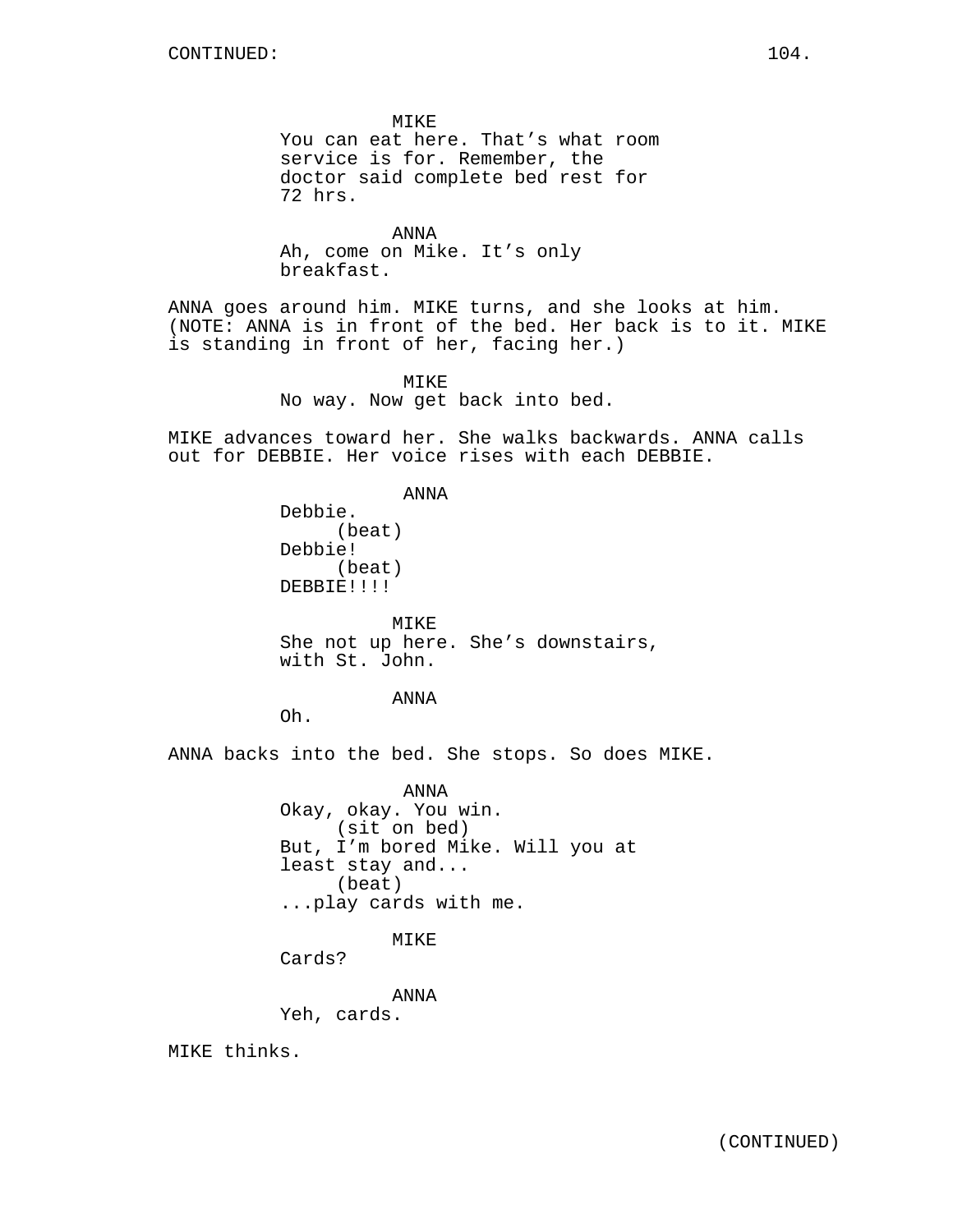MIKE
You can eat here. That's what room service is for. Remember, the doctor said complete bed rest for 72 hrs.

ANNA
Ah, come on Mike. It's only breakfast.

ANNA goes around him. MIKE turns, and she looks at him. (NOTE: ANNA is in front of the bed. Her back is to it. MIKE is standing in front of her, facing her.)

MIKE
No way. Now get back into bed.

MIKE advances toward her. She walks backwards. ANNA calls out for DEBBIE. Her voice rises with each DEBBIE.

ANNA
Debbie.
(beat)
Debbie!
(beat)
DEBBIE!!!!

MIKE
She not up here. She's downstairs, with St. John.

ANNA
Oh.

ANNA backs into the bed. She stops. So does MIKE.

ANNA
Okay, okay. You win.
(sit on bed)
But, I'm bored Mike. Will you at least stay and...
(beat)
...play cards with me.

MIKE
Cards?

ANNA
Yeh, cards.

MIKE thinks.

(CONTINUED)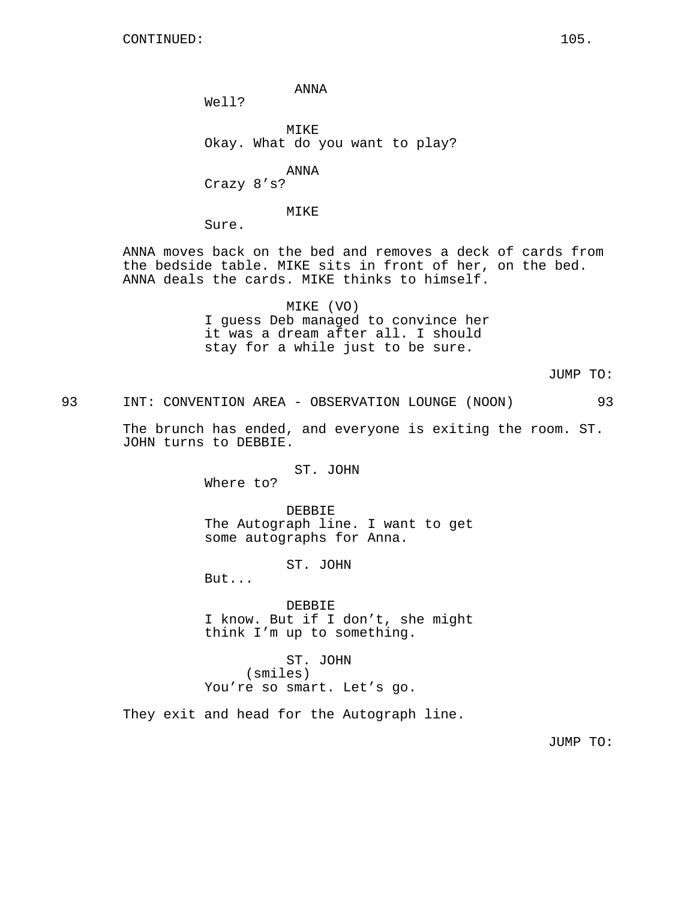CONTINUED:

ANNA
Well?

MIKE
Okay. What do you want to play?

ANNA
Crazy 8's?

MIKE
Sure.

ANNA moves back on the bed and removes a deck of cards from the bedside table. MIKE sits in front of her, on the bed. ANNA deals the cards. MIKE thinks to himself.

MIKE (VO)
I guess Deb managed to convince her it was a dream after all. I should stay for a while just to be sure.

JUMP TO:

93 INT: CONVENTION AREA - OBSERVATION LOUNGE (NOON) 93

The brunch has ended, and everyone is exiting the room. ST. JOHN turns to DEBBIE.

ST. JOHN
Where to?

DEBBIE
The Autograph line. I want to get some autographs for Anna.

ST. JOHN
But...

DEBBIE
I know. But if I don't, she might think I'm up to something.

ST. JOHN
(smiles)
You're so smart. Let's go.

They exit and head for the Autograph line.

JUMP TO: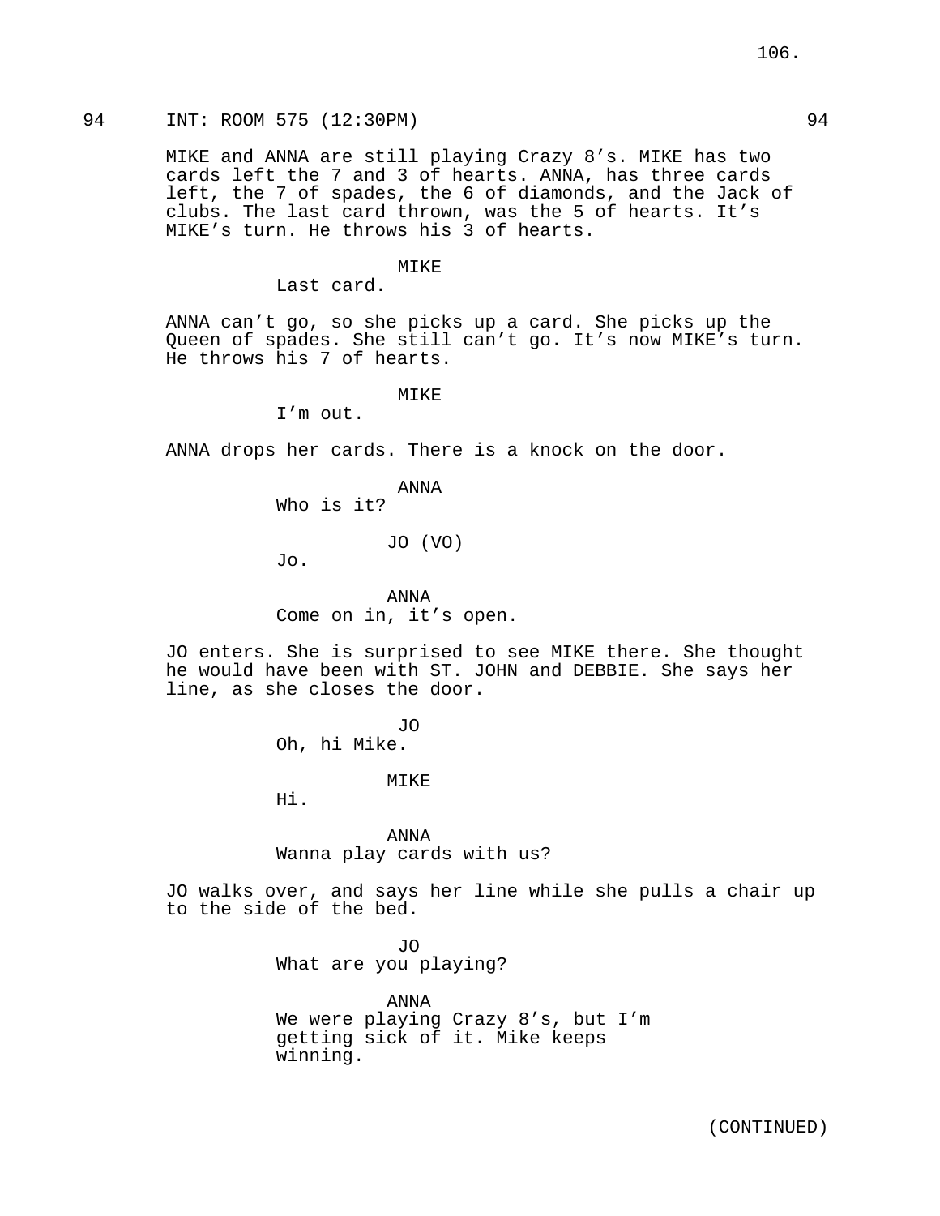94 INT: ROOM 575 (12:30PM) 94

MIKE and ANNA are still playing Crazy 8's. MIKE has two cards left the 7 and 3 of hearts. ANNA, has three cards left, the 7 of spades, the 6 of diamonds, and the Jack of clubs. The last card thrown, was the 5 of hearts. It's MIKE's turn. He throws his 3 of hearts.

MIKE
Last card.

ANNA can't go, so she picks up a card. She picks up the Queen of spades. She still can't go. It's now MIKE's turn. He throws his 7 of hearts.

MIKE
I'm out.

ANNA drops her cards. There is a knock on the door.

ANNA
Who is it?

JO (VO)
Jo.

ANNA
Come on in, it's open.

JO enters. She is surprised to see MIKE there. She thought he would have been with ST. JOHN and DEBBIE. She says her line, as she closes the door.

JO
Oh, hi Mike.

MIKE
Hi.

ANNA
Wanna play cards with us?

JO walks over, and says her line while she pulls a chair up to the side of the bed.

JO
What are you playing?

ANNA
We were playing Crazy 8's, but I'm getting sick of it. Mike keeps winning.

(CONTINUED)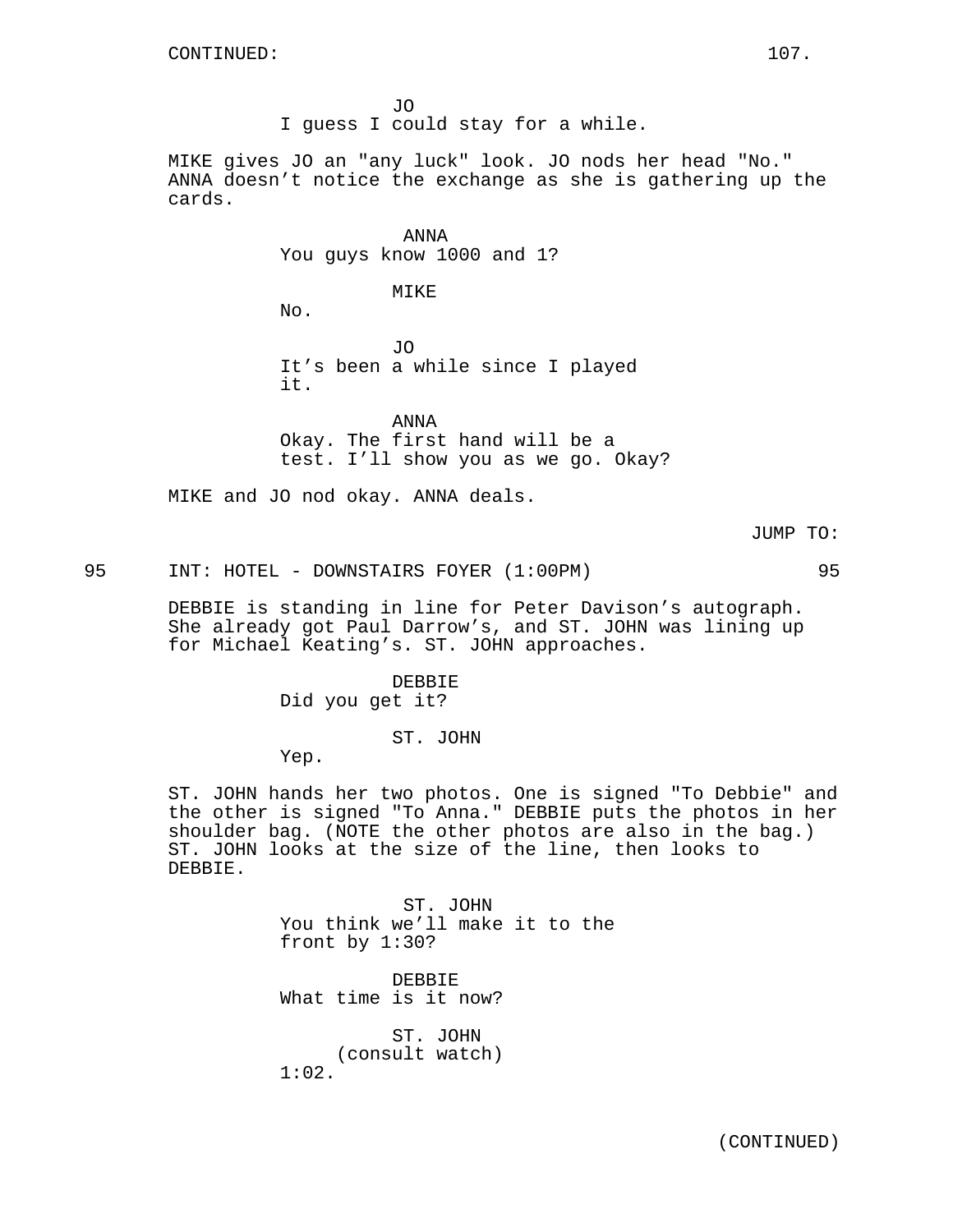CONTINUED:

JO
I guess I could stay for a while.

MIKE gives JO an "any luck" look. JO nods her head "No." ANNA doesn't notice the exchange as she is gathering up the cards.

ANNA
You guys know 1000 and 1?

MIKE
No.

JO
It's been a while since I played it.

ANNA
Okay. The first hand will be a test. I'll show you as we go. Okay?

MIKE and JO nod okay. ANNA deals.

JUMP TO:

95 INT: HOTEL - DOWNSTAIRS FOYER (1:00PM) 95

DEBBIE is standing in line for Peter Davison's autograph. She already got Paul Darrow's, and ST. JOHN was lining up for Michael Keating's. ST. JOHN approaches.

DEBBIE
Did you get it?

ST. JOHN
Yep.

ST. JOHN hands her two photos. One is signed "To Debbie" and the other is signed "To Anna." DEBBIE puts the photos in her shoulder bag. (NOTE the other photos are also in the bag.) ST. JOHN looks at the size of the line, then looks to DEBBIE.

ST. JOHN
You think we'll make it to the front by 1:30?

DEBBIE
What time is it now?

ST. JOHN
(consult watch)
1:02.

(CONTINUED)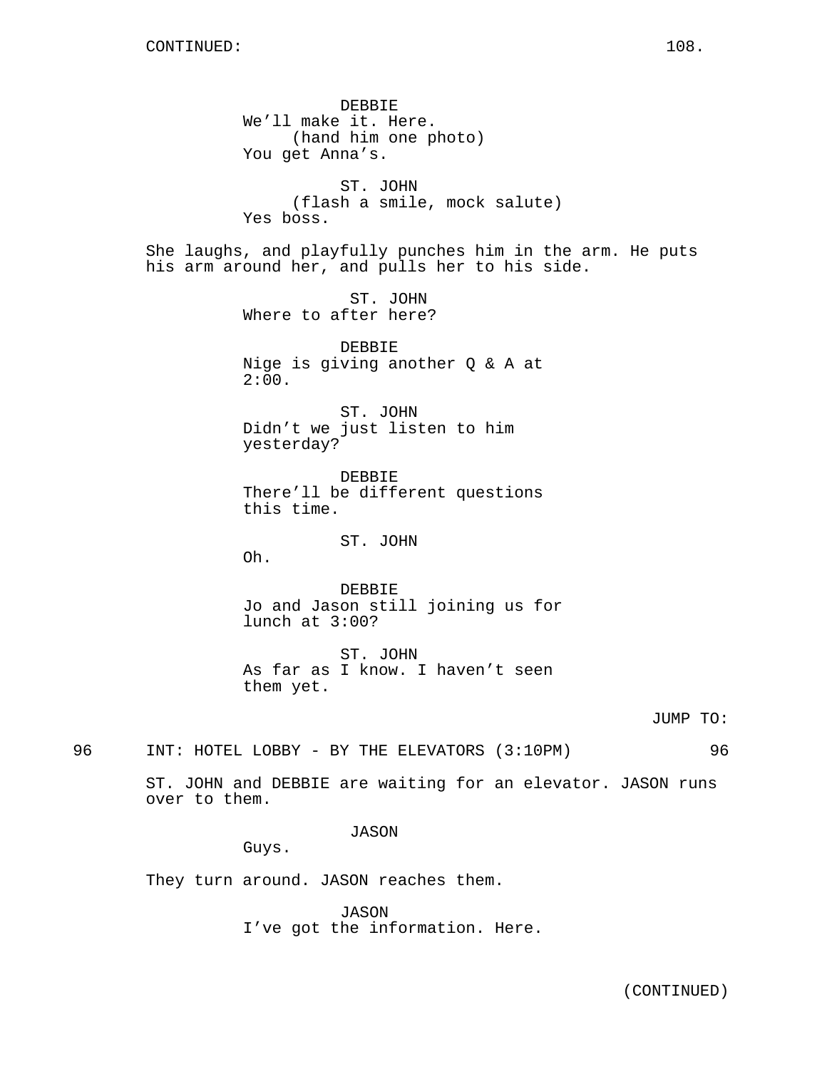DEBBIE
We'll make it. Here.
(hand him one photo)
You get Anna's.

ST. JOHN
(flash a smile, mock salute)
Yes boss.

She laughs, and playfully punches him in the arm. He puts his arm around her, and pulls her to his side.

ST. JOHN
Where to after here?

DEBBIE
Nige is giving another Q & A at 2:00.

ST. JOHN
Didn't we just listen to him yesterday?

DEBBIE
There'll be different questions this time.

ST. JOHN
Oh.

DEBBIE
Jo and Jason still joining us for lunch at 3:00?

ST. JOHN
As far as I know. I haven't seen them yet.

JUMP TO:

96 INT: HOTEL LOBBY - BY THE ELEVATORS (3:10PM) 96

ST. JOHN and DEBBIE are waiting for an elevator. JASON runs over to them.

JASON
Guys.

They turn around. JASON reaches them.

JASON
I've got the information. Here.

(CONTINUED)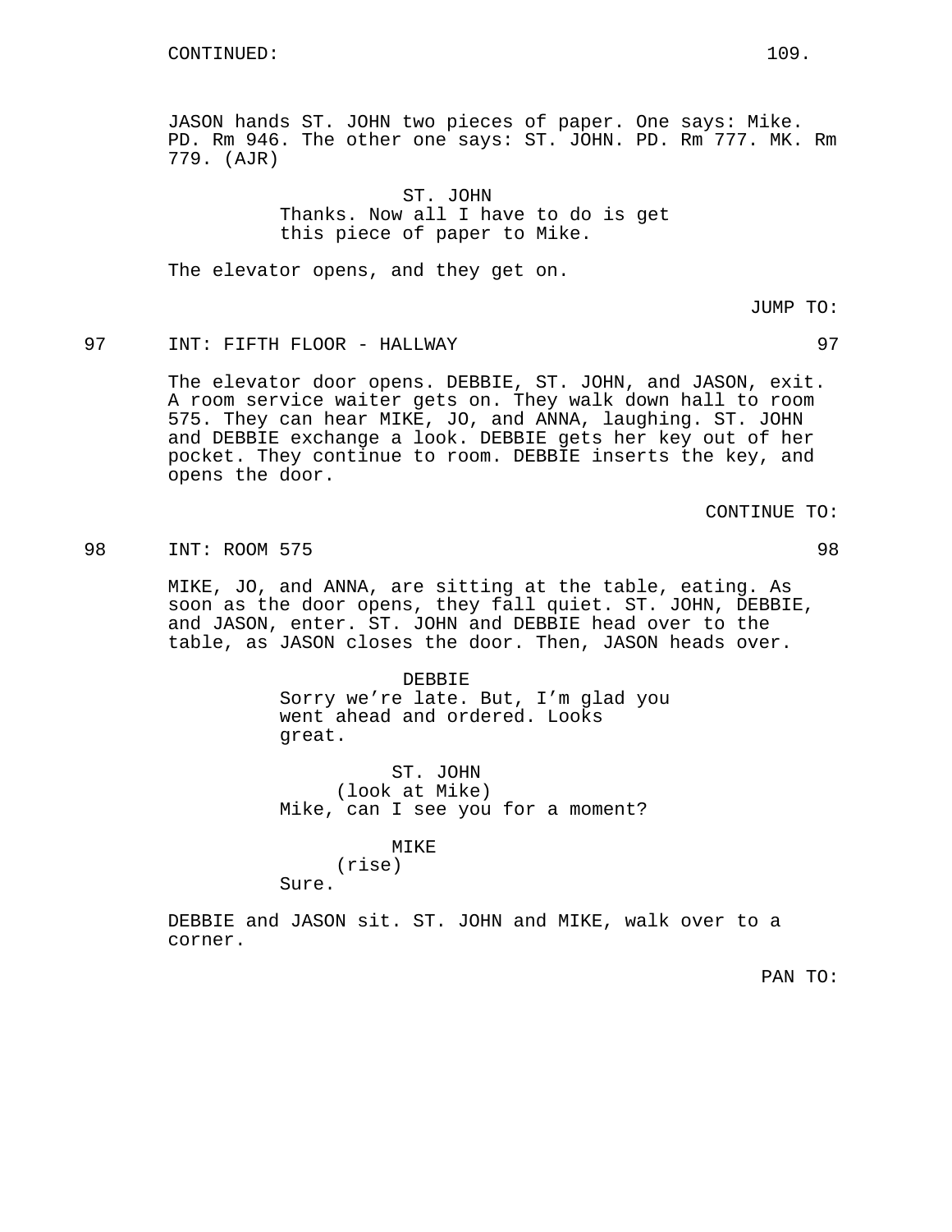CONTINUED:

JASON hands ST. JOHN two pieces of paper. One says: Mike. PD. Rm 946. The other one says: ST. JOHN. PD. Rm 777. MK. Rm 779. (AJR)

ST. JOHN
Thanks. Now all I have to do is get this piece of paper to Mike.

The elevator opens, and they get on.

JUMP TO:

97 INT: FIFTH FLOOR - HALLWAY 97

The elevator door opens. DEBBIE, ST. JOHN, and JASON, exit. A room service waiter gets on. They walk down hall to room 575. They can hear MIKE, JO, and ANNA, laughing. ST. JOHN and DEBBIE exchange a look. DEBBIE gets her key out of her pocket. They continue to room. DEBBIE inserts the key, and opens the door.

CONTINUE TO:

98 INT: ROOM 575 98

MIKE, JO, and ANNA, are sitting at the table, eating. As soon as the door opens, they fall quiet. ST. JOHN, DEBBIE, and JASON, enter. ST. JOHN and DEBBIE head over to the table, as JASON closes the door. Then, JASON heads over.

DEBBIE
Sorry we're late. But, I'm glad you went ahead and ordered. Looks great.

ST. JOHN
(look at Mike)
Mike, can I see you for a moment?

MIKE
(rise)
Sure.

DEBBIE and JASON sit. ST. JOHN and MIKE, walk over to a corner.

PAN TO: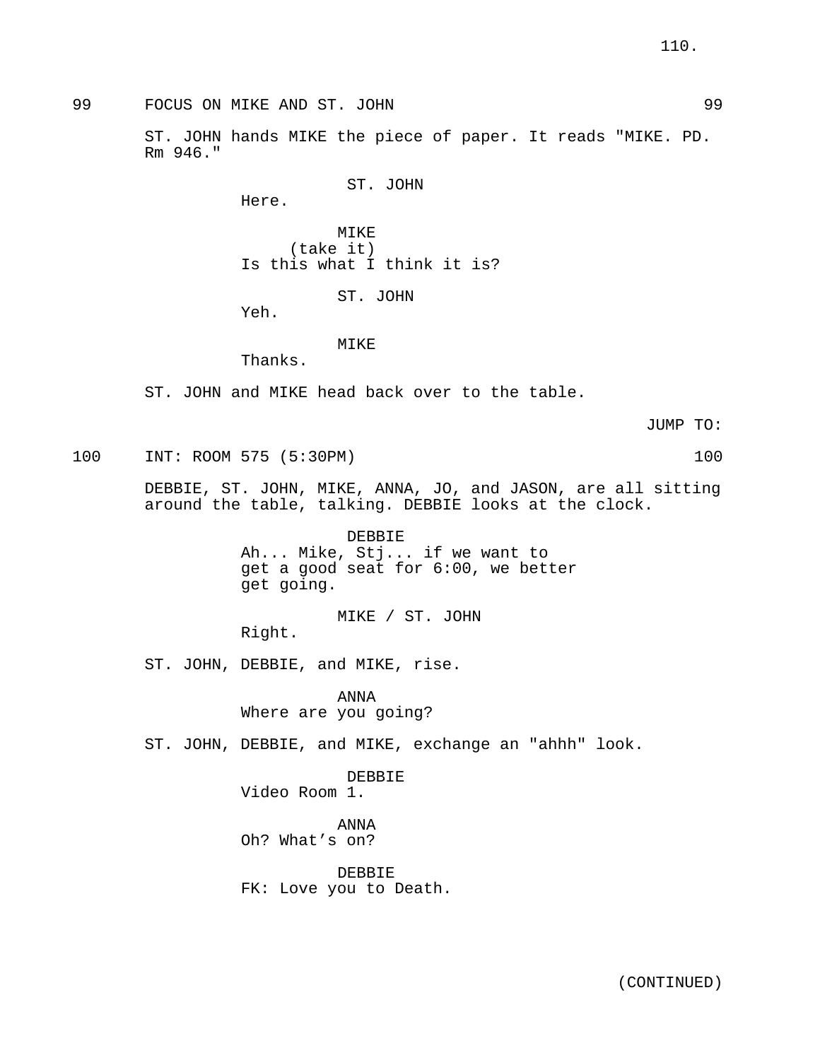99 FOCUS ON MIKE AND ST. JOHN 99

ST. JOHN hands MIKE the piece of paper. It reads "MIKE. PD. Rm 946."

ST. JOHN
Here.

MIKE
(take it)
Is this what I think it is?

ST. JOHN
Yeh.

MIKE
Thanks.

ST. JOHN and MIKE head back over to the table.

JUMP TO:

100 INT: ROOM 575 (5:30PM) 100

DEBBIE, ST. JOHN, MIKE, ANNA, JO, and JASON, are all sitting around the table, talking. DEBBIE looks at the clock.

DEBBIE
Ah... Mike, Stj... if we want to get a good seat for 6:00, we better get going.

MIKE / ST. JOHN
Right.

ST. JOHN, DEBBIE, and MIKE, rise.

ANNA
Where are you going?

ST. JOHN, DEBBIE, and MIKE, exchange an "ahhh" look.

DEBBIE
Video Room 1.

ANNA
Oh? What's on?

DEBBIE
FK: Love you to Death.

(CONTINUED)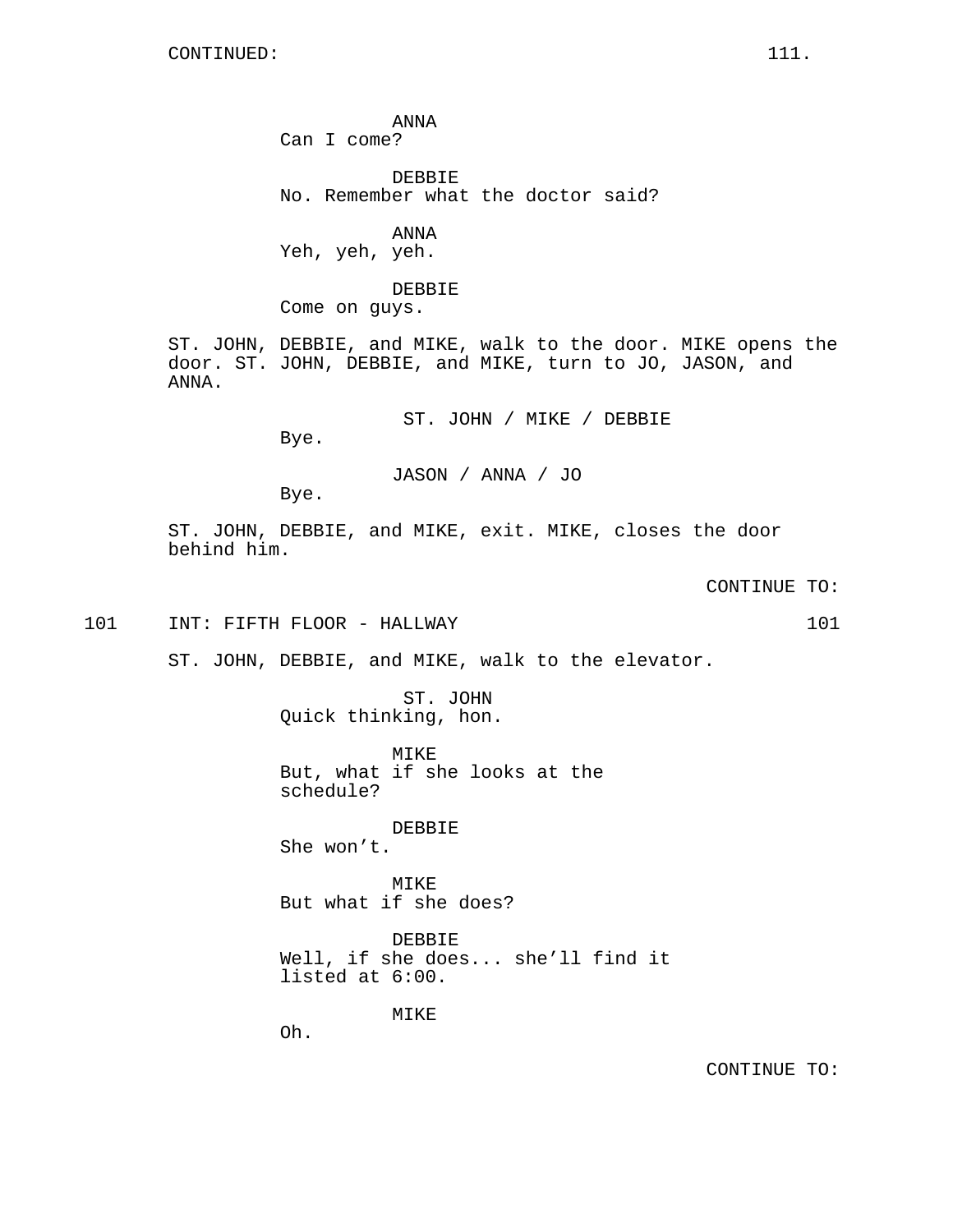CONTINUED:

ANNA
Can I come?

DEBBIE
No. Remember what the doctor said?

ANNA
Yeh, yeh, yeh.

DEBBIE
Come on guys.

ST. JOHN, DEBBIE, and MIKE, walk to the door. MIKE opens the door. ST. JOHN, DEBBIE, and MIKE, turn to JO, JASON, and ANNA.

ST. JOHN / MIKE / DEBBIE
Bye.

JASON / ANNA / JO
Bye.

ST. JOHN, DEBBIE, and MIKE, exit. MIKE, closes the door behind him.

CONTINUE TO:

101 INT: FIFTH FLOOR - HALLWAY 101

ST. JOHN, DEBBIE, and MIKE, walk to the elevator.

ST. JOHN
Quick thinking, hon.

MIKE
But, what if she looks at the schedule?

DEBBIE
She won't.

MIKE
But what if she does?

DEBBIE
Well, if she does... she'll find it listed at 6:00.

MIKE
Oh.

CONTINUE TO: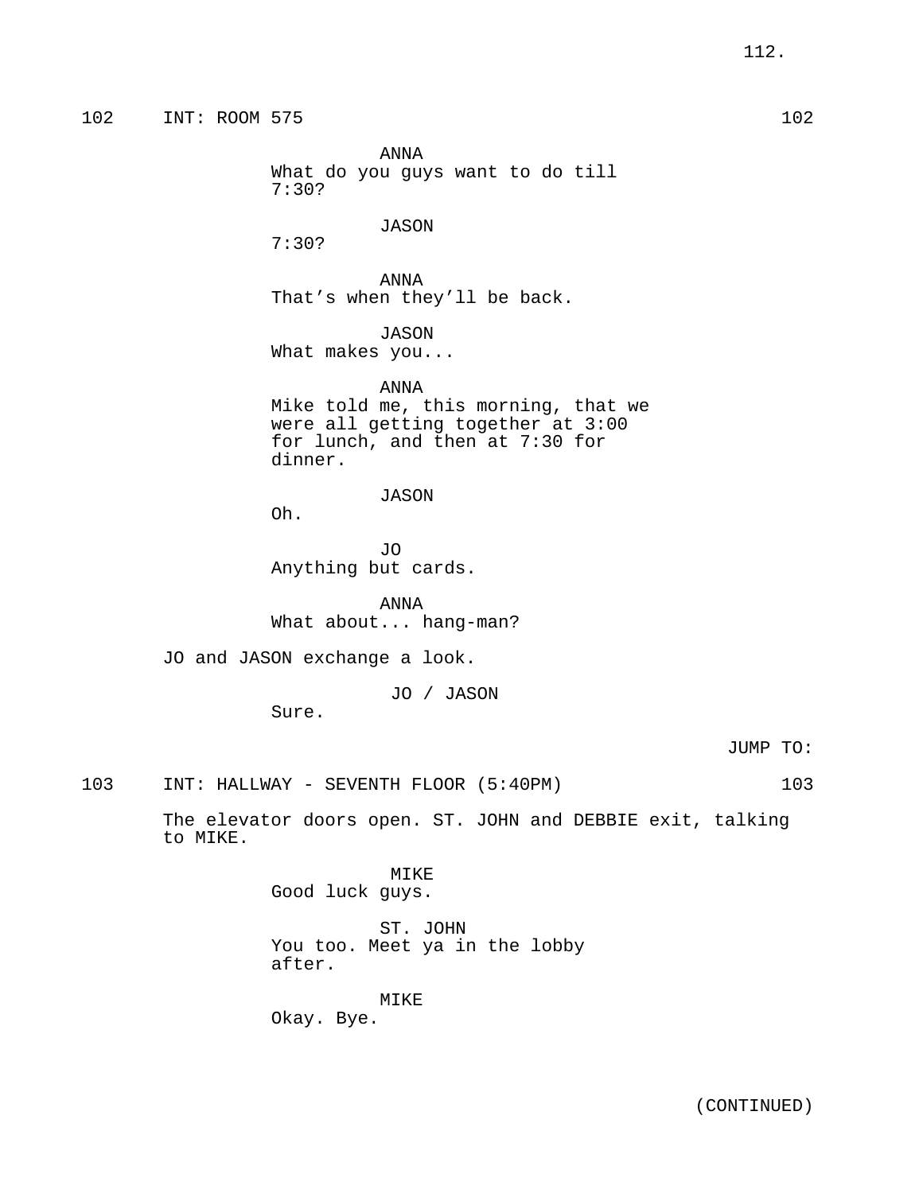102 INT: ROOM 575 102

ANNA
What do you guys want to do till 7:30?

JASON
7:30?

ANNA
That's when they'll be back.

JASON
What makes you...

ANNA
Mike told me, this morning, that we were all getting together at 3:00 for lunch, and then at 7:30 for dinner.

JASON
Oh.

JO
Anything but cards.

ANNA
What about... hang-man?

JO and JASON exchange a look.

JO / JASON
Sure.

JUMP TO:

103 INT: HALLWAY - SEVENTH FLOOR (5:40PM) 103

The elevator doors open. ST. JOHN and DEBBIE exit, talking to MIKE.

MIKE
Good luck guys.

ST. JOHN
You too. Meet ya in the lobby after.

MIKE
Okay. Bye.

(CONTINUED)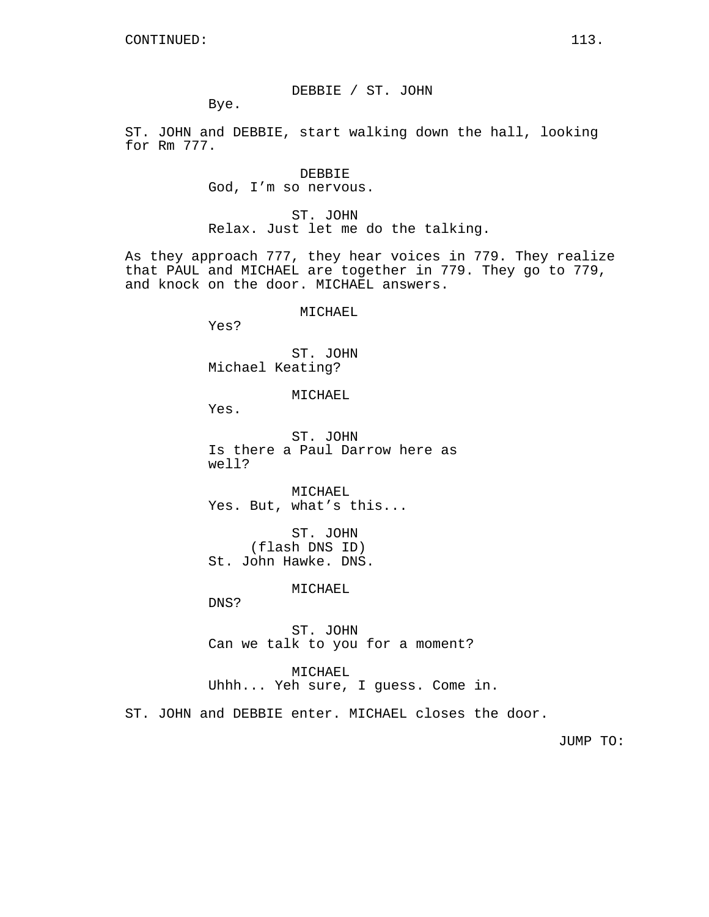CONTINUED:

DEBBIE / ST. JOHN
Bye.

ST. JOHN and DEBBIE, start walking down the hall, looking for Rm 777.

DEBBIE
God, I'm so nervous.

ST. JOHN
Relax. Just let me do the talking.

As they approach 777, they hear voices in 779. They realize that PAUL and MICHAEL are together in 779. They go to 779, and knock on the door. MICHAEL answers.

MICHAEL
Yes?

ST. JOHN
Michael Keating?

MICHAEL
Yes.

ST. JOHN
Is there a Paul Darrow here as well?

MICHAEL
Yes. But, what's this...

ST. JOHN
(flash DNS ID)
St. John Hawke. DNS.

MICHAEL
DNS?

ST. JOHN
Can we talk to you for a moment?

MICHAEL
Uhhh... Yeh sure, I guess. Come in.

ST. JOHN and DEBBIE enter. MICHAEL closes the door.

JUMP TO: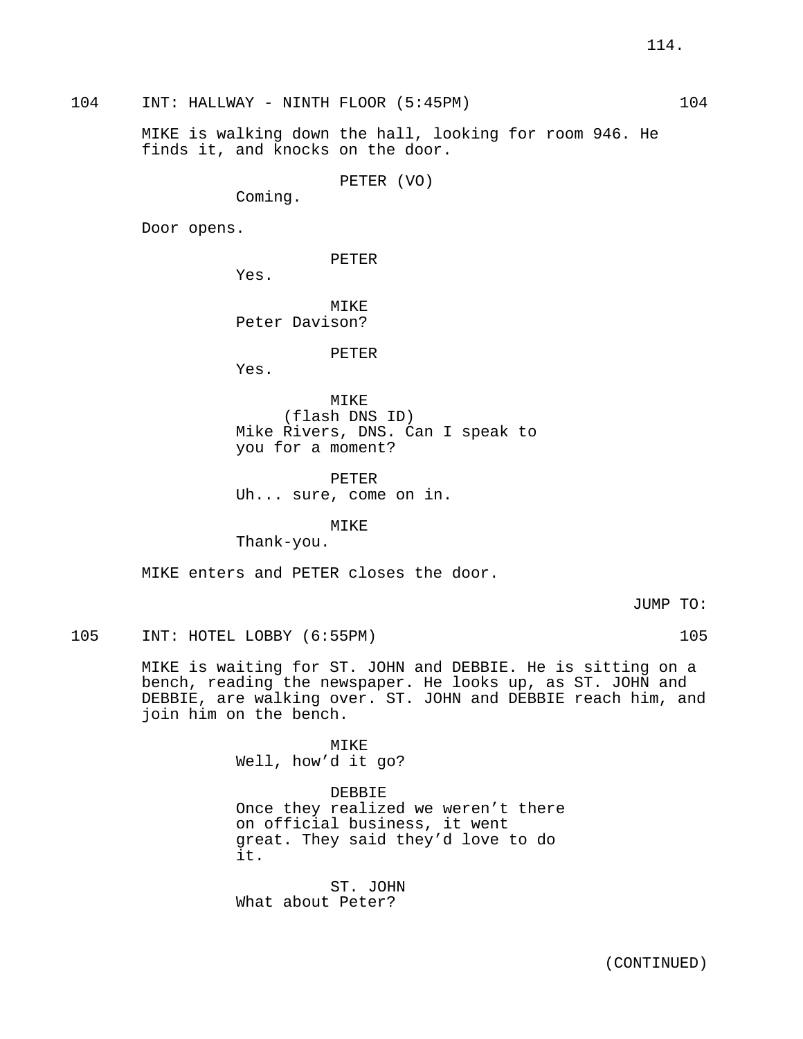104 INT: HALLWAY - NINTH FLOOR (5:45PM) 104

MIKE is walking down the hall, looking for room 946. He finds it, and knocks on the door.

PETER (VO)
Coming.

Door opens.

PETER
Yes.

MIKE
Peter Davison?

PETER
Yes.

MIKE
(flash DNS ID)
Mike Rivers, DNS. Can I speak to you for a moment?

PETER
Uh... sure, come on in.

MIKE
Thank-you.

MIKE enters and PETER closes the door.

JUMP TO:

105 INT: HOTEL LOBBY (6:55PM) 105

MIKE is waiting for ST. JOHN and DEBBIE. He is sitting on a bench, reading the newspaper. He looks up, as ST. JOHN and DEBBIE, are walking over. ST. JOHN and DEBBIE reach him, and join him on the bench.

MIKE
Well, how'd it go?

DEBBIE
Once they realized we weren't there on official business, it went great. They said they'd love to do it.

ST. JOHN
What about Peter?

(CONTINUED)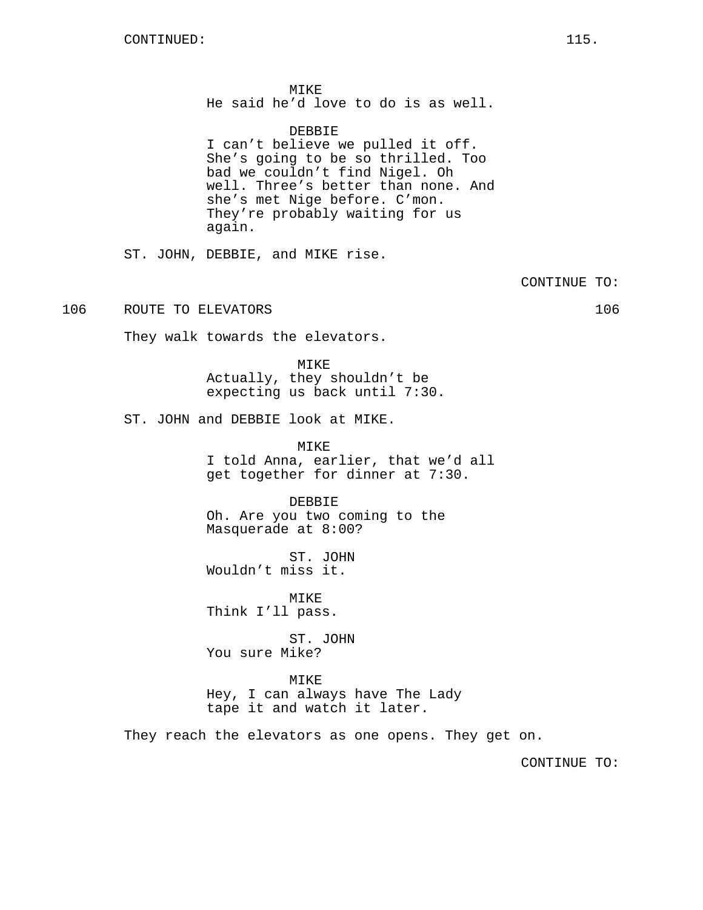CONTINUED:

MIKE
He said he'd love to do is as well.

DEBBIE
I can't believe we pulled it off. She's going to be so thrilled. Too bad we couldn't find Nigel. Oh well. Three's better than none. And she's met Nige before. C'mon. They're probably waiting for us again.

ST. JOHN, DEBBIE, and MIKE rise.

CONTINUE TO:

106 ROUTE TO ELEVATORS 106

They walk towards the elevators.

MIKE
Actually, they shouldn't be expecting us back until 7:30.

ST. JOHN and DEBBIE look at MIKE.

MIKE
I told Anna, earlier, that we'd all get together for dinner at 7:30.

DEBBIE
Oh. Are you two coming to the Masquerade at 8:00?

ST. JOHN
Wouldn't miss it.

MIKE
Think I'll pass.

ST. JOHN
You sure Mike?

MIKE
Hey, I can always have The Lady tape it and watch it later.

They reach the elevators as one opens. They get on.

CONTINUE TO: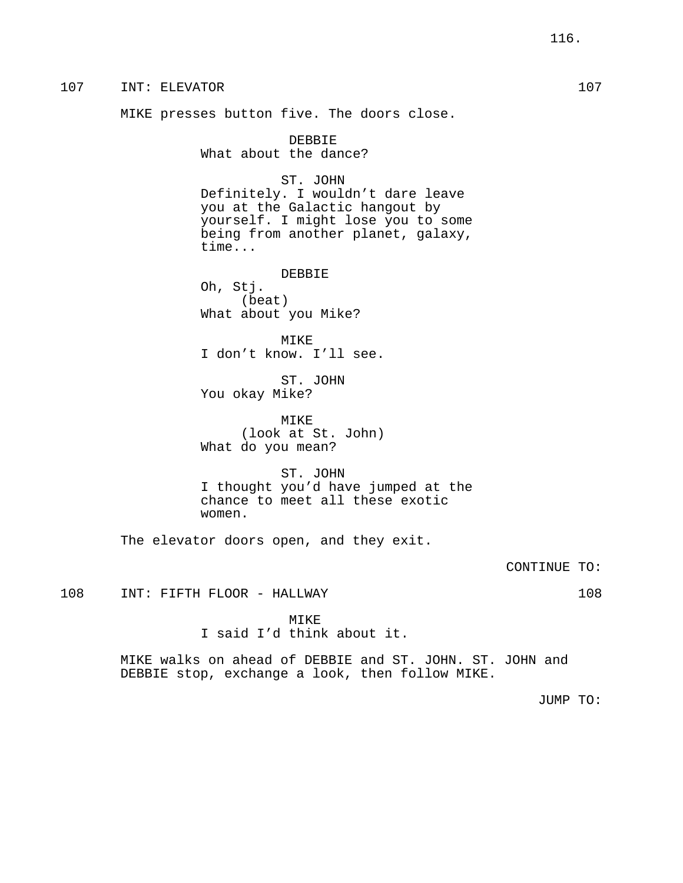107 INT: ELEVATOR 107

MIKE presses button five. The doors close.

DEBBIE
What about the dance?

ST. JOHN
Definitely. I wouldn't dare leave you at the Galactic hangout by yourself. I might lose you to some being from another planet, galaxy, time...

DEBBIE
Oh, Stj.
(beat)
What about you Mike?

MIKE
I don't know. I'll see.

ST. JOHN
You okay Mike?

MIKE
(look at St. John)
What do you mean?

ST. JOHN
I thought you'd have jumped at the chance to meet all these exotic women.

The elevator doors open, and they exit.

CONTINUE TO:

108 INT: FIFTH FLOOR - HALLWAY 108

MIKE
I said I'd think about it.

MIKE walks on ahead of DEBBIE and ST. JOHN. ST. JOHN and DEBBIE stop, exchange a look, then follow MIKE.

JUMP TO: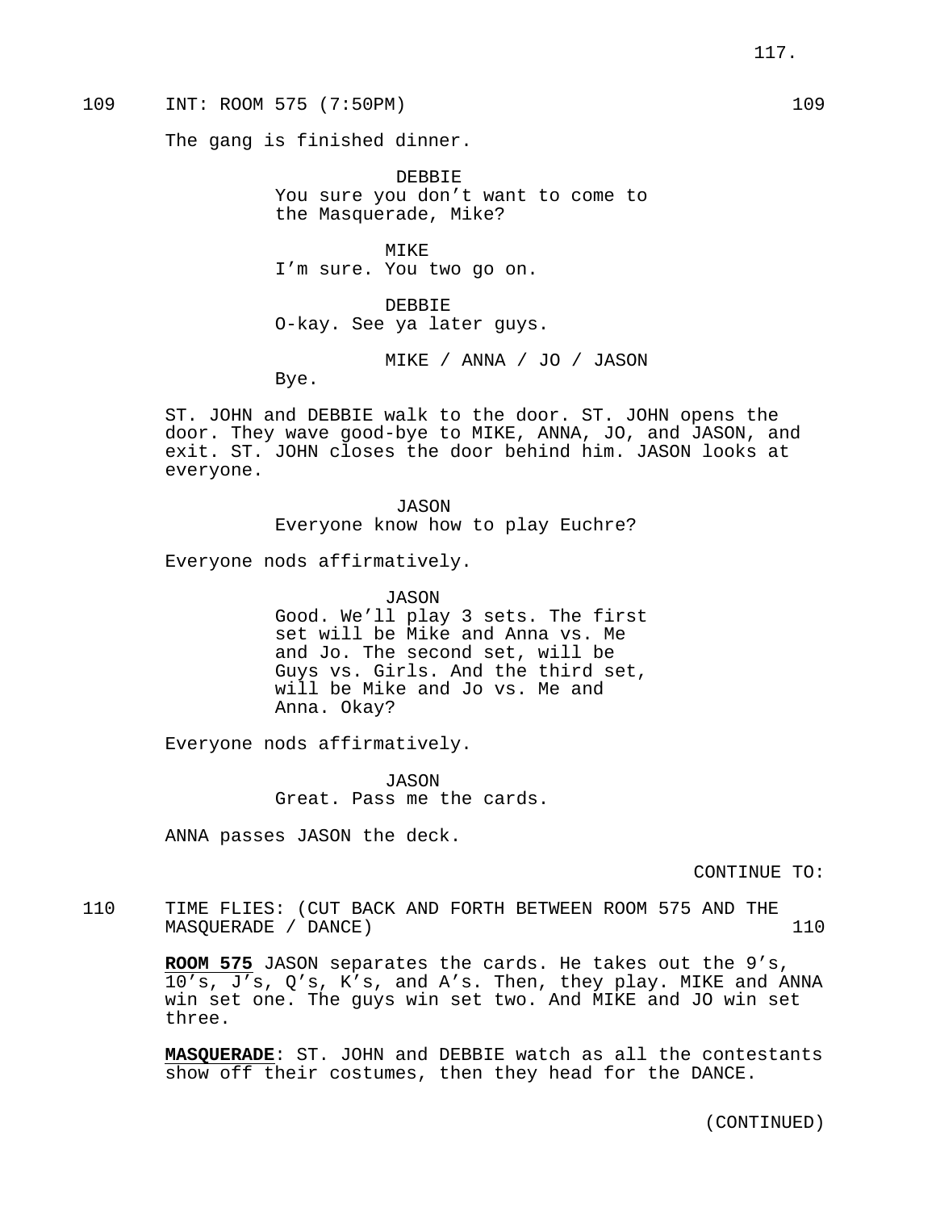109 INT: ROOM 575 (7:50PM) 109

The gang is finished dinner.

DEBBIE
You sure you don't want to come to the Masquerade, Mike?

MIKE
I'm sure. You two go on.

DEBBIE
O-kay. See ya later guys.

MIKE / ANNA / JO / JASON
Bye.

ST. JOHN and DEBBIE walk to the door. ST. JOHN opens the door. They wave good-bye to MIKE, ANNA, JO, and JASON, and exit. ST. JOHN closes the door behind him. JASON looks at everyone.

JASON
Everyone know how to play Euchre?

Everyone nods affirmatively.

JASON
Good. We'll play 3 sets. The first set will be Mike and Anna vs. Me and Jo. The second set, will be Guys vs. Girls. And the third set, will be Mike and Jo vs. Me and Anna. Okay?

Everyone nods affirmatively.

JASON
Great. Pass me the cards.

ANNA passes JASON the deck.

CONTINUE TO:

110 TIME FLIES: (CUT BACK AND FORTH BETWEEN ROOM 575 AND THE MASQUERADE / DANCE) 110

**ROOM 575** JASON separates the cards. He takes out the 9's, 10's, J's, Q's, K's, and A's. Then, they play. MIKE and ANNA win set one. The guys win set two. And MIKE and JO win set three.

**MASQUERADE**: ST. JOHN and DEBBIE watch as all the contestants show off their costumes, then they head for the DANCE.

(CONTINUED)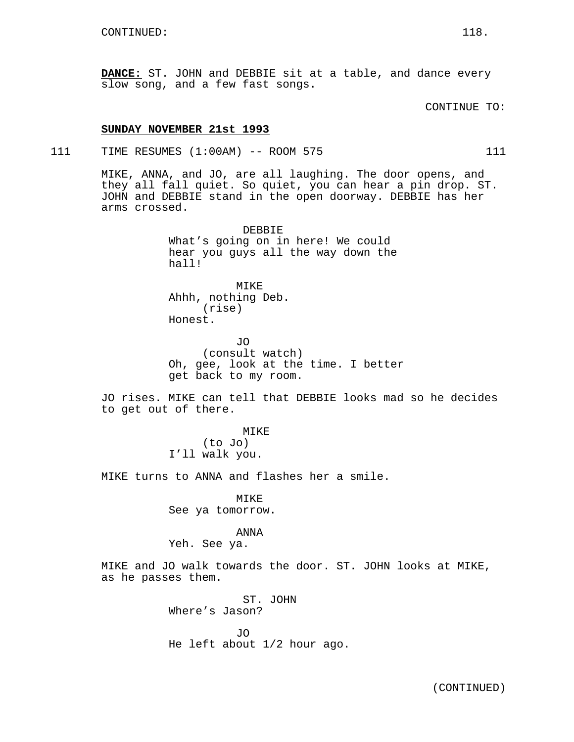CONTINUED:

**DANCE:** ST. JOHN and DEBBIE sit at a table, and dance every slow song, and a few fast songs.

CONTINUE TO:

**SUNDAY NOVEMBER 21st 1993**

111 TIME RESUMES (1:00AM) -- ROOM 575 111

MIKE, ANNA, and JO, are all laughing. The door opens, and they all fall quiet. So quiet, you can hear a pin drop. ST. JOHN and DEBBIE stand in the open doorway. DEBBIE has her arms crossed.

DEBBIE
What's going on in here! We could hear you guys all the way down the hall!

MIKE
Ahhh, nothing Deb.
(rise)
Honest.

JO
(consult watch)
Oh, gee, look at the time. I better get back to my room.

JO rises. MIKE can tell that DEBBIE looks mad so he decides to get out of there.

MIKE
(to Jo)
I'll walk you.

MIKE turns to ANNA and flashes her a smile.

MIKE
See ya tomorrow.

ANNA
Yeh. See ya.

MIKE and JO walk towards the door. ST. JOHN looks at MIKE, as he passes them.

ST. JOHN
Where's Jason?

JO
He left about 1/2 hour ago.

(CONTINUED)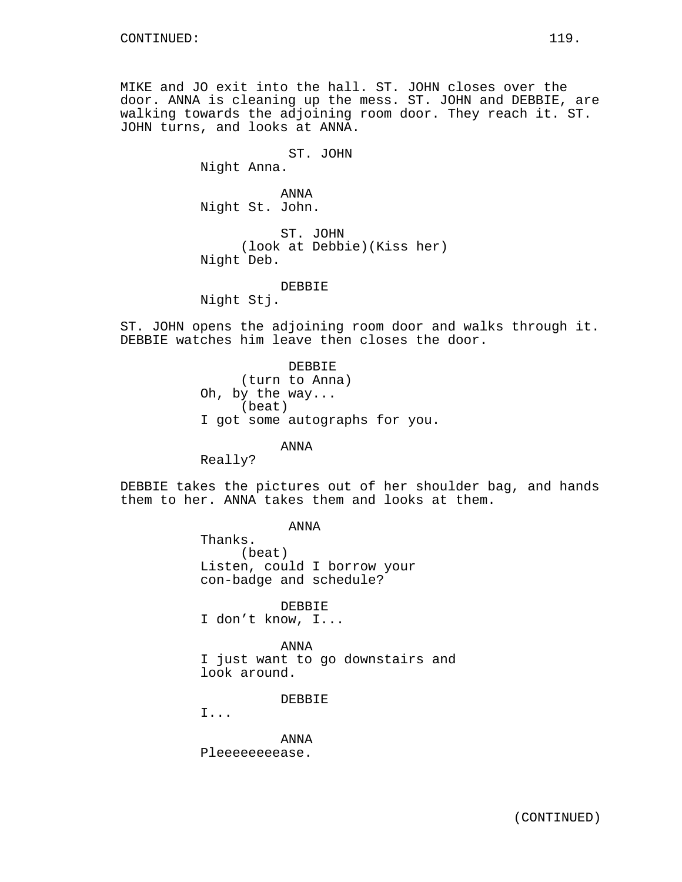CONTINUED:

MIKE and JO exit into the hall. ST. JOHN closes over the door. ANNA is cleaning up the mess. ST. JOHN and DEBBIE, are walking towards the adjoining room door. They reach it. ST. JOHN turns, and looks at ANNA.

ST. JOHN
Night Anna.

ANNA
Night St. John.

ST. JOHN
(look at Debbie)(Kiss her)
Night Deb.

DEBBIE
Night Stj.

ST. JOHN opens the adjoining room door and walks through it. DEBBIE watches him leave then closes the door.

DEBBIE
(turn to Anna)
Oh, by the way...
(beat)
I got some autographs for you.

ANNA
Really?

DEBBIE takes the pictures out of her shoulder bag, and hands them to her. ANNA takes them and looks at them.

ANNA
Thanks.
(beat)
Listen, could I borrow your con-badge and schedule?

DEBBIE
I don't know, I...

ANNA
I just want to go downstairs and look around.

DEBBIE
I...

ANNA
Pleeeeeeeease.

(CONTINUED)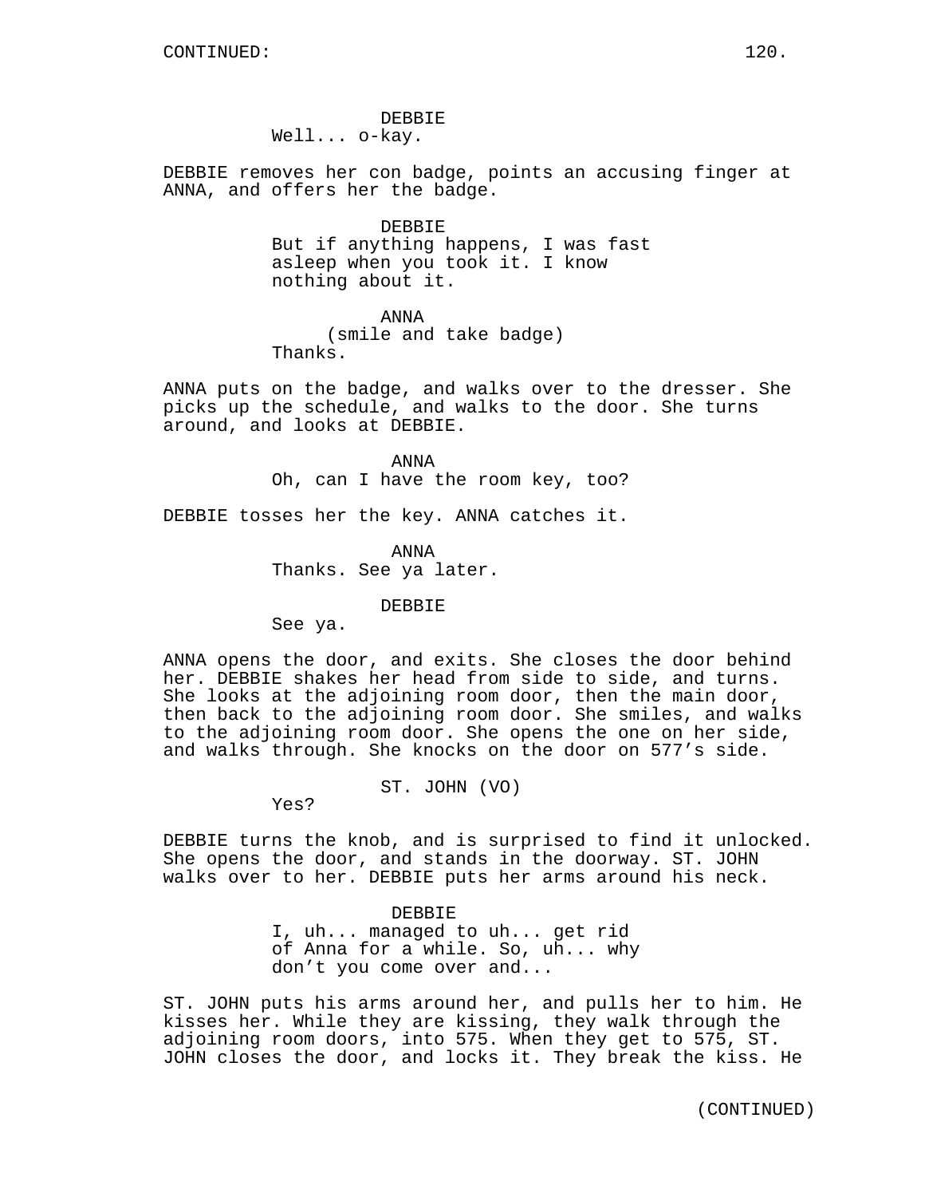DEBBIE
Well... o-kay.

DEBBIE removes her con badge, points an accusing finger at ANNA, and offers her the badge.

DEBBIE
But if anything happens, I was fast asleep when you took it. I know nothing about it.

ANNA
(smile and take badge)
Thanks.

ANNA puts on the badge, and walks over to the dresser. She picks up the schedule, and walks to the door. She turns around, and looks at DEBBIE.

ANNA
Oh, can I have the room key, too?

DEBBIE tosses her the key. ANNA catches it.

ANNA
Thanks. See ya later.

DEBBIE
See ya.

ANNA opens the door, and exits. She closes the door behind her. DEBBIE shakes her head from side to side, and turns. She looks at the adjoining room door, then the main door, then back to the adjoining room door. She smiles, and walks to the adjoining room door. She opens the one on her side, and walks through. She knocks on the door on 577's side.

ST. JOHN (VO)
Yes?

DEBBIE turns the knob, and is surprised to find it unlocked. She opens the door, and stands in the doorway. ST. JOHN walks over to her. DEBBIE puts her arms around his neck.

DEBBIE
I, uh... managed to uh... get rid of Anna for a while. So, uh... why don't you come over and...

ST. JOHN puts his arms around her, and pulls her to him. He kisses her. While they are kissing, they walk through the adjoining room doors, into 575. When they get to 575, ST. JOHN closes the door, and locks it. They break the kiss. He

(CONTINUED)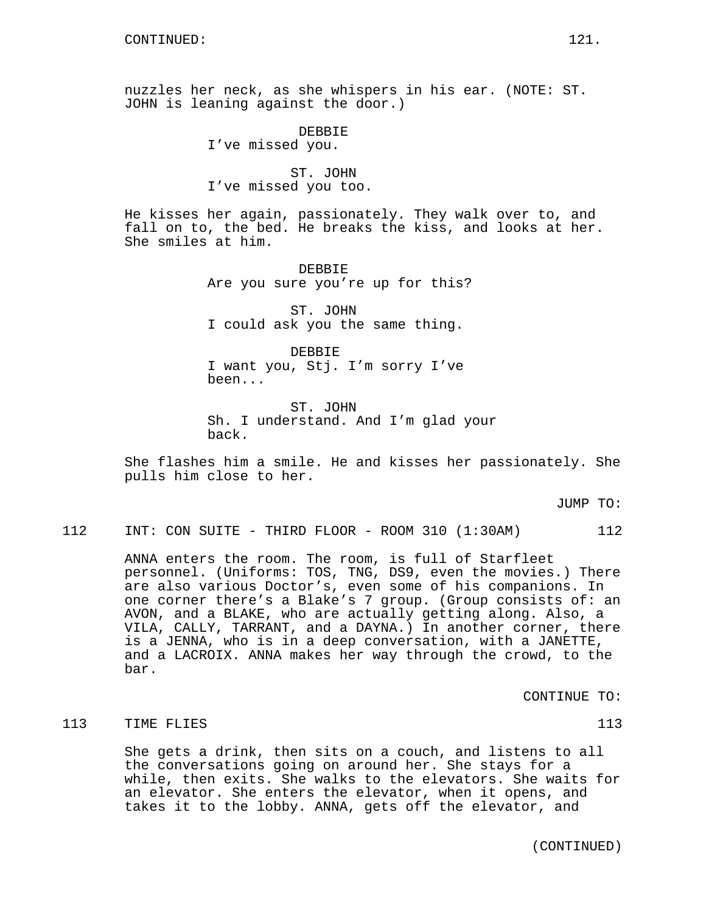nuzzles her neck, as she whispers in his ear. (NOTE: ST. JOHN is leaning against the door.)

DEBBIE
I've missed you.

ST. JOHN
I've missed you too.

He kisses her again, passionately. They walk over to, and fall on to, the bed. He breaks the kiss, and looks at her. She smiles at him.

DEBBIE
Are you sure you're up for this?

ST. JOHN
I could ask you the same thing.

DEBBIE
I want you, Stj. I'm sorry I've been...

ST. JOHN
Sh. I understand. And I'm glad your back.

She flashes him a smile. He and kisses her passionately. She pulls him close to her.

JUMP TO:

112 INT: CON SUITE - THIRD FLOOR - ROOM 310 (1:30AM) 112

ANNA enters the room. The room, is full of Starfleet personnel. (Uniforms: TOS, TNG, DS9, even the movies.) There are also various Doctor's, even some of his companions. In one corner there's a Blake's 7 group. (Group consists of: an AVON, and a BLAKE, who are actually getting along. Also, a VILA, CALLY, TARRANT, and a DAYNA.) In another corner, there is a JENNA, who is in a deep conversation, with a JANETTE, and a LACROIX. ANNA makes her way through the crowd, to the bar.

CONTINUE TO:

113 TIME FLIES 113

She gets a drink, then sits on a couch, and listens to all the conversations going on around her. She stays for a while, then exits. She walks to the elevators. She waits for an elevator. She enters the elevator, when it opens, and takes it to the lobby. ANNA, gets off the elevator, and

(CONTINUED)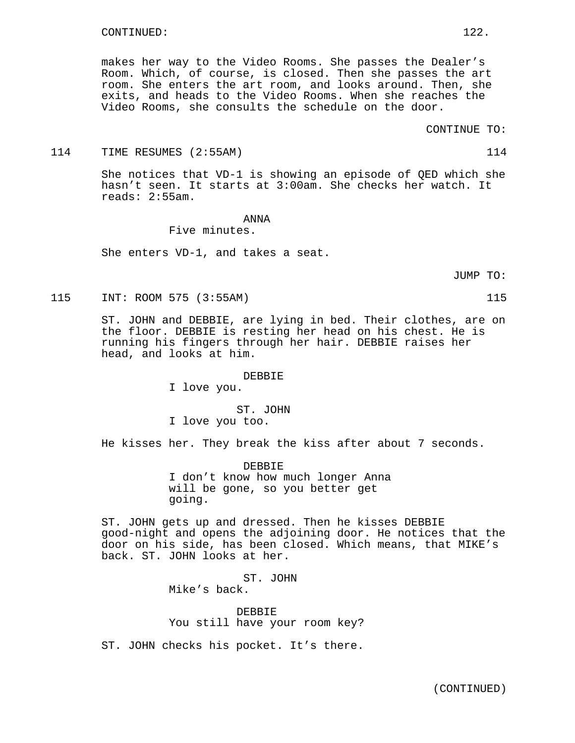makes her way to the Video Rooms. She passes the Dealer's Room. Which, of course, is closed. Then she passes the art room. She enters the art room, and looks around. Then, she exits, and heads to the Video Rooms. When she reaches the Video Rooms, she consults the schedule on the door.

CONTINUE TO:

114 TIME RESUMES (2:55AM) 114

She notices that VD-1 is showing an episode of QED which she hasn't seen. It starts at 3:00am. She checks her watch. It reads: 2:55am.

ANNA
Five minutes.

She enters VD-1, and takes a seat.

JUMP TO:

115 INT: ROOM 575 (3:55AM) 115

ST. JOHN and DEBBIE, are lying in bed. Their clothes, are on the floor. DEBBIE is resting her head on his chest. He is running his fingers through her hair. DEBBIE raises her head, and looks at him.

DEBBIE
I love you.

ST. JOHN
I love you too.

He kisses her. They break the kiss after about 7 seconds.

DEBBIE
I don't know how much longer Anna will be gone, so you better get going.

ST. JOHN gets up and dressed. Then he kisses DEBBIE good-night and opens the adjoining door. He notices that the door on his side, has been closed. Which means, that MIKE's back. ST. JOHN looks at her.

ST. JOHN
Mike's back.

DEBBIE
You still have your room key?

ST. JOHN checks his pocket. It's there.

(CONTINUED)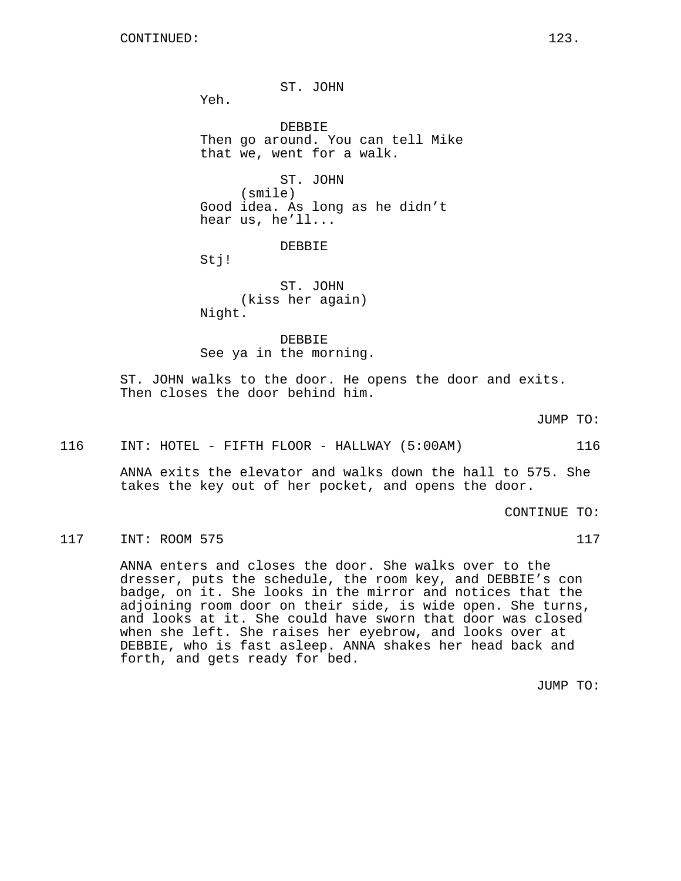CONTINUED:

ST. JOHN
Yeh.

DEBBIE
Then go around. You can tell Mike that we, went for a walk.

ST. JOHN
(smile)
Good idea. As long as he didn't hear us, he'll...

DEBBIE
Stj!

ST. JOHN
(kiss her again)
Night.

DEBBIE
See ya in the morning.

ST. JOHN walks to the door. He opens the door and exits. Then closes the door behind him.

JUMP TO:

116 INT: HOTEL - FIFTH FLOOR - HALLWAY (5:00AM) 116

ANNA exits the elevator and walks down the hall to 575. She takes the key out of her pocket, and opens the door.

CONTINUE TO:

117 INT: ROOM 575 117

ANNA enters and closes the door. She walks over to the dresser, puts the schedule, the room key, and DEBBIE's con badge, on it. She looks in the mirror and notices that the adjoining room door on their side, is wide open. She turns, and looks at it. She could have sworn that door was closed when she left. She raises her eyebrow, and looks over at DEBBIE, who is fast asleep. ANNA shakes her head back and forth, and gets ready for bed.

JUMP TO: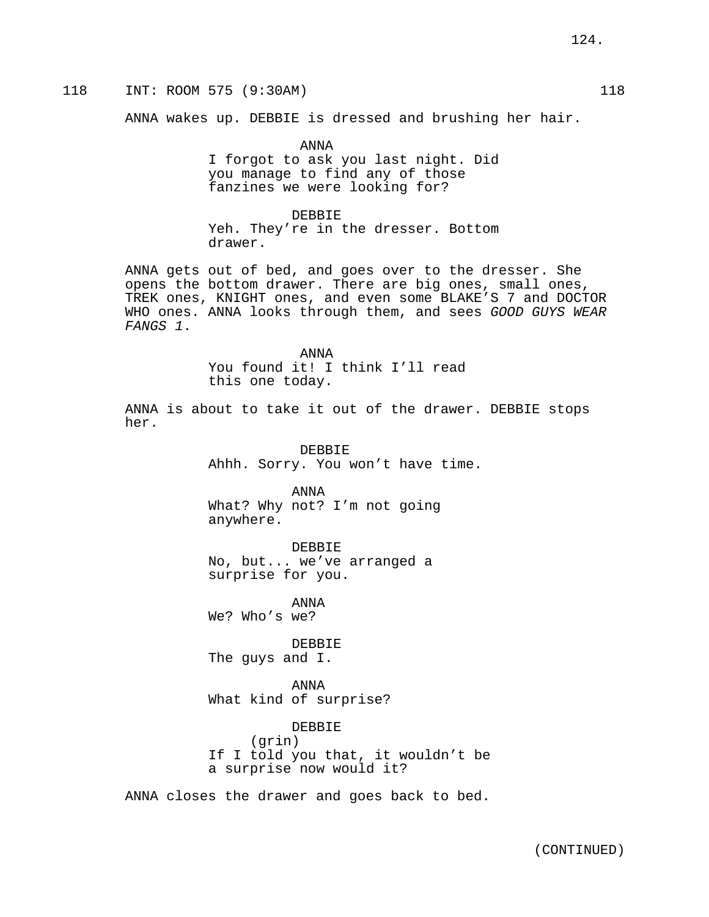118 INT: ROOM 575 (9:30AM) 118

ANNA wakes up. DEBBIE is dressed and brushing her hair.

ANNA
I forgot to ask you last night. Did you manage to find any of those fanzines we were looking for?

DEBBIE
Yeh. They're in the dresser. Bottom drawer.

ANNA gets out of bed, and goes over to the dresser. She opens the bottom drawer. There are big ones, small ones, TREK ones, KNIGHT ones, and even some BLAKE'S 7 and DOCTOR WHO ones. ANNA looks through them, and sees *GOOD GUYS WEAR FANGS 1*.

ANNA
You found it! I think I'll read this one today.

ANNA is about to take it out of the drawer. DEBBIE stops her.

DEBBIE
Ahhh. Sorry. You won't have time.

ANNA
What? Why not? I'm not going anywhere.

DEBBIE
No, but... we've arranged a surprise for you.

ANNA
We? Who's we?

DEBBIE
The guys and I.

ANNA
What kind of surprise?

DEBBIE
(grin)
If I told you that, it wouldn't be a surprise now would it?

ANNA closes the drawer and goes back to bed.

(CONTINUED)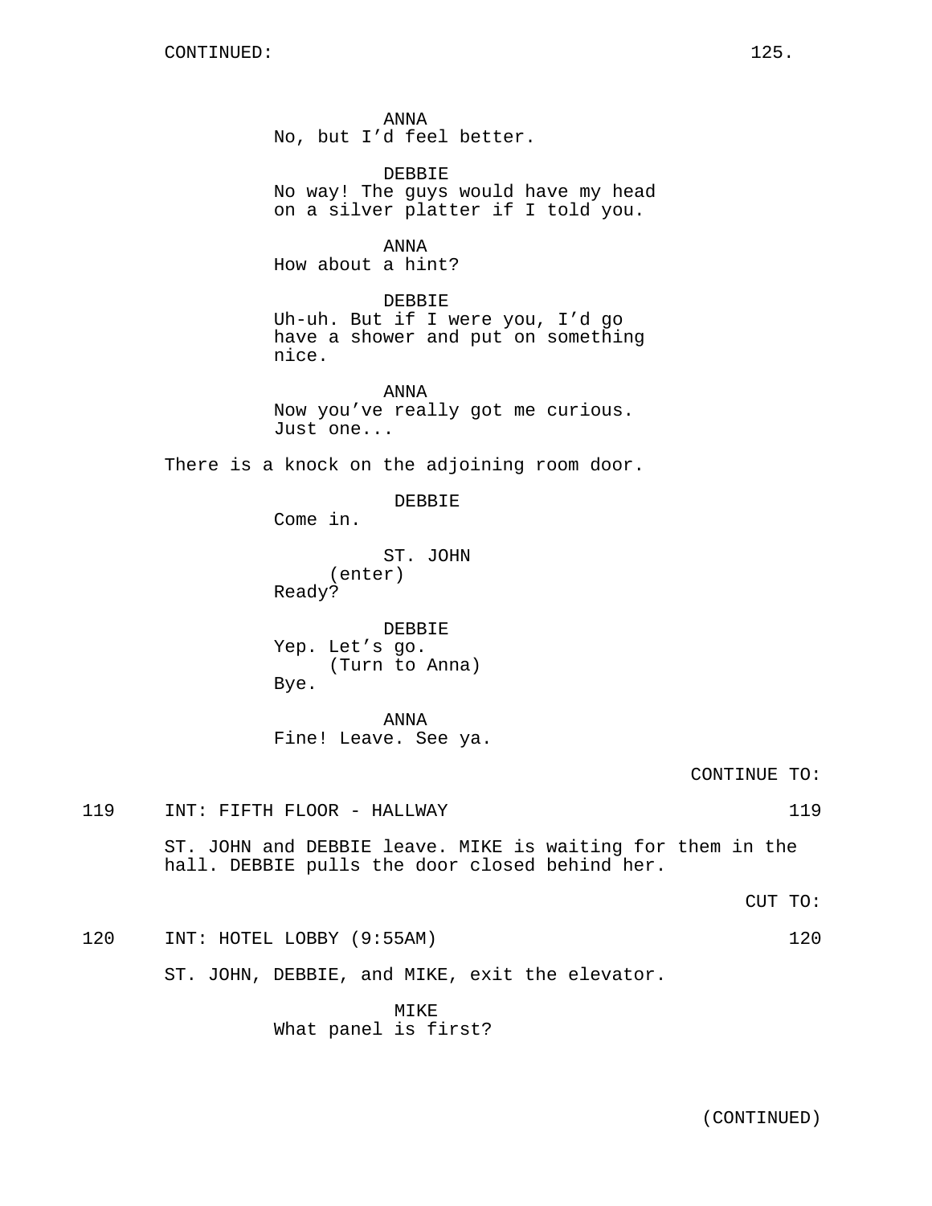ANNA
No, but I'd feel better.

DEBBIE
No way! The guys would have my head on a silver platter if I told you.

ANNA
How about a hint?

DEBBIE
Uh-uh. But if I were you, I'd go have a shower and put on something nice.

ANNA
Now you've really got me curious. Just one...

There is a knock on the adjoining room door.

DEBBIE
Come in.

ST. JOHN
(enter)
Ready?

DEBBIE
Yep. Let's go.
(Turn to Anna)
Bye.

ANNA
Fine! Leave. See ya.

CONTINUE TO:

119 INT: FIFTH FLOOR - HALLWAY 119

ST. JOHN and DEBBIE leave. MIKE is waiting for them in the hall. DEBBIE pulls the door closed behind her.

CUT TO:

120 INT: HOTEL LOBBY (9:55AM) 120

ST. JOHN, DEBBIE, and MIKE, exit the elevator.

MIKE
What panel is first?

(CONTINUED)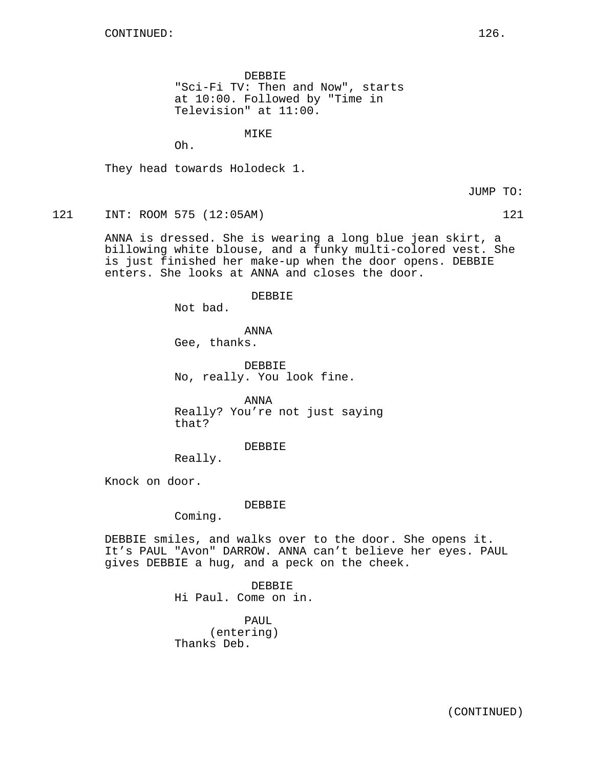DEBBIE
"Sci-Fi TV: Then and Now", starts at 10:00. Followed by "Time in Television" at 11:00.

MIKE
Oh.

They head towards Holodeck 1.

JUMP TO:

121 INT: ROOM 575 (12:05AM) 121

ANNA is dressed. She is wearing a long blue jean skirt, a billowing white blouse, and a funky multi-colored vest. She is just finished her make-up when the door opens. DEBBIE enters. She looks at ANNA and closes the door.

DEBBIE
Not bad.

ANNA
Gee, thanks.

DEBBIE
No, really. You look fine.

ANNA
Really? You're not just saying that?

DEBBIE
Really.

Knock on door.

DEBBIE
Coming.

DEBBIE smiles, and walks over to the door. She opens it. It's PAUL "Avon" DARROW. ANNA can't believe her eyes. PAUL gives DEBBIE a hug, and a peck on the cheek.

DEBBIE
Hi Paul. Come on in.

PAUL
(entering)
Thanks Deb.

(CONTINUED)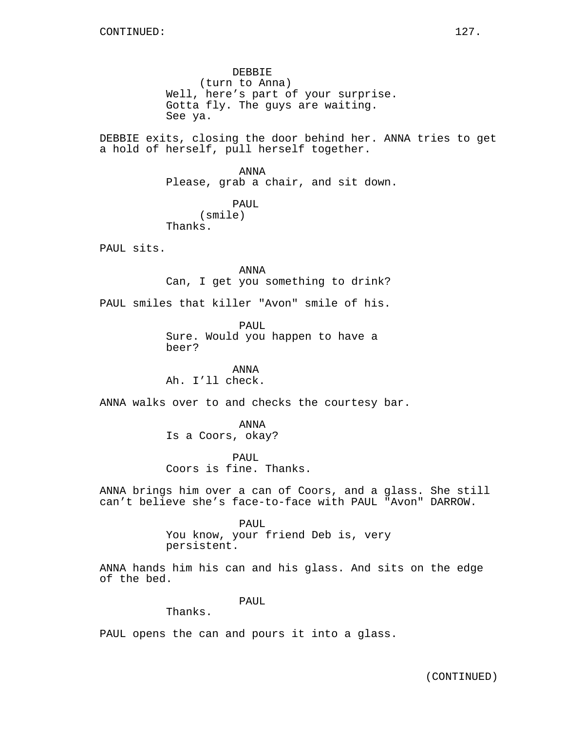DEBBIE
(turn to Anna)
Well, here's part of your surprise.
Gotta fly. The guys are waiting.
See ya.

DEBBIE exits, closing the door behind her. ANNA tries to get a hold of herself, pull herself together.

ANNA
Please, grab a chair, and sit down.

PAUL
(smile)
Thanks.

PAUL sits.

ANNA
Can, I get you something to drink?

PAUL smiles that killer "Avon" smile of his.

PAUL
Sure. Would you happen to have a
beer?

ANNA
Ah. I'll check.

ANNA walks over to and checks the courtesy bar.

ANNA
Is a Coors, okay?

PAUL
Coors is fine. Thanks.

ANNA brings him over a can of Coors, and a glass. She still can't believe she's face-to-face with PAUL "Avon" DARROW.

PAUL
You know, your friend Deb is, very
persistent.

ANNA hands him his can and his glass. And sits on the edge of the bed.

PAUL
Thanks.

PAUL opens the can and pours it into a glass.

(CONTINUED)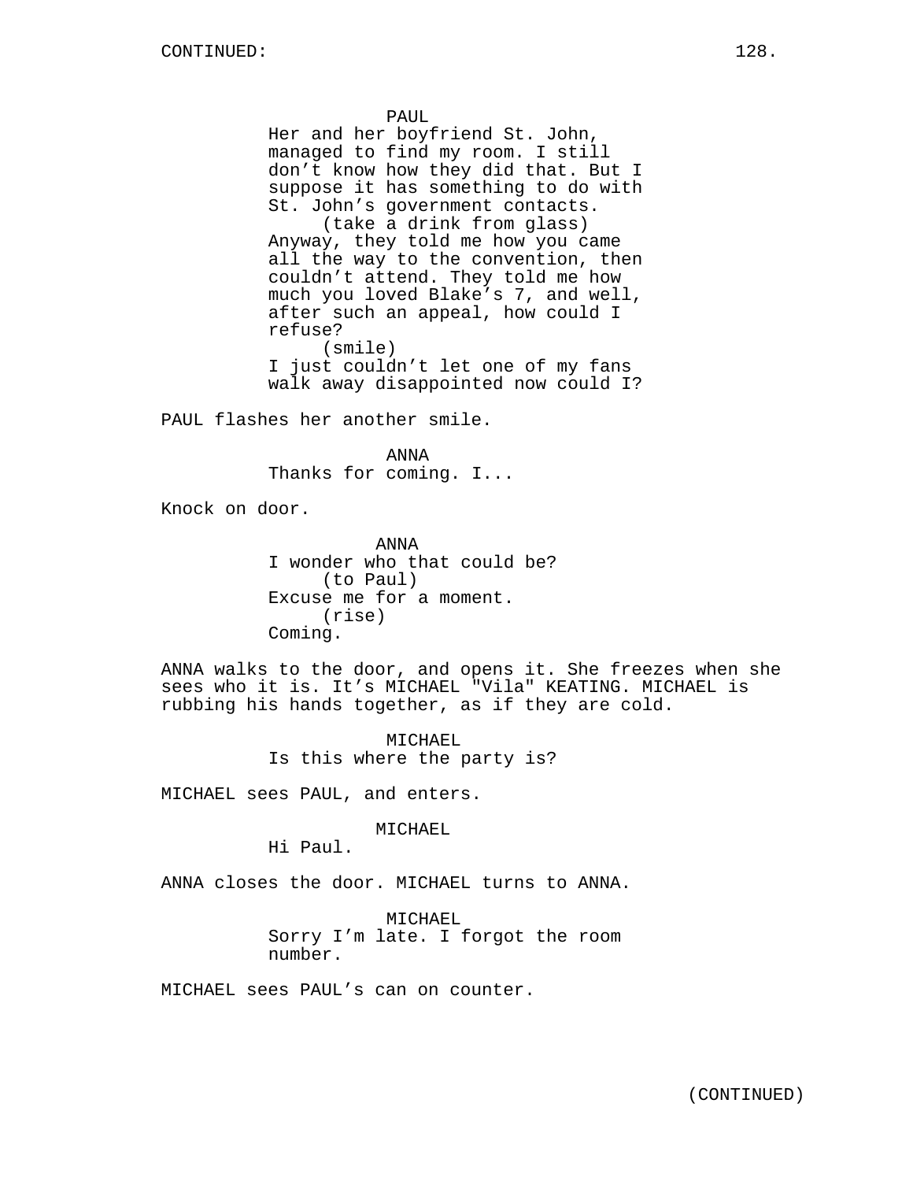PAUL

Her and her boyfriend St. John, managed to find my room. I still don't know how they did that. But I suppose it has something to do with St. John's government contacts.

(take a drink from glass)

Anyway, they told me how you came all the way to the convention, then couldn't attend. They told me how much you loved Blake's 7, and well, after such an appeal, how could I refuse?

(smile)

I just couldn't let one of my fans walk away disappointed now could I?

PAUL flashes her another smile.

ANNA

Thanks for coming. I...

Knock on door.

ANNA

I wonder who that could be?

(to Paul)

Excuse me for a moment.

(rise)

Coming.

ANNA walks to the door, and opens it. She freezes when she sees who it is. It's MICHAEL "Vila" KEATING. MICHAEL is rubbing his hands together, as if they are cold.

MICHAEL

Is this where the party is?

MICHAEL sees PAUL, and enters.

MICHAEL

Hi Paul.

ANNA closes the door. MICHAEL turns to ANNA.

MICHAEL

Sorry I'm late. I forgot the room number.

MICHAEL sees PAUL's can on counter.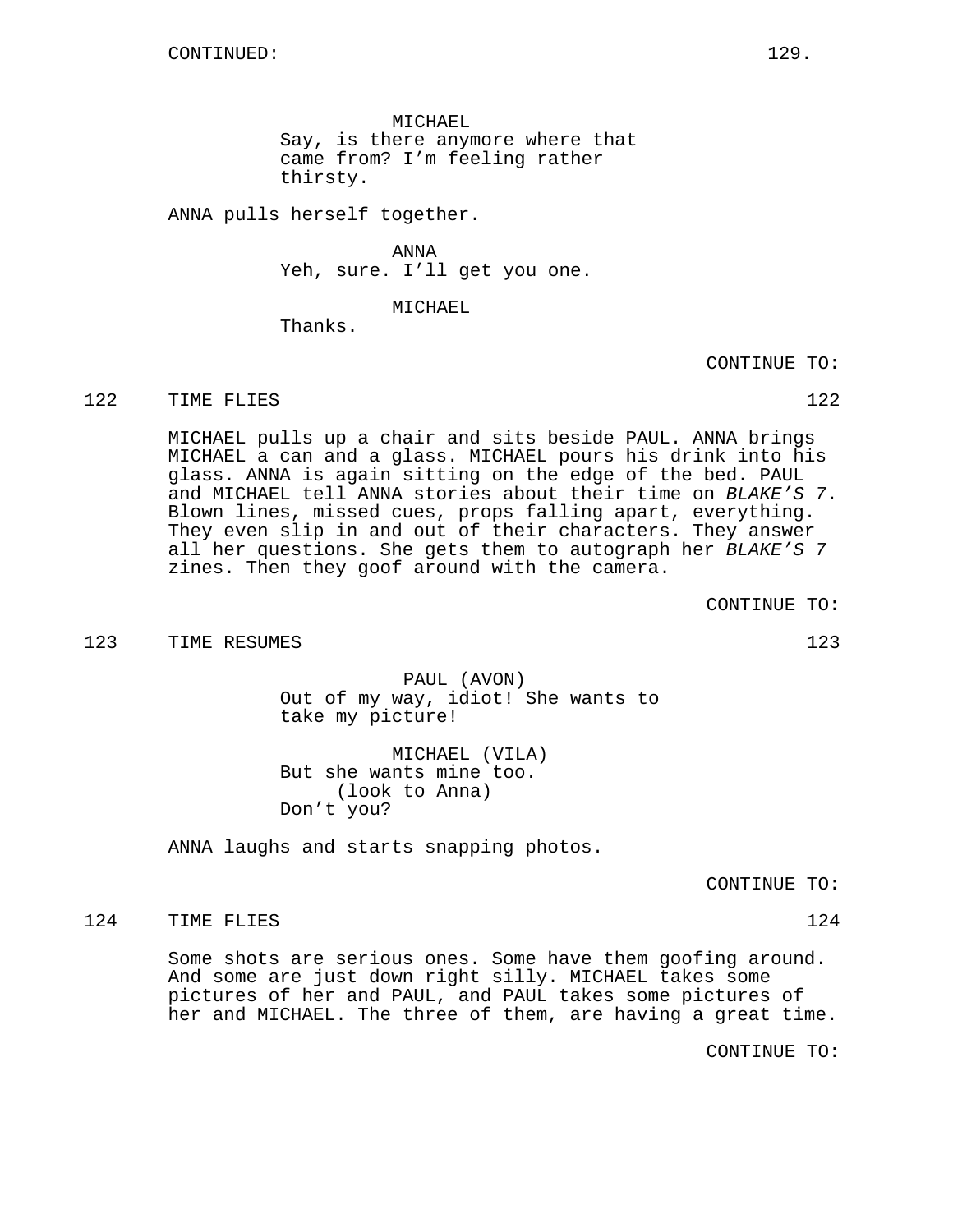CONTINUED:

MICHAEL
Say, is there anymore where that came from? I'm feeling rather thirsty.

ANNA pulls herself together.

ANNA
Yeh, sure. I'll get you one.

MICHAEL
Thanks.

CONTINUE TO:

122 TIME FLIES 122

MICHAEL pulls up a chair and sits beside PAUL. ANNA brings MICHAEL a can and a glass. MICHAEL pours his drink into his glass. ANNA is again sitting on the edge of the bed. PAUL and MICHAEL tell ANNA stories about their time on *BLAKE'S 7*. Blown lines, missed cues, props falling apart, everything. They even slip in and out of their characters. They answer all her questions. She gets them to autograph her *BLAKE'S 7* zines. Then they goof around with the camera.

CONTINUE TO:

123 TIME RESUMES 123

PAUL (AVON)
Out of my way, idiot! She wants to take my picture!

MICHAEL (VILA)
But she wants mine too.
(look to Anna)
Don't you?

ANNA laughs and starts snapping photos.

CONTINUE TO:

124 TIME FLIES 124

Some shots are serious ones. Some have them goofing around. And some are just down right silly. MICHAEL takes some pictures of her and PAUL, and PAUL takes some pictures of her and MICHAEL. The three of them, are having a great time.

CONTINUE TO: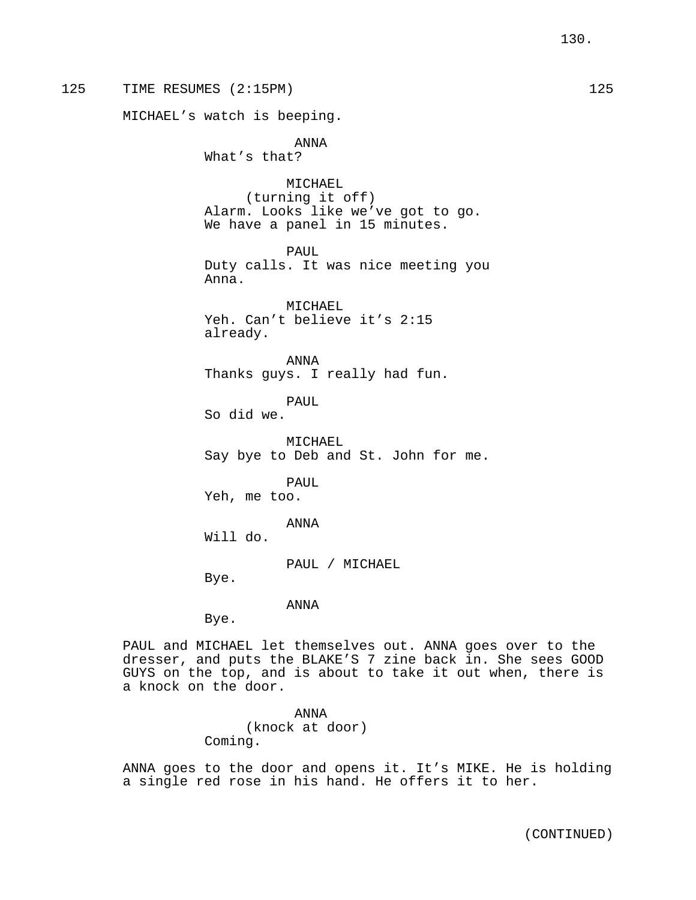125 TIME RESUMES (2:15PM) 125

MICHAEL's watch is beeping.

ANNA
What's that?

MICHAEL
(turning it off)
Alarm. Looks like we've got to go.
We have a panel in 15 minutes.

PAUL
Duty calls. It was nice meeting you
Anna.

MICHAEL
Yeh. Can't believe it's 2:15
already.

ANNA
Thanks guys. I really had fun.

PAUL
So did we.

MICHAEL
Say bye to Deb and St. John for me.

PAUL
Yeh, me too.

ANNA
Will do.

PAUL / MICHAEL
Bye.

ANNA
Bye.

PAUL and MICHAEL let themselves out. ANNA goes over to the dresser, and puts the BLAKE'S 7 zine back in. She sees GOOD GUYS on the top, and is about to take it out when, there is a knock on the door.

ANNA
(knock at door)
Coming.

ANNA goes to the door and opens it. It's MIKE. He is holding a single red rose in his hand. He offers it to her.

(CONTINUED)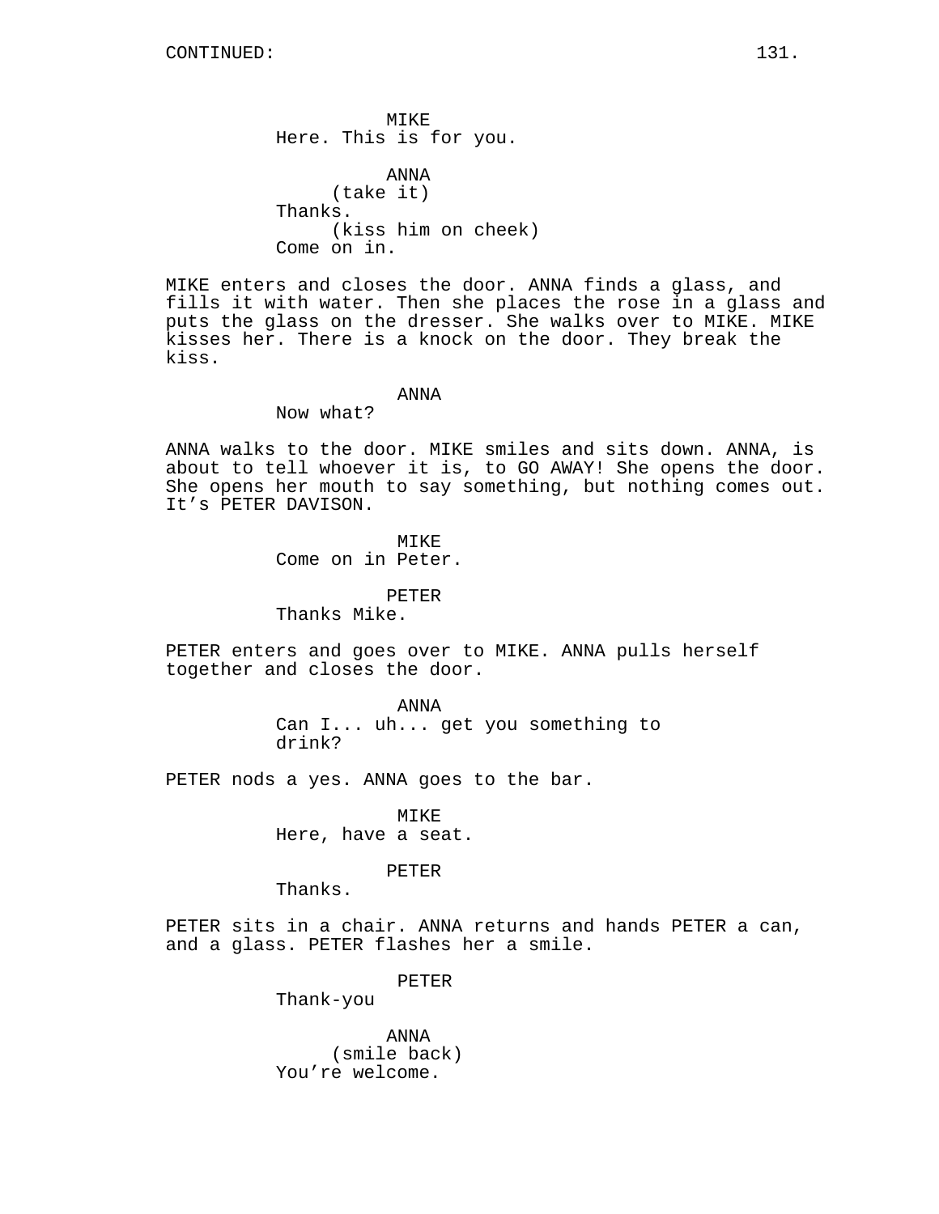CONTINUED:

MIKE
Here. This is for you.

ANNA
(take it)
Thanks.
(kiss him on cheek)
Come on in.

MIKE enters and closes the door. ANNA finds a glass, and fills it with water. Then she places the rose in a glass and puts the glass on the dresser. She walks over to MIKE. MIKE kisses her. There is a knock on the door. They break the kiss.

ANNA
Now what?

ANNA walks to the door. MIKE smiles and sits down. ANNA, is about to tell whoever it is, to GO AWAY! She opens the door. She opens her mouth to say something, but nothing comes out. It's PETER DAVISON.

MIKE
Come on in Peter.

PETER
Thanks Mike.

PETER enters and goes over to MIKE. ANNA pulls herself together and closes the door.

ANNA
Can I... uh... get you something to drink?

PETER nods a yes. ANNA goes to the bar.

MIKE
Here, have a seat.

PETER
Thanks.

PETER sits in a chair. ANNA returns and hands PETER a can, and a glass. PETER flashes her a smile.

PETER
Thank-you

ANNA
(smile back)
You're welcome.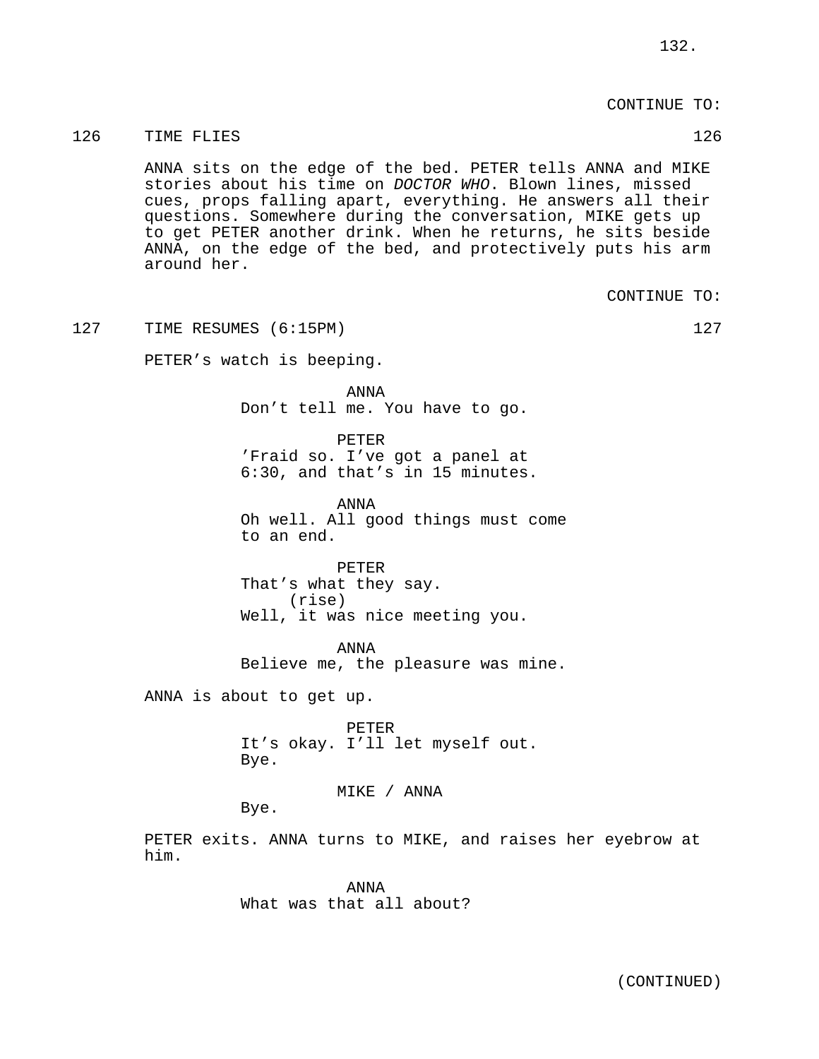CONTINUE TO:

126 TIME FLIES 126

ANNA sits on the edge of the bed. PETER tells ANNA and MIKE stories about his time on *DOCTOR WHO*. Blown lines, missed cues, props falling apart, everything. He answers all their questions. Somewhere during the conversation, MIKE gets up to get PETER another drink. When he returns, he sits beside ANNA, on the edge of the bed, and protectively puts his arm around her.

CONTINUE TO:

127 TIME RESUMES (6:15PM) 127

PETER's watch is beeping.

ANNA
Don't tell me. You have to go.

PETER
'Fraid so. I've got a panel at 6:30, and that's in 15 minutes.

ANNA
Oh well. All good things must come to an end.

PETER
That's what they say.
(rise)
Well, it was nice meeting you.

ANNA
Believe me, the pleasure was mine.

ANNA is about to get up.

PETER
It's okay. I'll let myself out. Bye.

MIKE / ANNA
Bye.

PETER exits. ANNA turns to MIKE, and raises her eyebrow at him.

ANNA
What was that all about?

(CONTINUED)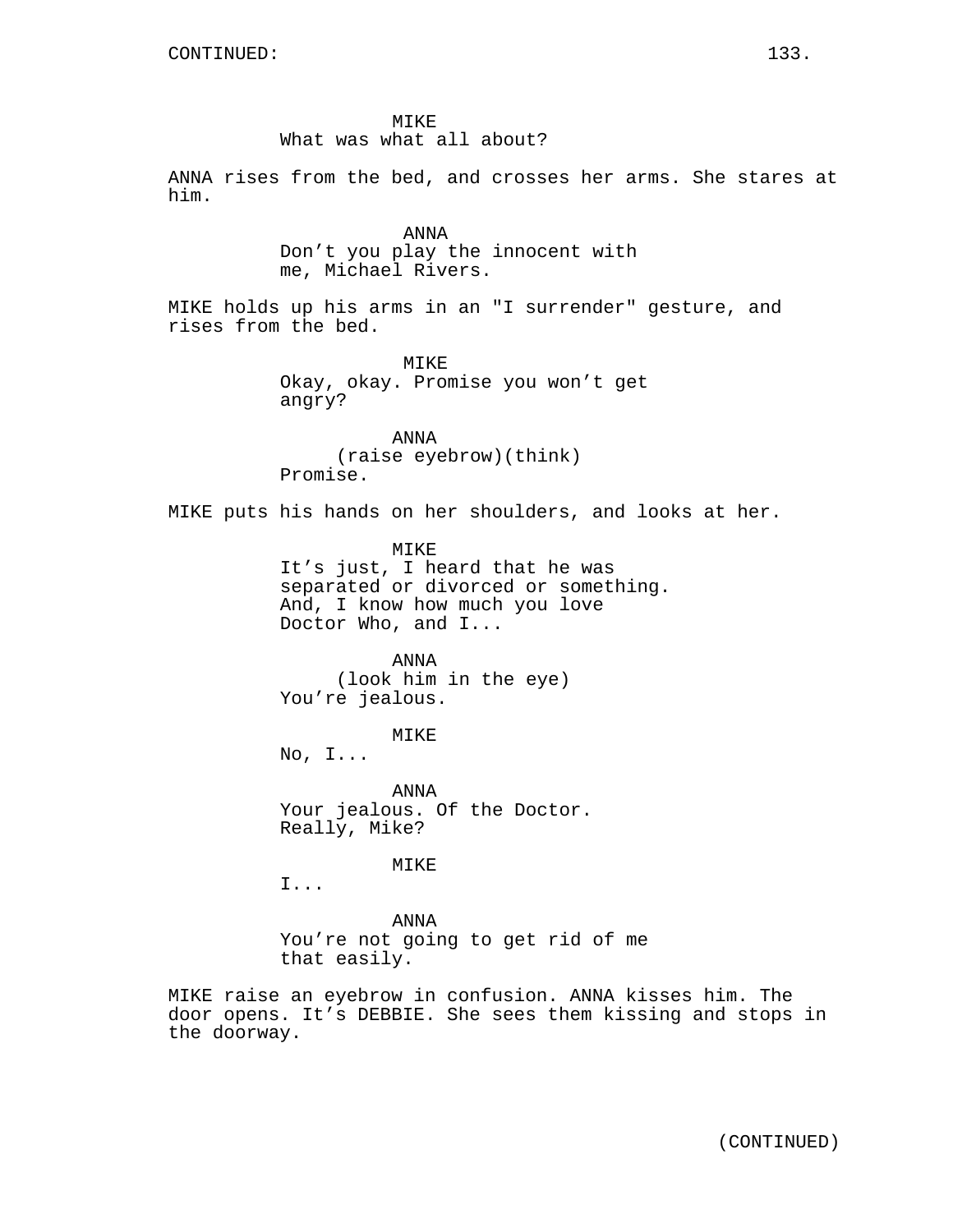MIKE
What was what all about?

ANNA rises from the bed, and crosses her arms. She stares at him.

ANNA
Don't you play the innocent with me, Michael Rivers.

MIKE holds up his arms in an "I surrender" gesture, and rises from the bed.

MIKE
Okay, okay. Promise you won't get angry?

ANNA
(raise eyebrow)(think)
Promise.

MIKE puts his hands on her shoulders, and looks at her.

MIKE
It's just, I heard that he was separated or divorced or something. And, I know how much you love Doctor Who, and I...

ANNA
(look him in the eye)
You're jealous.

MIKE
No, I...

ANNA
Your jealous. Of the Doctor. Really, Mike?

MIKE
I...

ANNA
You're not going to get rid of me that easily.

MIKE raise an eyebrow in confusion. ANNA kisses him. The door opens. It's DEBBIE. She sees them kissing and stops in the doorway.

(CONTINUED)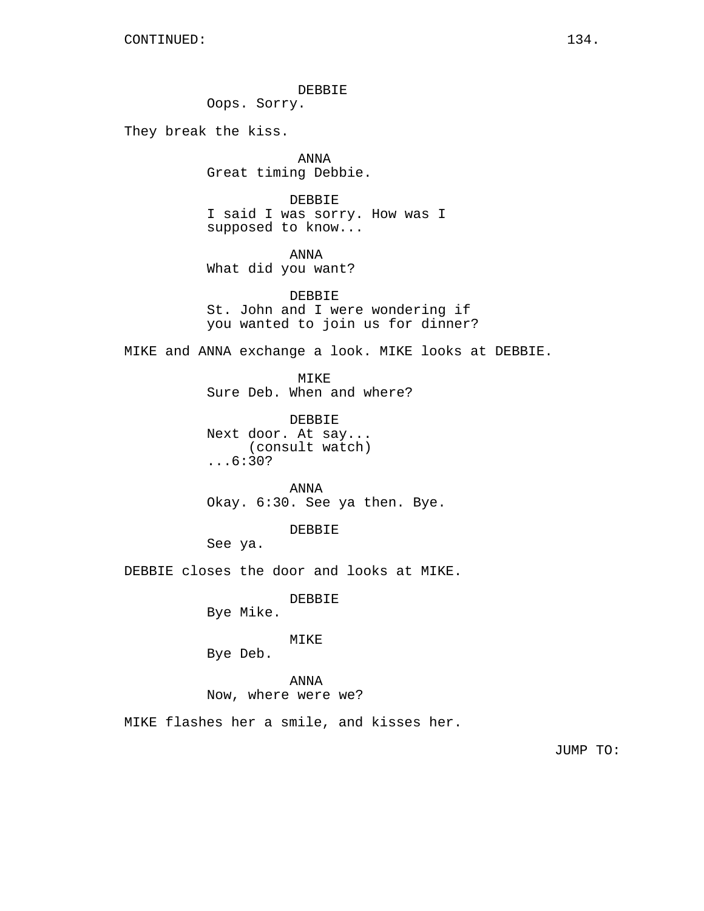CONTINUED:

DEBBIE
Oops. Sorry.

They break the kiss.

ANNA
Great timing Debbie.

DEBBIE
I said I was sorry. How was I supposed to know...

ANNA
What did you want?

DEBBIE
St. John and I were wondering if you wanted to join us for dinner?

MIKE and ANNA exchange a look. MIKE looks at DEBBIE.

MIKE
Sure Deb. When and where?

DEBBIE
Next door. At say...
(consult watch)
...6:30?

ANNA
Okay. 6:30. See ya then. Bye.

DEBBIE
See ya.

DEBBIE closes the door and looks at MIKE.

DEBBIE
Bye Mike.

MIKE
Bye Deb.

ANNA
Now, where were we?

MIKE flashes her a smile, and kisses her.

JUMP TO: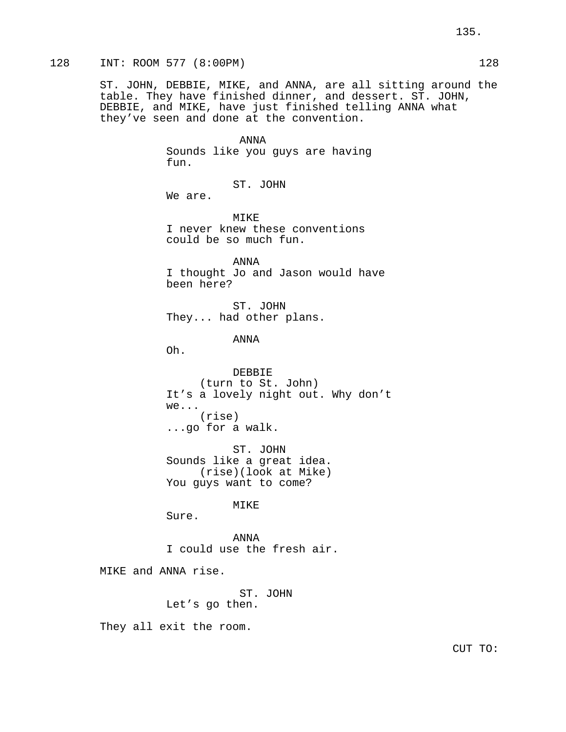128 INT: ROOM 577 (8:00PM) 128

ST. JOHN, DEBBIE, MIKE, and ANNA, are all sitting around the table. They have finished dinner, and dessert. ST. JOHN, DEBBIE, and MIKE, have just finished telling ANNA what they've seen and done at the convention.

ANNA
Sounds like you guys are having fun.

ST. JOHN
We are.

MIKE
I never knew these conventions could be so much fun.

ANNA
I thought Jo and Jason would have been here?

ST. JOHN
They... had other plans.

ANNA
Oh.

DEBBIE
(turn to St. John)
It's a lovely night out. Why don't we...
(rise)
...go for a walk.

ST. JOHN
Sounds like a great idea.
(rise)(look at Mike)
You guys want to come?

MIKE
Sure.

ANNA
I could use the fresh air.

MIKE and ANNA rise.

ST. JOHN
Let's go then.

They all exit the room.

CUT TO: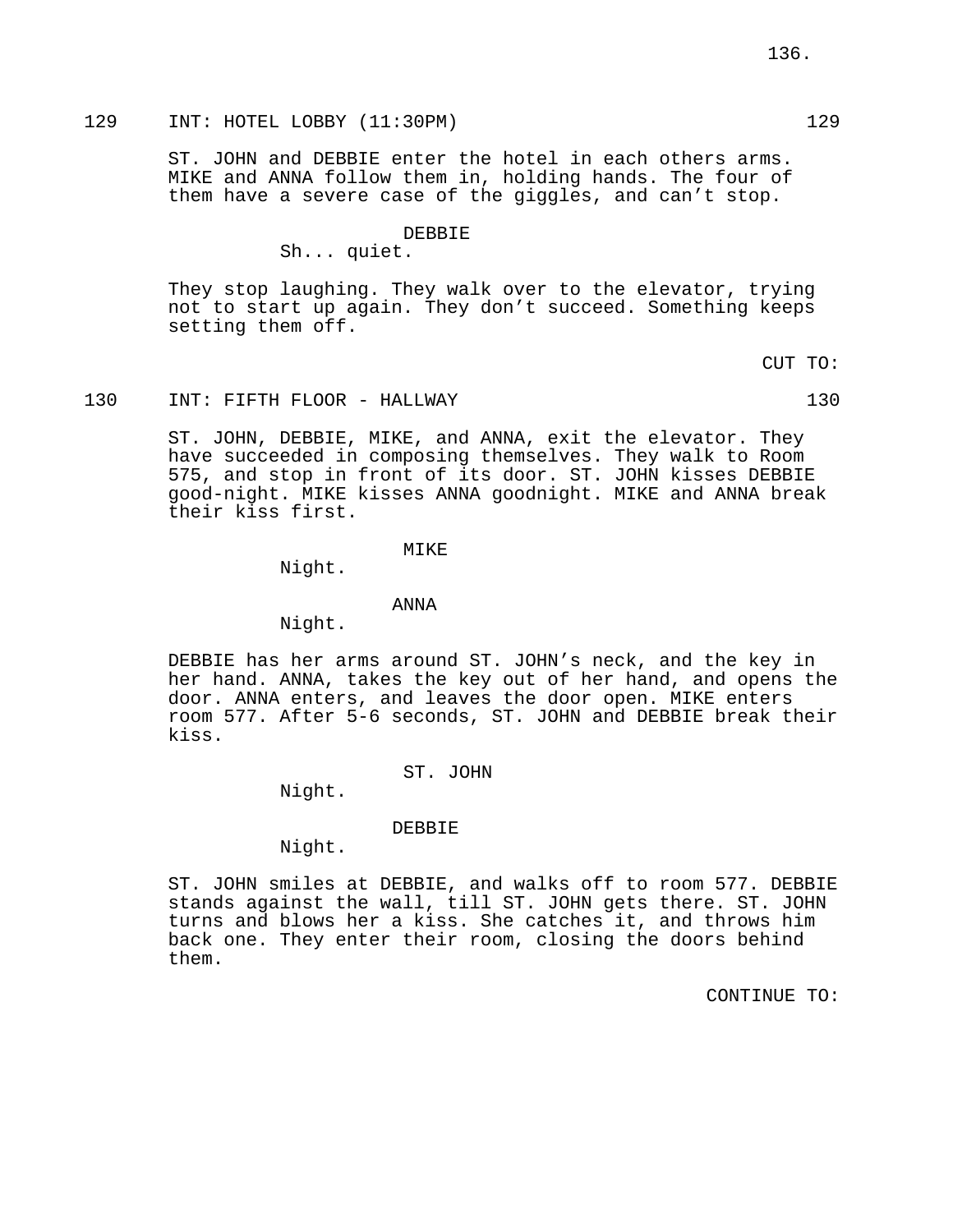129 INT: HOTEL LOBBY (11:30PM) 129

ST. JOHN and DEBBIE enter the hotel in each others arms. MIKE and ANNA follow them in, holding hands. The four of them have a severe case of the giggles, and can't stop.

DEBBIE
Sh... quiet.

They stop laughing. They walk over to the elevator, trying not to start up again. They don't succeed. Something keeps setting them off.

CUT TO:

130 INT: FIFTH FLOOR - HALLWAY 130

ST. JOHN, DEBBIE, MIKE, and ANNA, exit the elevator. They have succeeded in composing themselves. They walk to Room 575, and stop in front of its door. ST. JOHN kisses DEBBIE good-night. MIKE kisses ANNA goodnight. MIKE and ANNA break their kiss first.

MIKE
Night.

ANNA
Night.

DEBBIE has her arms around ST. JOHN's neck, and the key in her hand. ANNA, takes the key out of her hand, and opens the door. ANNA enters, and leaves the door open. MIKE enters room 577. After 5-6 seconds, ST. JOHN and DEBBIE break their kiss.

ST. JOHN
Night.

DEBBIE
Night.

ST. JOHN smiles at DEBBIE, and walks off to room 577. DEBBIE stands against the wall, till ST. JOHN gets there. ST. JOHN turns and blows her a kiss. She catches it, and throws him back one. They enter their room, closing the doors behind them.

CONTINUE TO: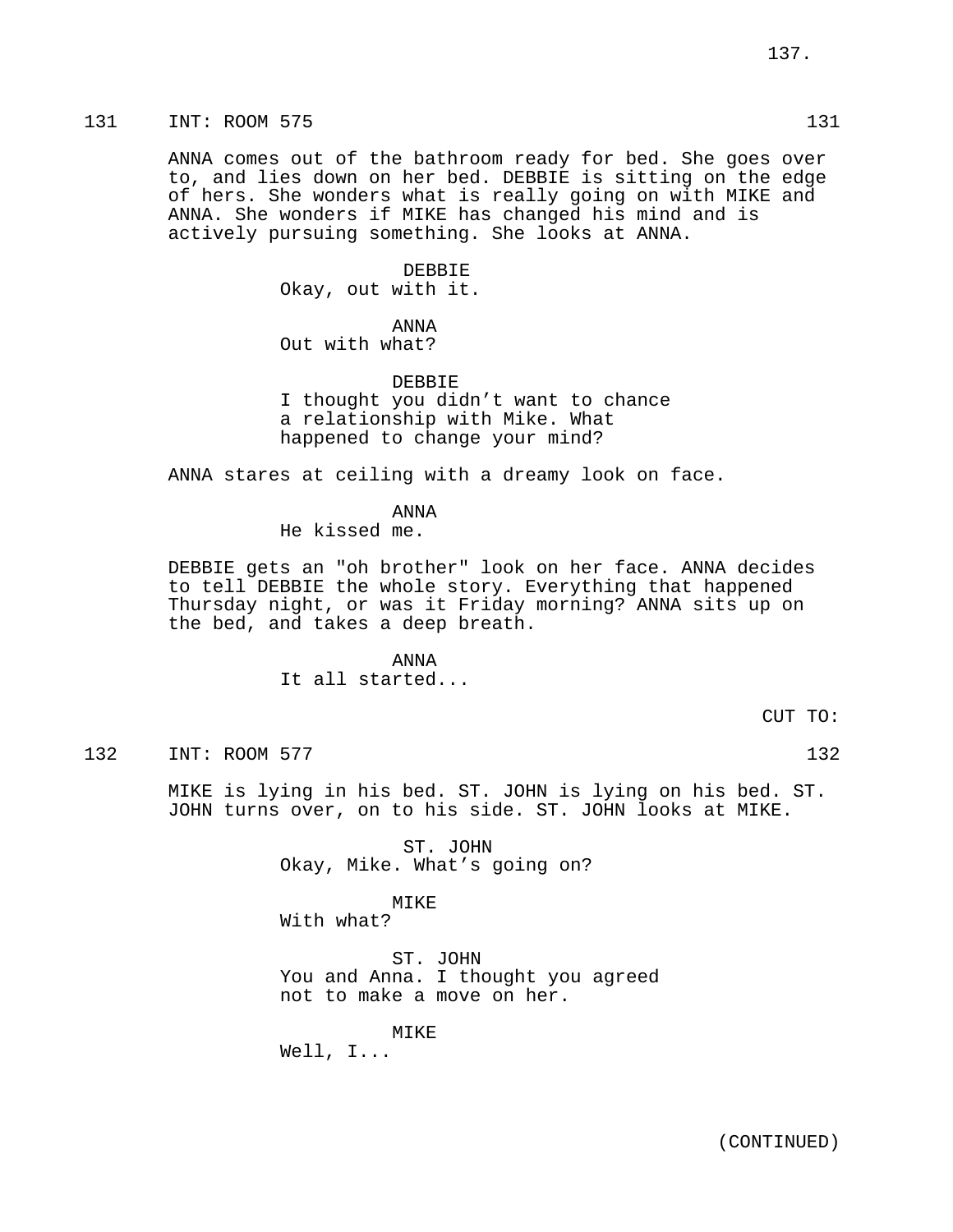131 INT: ROOM 575 131

ANNA comes out of the bathroom ready for bed. She goes over to, and lies down on her bed. DEBBIE is sitting on the edge of hers. She wonders what is really going on with MIKE and ANNA. She wonders if MIKE has changed his mind and is actively pursuing something. She looks at ANNA.

DEBBIE
Okay, out with it.

ANNA
Out with what?

DEBBIE
I thought you didn't want to chance a relationship with Mike. What happened to change your mind?

ANNA stares at ceiling with a dreamy look on face.

ANNA
He kissed me.

DEBBIE gets an "oh brother" look on her face. ANNA decides to tell DEBBIE the whole story. Everything that happened Thursday night, or was it Friday morning? ANNA sits up on the bed, and takes a deep breath.

ANNA
It all started...

CUT TO:

132 INT: ROOM 577 132

MIKE is lying in his bed. ST. JOHN is lying on his bed. ST. JOHN turns over, on to his side. ST. JOHN looks at MIKE.

ST. JOHN
Okay, Mike. What's going on?

MIKE
With what?

ST. JOHN
You and Anna. I thought you agreed not to make a move on her.

MIKE
Well, I...

(CONTINUED)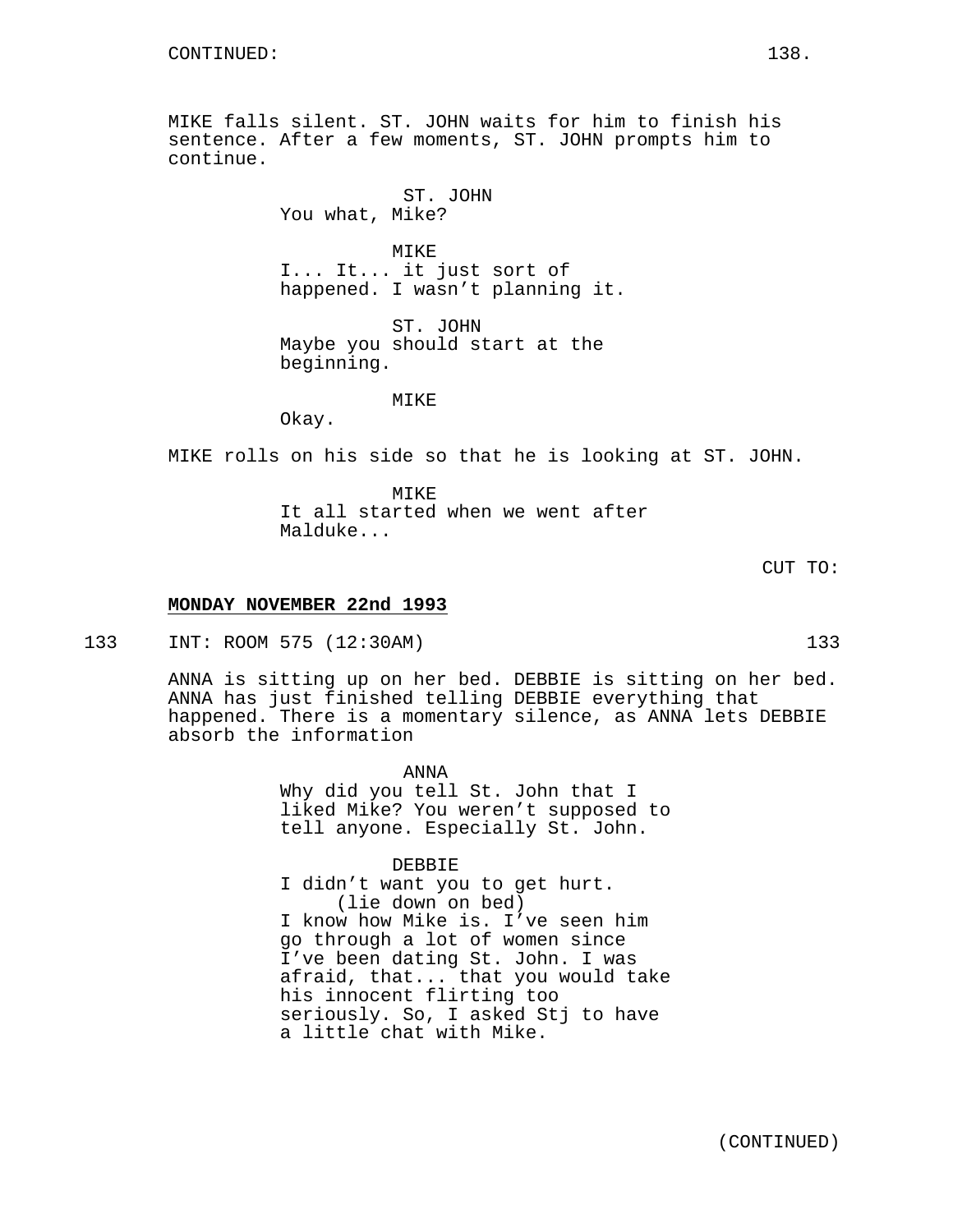MIKE falls silent. ST. JOHN waits for him to finish his sentence. After a few moments, ST. JOHN prompts him to continue.

ST. JOHN
You what, Mike?

MIKE
I... It... it just sort of happened. I wasn't planning it.

ST. JOHN
Maybe you should start at the beginning.

MIKE
Okay.

MIKE rolls on his side so that he is looking at ST. JOHN.

MIKE
It all started when we went after Malduke...

CUT TO:

**MONDAY NOVEMBER 22nd 1993**

133 INT: ROOM 575 (12:30AM) 133

ANNA is sitting up on her bed. DEBBIE is sitting on her bed. ANNA has just finished telling DEBBIE everything that happened. There is a momentary silence, as ANNA lets DEBBIE absorb the information

ANNA
Why did you tell St. John that I liked Mike? You weren't supposed to tell anyone. Especially St. John.

DEBBIE
I didn't want you to get hurt.
(lie down on bed)
I know how Mike is. I've seen him go through a lot of women since I've been dating St. John. I was afraid, that... that you would take his innocent flirting too seriously. So, I asked Stj to have a little chat with Mike.

(CONTINUED)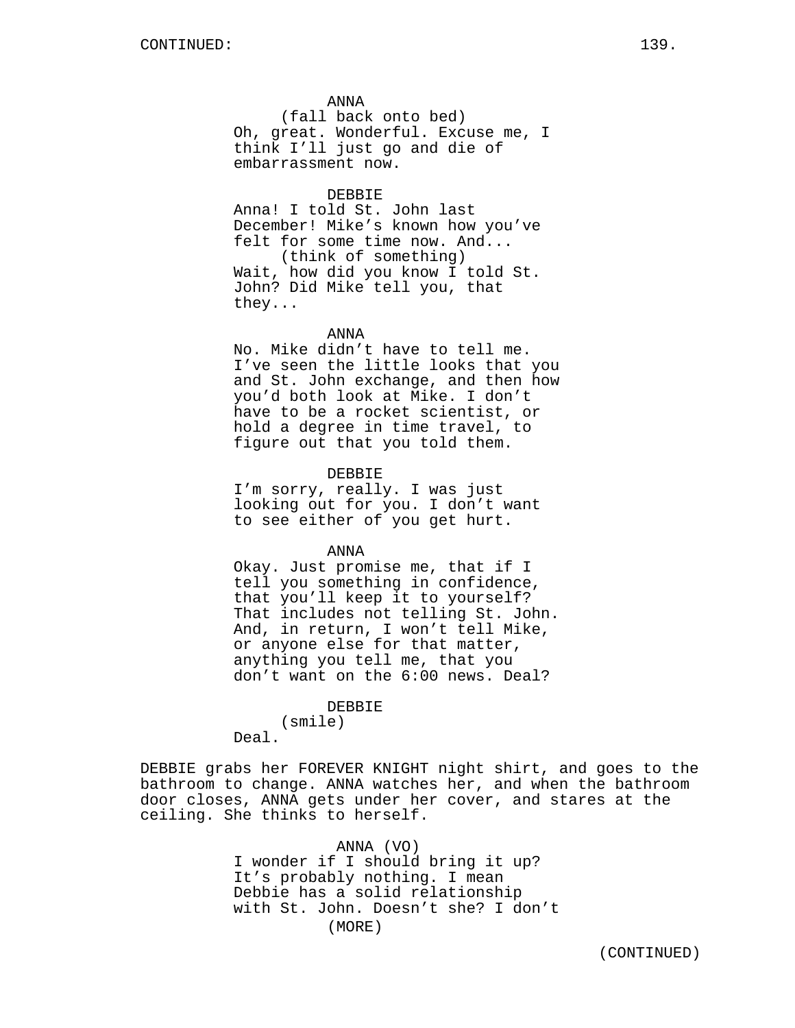ANNA
(fall back onto bed)
Oh, great. Wonderful. Excuse me, I think I'll just go and die of embarrassment now.

DEBBIE
Anna! I told St. John last December! Mike's known how you've felt for some time now. And...
(think of something)
Wait, how did you know I told St. John? Did Mike tell you, that they...

ANNA
No. Mike didn't have to tell me. I've seen the little looks that you and St. John exchange, and then how you'd both look at Mike. I don't have to be a rocket scientist, or hold a degree in time travel, to figure out that you told them.

DEBBIE
I'm sorry, really. I was just looking out for you. I don't want to see either of you get hurt.

ANNA
Okay. Just promise me, that if I tell you something in confidence, that you'll keep it to yourself? That includes not telling St. John. And, in return, I won't tell Mike, or anyone else for that matter, anything you tell me, that you don't want on the 6:00 news. Deal?

DEBBIE
(smile)
Deal.

DEBBIE grabs her FOREVER KNIGHT night shirt, and goes to the bathroom to change. ANNA watches her, and when the bathroom door closes, ANNA gets under her cover, and stares at the ceiling. She thinks to herself.

ANNA (VO)
I wonder if I should bring it up? It's probably nothing. I mean Debbie has a solid relationship with St. John. Doesn't she? I don't
(MORE)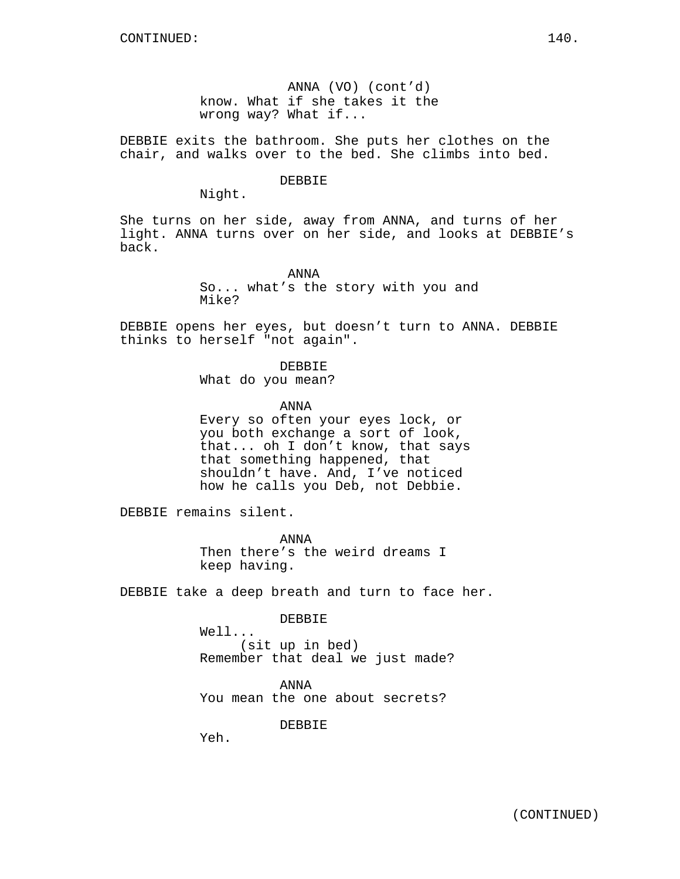CONTINUED:

ANNA (VO) (cont'd)
know. What if she takes it the wrong way? What if...

DEBBIE exits the bathroom. She puts her clothes on the chair, and walks over to the bed. She climbs into bed.

DEBBIE
Night.

She turns on her side, away from ANNA, and turns of her light. ANNA turns over on her side, and looks at DEBBIE's back.

ANNA
So... what's the story with you and Mike?

DEBBIE opens her eyes, but doesn't turn to ANNA. DEBBIE thinks to herself "not again".

DEBBIE
What do you mean?

ANNA
Every so often your eyes lock, or you both exchange a sort of look, that... oh I don't know, that says that something happened, that shouldn't have. And, I've noticed how he calls you Deb, not Debbie.

DEBBIE remains silent.

ANNA
Then there's the weird dreams I keep having.

DEBBIE take a deep breath and turn to face her.

DEBBIE
Well...
(sit up in bed)
Remember that deal we just made?

ANNA
You mean the one about secrets?

DEBBIE
Yeh.

(CONTINUED)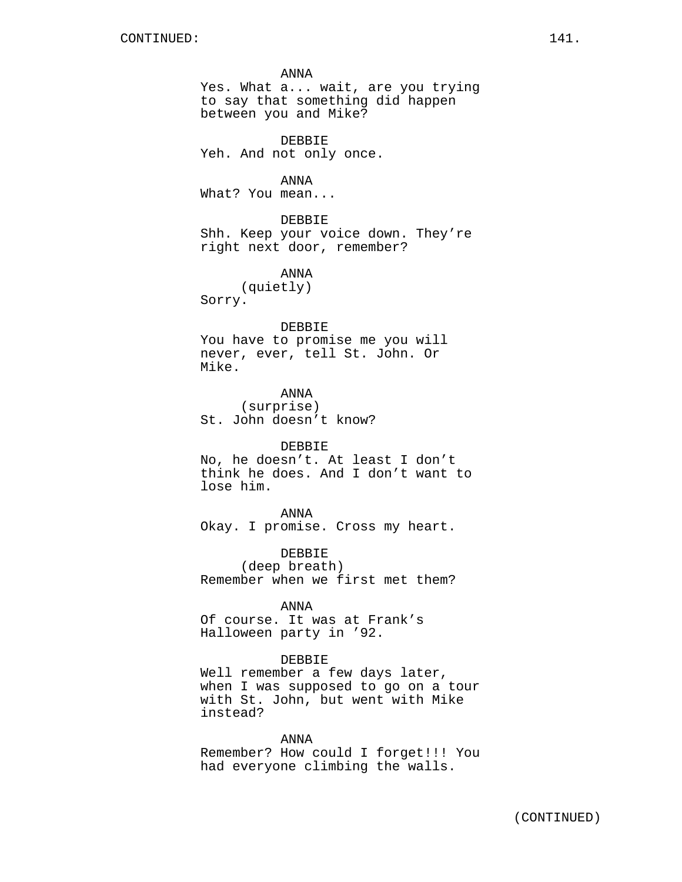ANNA
Yes. What a... wait, are you trying to say that something did happen between you and Mike?

DEBBIE
Yeh. And not only once.

ANNA
What? You mean...

DEBBIE
Shh. Keep your voice down. They're right next door, remember?

ANNA
(quietly)
Sorry.

DEBBIE
You have to promise me you will never, ever, tell St. John. Or Mike.

ANNA
(surprise)
St. John doesn't know?

DEBBIE
No, he doesn't. At least I don't think he does. And I don't want to lose him.

ANNA
Okay. I promise. Cross my heart.

DEBBIE
(deep breath)
Remember when we first met them?

ANNA
Of course. It was at Frank's Halloween party in '92.

DEBBIE
Well remember a few days later, when I was supposed to go on a tour with St. John, but went with Mike instead?

ANNA
Remember? How could I forget!!! You had everyone climbing the walls.

(CONTINUED)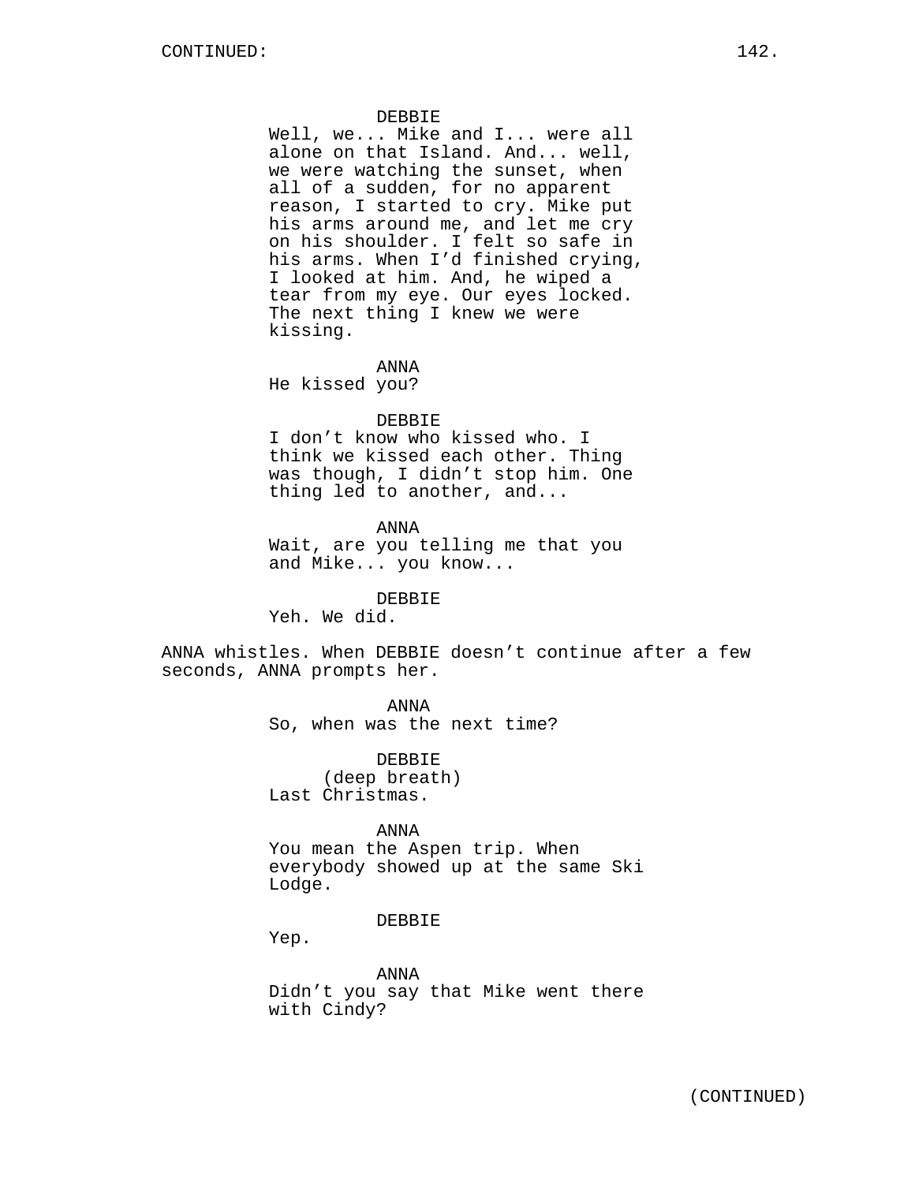DEBBIE
Well, we... Mike and I... were all alone on that Island. And... well, we were watching the sunset, when all of a sudden, for no apparent reason, I started to cry. Mike put his arms around me, and let me cry on his shoulder. I felt so safe in his arms. When I'd finished crying, I looked at him. And, he wiped a tear from my eye. Our eyes locked. The next thing I knew we were kissing.

ANNA
He kissed you?

DEBBIE
I don't know who kissed who. I think we kissed each other. Thing was though, I didn't stop him. One thing led to another, and...

ANNA
Wait, are you telling me that you and Mike... you know...

DEBBIE
Yeh. We did.

ANNA whistles. When DEBBIE doesn't continue after a few seconds, ANNA prompts her.

ANNA
So, when was the next time?

DEBBIE
(deep breath)
Last Christmas.

ANNA
You mean the Aspen trip. When everybody showed up at the same Ski Lodge.

DEBBIE
Yep.

ANNA
Didn't you say that Mike went there with Cindy?

(CONTINUED)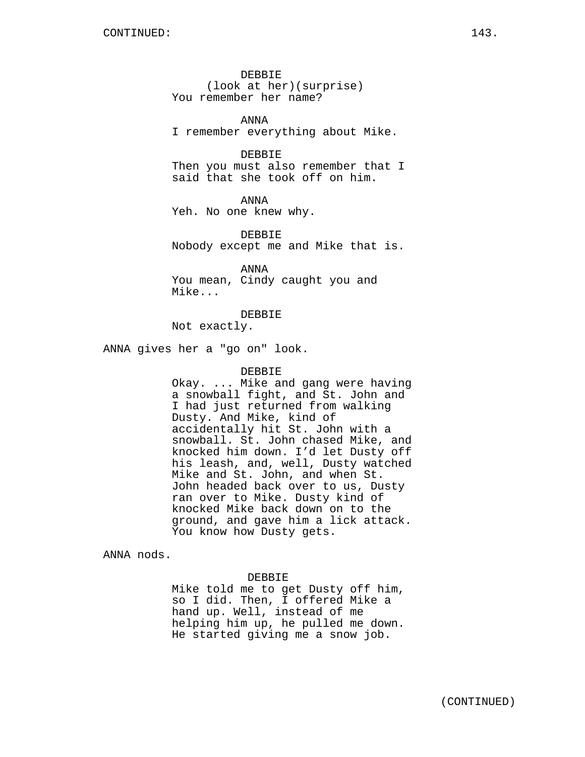DEBBIE
(look at her)(surprise)
You remember her name?

ANNA
I remember everything about Mike.

DEBBIE
Then you must also remember that I said that she took off on him.

ANNA
Yeh. No one knew why.

DEBBIE
Nobody except me and Mike that is.

ANNA
You mean, Cindy caught you and Mike...

DEBBIE
Not exactly.

ANNA gives her a "go on" look.

DEBBIE
Okay. ... Mike and gang were having a snowball fight, and St. John and I had just returned from walking Dusty. And Mike, kind of accidentally hit St. John with a snowball. St. John chased Mike, and knocked him down. I'd let Dusty off his leash, and, well, Dusty watched Mike and St. John, and when St. John headed back over to us, Dusty ran over to Mike. Dusty kind of knocked Mike back down on to the ground, and gave him a lick attack. You know how Dusty gets.

ANNA nods.

DEBBIE
Mike told me to get Dusty off him, so I did. Then, I offered Mike a hand up. Well, instead of me helping him up, he pulled me down. He started giving me a snow job.

(CONTINUED)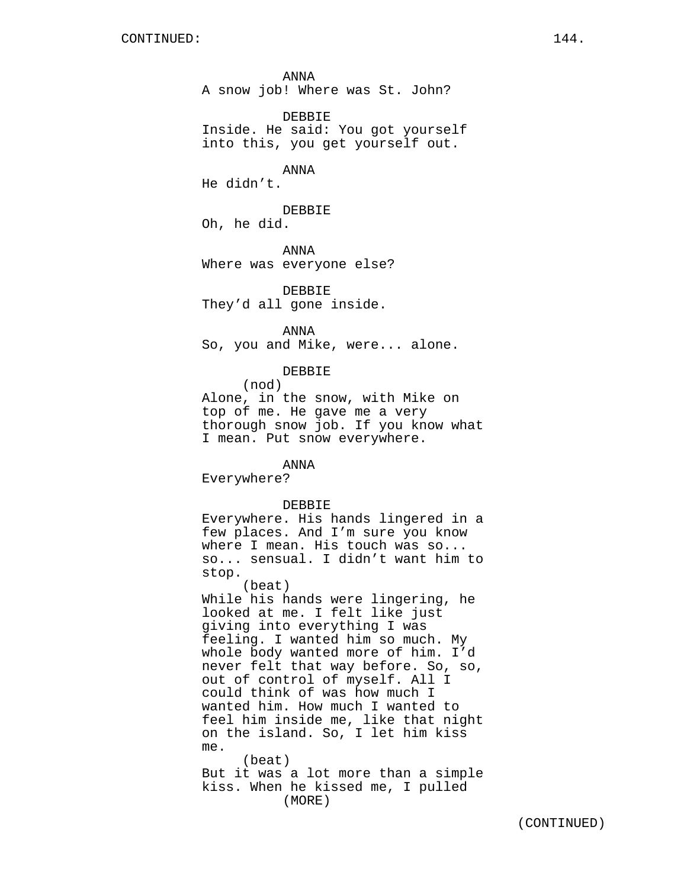CONTINUED:

ANNA
A snow job! Where was St. John?

DEBBIE
Inside. He said: You got yourself into this, you get yourself out.

ANNA
He didn't.

DEBBIE
Oh, he did.

ANNA
Where was everyone else?

DEBBIE
They'd all gone inside.

ANNA
So, you and Mike, were... alone.

DEBBIE
(nod)
Alone, in the snow, with Mike on top of me. He gave me a very thorough snow job. If you know what I mean. Put snow everywhere.

ANNA
Everywhere?

DEBBIE
Everywhere. His hands lingered in a few places. And I'm sure you know where I mean. His touch was so... so... sensual. I didn't want him to stop.
(beat)
While his hands were lingering, he looked at me. I felt like just giving into everything I was feeling. I wanted him so much. My whole body wanted more of him. I'd never felt that way before. So, so, out of control of myself. All I could think of was how much I wanted him. How much I wanted to feel him inside me, like that night on the island. So, I let him kiss me.
(beat)
But it was a lot more than a simple kiss. When he kissed me, I pulled
(MORE)

(CONTINUED)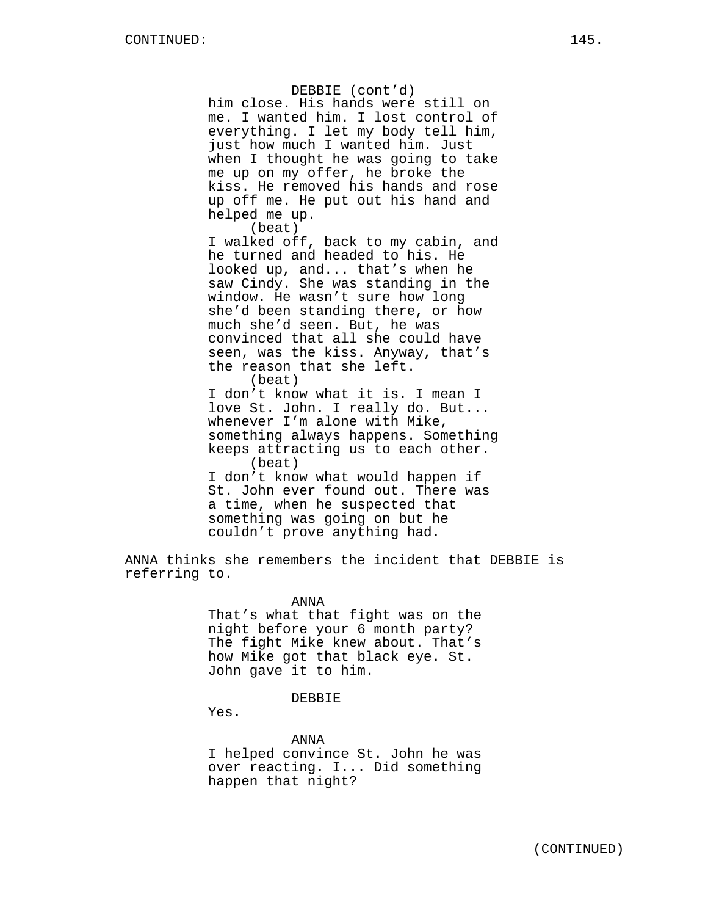DEBBIE (cont'd)
him close. His hands were still on me. I wanted him. I lost control of everything. I let my body tell him, just how much I wanted him. Just when I thought he was going to take me up on my offer, he broke the kiss. He removed his hands and rose up off me. He put out his hand and helped me up.
(beat)
I walked off, back to my cabin, and he turned and headed to his. He looked up, and... that's when he saw Cindy. She was standing in the window. He wasn't sure how long she'd been standing there, or how much she'd seen. But, he was convinced that all she could have seen, was the kiss. Anyway, that's the reason that she left.
(beat)
I don't know what it is. I mean I love St. John. I really do. But... whenever I'm alone with Mike, something always happens. Something keeps attracting us to each other.
(beat)
I don't know what would happen if St. John ever found out. There was a time, when he suspected that something was going on but he couldn't prove anything had.

ANNA thinks she remembers the incident that DEBBIE is referring to.

ANNA
That's what that fight was on the night before your 6 month party? The fight Mike knew about. That's how Mike got that black eye. St. John gave it to him.

DEBBIE
Yes.

ANNA
I helped convince St. John he was over reacting. I... Did something happen that night?

(CONTINUED)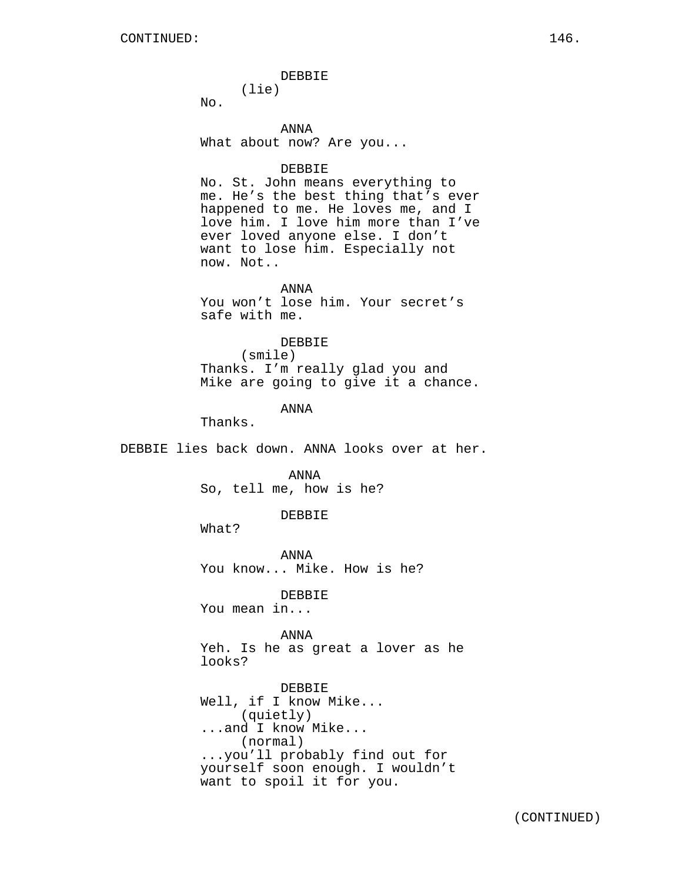DEBBIE
(lie)
No.

ANNA
What about now? Are you...

DEBBIE
No. St. John means everything to me. He's the best thing that's ever happened to me. He loves me, and I love him. I love him more than I've ever loved anyone else. I don't want to lose him. Especially not now. Not..

ANNA
You won't lose him. Your secret's safe with me.

DEBBIE
(smile)
Thanks. I'm really glad you and Mike are going to give it a chance.

ANNA
Thanks.

DEBBIE lies back down. ANNA looks over at her.

ANNA
So, tell me, how is he?

DEBBIE
What?

ANNA
You know... Mike. How is he?

DEBBIE
You mean in...

ANNA
Yeh. Is he as great a lover as he looks?

DEBBIE
Well, if I know Mike...
(quietly)
...and I know Mike...
(normal)
...you'll probably find out for yourself soon enough. I wouldn't want to spoil it for you.

(CONTINUED)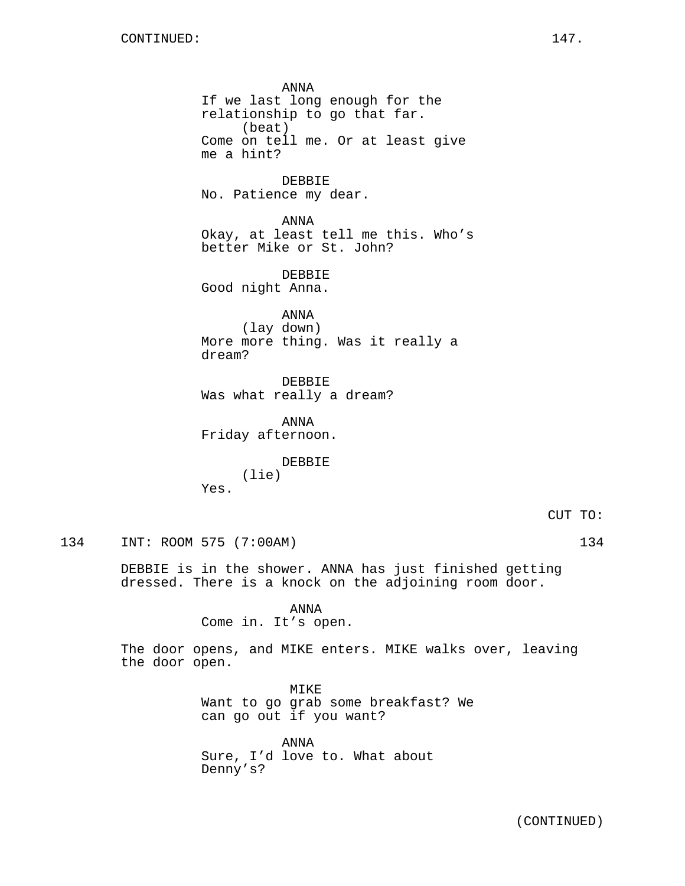CONTINUED:

ANNA
If we last long enough for the relationship to go that far.
(beat)
Come on tell me. Or at least give me a hint?

DEBBIE
No. Patience my dear.

ANNA
Okay, at least tell me this. Who's better Mike or St. John?

DEBBIE
Good night Anna.

ANNA
(lay down)
More more thing. Was it really a dream?

DEBBIE
Was what really a dream?

ANNA
Friday afternoon.

DEBBIE
(lie)
Yes.

CUT TO:

134 INT: ROOM 575 (7:00AM) 134

DEBBIE is in the shower. ANNA has just finished getting dressed. There is a knock on the adjoining room door.

ANNA
Come in. It's open.

The door opens, and MIKE enters. MIKE walks over, leaving the door open.

MIKE
Want to go grab some breakfast? We can go out if you want?

ANNA
Sure, I'd love to. What about Denny's?

(CONTINUED)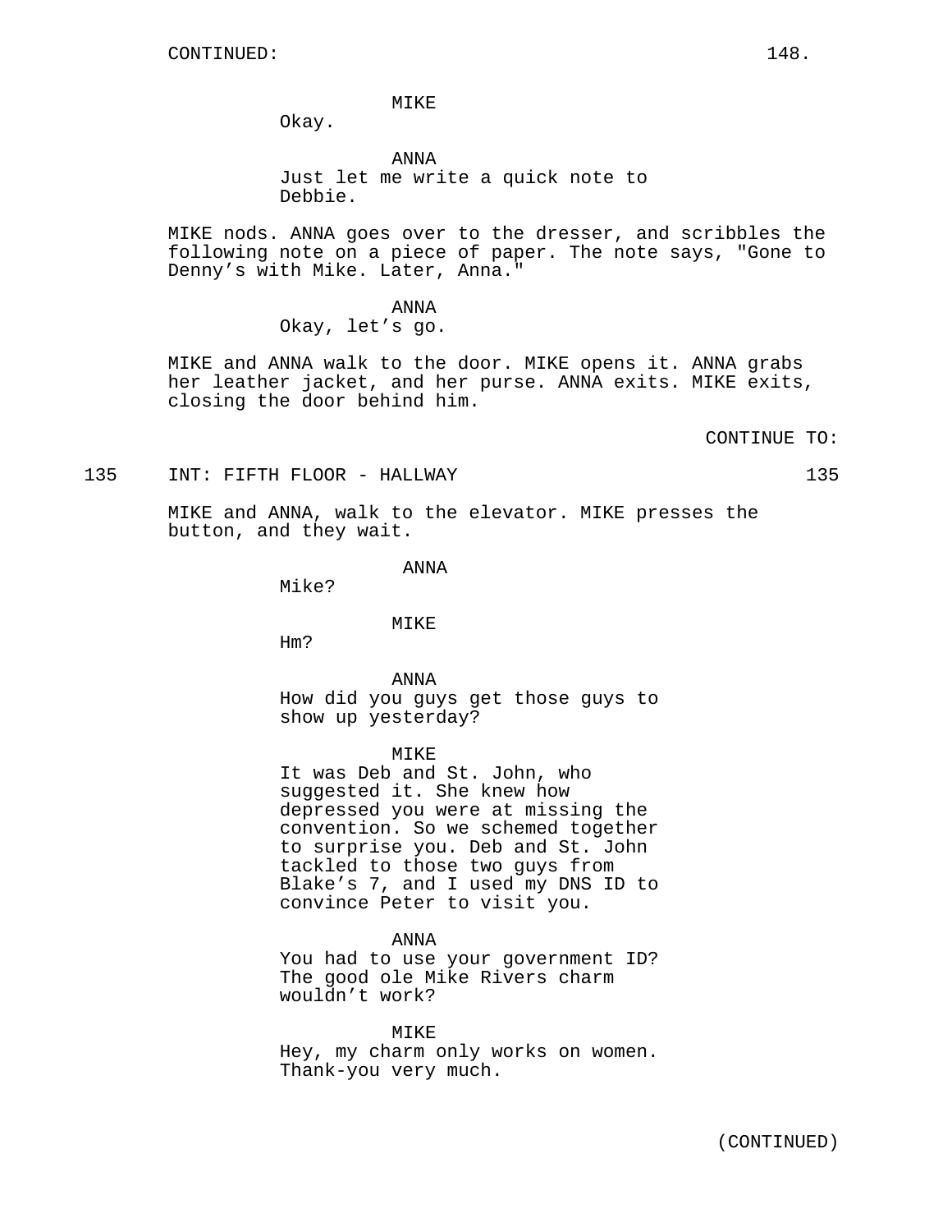MIKE
Okay.

ANNA
Just let me write a quick note to Debbie.

MIKE nods. ANNA goes over to the dresser, and scribbles the following note on a piece of paper. The note says, "Gone to Denny's with Mike. Later, Anna."

ANNA
Okay, let's go.

MIKE and ANNA walk to the door. MIKE opens it. ANNA grabs her leather jacket, and her purse. ANNA exits. MIKE exits, closing the door behind him.

CONTINUE TO:

135 INT: FIFTH FLOOR - HALLWAY 135

MIKE and ANNA, walk to the elevator. MIKE presses the button, and they wait.

ANNA
Mike?

MIKE
Hm?

ANNA
How did you guys get those guys to show up yesterday?

MIKE
It was Deb and St. John, who suggested it. She knew how depressed you were at missing the convention. So we schemed together to surprise you. Deb and St. John tackled to those two guys from Blake's 7, and I used my DNS ID to convince Peter to visit you.

ANNA
You had to use your government ID? The good ole Mike Rivers charm wouldn't work?

MIKE
Hey, my charm only works on women. Thank-you very much.

(CONTINUED)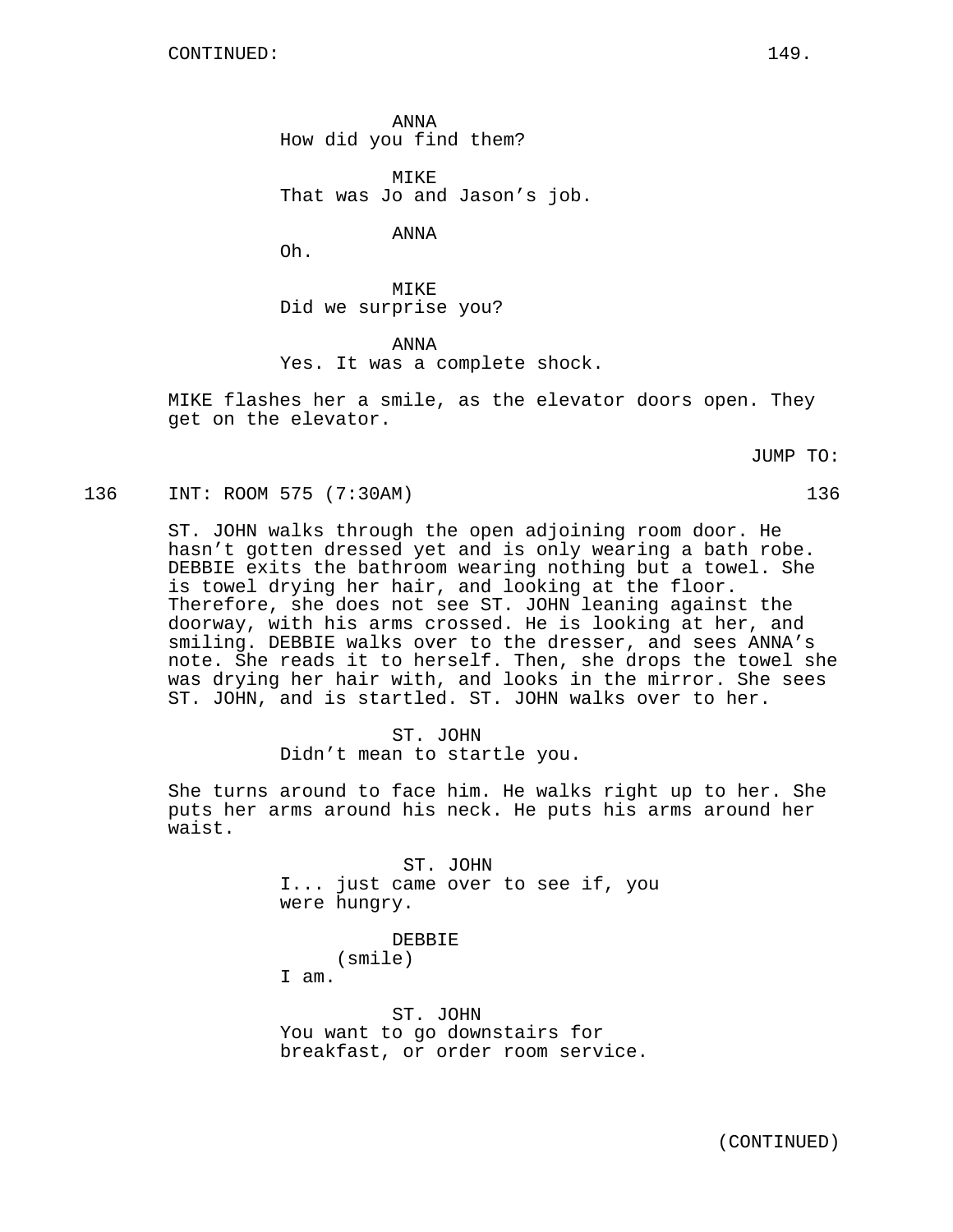ANNA
How did you find them?

MIKE
That was Jo and Jason's job.

ANNA
Oh.

MIKE
Did we surprise you?

ANNA
Yes. It was a complete shock.

MIKE flashes her a smile, as the elevator doors open. They get on the elevator.

JUMP TO:

136 INT: ROOM 575 (7:30AM) 136

ST. JOHN walks through the open adjoining room door. He hasn't gotten dressed yet and is only wearing a bath robe. DEBBIE exits the bathroom wearing nothing but a towel. She is towel drying her hair, and looking at the floor. Therefore, she does not see ST. JOHN leaning against the doorway, with his arms crossed. He is looking at her, and smiling. DEBBIE walks over to the dresser, and sees ANNA's note. She reads it to herself. Then, she drops the towel she was drying her hair with, and looks in the mirror. She sees ST. JOHN, and is startled. ST. JOHN walks over to her.

ST. JOHN
Didn't mean to startle you.

She turns around to face him. He walks right up to her. She puts her arms around his neck. He puts his arms around her waist.

ST. JOHN
I... just came over to see if, you were hungry.

DEBBIE
(smile)
I am.

ST. JOHN
You want to go downstairs for breakfast, or order room service.

(CONTINUED)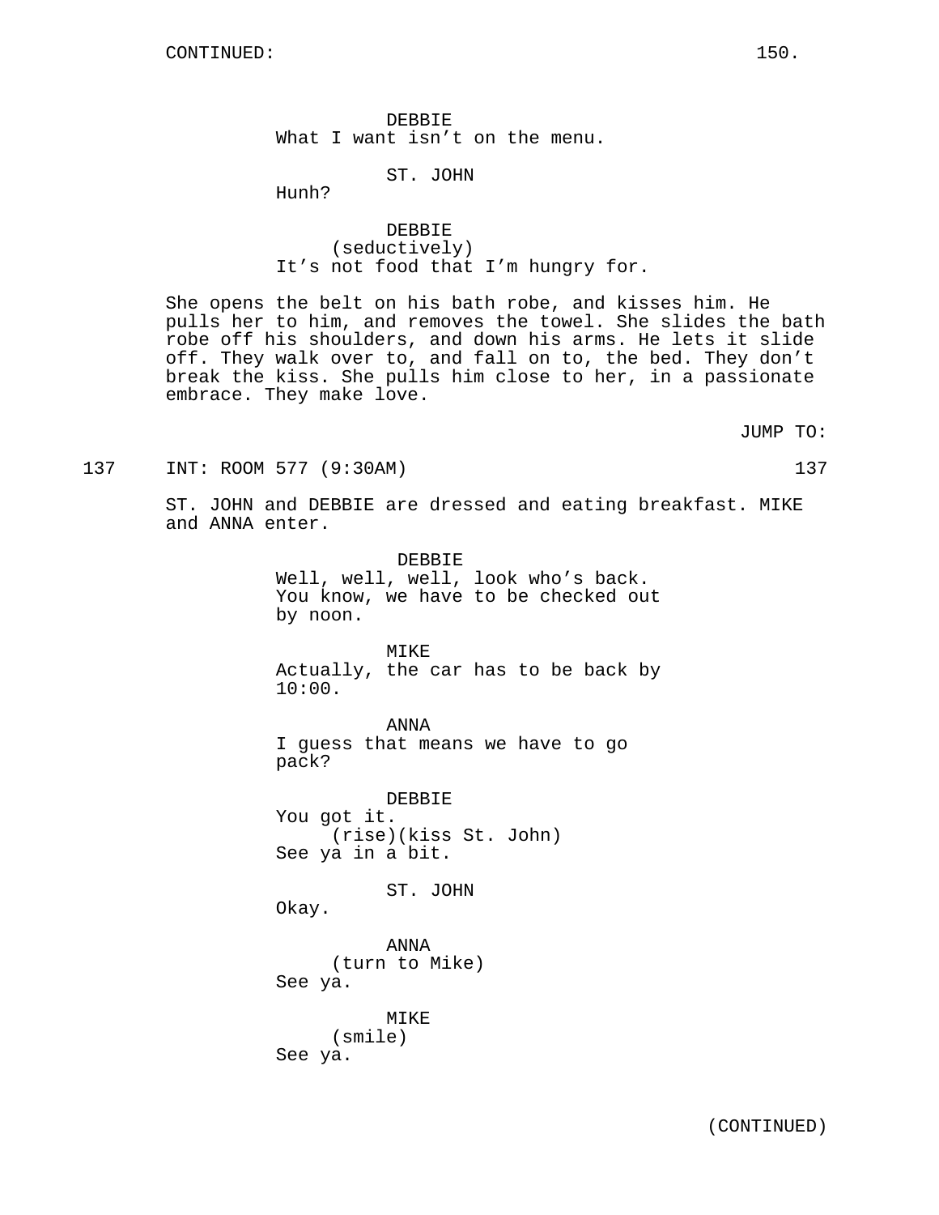CONTINUED:

DEBBIE
What I want isn't on the menu.

ST. JOHN
Hunh?

DEBBIE
(seductively)
It's not food that I'm hungry for.

She opens the belt on his bath robe, and kisses him. He pulls her to him, and removes the towel. She slides the bath robe off his shoulders, and down his arms. He lets it slide off. They walk over to, and fall on to, the bed. They don't break the kiss. She pulls him close to her, in a passionate embrace. They make love.

JUMP TO:

137 INT: ROOM 577 (9:30AM) 137

ST. JOHN and DEBBIE are dressed and eating breakfast. MIKE and ANNA enter.

DEBBIE
Well, well, well, look who's back. You know, we have to be checked out by noon.

MIKE
Actually, the car has to be back by 10:00.

ANNA
I guess that means we have to go pack?

DEBBIE
You got it.
(rise)(kiss St. John)
See ya in a bit.

ST. JOHN
Okay.

ANNA
(turn to Mike)
See ya.

MIKE
(smile)
See ya.

(CONTINUED)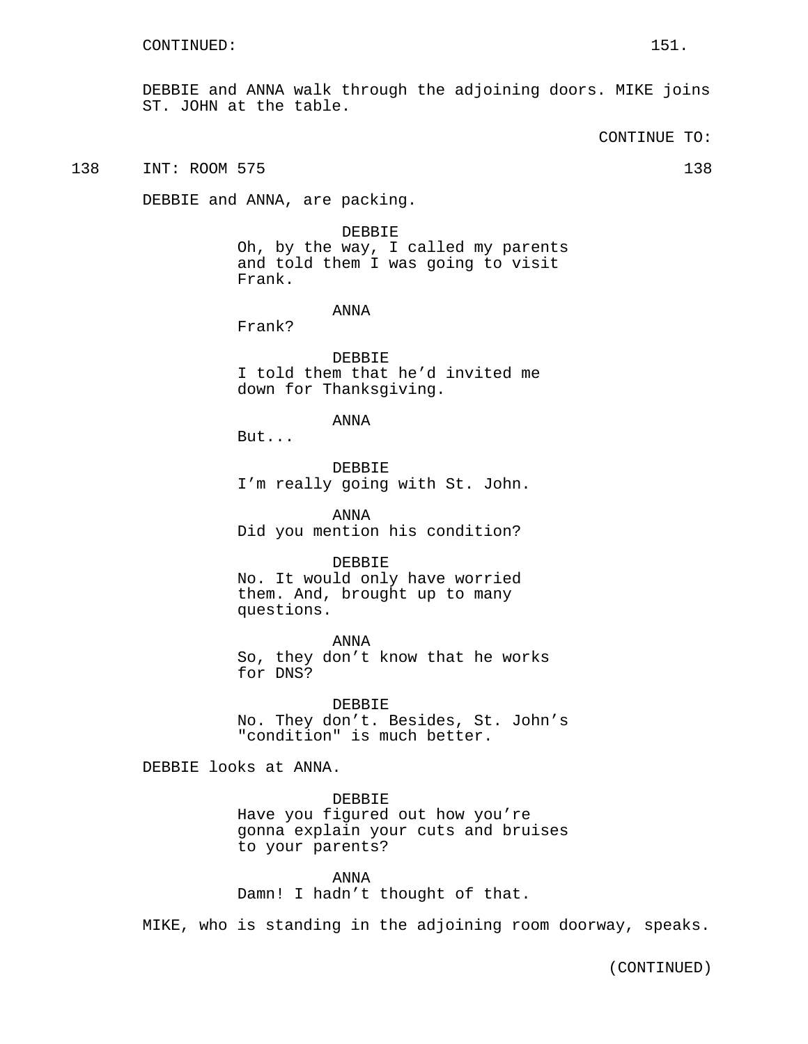CONTINUED:

DEBBIE and ANNA walk through the adjoining doors. MIKE joins ST. JOHN at the table.

CONTINUE TO:

138 INT: ROOM 575 138

DEBBIE and ANNA, are packing.

DEBBIE
Oh, by the way, I called my parents and told them I was going to visit Frank.

ANNA
Frank?

DEBBIE
I told them that he'd invited me down for Thanksgiving.

ANNA
But...

DEBBIE
I'm really going with St. John.

ANNA
Did you mention his condition?

DEBBIE
No. It would only have worried them. And, brought up to many questions.

ANNA
So, they don't know that he works for DNS?

DEBBIE
No. They don't. Besides, St. John's "condition" is much better.

DEBBIE looks at ANNA.

DEBBIE
Have you figured out how you're gonna explain your cuts and bruises to your parents?

ANNA
Damn! I hadn't thought of that.

MIKE, who is standing in the adjoining room doorway, speaks.

(CONTINUED)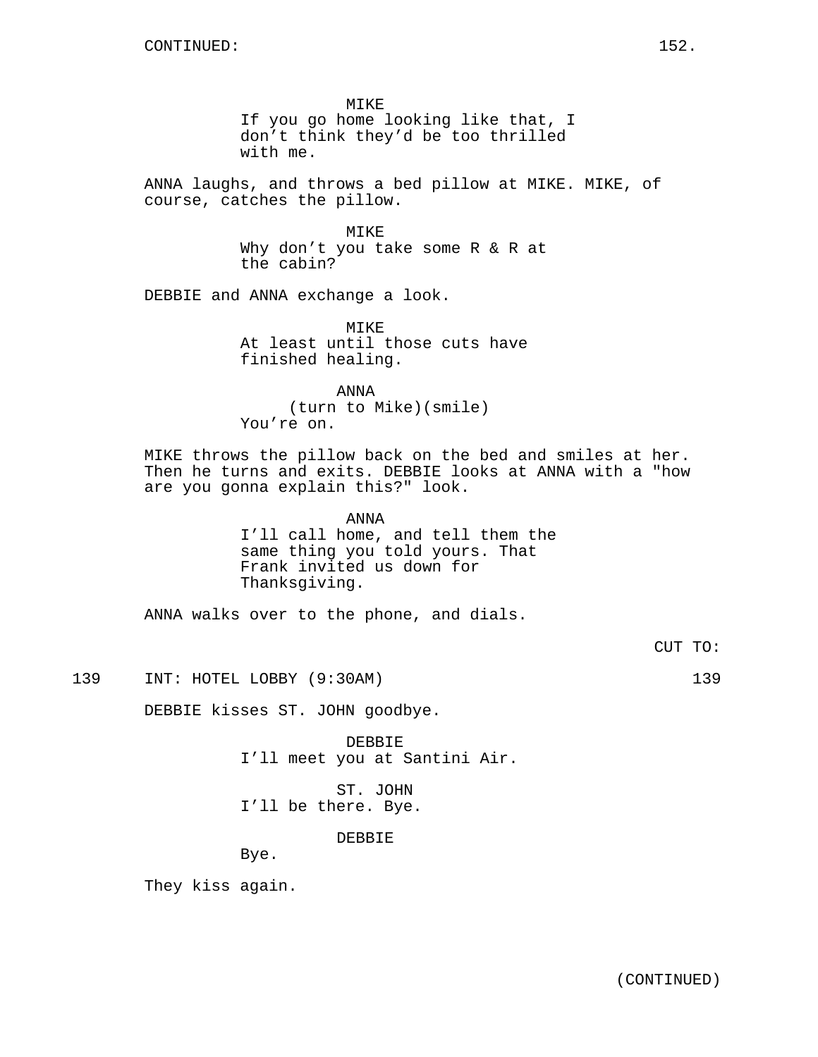MIKE
If you go home looking like that, I don't think they'd be too thrilled with me.

ANNA laughs, and throws a bed pillow at MIKE. MIKE, of course, catches the pillow.

MIKE
Why don't you take some R & R at the cabin?

DEBBIE and ANNA exchange a look.

MIKE
At least until those cuts have finished healing.

ANNA
(turn to Mike)(smile)
You're on.

MIKE throws the pillow back on the bed and smiles at her. Then he turns and exits. DEBBIE looks at ANNA with a "how are you gonna explain this?" look.

ANNA
I'll call home, and tell them the same thing you told yours. That Frank invited us down for Thanksgiving.

ANNA walks over to the phone, and dials.

CUT TO:

139 INT: HOTEL LOBBY (9:30AM) 139

DEBBIE kisses ST. JOHN goodbye.

DEBBIE
I'll meet you at Santini Air.

ST. JOHN
I'll be there. Bye.

DEBBIE
Bye.

They kiss again.

(CONTINUED)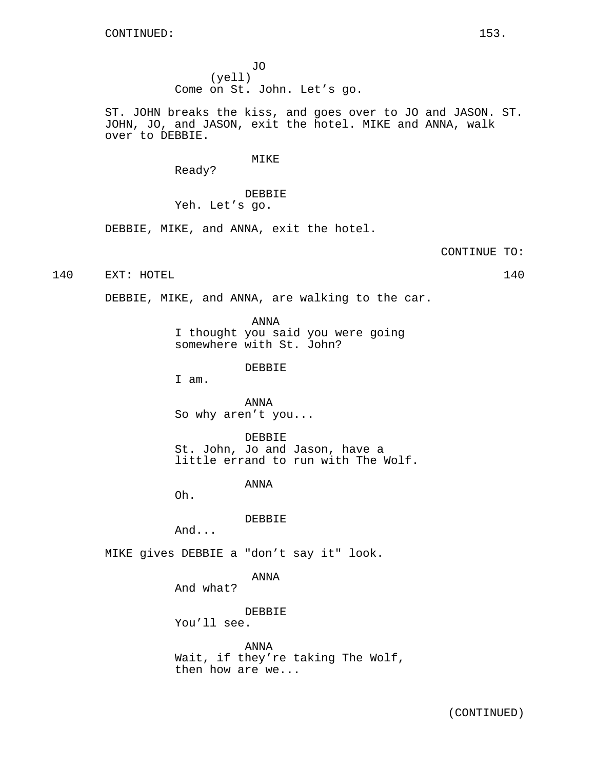CONTINUED:

JO
(yell)
Come on St. John. Let's go.

ST. JOHN breaks the kiss, and goes over to JO and JASON. ST. JOHN, JO, and JASON, exit the hotel. MIKE and ANNA, walk over to DEBBIE.

MIKE
Ready?

DEBBIE
Yeh. Let's go.

DEBBIE, MIKE, and ANNA, exit the hotel.

CONTINUE TO:

140 EXT: HOTEL 140

DEBBIE, MIKE, and ANNA, are walking to the car.

ANNA
I thought you said you were going somewhere with St. John?

DEBBIE
I am.

ANNA
So why aren't you...

DEBBIE
St. John, Jo and Jason, have a little errand to run with The Wolf.

ANNA
Oh.

DEBBIE
And...

MIKE gives DEBBIE a "don't say it" look.

ANNA
And what?

DEBBIE
You'll see.

ANNA
Wait, if they're taking The Wolf, then how are we...

(CONTINUED)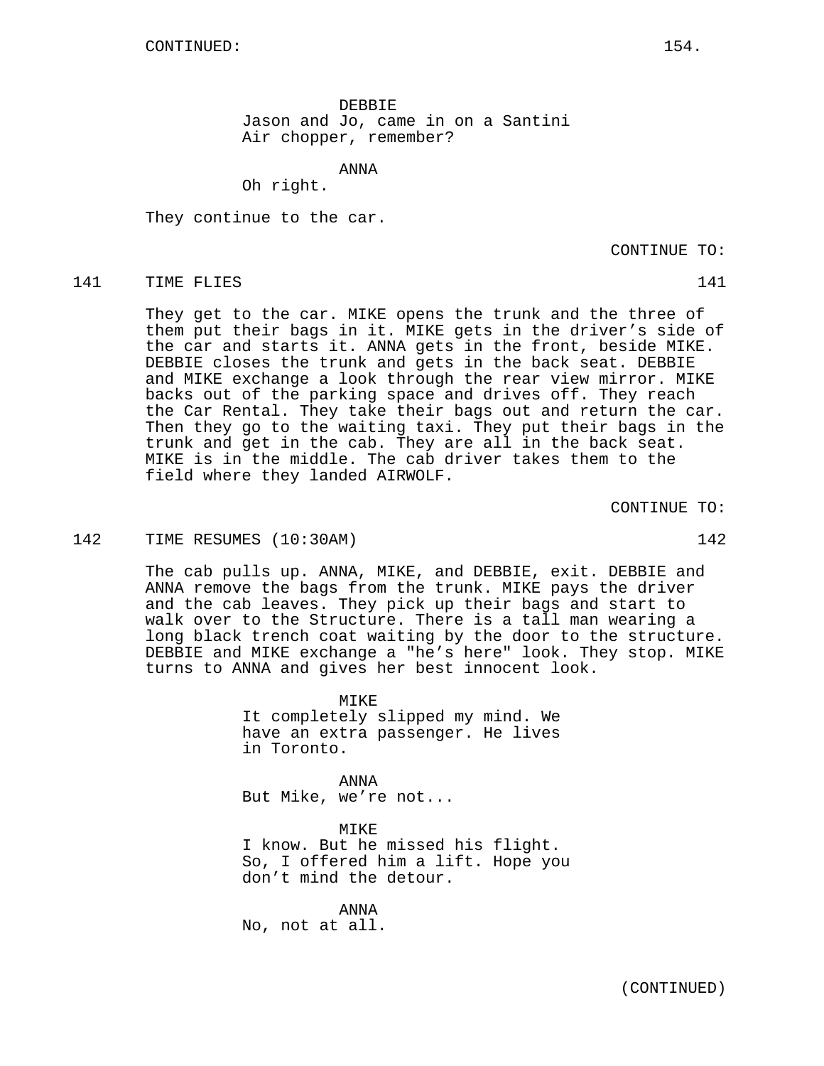DEBBIE
Jason and Jo, came in on a Santini Air chopper, remember?

ANNA
Oh right.

They continue to the car.

CONTINUE TO:

141 TIME FLIES 141

They get to the car. MIKE opens the trunk and the three of them put their bags in it. MIKE gets in the driver's side of the car and starts it. ANNA gets in the front, beside MIKE. DEBBIE closes the trunk and gets in the back seat. DEBBIE and MIKE exchange a look through the rear view mirror. MIKE backs out of the parking space and drives off. They reach the Car Rental. They take their bags out and return the car. Then they go to the waiting taxi. They put their bags in the trunk and get in the cab. They are all in the back seat. MIKE is in the middle. The cab driver takes them to the field where they landed AIRWOLF.

CONTINUE TO:

142 TIME RESUMES (10:30AM) 142

The cab pulls up. ANNA, MIKE, and DEBBIE, exit. DEBBIE and ANNA remove the bags from the trunk. MIKE pays the driver and the cab leaves. They pick up their bags and start to walk over to the Structure. There is a tall man wearing a long black trench coat waiting by the door to the structure. DEBBIE and MIKE exchange a "he's here" look. They stop. MIKE turns to ANNA and gives her best innocent look.

MIKE
It completely slipped my mind. We have an extra passenger. He lives in Toronto.

ANNA
But Mike, we're not...

MIKE
I know. But he missed his flight. So, I offered him a lift. Hope you don't mind the detour.

ANNA
No, not at all.

(CONTINUED)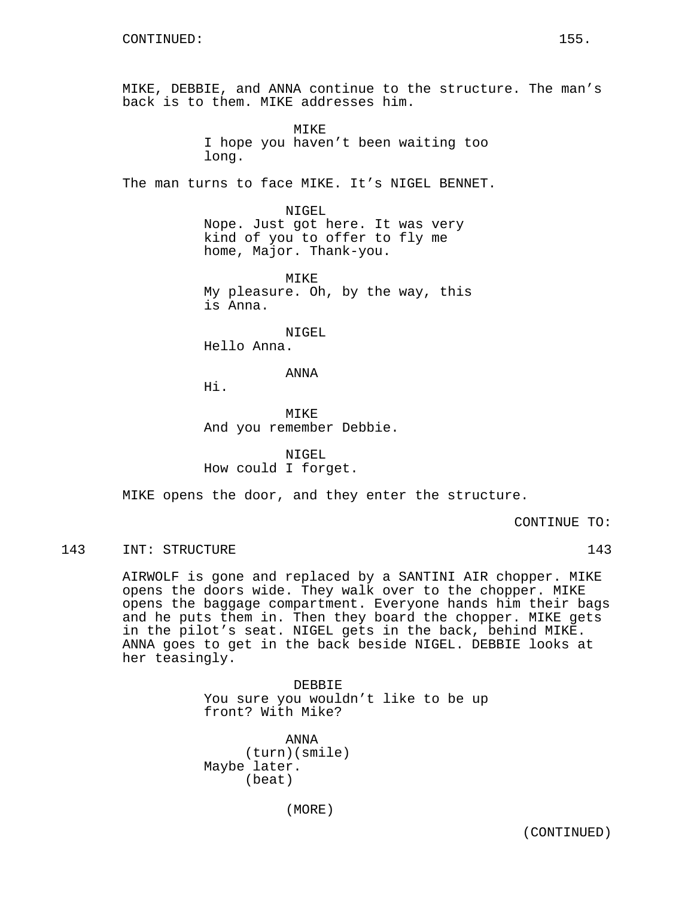CONTINUED:

MIKE, DEBBIE, and ANNA continue to the structure. The man's back is to them. MIKE addresses him.

MIKE
I hope you haven't been waiting too long.

The man turns to face MIKE. It's NIGEL BENNET.

NIGEL
Nope. Just got here. It was very kind of you to offer to fly me home, Major. Thank-you.

MIKE
My pleasure. Oh, by the way, this is Anna.

NIGEL
Hello Anna.

ANNA
Hi.

MIKE
And you remember Debbie.

NIGEL
How could I forget.

MIKE opens the door, and they enter the structure.

CONTINUE TO:

143 INT: STRUCTURE 143

AIRWOLF is gone and replaced by a SANTINI AIR chopper. MIKE opens the doors wide. They walk over to the chopper. MIKE opens the baggage compartment. Everyone hands him their bags and he puts them in. Then they board the chopper. MIKE gets in the pilot's seat. NIGEL gets in the back, behind MIKE. ANNA goes to get in the back beside NIGEL. DEBBIE looks at her teasingly.

DEBBIE
You sure you wouldn't like to be up front? With Mike?

ANNA
(turn)(smile)
Maybe later.
(beat)

(MORE)

(CONTINUED)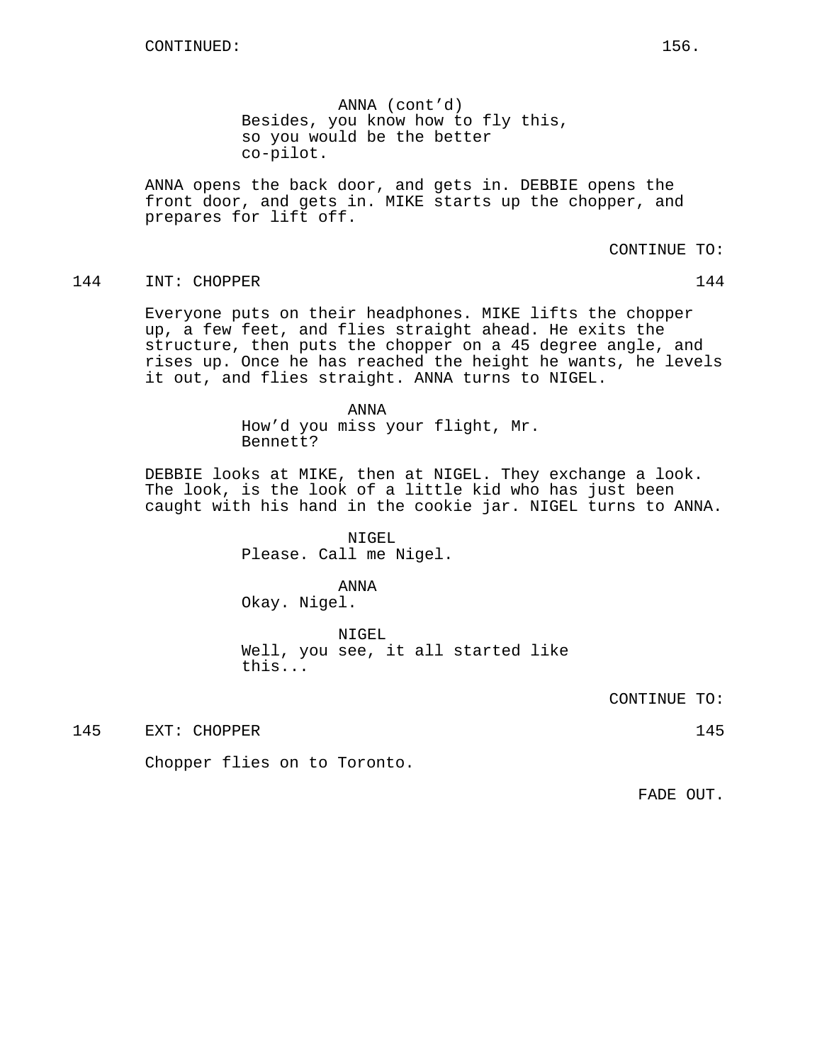ANNA (cont'd)
Besides, you know how to fly this, so you would be the better co-pilot.

ANNA opens the back door, and gets in. DEBBIE opens the front door, and gets in. MIKE starts up the chopper, and prepares for lift off.

CONTINUE TO:

144 INT: CHOPPER 144

Everyone puts on their headphones. MIKE lifts the chopper up, a few feet, and flies straight ahead. He exits the structure, then puts the chopper on a 45 degree angle, and rises up. Once he has reached the height he wants, he levels it out, and flies straight. ANNA turns to NIGEL.

ANNA
How'd you miss your flight, Mr. Bennett?

DEBBIE looks at MIKE, then at NIGEL. They exchange a look. The look, is the look of a little kid who has just been caught with his hand in the cookie jar. NIGEL turns to ANNA.

NIGEL
Please. Call me Nigel.

ANNA
Okay. Nigel.

NIGEL
Well, you see, it all started like this...

CONTINUE TO:

145 EXT: CHOPPER 145

Chopper flies on to Toronto.

FADE OUT.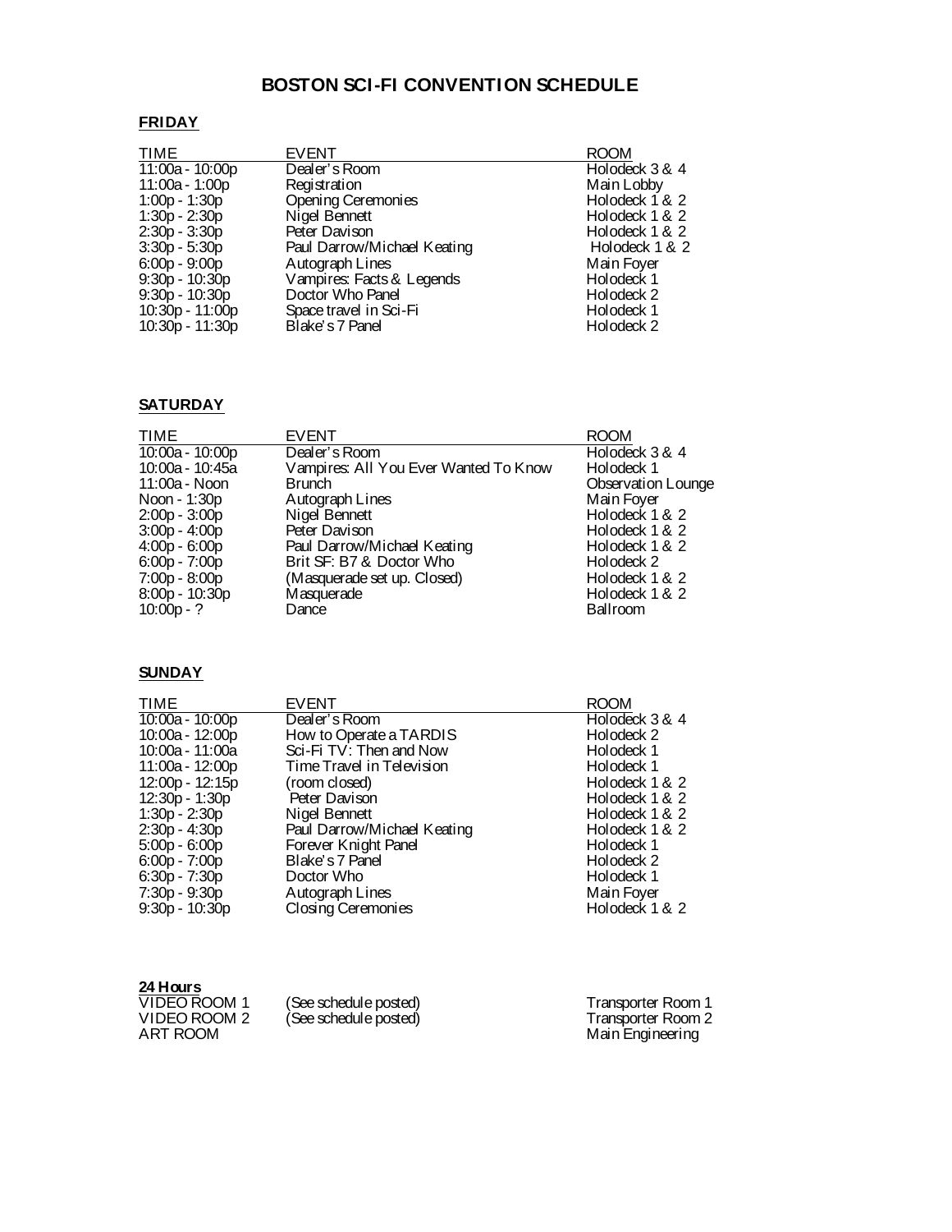# BOSTON SCI-FI CONVENTION SCHEDULE

## FRIDAY

| TIME | EVENT | ROOM |
|---|---|---|
| 11:00a - 10:00p | Dealer's Room | Holodeck 3 & 4 |
| 11:00a - 1:00p | Registration | Main Lobby |
| 1:00p - 1:30p | Opening Ceremonies | Holodeck 1 & 2 |
| 1:30p - 2:30p | Nigel Bennett | Holodeck 1 & 2 |
| 2:30p - 3:30p | Peter Davison | Holodeck 1 & 2 |
| 3:30p - 5:30p | Paul Darrow/Michael Keating | Holodeck 1 & 2 |
| 6:00p - 9:00p | Autograph Lines | Main Foyer |
| 9:30p - 10:30p | Vampires: Facts & Legends | Holodeck 1 |
| 9:30p - 10:30p | Doctor Who Panel | Holodeck 2 |
| 10:30p - 11:00p | Space travel in Sci-Fi | Holodeck 1 |
| 10:30p - 11:30p | Blake's 7 Panel | Holodeck 2 |

## SATURDAY

| TIME | EVENT | ROOM |
|---|---|---|
| 10:00a - 10:00p | Dealer's Room | Holodeck 3 & 4 |
| 10:00a - 10:45a | Vampires: All You Ever Wanted To Know | Holodeck 1 |
| 11:00a - Noon | Brunch | Observation Lounge |
| Noon - 1:30p | Autograph Lines | Main Foyer |
| 2:00p - 3:00p | Nigel Bennett | Holodeck 1 & 2 |
| 3:00p - 4:00p | Peter Davison | Holodeck 1 & 2 |
| 4:00p - 6:00p | Paul Darrow/Michael Keating | Holodeck 1 & 2 |
| 6:00p - 7:00p | Brit SF: B7 & Doctor Who | Holodeck 2 |
| 7:00p - 8:00p | (Masquerade set up. Closed) | Holodeck 1 & 2 |
| 8:00p - 10:30p | Masquerade | Holodeck 1 & 2 |
| 10:00p - ? | Dance | Ballroom |

## SUNDAY

| TIME | EVENT | ROOM |
|---|---|---|
| 10:00a - 10:00p | Dealer's Room | Holodeck 3 & 4 |
| 10:00a - 12:00p | How to Operate a TARDIS | Holodeck 2 |
| 10:00a - 11:00a | Sci-Fi TV: Then and Now | Holodeck 1 |
| 11:00a - 12:00p | Time Travel in Television | Holodeck 1 |
| 12:00p - 12:15p | (room closed) | Holodeck 1 & 2 |
| 12:30p - 1:30p | Peter Davison | Holodeck 1 & 2 |
| 1:30p - 2:30p | Nigel Bennett | Holodeck 1 & 2 |
| 2:30p - 4:30p | Paul Darrow/Michael Keating | Holodeck 1 & 2 |
| 5:00p - 6:00p | Forever Knight Panel | Holodeck 1 |
| 6:00p - 7:00p | Blake's 7 Panel | Holodeck 2 |
| 6:30p - 7:30p | Doctor Who | Holodeck 1 |
| 7:30p - 9:30p | Autograph Lines | Main Foyer |
| 9:30p - 10:30p | Closing Ceremonies | Holodeck 1 & 2 |

## 24 Hours

| | | |
|---|---|---|
| VIDEO ROOM 1 | (See schedule posted) | Transporter Room 1 |
| VIDEO ROOM 2 | (See schedule posted) | Transporter Room 2 |
| ART ROOM | | Main Engineering |